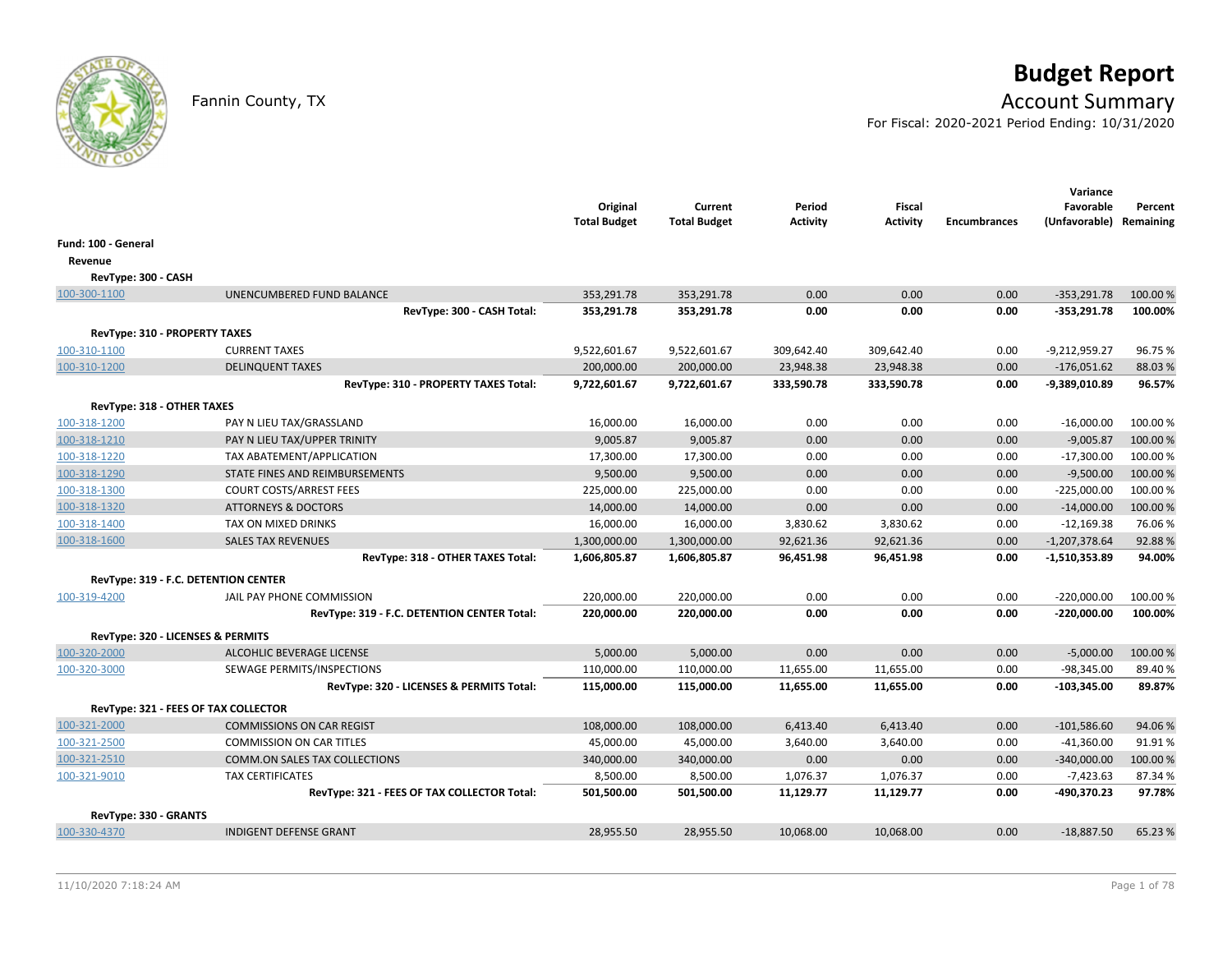# Budget Report

Fannin County, TX

## Account Summary

For Fiscal: 2020-2021 Period Ending: 10/31/2020

| | | Original Total Budget | Current Total Budget | Period Activity | Fiscal Activity | Encumbrances | Variance Favorable (Unfavorable) | Percent Remaining |
|---|---|---|---|---|---|---|---|---|
| **Fund: 100 - General** | | | | | | | | |
| **Revenue** | | | | | | | | |
| **RevType: 300 - CASH** | | | | | | | | |
| 100-300-1100 | UNENCUMBERED FUND BALANCE | 353,291.78 | 353,291.78 | 0.00 | 0.00 | 0.00 | -353,291.78 | 100.00 % |
| | **RevType: 300 - CASH Total:** | **353,291.78** | **353,291.78** | **0.00** | **0.00** | **0.00** | **-353,291.78** | **100.00%** |
| **RevType: 310 - PROPERTY TAXES** | | | | | | | | |
| 100-310-1100 | CURRENT TAXES | 9,522,601.67 | 9,522,601.67 | 309,642.40 | 309,642.40 | 0.00 | -9,212,959.27 | 96.75 % |
| 100-310-1200 | DELINQUENT TAXES | 200,000.00 | 200,000.00 | 23,948.38 | 23,948.38 | 0.00 | -176,051.62 | 88.03 % |
| | **RevType: 310 - PROPERTY TAXES Total:** | **9,722,601.67** | **9,722,601.67** | **333,590.78** | **333,590.78** | **0.00** | **-9,389,010.89** | **96.57%** |
| **RevType: 318 - OTHER TAXES** | | | | | | | | |
| 100-318-1200 | PAY N LIEU TAX/GRASSLAND | 16,000.00 | 16,000.00 | 0.00 | 0.00 | 0.00 | -16,000.00 | 100.00 % |
| 100-318-1210 | PAY N LIEU TAX/UPPER TRINITY | 9,005.87 | 9,005.87 | 0.00 | 0.00 | 0.00 | -9,005.87 | 100.00 % |
| 100-318-1220 | TAX ABATEMENT/APPLICATION | 17,300.00 | 17,300.00 | 0.00 | 0.00 | 0.00 | -17,300.00 | 100.00 % |
| 100-318-1290 | STATE FINES AND REIMBURSEMENTS | 9,500.00 | 9,500.00 | 0.00 | 0.00 | 0.00 | -9,500.00 | 100.00 % |
| 100-318-1300 | COURT COSTS/ARREST FEES | 225,000.00 | 225,000.00 | 0.00 | 0.00 | 0.00 | -225,000.00 | 100.00 % |
| 100-318-1320 | ATTORNEYS & DOCTORS | 14,000.00 | 14,000.00 | 0.00 | 0.00 | 0.00 | -14,000.00 | 100.00 % |
| 100-318-1400 | TAX ON MIXED DRINKS | 16,000.00 | 16,000.00 | 3,830.62 | 3,830.62 | 0.00 | -12,169.38 | 76.06 % |
| 100-318-1600 | SALES TAX REVENUES | 1,300,000.00 | 1,300,000.00 | 92,621.36 | 92,621.36 | 0.00 | -1,207,378.64 | 92.88 % |
| | **RevType: 318 - OTHER TAXES Total:** | **1,606,805.87** | **1,606,805.87** | **96,451.98** | **96,451.98** | **0.00** | **-1,510,353.89** | **94.00%** |
| **RevType: 319 - F.C. DETENTION CENTER** | | | | | | | | |
| 100-319-4200 | JAIL PAY PHONE COMMISSION | 220,000.00 | 220,000.00 | 0.00 | 0.00 | 0.00 | -220,000.00 | 100.00 % |
| | **RevType: 319 - F.C. DETENTION CENTER Total:** | **220,000.00** | **220,000.00** | **0.00** | **0.00** | **0.00** | **-220,000.00** | **100.00%** |
| **RevType: 320 - LICENSES & PERMITS** | | | | | | | | |
| 100-320-2000 | ALCOHLIC BEVERAGE LICENSE | 5,000.00 | 5,000.00 | 0.00 | 0.00 | 0.00 | -5,000.00 | 100.00 % |
| 100-320-3000 | SEWAGE PERMITS/INSPECTIONS | 110,000.00 | 110,000.00 | 11,655.00 | 11,655.00 | 0.00 | -98,345.00 | 89.40 % |
| | **RevType: 320 - LICENSES & PERMITS Total:** | **115,000.00** | **115,000.00** | **11,655.00** | **11,655.00** | **0.00** | **-103,345.00** | **89.87%** |
| **RevType: 321 - FEES OF TAX COLLECTOR** | | | | | | | | |
| 100-321-2000 | COMMISSIONS ON CAR REGIST | 108,000.00 | 108,000.00 | 6,413.40 | 6,413.40 | 0.00 | -101,586.60 | 94.06 % |
| 100-321-2500 | COMMISSION ON CAR TITLES | 45,000.00 | 45,000.00 | 3,640.00 | 3,640.00 | 0.00 | -41,360.00 | 91.91 % |
| 100-321-2510 | COMM.ON SALES TAX COLLECTIONS | 340,000.00 | 340,000.00 | 0.00 | 0.00 | 0.00 | -340,000.00 | 100.00 % |
| 100-321-9010 | TAX CERTIFICATES | 8,500.00 | 8,500.00 | 1,076.37 | 1,076.37 | 0.00 | -7,423.63 | 87.34 % |
| | **RevType: 321 - FEES OF TAX COLLECTOR Total:** | **501,500.00** | **501,500.00** | **11,129.77** | **11,129.77** | **0.00** | **-490,370.23** | **97.78%** |
| **RevType: 330 - GRANTS** | | | | | | | | |
| 100-330-4370 | INDIGENT DEFENSE GRANT | 28,955.50 | 28,955.50 | 10,068.00 | 10,068.00 | 0.00 | -18,887.50 | 65.23 % |

11/10/2020 7:18:24 AM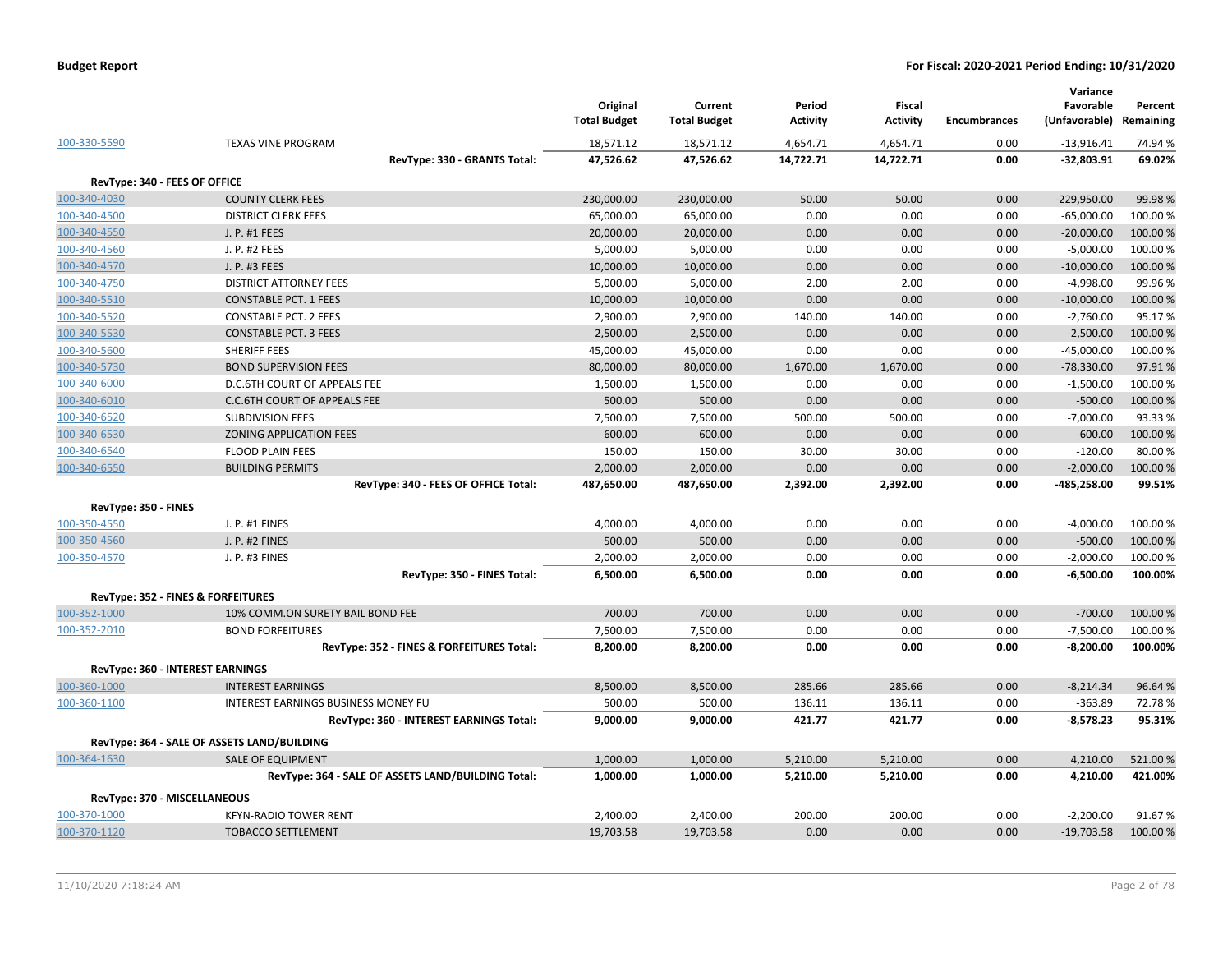# Budget Report

## For Fiscal: 2020-2021 Period Ending: 10/31/2020

| | | Original Total Budget | Current Total Budget | Period Activity | Fiscal Activity | Encumbrances | Variance Favorable (Unfavorable) | Percent Remaining |
|---|---|---|---|---|---|---|---|---|
| 100-330-5590 | TEXAS VINE PROGRAM | 18,571.12 | 18,571.12 | 4,654.71 | 4,654.71 | 0.00 | -13,916.41 | 74.94 % |
| | **RevType: 330 - GRANTS Total:** | **47,526.62** | **47,526.62** | **14,722.71** | **14,722.71** | **0.00** | **-32,803.91** | **69.02%** |
| **RevType: 340 - FEES OF OFFICE** | | | | | | | | |
| 100-340-4030 | COUNTY CLERK FEES | 230,000.00 | 230,000.00 | 50.00 | 50.00 | 0.00 | -229,950.00 | 99.98 % |
| 100-340-4500 | DISTRICT CLERK FEES | 65,000.00 | 65,000.00 | 0.00 | 0.00 | 0.00 | -65,000.00 | 100.00 % |
| 100-340-4550 | J. P. #1 FEES | 20,000.00 | 20,000.00 | 0.00 | 0.00 | 0.00 | -20,000.00 | 100.00 % |
| 100-340-4560 | J. P. #2 FEES | 5,000.00 | 5,000.00 | 0.00 | 0.00 | 0.00 | -5,000.00 | 100.00 % |
| 100-340-4570 | J. P. #3 FEES | 10,000.00 | 10,000.00 | 0.00 | 0.00 | 0.00 | -10,000.00 | 100.00 % |
| 100-340-4750 | DISTRICT ATTORNEY FEES | 5,000.00 | 5,000.00 | 2.00 | 2.00 | 0.00 | -4,998.00 | 99.96 % |
| 100-340-5510 | CONSTABLE PCT. 1 FEES | 10,000.00 | 10,000.00 | 0.00 | 0.00 | 0.00 | -10,000.00 | 100.00 % |
| 100-340-5520 | CONSTABLE PCT. 2 FEES | 2,900.00 | 2,900.00 | 140.00 | 140.00 | 0.00 | -2,760.00 | 95.17 % |
| 100-340-5530 | CONSTABLE PCT. 3 FEES | 2,500.00 | 2,500.00 | 0.00 | 0.00 | 0.00 | -2,500.00 | 100.00 % |
| 100-340-5600 | SHERIFF FEES | 45,000.00 | 45,000.00 | 0.00 | 0.00 | 0.00 | -45,000.00 | 100.00 % |
| 100-340-5730 | BOND SUPERVISION FEES | 80,000.00 | 80,000.00 | 1,670.00 | 1,670.00 | 0.00 | -78,330.00 | 97.91 % |
| 100-340-6000 | D.C.6TH COURT OF APPEALS FEE | 1,500.00 | 1,500.00 | 0.00 | 0.00 | 0.00 | -1,500.00 | 100.00 % |
| 100-340-6010 | C.C.6TH COURT OF APPEALS FEE | 500.00 | 500.00 | 0.00 | 0.00 | 0.00 | -500.00 | 100.00 % |
| 100-340-6520 | SUBDIVISION FEES | 7,500.00 | 7,500.00 | 500.00 | 500.00 | 0.00 | -7,000.00 | 93.33 % |
| 100-340-6530 | ZONING APPLICATION FEES | 600.00 | 600.00 | 0.00 | 0.00 | 0.00 | -600.00 | 100.00 % |
| 100-340-6540 | FLOOD PLAIN FEES | 150.00 | 150.00 | 30.00 | 30.00 | 0.00 | -120.00 | 80.00 % |
| 100-340-6550 | BUILDING PERMITS | 2,000.00 | 2,000.00 | 0.00 | 0.00 | 0.00 | -2,000.00 | 100.00 % |
| | **RevType: 340 - FEES OF OFFICE Total:** | **487,650.00** | **487,650.00** | **2,392.00** | **2,392.00** | **0.00** | **-485,258.00** | **99.51%** |
| **RevType: 350 - FINES** | | | | | | | | |
| 100-350-4550 | J. P. #1 FINES | 4,000.00 | 4,000.00 | 0.00 | 0.00 | 0.00 | -4,000.00 | 100.00 % |
| 100-350-4560 | J. P. #2 FINES | 500.00 | 500.00 | 0.00 | 0.00 | 0.00 | -500.00 | 100.00 % |
| 100-350-4570 | J. P. #3 FINES | 2,000.00 | 2,000.00 | 0.00 | 0.00 | 0.00 | -2,000.00 | 100.00 % |
| | **RevType: 350 - FINES Total:** | **6,500.00** | **6,500.00** | **0.00** | **0.00** | **0.00** | **-6,500.00** | **100.00%** |
| **RevType: 352 - FINES & FORFEITURES** | | | | | | | | |
| 100-352-1000 | 10% COMM.ON SURETY BAIL BOND FEE | 700.00 | 700.00 | 0.00 | 0.00 | 0.00 | -700.00 | 100.00 % |
| 100-352-2010 | BOND FORFEITURES | 7,500.00 | 7,500.00 | 0.00 | 0.00 | 0.00 | -7,500.00 | 100.00 % |
| | **RevType: 352 - FINES & FORFEITURES Total:** | **8,200.00** | **8,200.00** | **0.00** | **0.00** | **0.00** | **-8,200.00** | **100.00%** |
| **RevType: 360 - INTEREST EARNINGS** | | | | | | | | |
| 100-360-1000 | INTEREST EARNINGS | 8,500.00 | 8,500.00 | 285.66 | 285.66 | 0.00 | -8,214.34 | 96.64 % |
| 100-360-1100 | INTEREST EARNINGS BUSINESS MONEY FU | 500.00 | 500.00 | 136.11 | 136.11 | 0.00 | -363.89 | 72.78 % |
| | **RevType: 360 - INTEREST EARNINGS Total:** | **9,000.00** | **9,000.00** | **421.77** | **421.77** | **0.00** | **-8,578.23** | **95.31%** |
| **RevType: 364 - SALE OF ASSETS LAND/BUILDING** | | | | | | | | |
| 100-364-1630 | SALE OF EQUIPMENT | 1,000.00 | 1,000.00 | 5,210.00 | 5,210.00 | 0.00 | 4,210.00 | 521.00 % |
| | **RevType: 364 - SALE OF ASSETS LAND/BUILDING Total:** | **1,000.00** | **1,000.00** | **5,210.00** | **5,210.00** | **0.00** | **4,210.00** | **421.00%** |
| **RevType: 370 - MISCELLANEOUS** | | | | | | | | |
| 100-370-1000 | KFYN-RADIO TOWER RENT | 2,400.00 | 2,400.00 | 200.00 | 200.00 | 0.00 | -2,200.00 | 91.67 % |
| 100-370-1120 | TOBACCO SETTLEMENT | 19,703.58 | 19,703.58 | 0.00 | 0.00 | 0.00 | -19,703.58 | 100.00 % |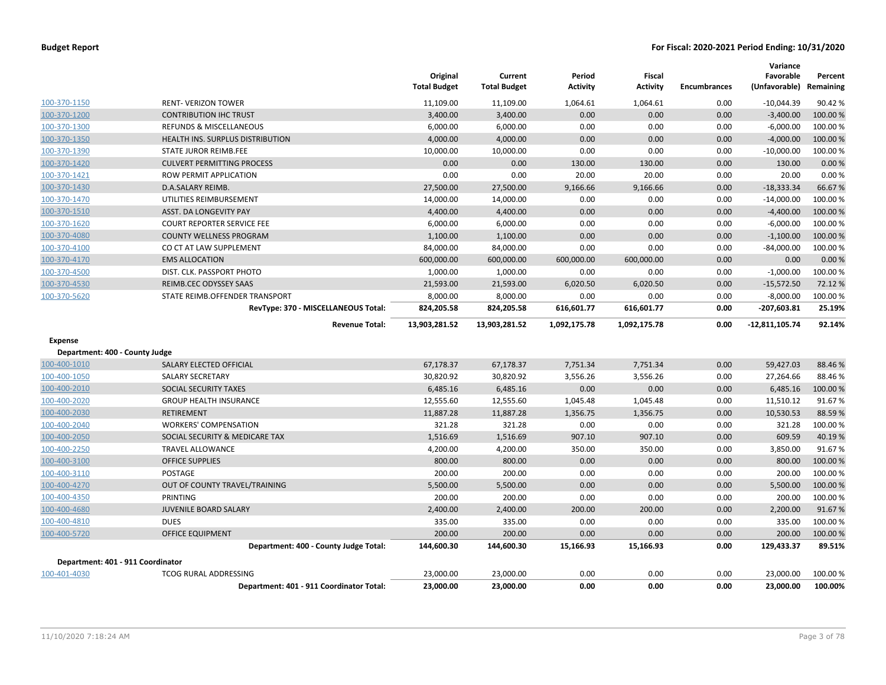| | | Original Total Budget | Current Total Budget | Period Activity | Fiscal Activity | Encumbrances | Variance Favorable (Unfavorable) | Percent Remaining |
|---|---|---|---|---|---|---|---|---|
| 100-370-1150 | RENT- VERIZON TOWER | 11,109.00 | 11,109.00 | 1,064.61 | 1,064.61 | 0.00 | -10,044.39 | 90.42 % |
| 100-370-1200 | CONTRIBUTION IHC TRUST | 3,400.00 | 3,400.00 | 0.00 | 0.00 | 0.00 | -3,400.00 | 100.00 % |
| 100-370-1300 | REFUNDS & MISCELLANEOUS | 6,000.00 | 6,000.00 | 0.00 | 0.00 | 0.00 | -6,000.00 | 100.00 % |
| 100-370-1350 | HEALTH INS. SURPLUS DISTRIBUTION | 4,000.00 | 4,000.00 | 0.00 | 0.00 | 0.00 | -4,000.00 | 100.00 % |
| 100-370-1390 | STATE JUROR REIMB.FEE | 10,000.00 | 10,000.00 | 0.00 | 0.00 | 0.00 | -10,000.00 | 100.00 % |
| 100-370-1420 | CULVERT PERMITTING PROCESS | 0.00 | 0.00 | 130.00 | 130.00 | 0.00 | 130.00 | 0.00 % |
| 100-370-1421 | ROW PERMIT APPLICATION | 0.00 | 0.00 | 20.00 | 20.00 | 0.00 | 20.00 | 0.00 % |
| 100-370-1430 | D.A.SALARY REIMB. | 27,500.00 | 27,500.00 | 9,166.66 | 9,166.66 | 0.00 | -18,333.34 | 66.67 % |
| 100-370-1470 | UTILITIES REIMBURSEMENT | 14,000.00 | 14,000.00 | 0.00 | 0.00 | 0.00 | -14,000.00 | 100.00 % |
| 100-370-1510 | ASST. DA LONGEVITY PAY | 4,400.00 | 4,400.00 | 0.00 | 0.00 | 0.00 | -4,400.00 | 100.00 % |
| 100-370-1620 | COURT REPORTER SERVICE FEE | 6,000.00 | 6,000.00 | 0.00 | 0.00 | 0.00 | -6,000.00 | 100.00 % |
| 100-370-4080 | COUNTY WELLNESS PROGRAM | 1,100.00 | 1,100.00 | 0.00 | 0.00 | 0.00 | -1,100.00 | 100.00 % |
| 100-370-4100 | CO CT AT LAW SUPPLEMENT | 84,000.00 | 84,000.00 | 0.00 | 0.00 | 0.00 | -84,000.00 | 100.00 % |
| 100-370-4170 | EMS ALLOCATION | 600,000.00 | 600,000.00 | 600,000.00 | 600,000.00 | 0.00 | 0.00 | 0.00 % |
| 100-370-4500 | DIST. CLK. PASSPORT PHOTO | 1,000.00 | 1,000.00 | 0.00 | 0.00 | 0.00 | -1,000.00 | 100.00 % |
| 100-370-4530 | REIMB.CEC ODYSSEY SAAS | 21,593.00 | 21,593.00 | 6,020.50 | 6,020.50 | 0.00 | -15,572.50 | 72.12 % |
| 100-370-5620 | STATE REIMB.OFFENDER TRANSPORT | 8,000.00 | 8,000.00 | 0.00 | 0.00 | 0.00 | -8,000.00 | 100.00 % |
| | **RevType: 370 - MISCELLANEOUS Total:** | **824,205.58** | **824,205.58** | **616,601.77** | **616,601.77** | **0.00** | **-207,603.81** | **25.19%** |
| | **Revenue Total:** | **13,903,281.52** | **13,903,281.52** | **1,092,175.78** | **1,092,175.78** | **0.00** | **-12,811,105.74** | **92.14%** |
| **Expense** | | | | | | | | |
| **Department: 400 - County Judge** | | | | | | | | |
| 100-400-1010 | SALARY ELECTED OFFICIAL | 67,178.37 | 67,178.37 | 7,751.34 | 7,751.34 | 0.00 | 59,427.03 | 88.46 % |
| 100-400-1050 | SALARY SECRETARY | 30,820.92 | 30,820.92 | 3,556.26 | 3,556.26 | 0.00 | 27,264.66 | 88.46 % |
| 100-400-2010 | SOCIAL SECURITY TAXES | 6,485.16 | 6,485.16 | 0.00 | 0.00 | 0.00 | 6,485.16 | 100.00 % |
| 100-400-2020 | GROUP HEALTH INSURANCE | 12,555.60 | 12,555.60 | 1,045.48 | 1,045.48 | 0.00 | 11,510.12 | 91.67 % |
| 100-400-2030 | RETIREMENT | 11,887.28 | 11,887.28 | 1,356.75 | 1,356.75 | 0.00 | 10,530.53 | 88.59 % |
| 100-400-2040 | WORKERS' COMPENSATION | 321.28 | 321.28 | 0.00 | 0.00 | 0.00 | 321.28 | 100.00 % |
| 100-400-2050 | SOCIAL SECURITY & MEDICARE TAX | 1,516.69 | 1,516.69 | 907.10 | 907.10 | 0.00 | 609.59 | 40.19 % |
| 100-400-2250 | TRAVEL ALLOWANCE | 4,200.00 | 4,200.00 | 350.00 | 350.00 | 0.00 | 3,850.00 | 91.67 % |
| 100-400-3100 | OFFICE SUPPLIES | 800.00 | 800.00 | 0.00 | 0.00 | 0.00 | 800.00 | 100.00 % |
| 100-400-3110 | POSTAGE | 200.00 | 200.00 | 0.00 | 0.00 | 0.00 | 200.00 | 100.00 % |
| 100-400-4270 | OUT OF COUNTY TRAVEL/TRAINING | 5,500.00 | 5,500.00 | 0.00 | 0.00 | 0.00 | 5,500.00 | 100.00 % |
| 100-400-4350 | PRINTING | 200.00 | 200.00 | 0.00 | 0.00 | 0.00 | 200.00 | 100.00 % |
| 100-400-4680 | JUVENILE BOARD SALARY | 2,400.00 | 2,400.00 | 200.00 | 200.00 | 0.00 | 2,200.00 | 91.67 % |
| 100-400-4810 | DUES | 335.00 | 335.00 | 0.00 | 0.00 | 0.00 | 335.00 | 100.00 % |
| 100-400-5720 | OFFICE EQUIPMENT | 200.00 | 200.00 | 0.00 | 0.00 | 0.00 | 200.00 | 100.00 % |
| | **Department: 400 - County Judge Total:** | **144,600.30** | **144,600.30** | **15,166.93** | **15,166.93** | **0.00** | **129,433.37** | **89.51%** |
| **Department: 401 - 911 Coordinator** | | | | | | | | |
| 100-401-4030 | TCOG RURAL ADDRESSING | 23,000.00 | 23,000.00 | 0.00 | 0.00 | 0.00 | 23,000.00 | 100.00 % |
| | **Department: 401 - 911 Coordinator Total:** | **23,000.00** | **23,000.00** | **0.00** | **0.00** | **0.00** | **23,000.00** | **100.00%** |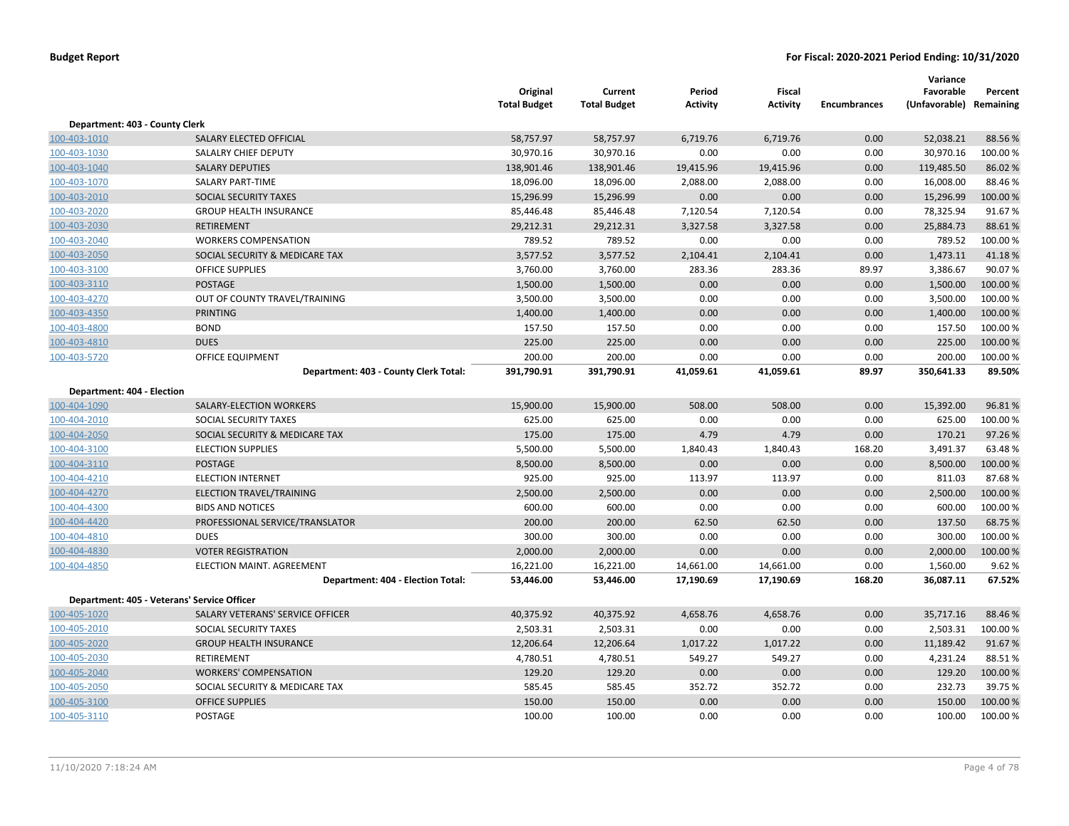**Budget Report** | **For Fiscal: 2020-2021 Period Ending: 10/31/2020**

| | | Original Total Budget | Current Total Budget | Period Activity | Fiscal Activity | Encumbrances | Variance Favorable (Unfavorable) | Percent Remaining |
|---|---|---|---|---|---|---|---|---|
| **Department: 403 - County Clerk** | | | | | | | | |
| 100-403-1010 | SALARY ELECTED OFFICIAL | 58,757.97 | 58,757.97 | 6,719.76 | 6,719.76 | 0.00 | 52,038.21 | 88.56 % |
| 100-403-1030 | SALALRY CHIEF DEPUTY | 30,970.16 | 30,970.16 | 0.00 | 0.00 | 0.00 | 30,970.16 | 100.00 % |
| 100-403-1040 | SALARY DEPUTIES | 138,901.46 | 138,901.46 | 19,415.96 | 19,415.96 | 0.00 | 119,485.50 | 86.02 % |
| 100-403-1070 | SALARY PART-TIME | 18,096.00 | 18,096.00 | 2,088.00 | 2,088.00 | 0.00 | 16,008.00 | 88.46 % |
| 100-403-2010 | SOCIAL SECURITY TAXES | 15,296.99 | 15,296.99 | 0.00 | 0.00 | 0.00 | 15,296.99 | 100.00 % |
| 100-403-2020 | GROUP HEALTH INSURANCE | 85,446.48 | 85,446.48 | 7,120.54 | 7,120.54 | 0.00 | 78,325.94 | 91.67 % |
| 100-403-2030 | RETIREMENT | 29,212.31 | 29,212.31 | 3,327.58 | 3,327.58 | 0.00 | 25,884.73 | 88.61 % |
| 100-403-2040 | WORKERS COMPENSATION | 789.52 | 789.52 | 0.00 | 0.00 | 0.00 | 789.52 | 100.00 % |
| 100-403-2050 | SOCIAL SECURITY & MEDICARE TAX | 3,577.52 | 3,577.52 | 2,104.41 | 2,104.41 | 0.00 | 1,473.11 | 41.18 % |
| 100-403-3100 | OFFICE SUPPLIES | 3,760.00 | 3,760.00 | 283.36 | 283.36 | 89.97 | 3,386.67 | 90.07 % |
| 100-403-3110 | POSTAGE | 1,500.00 | 1,500.00 | 0.00 | 0.00 | 0.00 | 1,500.00 | 100.00 % |
| 100-403-4270 | OUT OF COUNTY TRAVEL/TRAINING | 3,500.00 | 3,500.00 | 0.00 | 0.00 | 0.00 | 3,500.00 | 100.00 % |
| 100-403-4350 | PRINTING | 1,400.00 | 1,400.00 | 0.00 | 0.00 | 0.00 | 1,400.00 | 100.00 % |
| 100-403-4800 | BOND | 157.50 | 157.50 | 0.00 | 0.00 | 0.00 | 157.50 | 100.00 % |
| 100-403-4810 | DUES | 225.00 | 225.00 | 0.00 | 0.00 | 0.00 | 225.00 | 100.00 % |
| 100-403-5720 | OFFICE EQUIPMENT | 200.00 | 200.00 | 0.00 | 0.00 | 0.00 | 200.00 | 100.00 % |
| | **Department: 403 - County Clerk Total:** | **391,790.91** | **391,790.91** | **41,059.61** | **41,059.61** | **89.97** | **350,641.33** | **89.50%** |
| **Department: 404 - Election** | | | | | | | | |
| 100-404-1090 | SALARY-ELECTION WORKERS | 15,900.00 | 15,900.00 | 508.00 | 508.00 | 0.00 | 15,392.00 | 96.81 % |
| 100-404-2010 | SOCIAL SECURITY TAXES | 625.00 | 625.00 | 0.00 | 0.00 | 0.00 | 625.00 | 100.00 % |
| 100-404-2050 | SOCIAL SECURITY & MEDICARE TAX | 175.00 | 175.00 | 4.79 | 4.79 | 0.00 | 170.21 | 97.26 % |
| 100-404-3100 | ELECTION SUPPLIES | 5,500.00 | 5,500.00 | 1,840.43 | 1,840.43 | 168.20 | 3,491.37 | 63.48 % |
| 100-404-3110 | POSTAGE | 8,500.00 | 8,500.00 | 0.00 | 0.00 | 0.00 | 8,500.00 | 100.00 % |
| 100-404-4210 | ELECTION INTERNET | 925.00 | 925.00 | 113.97 | 113.97 | 0.00 | 811.03 | 87.68 % |
| 100-404-4270 | ELECTION TRAVEL/TRAINING | 2,500.00 | 2,500.00 | 0.00 | 0.00 | 0.00 | 2,500.00 | 100.00 % |
| 100-404-4300 | BIDS AND NOTICES | 600.00 | 600.00 | 0.00 | 0.00 | 0.00 | 600.00 | 100.00 % |
| 100-404-4420 | PROFESSIONAL SERVICE/TRANSLATOR | 200.00 | 200.00 | 62.50 | 62.50 | 0.00 | 137.50 | 68.75 % |
| 100-404-4810 | DUES | 300.00 | 300.00 | 0.00 | 0.00 | 0.00 | 300.00 | 100.00 % |
| 100-404-4830 | VOTER REGISTRATION | 2,000.00 | 2,000.00 | 0.00 | 0.00 | 0.00 | 2,000.00 | 100.00 % |
| 100-404-4850 | ELECTION MAINT. AGREEMENT | 16,221.00 | 16,221.00 | 14,661.00 | 14,661.00 | 0.00 | 1,560.00 | 9.62 % |
| | **Department: 404 - Election Total:** | **53,446.00** | **53,446.00** | **17,190.69** | **17,190.69** | **168.20** | **36,087.11** | **67.52%** |
| **Department: 405 - Veterans' Service Officer** | | | | | | | | |
| 100-405-1020 | SALARY VETERANS' SERVICE OFFICER | 40,375.92 | 40,375.92 | 4,658.76 | 4,658.76 | 0.00 | 35,717.16 | 88.46 % |
| 100-405-2010 | SOCIAL SECURITY TAXES | 2,503.31 | 2,503.31 | 0.00 | 0.00 | 0.00 | 2,503.31 | 100.00 % |
| 100-405-2020 | GROUP HEALTH INSURANCE | 12,206.64 | 12,206.64 | 1,017.22 | 1,017.22 | 0.00 | 11,189.42 | 91.67 % |
| 100-405-2030 | RETIREMENT | 4,780.51 | 4,780.51 | 549.27 | 549.27 | 0.00 | 4,231.24 | 88.51 % |
| 100-405-2040 | WORKERS' COMPENSATION | 129.20 | 129.20 | 0.00 | 0.00 | 0.00 | 129.20 | 100.00 % |
| 100-405-2050 | SOCIAL SECURITY & MEDICARE TAX | 585.45 | 585.45 | 352.72 | 352.72 | 0.00 | 232.73 | 39.75 % |
| 100-405-3100 | OFFICE SUPPLIES | 150.00 | 150.00 | 0.00 | 0.00 | 0.00 | 150.00 | 100.00 % |
| 100-405-3110 | POSTAGE | 100.00 | 100.00 | 0.00 | 0.00 | 0.00 | 100.00 | 100.00 % |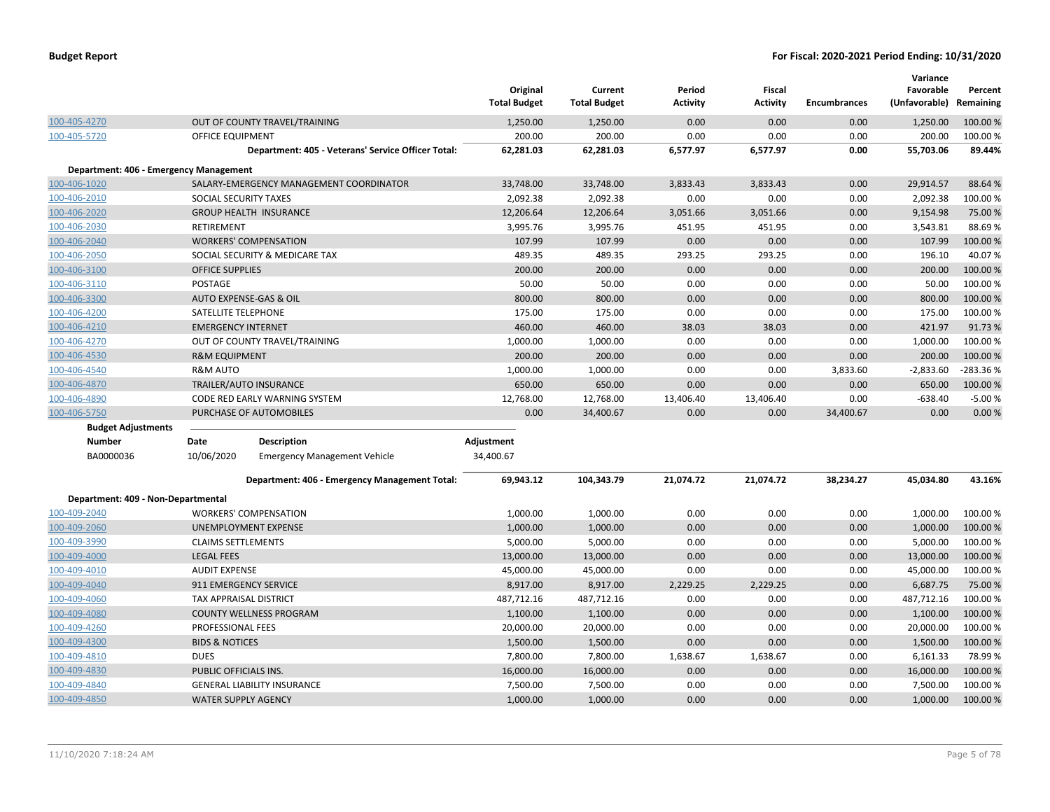**Budget Report** — **For Fiscal: 2020-2021 Period Ending: 10/31/2020**

| | | Original Total Budget | Current Total Budget | Period Activity | Fiscal Activity | Encumbrances | Variance Favorable (Unfavorable) | Percent Remaining |
|---|---|---|---|---|---|---|---|---|
| 100-405-4270 | OUT OF COUNTY TRAVEL/TRAINING | 1,250.00 | 1,250.00 | 0.00 | 0.00 | 0.00 | 1,250.00 | 100.00 % |
| 100-405-5720 | OFFICE EQUIPMENT | 200.00 | 200.00 | 0.00 | 0.00 | 0.00 | 200.00 | 100.00 % |
| | **Department: 405 - Veterans' Service Officer Total:** | **62,281.03** | **62,281.03** | **6,577.97** | **6,577.97** | **0.00** | **55,703.06** | **89.44%** |
| **Department: 406 - Emergency Management** | | | | | | | | |
| 100-406-1020 | SALARY-EMERGENCY MANAGEMENT COORDINATOR | 33,748.00 | 33,748.00 | 3,833.43 | 3,833.43 | 0.00 | 29,914.57 | 88.64 % |
| 100-406-2010 | SOCIAL SECURITY TAXES | 2,092.38 | 2,092.38 | 0.00 | 0.00 | 0.00 | 2,092.38 | 100.00 % |
| 100-406-2020 | GROUP HEALTH INSURANCE | 12,206.64 | 12,206.64 | 3,051.66 | 3,051.66 | 0.00 | 9,154.98 | 75.00 % |
| 100-406-2030 | RETIREMENT | 3,995.76 | 3,995.76 | 451.95 | 451.95 | 0.00 | 3,543.81 | 88.69 % |
| 100-406-2040 | WORKERS' COMPENSATION | 107.99 | 107.99 | 0.00 | 0.00 | 0.00 | 107.99 | 100.00 % |
| 100-406-2050 | SOCIAL SECURITY & MEDICARE TAX | 489.35 | 489.35 | 293.25 | 293.25 | 0.00 | 196.10 | 40.07 % |
| 100-406-3100 | OFFICE SUPPLIES | 200.00 | 200.00 | 0.00 | 0.00 | 0.00 | 200.00 | 100.00 % |
| 100-406-3110 | POSTAGE | 50.00 | 50.00 | 0.00 | 0.00 | 0.00 | 50.00 | 100.00 % |
| 100-406-3300 | AUTO EXPENSE-GAS & OIL | 800.00 | 800.00 | 0.00 | 0.00 | 0.00 | 800.00 | 100.00 % |
| 100-406-4200 | SATELLITE TELEPHONE | 175.00 | 175.00 | 0.00 | 0.00 | 0.00 | 175.00 | 100.00 % |
| 100-406-4210 | EMERGENCY INTERNET | 460.00 | 460.00 | 38.03 | 38.03 | 0.00 | 421.97 | 91.73 % |
| 100-406-4270 | OUT OF COUNTY TRAVEL/TRAINING | 1,000.00 | 1,000.00 | 0.00 | 0.00 | 0.00 | 1,000.00 | 100.00 % |
| 100-406-4530 | R&M EQUIPMENT | 200.00 | 200.00 | 0.00 | 0.00 | 0.00 | 200.00 | 100.00 % |
| 100-406-4540 | R&M AUTO | 1,000.00 | 1,000.00 | 0.00 | 0.00 | 3,833.60 | -2,833.60 | -283.36 % |
| 100-406-4870 | TRAILER/AUTO INSURANCE | 650.00 | 650.00 | 0.00 | 0.00 | 0.00 | 650.00 | 100.00 % |
| 100-406-4890 | CODE RED EARLY WARNING SYSTEM | 12,768.00 | 12,768.00 | 13,406.40 | 13,406.40 | 0.00 | -638.40 | -5.00 % |
| 100-406-5750 | PURCHASE OF AUTOMOBILES | 0.00 | 34,400.67 | 0.00 | 0.00 | 34,400.67 | 0.00 | 0.00 % |

**Budget Adjustments**

| Number | Date | Description | Adjustment |
|---|---|---|---|
| BA0000036 | 10/06/2020 | Emergency Management Vehicle | 34,400.67 |

| | | Original Total Budget | Current Total Budget | Period Activity | Fiscal Activity | Encumbrances | Variance Favorable (Unfavorable) | Percent Remaining |
|---|---|---|---|---|---|---|---|---|
| | **Department: 406 - Emergency Management Total:** | **69,943.12** | **104,343.79** | **21,074.72** | **21,074.72** | **38,234.27** | **45,034.80** | **43.16%** |
| **Department: 409 - Non-Departmental** | | | | | | | | |
| 100-409-2040 | WORKERS' COMPENSATION | 1,000.00 | 1,000.00 | 0.00 | 0.00 | 0.00 | 1,000.00 | 100.00 % |
| 100-409-2060 | UNEMPLOYMENT EXPENSE | 1,000.00 | 1,000.00 | 0.00 | 0.00 | 0.00 | 1,000.00 | 100.00 % |
| 100-409-3990 | CLAIMS SETTLEMENTS | 5,000.00 | 5,000.00 | 0.00 | 0.00 | 0.00 | 5,000.00 | 100.00 % |
| 100-409-4000 | LEGAL FEES | 13,000.00 | 13,000.00 | 0.00 | 0.00 | 0.00 | 13,000.00 | 100.00 % |
| 100-409-4010 | AUDIT EXPENSE | 45,000.00 | 45,000.00 | 0.00 | 0.00 | 0.00 | 45,000.00 | 100.00 % |
| 100-409-4040 | 911 EMERGENCY SERVICE | 8,917.00 | 8,917.00 | 2,229.25 | 2,229.25 | 0.00 | 6,687.75 | 75.00 % |
| 100-409-4060 | TAX APPRAISAL DISTRICT | 487,712.16 | 487,712.16 | 0.00 | 0.00 | 0.00 | 487,712.16 | 100.00 % |
| 100-409-4080 | COUNTY WELLNESS PROGRAM | 1,100.00 | 1,100.00 | 0.00 | 0.00 | 0.00 | 1,100.00 | 100.00 % |
| 100-409-4260 | PROFESSIONAL FEES | 20,000.00 | 20,000.00 | 0.00 | 0.00 | 0.00 | 20,000.00 | 100.00 % |
| 100-409-4300 | BIDS & NOTICES | 1,500.00 | 1,500.00 | 0.00 | 0.00 | 0.00 | 1,500.00 | 100.00 % |
| 100-409-4810 | DUES | 7,800.00 | 7,800.00 | 1,638.67 | 1,638.67 | 0.00 | 6,161.33 | 78.99 % |
| 100-409-4830 | PUBLIC OFFICIALS INS. | 16,000.00 | 16,000.00 | 0.00 | 0.00 | 0.00 | 16,000.00 | 100.00 % |
| 100-409-4840 | GENERAL LIABILITY INSURANCE | 7,500.00 | 7,500.00 | 0.00 | 0.00 | 0.00 | 7,500.00 | 100.00 % |
| 100-409-4850 | WATER SUPPLY AGENCY | 1,000.00 | 1,000.00 | 0.00 | 0.00 | 0.00 | 1,000.00 | 100.00 % |

11/10/2020 7:18:24 AM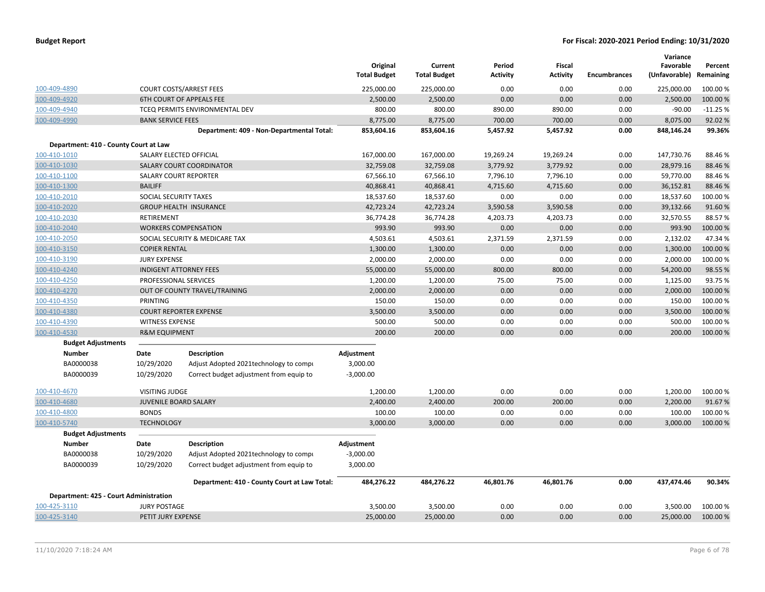## Budget Report

## For Fiscal: 2020-2021 Period Ending: 10/31/2020

| | | Original Total Budget | Current Total Budget | Period Activity | Fiscal Activity | Encumbrances | Variance Favorable (Unfavorable) | Percent Remaining |
|---|---|---|---|---|---|---|---|---|
| 100-409-4890 | COURT COSTS/ARREST FEES | 225,000.00 | 225,000.00 | 0.00 | 0.00 | 0.00 | 225,000.00 | 100.00 % |
| 100-409-4920 | 6TH COURT OF APPEALS FEE | 2,500.00 | 2,500.00 | 0.00 | 0.00 | 0.00 | 2,500.00 | 100.00 % |
| 100-409-4940 | TCEQ PERMITS ENVIRONMENTAL DEV | 800.00 | 800.00 | 890.00 | 890.00 | 0.00 | -90.00 | -11.25 % |
| 100-409-4990 | BANK SERVICE FEES | 8,775.00 | 8,775.00 | 700.00 | 700.00 | 0.00 | 8,075.00 | 92.02 % |
| | **Department: 409 - Non-Departmental Total:** | **853,604.16** | **853,604.16** | **5,457.92** | **5,457.92** | **0.00** | **848,146.24** | **99.36%** |

**Department: 410 - County Court at Law**

| | | Original Total Budget | Current Total Budget | Period Activity | Fiscal Activity | Encumbrances | Variance Favorable (Unfavorable) | Percent Remaining |
|---|---|---|---|---|---|---|---|---|
| 100-410-1010 | SALARY ELECTED OFFICIAL | 167,000.00 | 167,000.00 | 19,269.24 | 19,269.24 | 0.00 | 147,730.76 | 88.46 % |
| 100-410-1030 | SALARY COURT COORDINATOR | 32,759.08 | 32,759.08 | 3,779.92 | 3,779.92 | 0.00 | 28,979.16 | 88.46 % |
| 100-410-1100 | SALARY COURT REPORTER | 67,566.10 | 67,566.10 | 7,796.10 | 7,796.10 | 0.00 | 59,770.00 | 88.46 % |
| 100-410-1300 | BAILIFF | 40,868.41 | 40,868.41 | 4,715.60 | 4,715.60 | 0.00 | 36,152.81 | 88.46 % |
| 100-410-2010 | SOCIAL SECURITY TAXES | 18,537.60 | 18,537.60 | 0.00 | 0.00 | 0.00 | 18,537.60 | 100.00 % |
| 100-410-2020 | GROUP HEALTH INSURANCE | 42,723.24 | 42,723.24 | 3,590.58 | 3,590.58 | 0.00 | 39,132.66 | 91.60 % |
| 100-410-2030 | RETIREMENT | 36,774.28 | 36,774.28 | 4,203.73 | 4,203.73 | 0.00 | 32,570.55 | 88.57 % |
| 100-410-2040 | WORKERS COMPENSATION | 993.90 | 993.90 | 0.00 | 0.00 | 0.00 | 993.90 | 100.00 % |
| 100-410-2050 | SOCIAL SECURITY & MEDICARE TAX | 4,503.61 | 4,503.61 | 2,371.59 | 2,371.59 | 0.00 | 2,132.02 | 47.34 % |
| 100-410-3150 | COPIER RENTAL | 1,300.00 | 1,300.00 | 0.00 | 0.00 | 0.00 | 1,300.00 | 100.00 % |
| 100-410-3190 | JURY EXPENSE | 2,000.00 | 2,000.00 | 0.00 | 0.00 | 0.00 | 2,000.00 | 100.00 % |
| 100-410-4240 | INDIGENT ATTORNEY FEES | 55,000.00 | 55,000.00 | 800.00 | 800.00 | 0.00 | 54,200.00 | 98.55 % |
| 100-410-4250 | PROFESSIONAL SERVICES | 1,200.00 | 1,200.00 | 75.00 | 75.00 | 0.00 | 1,125.00 | 93.75 % |
| 100-410-4270 | OUT OF COUNTY TRAVEL/TRAINING | 2,000.00 | 2,000.00 | 0.00 | 0.00 | 0.00 | 2,000.00 | 100.00 % |
| 100-410-4350 | PRINTING | 150.00 | 150.00 | 0.00 | 0.00 | 0.00 | 150.00 | 100.00 % |
| 100-410-4380 | COURT REPORTER EXPENSE | 3,500.00 | 3,500.00 | 0.00 | 0.00 | 0.00 | 3,500.00 | 100.00 % |
| 100-410-4390 | WITNESS EXPENSE | 500.00 | 500.00 | 0.00 | 0.00 | 0.00 | 500.00 | 100.00 % |
| 100-410-4530 | R&M EQUIPMENT | 200.00 | 200.00 | 0.00 | 0.00 | 0.00 | 200.00 | 100.00 % |

**Budget Adjustments**

| Number | Date | Description | Adjustment |
|---|---|---|---|
| BA0000038 | 10/29/2020 | Adjust Adopted 2021technology to compu | 3,000.00 |
| BA0000039 | 10/29/2020 | Correct budget adjustment from equip to | -3,000.00 |

| | | Original Total Budget | Current Total Budget | Period Activity | Fiscal Activity | Encumbrances | Variance Favorable (Unfavorable) | Percent Remaining |
|---|---|---|---|---|---|---|---|---|
| 100-410-4670 | VISITING JUDGE | 1,200.00 | 1,200.00 | 0.00 | 0.00 | 0.00 | 1,200.00 | 100.00 % |
| 100-410-4680 | JUVENILE BOARD SALARY | 2,400.00 | 2,400.00 | 200.00 | 200.00 | 0.00 | 2,200.00 | 91.67 % |
| 100-410-4800 | BONDS | 100.00 | 100.00 | 0.00 | 0.00 | 0.00 | 100.00 | 100.00 % |
| 100-410-5740 | TECHNOLOGY | 3,000.00 | 3,000.00 | 0.00 | 0.00 | 0.00 | 3,000.00 | 100.00 % |

**Budget Adjustments**

| Number | Date | Description | Adjustment |
|---|---|---|---|
| BA0000038 | 10/29/2020 | Adjust Adopted 2021technology to compu | -3,000.00 |
| BA0000039 | 10/29/2020 | Correct budget adjustment from equip to | 3,000.00 |

| | | Original Total Budget | Current Total Budget | Period Activity | Fiscal Activity | Encumbrances | Variance Favorable (Unfavorable) | Percent Remaining |
|---|---|---|---|---|---|---|---|---|
| | **Department: 410 - County Court at Law Total:** | **484,276.22** | **484,276.22** | **46,801.76** | **46,801.76** | **0.00** | **437,474.46** | **90.34%** |

**Department: 425 - Court Administration**

| | | Original Total Budget | Current Total Budget | Period Activity | Fiscal Activity | Encumbrances | Variance Favorable (Unfavorable) | Percent Remaining |
|---|---|---|---|---|---|---|---|---|
| 100-425-3110 | JURY POSTAGE | 3,500.00 | 3,500.00 | 0.00 | 0.00 | 0.00 | 3,500.00 | 100.00 % |
| 100-425-3140 | PETIT JURY EXPENSE | 25,000.00 | 25,000.00 | 0.00 | 0.00 | 0.00 | 25,000.00 | 100.00 % |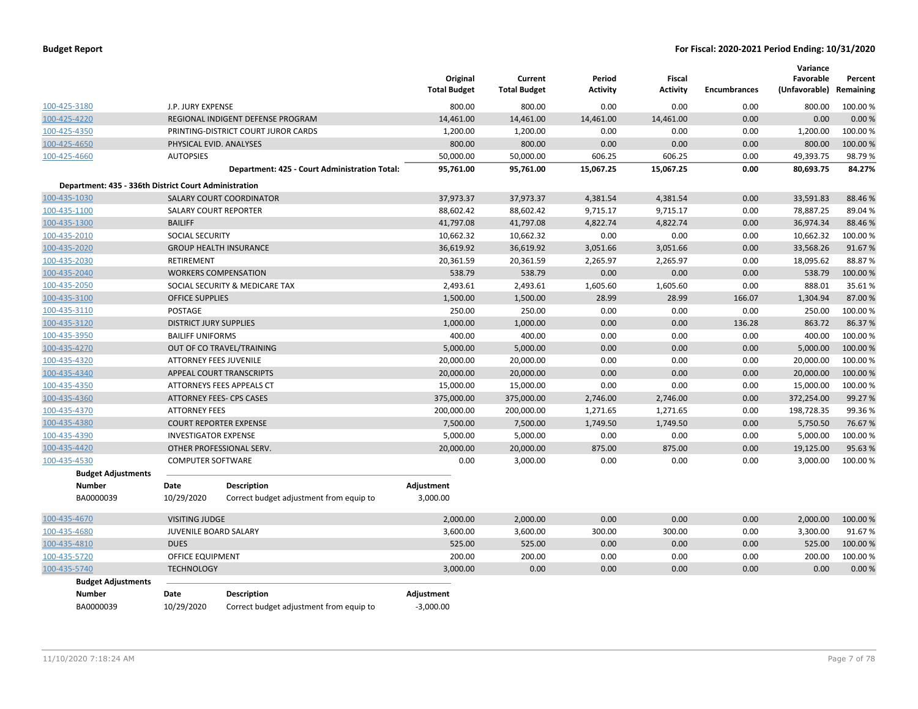| | | Original Total Budget | Current Total Budget | Period Activity | Fiscal Activity | Encumbrances | Variance Favorable (Unfavorable) | Percent Remaining |
|---|---|---|---|---|---|---|---|---|
| 100-425-3180 | J.P. JURY EXPENSE | 800.00 | 800.00 | 0.00 | 0.00 | 0.00 | 800.00 | 100.00 % |
| 100-425-4220 | REGIONAL INDIGENT DEFENSE PROGRAM | 14,461.00 | 14,461.00 | 14,461.00 | 14,461.00 | 0.00 | 0.00 | 0.00 % |
| 100-425-4350 | PRINTING-DISTRICT COURT JUROR CARDS | 1,200.00 | 1,200.00 | 0.00 | 0.00 | 0.00 | 1,200.00 | 100.00 % |
| 100-425-4650 | PHYSICAL EVID. ANALYSES | 800.00 | 800.00 | 0.00 | 0.00 | 0.00 | 800.00 | 100.00 % |
| 100-425-4660 | AUTOPSIES | 50,000.00 | 50,000.00 | 606.25 | 606.25 | 0.00 | 49,393.75 | 98.79 % |
| | **Department: 425 - Court Administration Total:** | **95,761.00** | **95,761.00** | **15,067.25** | **15,067.25** | **0.00** | **80,693.75** | **84.27%** |

**Department: 435 - 336th District Court Administration**

| | | Original Total Budget | Current Total Budget | Period Activity | Fiscal Activity | Encumbrances | Variance Favorable (Unfavorable) | Percent Remaining |
|---|---|---|---|---|---|---|---|---|
| 100-435-1030 | SALARY COURT COORDINATOR | 37,973.37 | 37,973.37 | 4,381.54 | 4,381.54 | 0.00 | 33,591.83 | 88.46 % |
| 100-435-1100 | SALARY COURT REPORTER | 88,602.42 | 88,602.42 | 9,715.17 | 9,715.17 | 0.00 | 78,887.25 | 89.04 % |
| 100-435-1300 | BAILIFF | 41,797.08 | 41,797.08 | 4,822.74 | 4,822.74 | 0.00 | 36,974.34 | 88.46 % |
| 100-435-2010 | SOCIAL SECURITY | 10,662.32 | 10,662.32 | 0.00 | 0.00 | 0.00 | 10,662.32 | 100.00 % |
| 100-435-2020 | GROUP HEALTH INSURANCE | 36,619.92 | 36,619.92 | 3,051.66 | 3,051.66 | 0.00 | 33,568.26 | 91.67 % |
| 100-435-2030 | RETIREMENT | 20,361.59 | 20,361.59 | 2,265.97 | 2,265.97 | 0.00 | 18,095.62 | 88.87 % |
| 100-435-2040 | WORKERS COMPENSATION | 538.79 | 538.79 | 0.00 | 0.00 | 0.00 | 538.79 | 100.00 % |
| 100-435-2050 | SOCIAL SECURITY & MEDICARE TAX | 2,493.61 | 2,493.61 | 1,605.60 | 1,605.60 | 0.00 | 888.01 | 35.61 % |
| 100-435-3100 | OFFICE SUPPLIES | 1,500.00 | 1,500.00 | 28.99 | 28.99 | 166.07 | 1,304.94 | 87.00 % |
| 100-435-3110 | POSTAGE | 250.00 | 250.00 | 0.00 | 0.00 | 0.00 | 250.00 | 100.00 % |
| 100-435-3120 | DISTRICT JURY SUPPLIES | 1,000.00 | 1,000.00 | 0.00 | 0.00 | 136.28 | 863.72 | 86.37 % |
| 100-435-3950 | BAILIFF UNIFORMS | 400.00 | 400.00 | 0.00 | 0.00 | 0.00 | 400.00 | 100.00 % |
| 100-435-4270 | OUT OF CO TRAVEL/TRAINING | 5,000.00 | 5,000.00 | 0.00 | 0.00 | 0.00 | 5,000.00 | 100.00 % |
| 100-435-4320 | ATTORNEY FEES JUVENILE | 20,000.00 | 20,000.00 | 0.00 | 0.00 | 0.00 | 20,000.00 | 100.00 % |
| 100-435-4340 | APPEAL COURT TRANSCRIPTS | 20,000.00 | 20,000.00 | 0.00 | 0.00 | 0.00 | 20,000.00 | 100.00 % |
| 100-435-4350 | ATTORNEYS FEES APPEALS CT | 15,000.00 | 15,000.00 | 0.00 | 0.00 | 0.00 | 15,000.00 | 100.00 % |
| 100-435-4360 | ATTORNEY FEES- CPS CASES | 375,000.00 | 375,000.00 | 2,746.00 | 2,746.00 | 0.00 | 372,254.00 | 99.27 % |
| 100-435-4370 | ATTORNEY FEES | 200,000.00 | 200,000.00 | 1,271.65 | 1,271.65 | 0.00 | 198,728.35 | 99.36 % |
| 100-435-4380 | COURT REPORTER EXPENSE | 7,500.00 | 7,500.00 | 1,749.50 | 1,749.50 | 0.00 | 5,750.50 | 76.67 % |
| 100-435-4390 | INVESTIGATOR EXPENSE | 5,000.00 | 5,000.00 | 0.00 | 0.00 | 0.00 | 5,000.00 | 100.00 % |
| 100-435-4420 | OTHER PROFESSIONAL SERV. | 20,000.00 | 20,000.00 | 875.00 | 875.00 | 0.00 | 19,125.00 | 95.63 % |
| 100-435-4530 | COMPUTER SOFTWARE | 0.00 | 3,000.00 | 0.00 | 0.00 | 0.00 | 3,000.00 | 100.00 % |

**Budget Adjustments**

| Number | Date | Description | Adjustment |
|---|---|---|---|
| BA0000039 | 10/29/2020 | Correct budget adjustment from equip to | 3,000.00 |

| | | Original Total Budget | Current Total Budget | Period Activity | Fiscal Activity | Encumbrances | Variance Favorable (Unfavorable) | Percent Remaining |
|---|---|---|---|---|---|---|---|---|
| 100-435-4670 | VISITING JUDGE | 2,000.00 | 2,000.00 | 0.00 | 0.00 | 0.00 | 2,000.00 | 100.00 % |
| 100-435-4680 | JUVENILE BOARD SALARY | 3,600.00 | 3,600.00 | 300.00 | 300.00 | 0.00 | 3,300.00 | 91.67 % |
| 100-435-4810 | DUES | 525.00 | 525.00 | 0.00 | 0.00 | 0.00 | 525.00 | 100.00 % |
| 100-435-5720 | OFFICE EQUIPMENT | 200.00 | 200.00 | 0.00 | 0.00 | 0.00 | 200.00 | 100.00 % |
| 100-435-5740 | TECHNOLOGY | 3,000.00 | 0.00 | 0.00 | 0.00 | 0.00 | 0.00 | 0.00 % |

**Budget Adjustments**

| Number | Date | Description | Adjustment |
|---|---|---|---|
| BA0000039 | 10/29/2020 | Correct budget adjustment from equip to | -3,000.00 |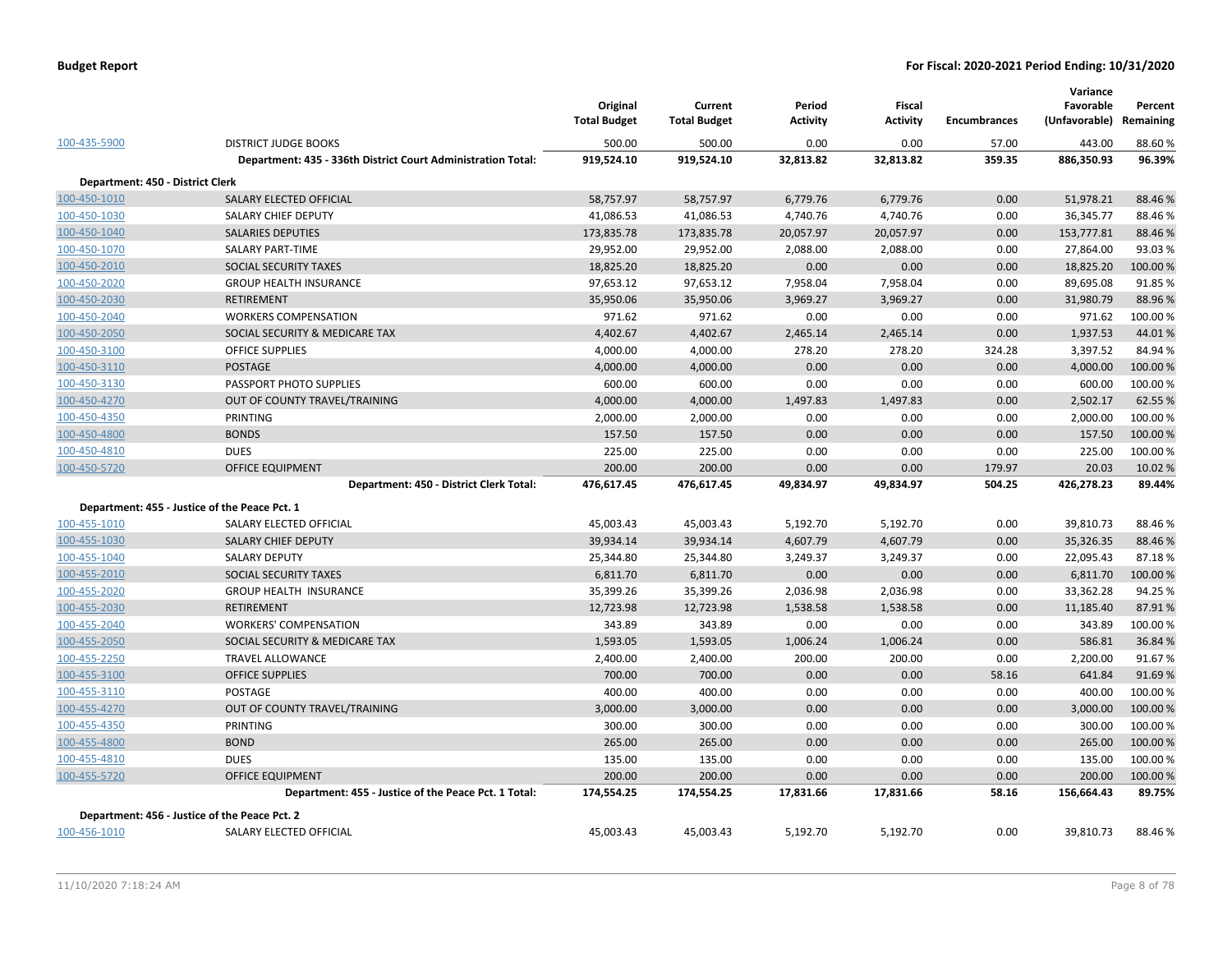| | | Original Total Budget | Current Total Budget | Period Activity | Fiscal Activity | Encumbrances | Variance Favorable (Unfavorable) | Percent Remaining |
|---|---|---|---|---|---|---|---|---|
| 100-435-5900 | DISTRICT JUDGE BOOKS | 500.00 | 500.00 | 0.00 | 0.00 | 57.00 | 443.00 | 88.60 % |
| | **Department: 435 - 336th District Court Administration Total:** | **919,524.10** | **919,524.10** | **32,813.82** | **32,813.82** | **359.35** | **886,350.93** | **96.39%** |
| **Department: 450 - District Clerk** | | | | | | | | |
| 100-450-1010 | SALARY ELECTED OFFICIAL | 58,757.97 | 58,757.97 | 6,779.76 | 6,779.76 | 0.00 | 51,978.21 | 88.46 % |
| 100-450-1030 | SALARY CHIEF DEPUTY | 41,086.53 | 41,086.53 | 4,740.76 | 4,740.76 | 0.00 | 36,345.77 | 88.46 % |
| 100-450-1040 | SALARIES DEPUTIES | 173,835.78 | 173,835.78 | 20,057.97 | 20,057.97 | 0.00 | 153,777.81 | 88.46 % |
| 100-450-1070 | SALARY PART-TIME | 29,952.00 | 29,952.00 | 2,088.00 | 2,088.00 | 0.00 | 27,864.00 | 93.03 % |
| 100-450-2010 | SOCIAL SECURITY TAXES | 18,825.20 | 18,825.20 | 0.00 | 0.00 | 0.00 | 18,825.20 | 100.00 % |
| 100-450-2020 | GROUP HEALTH INSURANCE | 97,653.12 | 97,653.12 | 7,958.04 | 7,958.04 | 0.00 | 89,695.08 | 91.85 % |
| 100-450-2030 | RETIREMENT | 35,950.06 | 35,950.06 | 3,969.27 | 3,969.27 | 0.00 | 31,980.79 | 88.96 % |
| 100-450-2040 | WORKERS COMPENSATION | 971.62 | 971.62 | 0.00 | 0.00 | 0.00 | 971.62 | 100.00 % |
| 100-450-2050 | SOCIAL SECURITY & MEDICARE TAX | 4,402.67 | 4,402.67 | 2,465.14 | 2,465.14 | 0.00 | 1,937.53 | 44.01 % |
| 100-450-3100 | OFFICE SUPPLIES | 4,000.00 | 4,000.00 | 278.20 | 278.20 | 324.28 | 3,397.52 | 84.94 % |
| 100-450-3110 | POSTAGE | 4,000.00 | 4,000.00 | 0.00 | 0.00 | 0.00 | 4,000.00 | 100.00 % |
| 100-450-3130 | PASSPORT PHOTO SUPPLIES | 600.00 | 600.00 | 0.00 | 0.00 | 0.00 | 600.00 | 100.00 % |
| 100-450-4270 | OUT OF COUNTY TRAVEL/TRAINING | 4,000.00 | 4,000.00 | 1,497.83 | 1,497.83 | 0.00 | 2,502.17 | 62.55 % |
| 100-450-4350 | PRINTING | 2,000.00 | 2,000.00 | 0.00 | 0.00 | 0.00 | 2,000.00 | 100.00 % |
| 100-450-4800 | BONDS | 157.50 | 157.50 | 0.00 | 0.00 | 0.00 | 157.50 | 100.00 % |
| 100-450-4810 | DUES | 225.00 | 225.00 | 0.00 | 0.00 | 0.00 | 225.00 | 100.00 % |
| 100-450-5720 | OFFICE EQUIPMENT | 200.00 | 200.00 | 0.00 | 0.00 | 179.97 | 20.03 | 10.02 % |
| | **Department: 450 - District Clerk Total:** | **476,617.45** | **476,617.45** | **49,834.97** | **49,834.97** | **504.25** | **426,278.23** | **89.44%** |
| **Department: 455 - Justice of the Peace Pct. 1** | | | | | | | | |
| 100-455-1010 | SALARY ELECTED OFFICIAL | 45,003.43 | 45,003.43 | 5,192.70 | 5,192.70 | 0.00 | 39,810.73 | 88.46 % |
| 100-455-1030 | SALARY CHIEF DEPUTY | 39,934.14 | 39,934.14 | 4,607.79 | 4,607.79 | 0.00 | 35,326.35 | 88.46 % |
| 100-455-1040 | SALARY DEPUTY | 25,344.80 | 25,344.80 | 3,249.37 | 3,249.37 | 0.00 | 22,095.43 | 87.18 % |
| 100-455-2010 | SOCIAL SECURITY TAXES | 6,811.70 | 6,811.70 | 0.00 | 0.00 | 0.00 | 6,811.70 | 100.00 % |
| 100-455-2020 | GROUP HEALTH INSURANCE | 35,399.26 | 35,399.26 | 2,036.98 | 2,036.98 | 0.00 | 33,362.28 | 94.25 % |
| 100-455-2030 | RETIREMENT | 12,723.98 | 12,723.98 | 1,538.58 | 1,538.58 | 0.00 | 11,185.40 | 87.91 % |
| 100-455-2040 | WORKERS' COMPENSATION | 343.89 | 343.89 | 0.00 | 0.00 | 0.00 | 343.89 | 100.00 % |
| 100-455-2050 | SOCIAL SECURITY & MEDICARE TAX | 1,593.05 | 1,593.05 | 1,006.24 | 1,006.24 | 0.00 | 586.81 | 36.84 % |
| 100-455-2250 | TRAVEL ALLOWANCE | 2,400.00 | 2,400.00 | 200.00 | 200.00 | 0.00 | 2,200.00 | 91.67 % |
| 100-455-3100 | OFFICE SUPPLIES | 700.00 | 700.00 | 0.00 | 0.00 | 58.16 | 641.84 | 91.69 % |
| 100-455-3110 | POSTAGE | 400.00 | 400.00 | 0.00 | 0.00 | 0.00 | 400.00 | 100.00 % |
| 100-455-4270 | OUT OF COUNTY TRAVEL/TRAINING | 3,000.00 | 3,000.00 | 0.00 | 0.00 | 0.00 | 3,000.00 | 100.00 % |
| 100-455-4350 | PRINTING | 300.00 | 300.00 | 0.00 | 0.00 | 0.00 | 300.00 | 100.00 % |
| 100-455-4800 | BOND | 265.00 | 265.00 | 0.00 | 0.00 | 0.00 | 265.00 | 100.00 % |
| 100-455-4810 | DUES | 135.00 | 135.00 | 0.00 | 0.00 | 0.00 | 135.00 | 100.00 % |
| 100-455-5720 | OFFICE EQUIPMENT | 200.00 | 200.00 | 0.00 | 0.00 | 0.00 | 200.00 | 100.00 % |
| | **Department: 455 - Justice of the Peace Pct. 1 Total:** | **174,554.25** | **174,554.25** | **17,831.66** | **17,831.66** | **58.16** | **156,664.43** | **89.75%** |
| **Department: 456 - Justice of the Peace Pct. 2** | | | | | | | | |
| 100-456-1010 | SALARY ELECTED OFFICIAL | 45,003.43 | 45,003.43 | 5,192.70 | 5,192.70 | 0.00 | 39,810.73 | 88.46 % |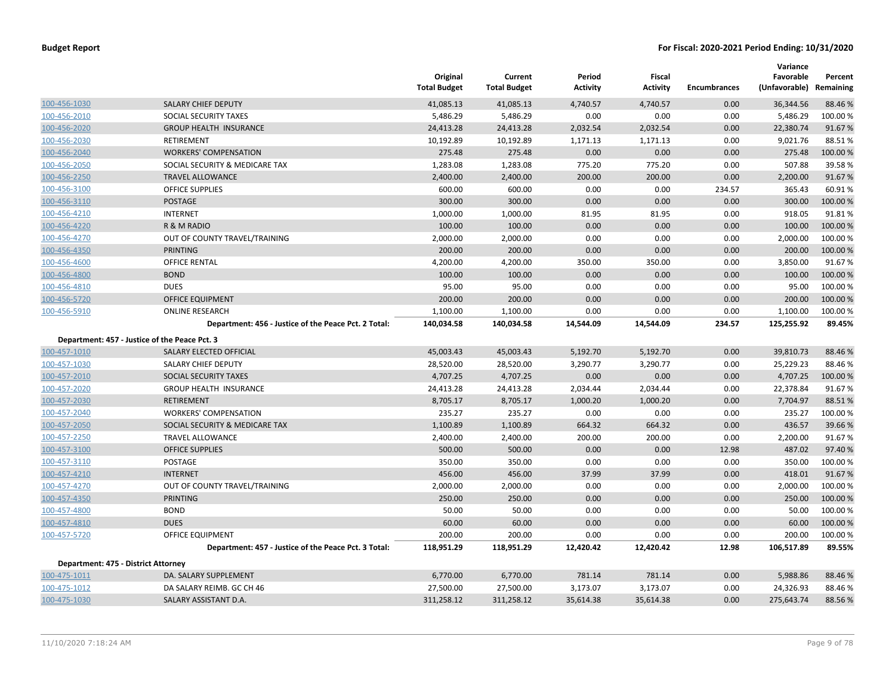| | | Original Total Budget | Current Total Budget | Period Activity | Fiscal Activity | Encumbrances | Variance Favorable (Unfavorable) | Percent Remaining |
|---|---|---|---|---|---|---|---|---|
| 100-456-1030 | SALARY CHIEF DEPUTY | 41,085.13 | 41,085.13 | 4,740.57 | 4,740.57 | 0.00 | 36,344.56 | 88.46 % |
| 100-456-2010 | SOCIAL SECURITY TAXES | 5,486.29 | 5,486.29 | 0.00 | 0.00 | 0.00 | 5,486.29 | 100.00 % |
| 100-456-2020 | GROUP HEALTH INSURANCE | 24,413.28 | 24,413.28 | 2,032.54 | 2,032.54 | 0.00 | 22,380.74 | 91.67 % |
| 100-456-2030 | RETIREMENT | 10,192.89 | 10,192.89 | 1,171.13 | 1,171.13 | 0.00 | 9,021.76 | 88.51 % |
| 100-456-2040 | WORKERS' COMPENSATION | 275.48 | 275.48 | 0.00 | 0.00 | 0.00 | 275.48 | 100.00 % |
| 100-456-2050 | SOCIAL SECURITY & MEDICARE TAX | 1,283.08 | 1,283.08 | 775.20 | 775.20 | 0.00 | 507.88 | 39.58 % |
| 100-456-2250 | TRAVEL ALLOWANCE | 2,400.00 | 2,400.00 | 200.00 | 200.00 | 0.00 | 2,200.00 | 91.67 % |
| 100-456-3100 | OFFICE SUPPLIES | 600.00 | 600.00 | 0.00 | 0.00 | 234.57 | 365.43 | 60.91 % |
| 100-456-3110 | POSTAGE | 300.00 | 300.00 | 0.00 | 0.00 | 0.00 | 300.00 | 100.00 % |
| 100-456-4210 | INTERNET | 1,000.00 | 1,000.00 | 81.95 | 81.95 | 0.00 | 918.05 | 91.81 % |
| 100-456-4220 | R & M RADIO | 100.00 | 100.00 | 0.00 | 0.00 | 0.00 | 100.00 | 100.00 % |
| 100-456-4270 | OUT OF COUNTY TRAVEL/TRAINING | 2,000.00 | 2,000.00 | 0.00 | 0.00 | 0.00 | 2,000.00 | 100.00 % |
| 100-456-4350 | PRINTING | 200.00 | 200.00 | 0.00 | 0.00 | 0.00 | 200.00 | 100.00 % |
| 100-456-4600 | OFFICE RENTAL | 4,200.00 | 4,200.00 | 350.00 | 350.00 | 0.00 | 3,850.00 | 91.67 % |
| 100-456-4800 | BOND | 100.00 | 100.00 | 0.00 | 0.00 | 0.00 | 100.00 | 100.00 % |
| 100-456-4810 | DUES | 95.00 | 95.00 | 0.00 | 0.00 | 0.00 | 95.00 | 100.00 % |
| 100-456-5720 | OFFICE EQUIPMENT | 200.00 | 200.00 | 0.00 | 0.00 | 0.00 | 200.00 | 100.00 % |
| 100-456-5910 | ONLINE RESEARCH | 1,100.00 | 1,100.00 | 0.00 | 0.00 | 0.00 | 1,100.00 | 100.00 % |
| | **Department: 456 - Justice of the Peace Pct. 2 Total:** | **140,034.58** | **140,034.58** | **14,544.09** | **14,544.09** | **234.57** | **125,255.92** | **89.45%** |
| **Department: 457 - Justice of the Peace Pct. 3** | | | | | | | | |
| 100-457-1010 | SALARY ELECTED OFFICIAL | 45,003.43 | 45,003.43 | 5,192.70 | 5,192.70 | 0.00 | 39,810.73 | 88.46 % |
| 100-457-1030 | SALARY CHIEF DEPUTY | 28,520.00 | 28,520.00 | 3,290.77 | 3,290.77 | 0.00 | 25,229.23 | 88.46 % |
| 100-457-2010 | SOCIAL SECURITY TAXES | 4,707.25 | 4,707.25 | 0.00 | 0.00 | 0.00 | 4,707.25 | 100.00 % |
| 100-457-2020 | GROUP HEALTH INSURANCE | 24,413.28 | 24,413.28 | 2,034.44 | 2,034.44 | 0.00 | 22,378.84 | 91.67 % |
| 100-457-2030 | RETIREMENT | 8,705.17 | 8,705.17 | 1,000.20 | 1,000.20 | 0.00 | 7,704.97 | 88.51 % |
| 100-457-2040 | WORKERS' COMPENSATION | 235.27 | 235.27 | 0.00 | 0.00 | 0.00 | 235.27 | 100.00 % |
| 100-457-2050 | SOCIAL SECURITY & MEDICARE TAX | 1,100.89 | 1,100.89 | 664.32 | 664.32 | 0.00 | 436.57 | 39.66 % |
| 100-457-2250 | TRAVEL ALLOWANCE | 2,400.00 | 2,400.00 | 200.00 | 200.00 | 0.00 | 2,200.00 | 91.67 % |
| 100-457-3100 | OFFICE SUPPLIES | 500.00 | 500.00 | 0.00 | 0.00 | 12.98 | 487.02 | 97.40 % |
| 100-457-3110 | POSTAGE | 350.00 | 350.00 | 0.00 | 0.00 | 0.00 | 350.00 | 100.00 % |
| 100-457-4210 | INTERNET | 456.00 | 456.00 | 37.99 | 37.99 | 0.00 | 418.01 | 91.67 % |
| 100-457-4270 | OUT OF COUNTY TRAVEL/TRAINING | 2,000.00 | 2,000.00 | 0.00 | 0.00 | 0.00 | 2,000.00 | 100.00 % |
| 100-457-4350 | PRINTING | 250.00 | 250.00 | 0.00 | 0.00 | 0.00 | 250.00 | 100.00 % |
| 100-457-4800 | BOND | 50.00 | 50.00 | 0.00 | 0.00 | 0.00 | 50.00 | 100.00 % |
| 100-457-4810 | DUES | 60.00 | 60.00 | 0.00 | 0.00 | 0.00 | 60.00 | 100.00 % |
| 100-457-5720 | OFFICE EQUIPMENT | 200.00 | 200.00 | 0.00 | 0.00 | 0.00 | 200.00 | 100.00 % |
| | **Department: 457 - Justice of the Peace Pct. 3 Total:** | **118,951.29** | **118,951.29** | **12,420.42** | **12,420.42** | **12.98** | **106,517.89** | **89.55%** |
| **Department: 475 - District Attorney** | | | | | | | | |
| 100-475-1011 | DA. SALARY SUPPLEMENT | 6,770.00 | 6,770.00 | 781.14 | 781.14 | 0.00 | 5,988.86 | 88.46 % |
| 100-475-1012 | DA SALARY REIMB. GC CH 46 | 27,500.00 | 27,500.00 | 3,173.07 | 3,173.07 | 0.00 | 24,326.93 | 88.46 % |
| 100-475-1030 | SALARY ASSISTANT D.A. | 311,258.12 | 311,258.12 | 35,614.38 | 35,614.38 | 0.00 | 275,643.74 | 88.56 % |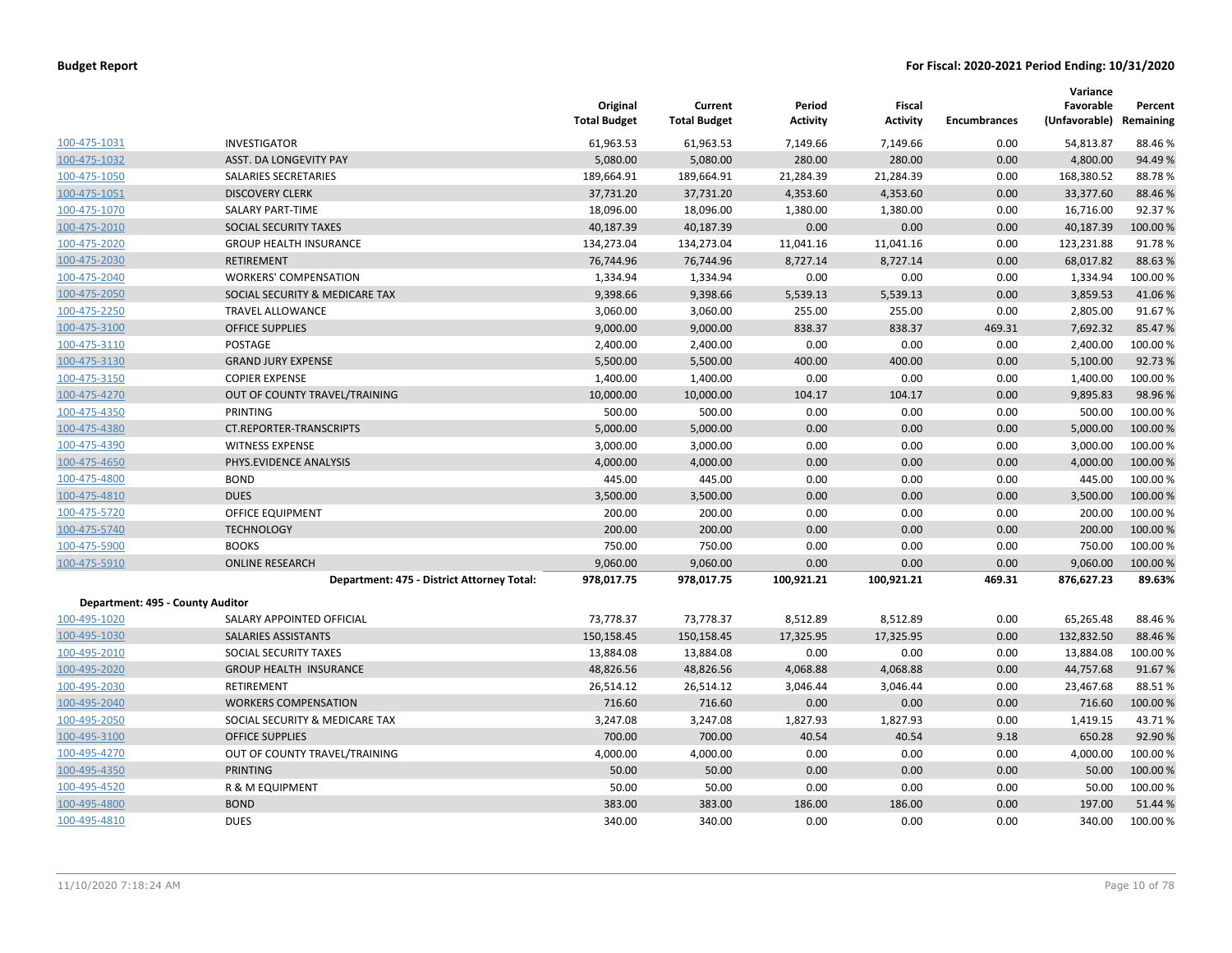| | | Original Total Budget | Current Total Budget | Period Activity | Fiscal Activity | Encumbrances | Variance Favorable (Unfavorable) | Percent Remaining |
|---|---|---|---|---|---|---|---|---|
| 100-475-1031 | INVESTIGATOR | 61,963.53 | 61,963.53 | 7,149.66 | 7,149.66 | 0.00 | 54,813.87 | 88.46 % |
| 100-475-1032 | ASST. DA LONGEVITY PAY | 5,080.00 | 5,080.00 | 280.00 | 280.00 | 0.00 | 4,800.00 | 94.49 % |
| 100-475-1050 | SALARIES SECRETARIES | 189,664.91 | 189,664.91 | 21,284.39 | 21,284.39 | 0.00 | 168,380.52 | 88.78 % |
| 100-475-1051 | DISCOVERY CLERK | 37,731.20 | 37,731.20 | 4,353.60 | 4,353.60 | 0.00 | 33,377.60 | 88.46 % |
| 100-475-1070 | SALARY PART-TIME | 18,096.00 | 18,096.00 | 1,380.00 | 1,380.00 | 0.00 | 16,716.00 | 92.37 % |
| 100-475-2010 | SOCIAL SECURITY TAXES | 40,187.39 | 40,187.39 | 0.00 | 0.00 | 0.00 | 40,187.39 | 100.00 % |
| 100-475-2020 | GROUP HEALTH INSURANCE | 134,273.04 | 134,273.04 | 11,041.16 | 11,041.16 | 0.00 | 123,231.88 | 91.78 % |
| 100-475-2030 | RETIREMENT | 76,744.96 | 76,744.96 | 8,727.14 | 8,727.14 | 0.00 | 68,017.82 | 88.63 % |
| 100-475-2040 | WORKERS' COMPENSATION | 1,334.94 | 1,334.94 | 0.00 | 0.00 | 0.00 | 1,334.94 | 100.00 % |
| 100-475-2050 | SOCIAL SECURITY & MEDICARE TAX | 9,398.66 | 9,398.66 | 5,539.13 | 5,539.13 | 0.00 | 3,859.53 | 41.06 % |
| 100-475-2250 | TRAVEL ALLOWANCE | 3,060.00 | 3,060.00 | 255.00 | 255.00 | 0.00 | 2,805.00 | 91.67 % |
| 100-475-3100 | OFFICE SUPPLIES | 9,000.00 | 9,000.00 | 838.37 | 838.37 | 469.31 | 7,692.32 | 85.47 % |
| 100-475-3110 | POSTAGE | 2,400.00 | 2,400.00 | 0.00 | 0.00 | 0.00 | 2,400.00 | 100.00 % |
| 100-475-3130 | GRAND JURY EXPENSE | 5,500.00 | 5,500.00 | 400.00 | 400.00 | 0.00 | 5,100.00 | 92.73 % |
| 100-475-3150 | COPIER EXPENSE | 1,400.00 | 1,400.00 | 0.00 | 0.00 | 0.00 | 1,400.00 | 100.00 % |
| 100-475-4270 | OUT OF COUNTY TRAVEL/TRAINING | 10,000.00 | 10,000.00 | 104.17 | 104.17 | 0.00 | 9,895.83 | 98.96 % |
| 100-475-4350 | PRINTING | 500.00 | 500.00 | 0.00 | 0.00 | 0.00 | 500.00 | 100.00 % |
| 100-475-4380 | CT.REPORTER-TRANSCRIPTS | 5,000.00 | 5,000.00 | 0.00 | 0.00 | 0.00 | 5,000.00 | 100.00 % |
| 100-475-4390 | WITNESS EXPENSE | 3,000.00 | 3,000.00 | 0.00 | 0.00 | 0.00 | 3,000.00 | 100.00 % |
| 100-475-4650 | PHYS.EVIDENCE ANALYSIS | 4,000.00 | 4,000.00 | 0.00 | 0.00 | 0.00 | 4,000.00 | 100.00 % |
| 100-475-4800 | BOND | 445.00 | 445.00 | 0.00 | 0.00 | 0.00 | 445.00 | 100.00 % |
| 100-475-4810 | DUES | 3,500.00 | 3,500.00 | 0.00 | 0.00 | 0.00 | 3,500.00 | 100.00 % |
| 100-475-5720 | OFFICE EQUIPMENT | 200.00 | 200.00 | 0.00 | 0.00 | 0.00 | 200.00 | 100.00 % |
| 100-475-5740 | TECHNOLOGY | 200.00 | 200.00 | 0.00 | 0.00 | 0.00 | 200.00 | 100.00 % |
| 100-475-5900 | BOOKS | 750.00 | 750.00 | 0.00 | 0.00 | 0.00 | 750.00 | 100.00 % |
| 100-475-5910 | ONLINE RESEARCH | 9,060.00 | 9,060.00 | 0.00 | 0.00 | 0.00 | 9,060.00 | 100.00 % |
| | **Department: 475 - District Attorney Total:** | **978,017.75** | **978,017.75** | **100,921.21** | **100,921.21** | **469.31** | **876,627.23** | **89.63%** |
| **Department: 495 - County Auditor** | | | | | | | | |
| 100-495-1020 | SALARY APPOINTED OFFICIAL | 73,778.37 | 73,778.37 | 8,512.89 | 8,512.89 | 0.00 | 65,265.48 | 88.46 % |
| 100-495-1030 | SALARIES ASSISTANTS | 150,158.45 | 150,158.45 | 17,325.95 | 17,325.95 | 0.00 | 132,832.50 | 88.46 % |
| 100-495-2010 | SOCIAL SECURITY TAXES | 13,884.08 | 13,884.08 | 0.00 | 0.00 | 0.00 | 13,884.08 | 100.00 % |
| 100-495-2020 | GROUP HEALTH INSURANCE | 48,826.56 | 48,826.56 | 4,068.88 | 4,068.88 | 0.00 | 44,757.68 | 91.67 % |
| 100-495-2030 | RETIREMENT | 26,514.12 | 26,514.12 | 3,046.44 | 3,046.44 | 0.00 | 23,467.68 | 88.51 % |
| 100-495-2040 | WORKERS COMPENSATION | 716.60 | 716.60 | 0.00 | 0.00 | 0.00 | 716.60 | 100.00 % |
| 100-495-2050 | SOCIAL SECURITY & MEDICARE TAX | 3,247.08 | 3,247.08 | 1,827.93 | 1,827.93 | 0.00 | 1,419.15 | 43.71 % |
| 100-495-3100 | OFFICE SUPPLIES | 700.00 | 700.00 | 40.54 | 40.54 | 9.18 | 650.28 | 92.90 % |
| 100-495-4270 | OUT OF COUNTY TRAVEL/TRAINING | 4,000.00 | 4,000.00 | 0.00 | 0.00 | 0.00 | 4,000.00 | 100.00 % |
| 100-495-4350 | PRINTING | 50.00 | 50.00 | 0.00 | 0.00 | 0.00 | 50.00 | 100.00 % |
| 100-495-4520 | R & M EQUIPMENT | 50.00 | 50.00 | 0.00 | 0.00 | 0.00 | 50.00 | 100.00 % |
| 100-495-4800 | BOND | 383.00 | 383.00 | 186.00 | 186.00 | 0.00 | 197.00 | 51.44 % |
| 100-495-4810 | DUES | 340.00 | 340.00 | 0.00 | 0.00 | 0.00 | 340.00 | 100.00 % |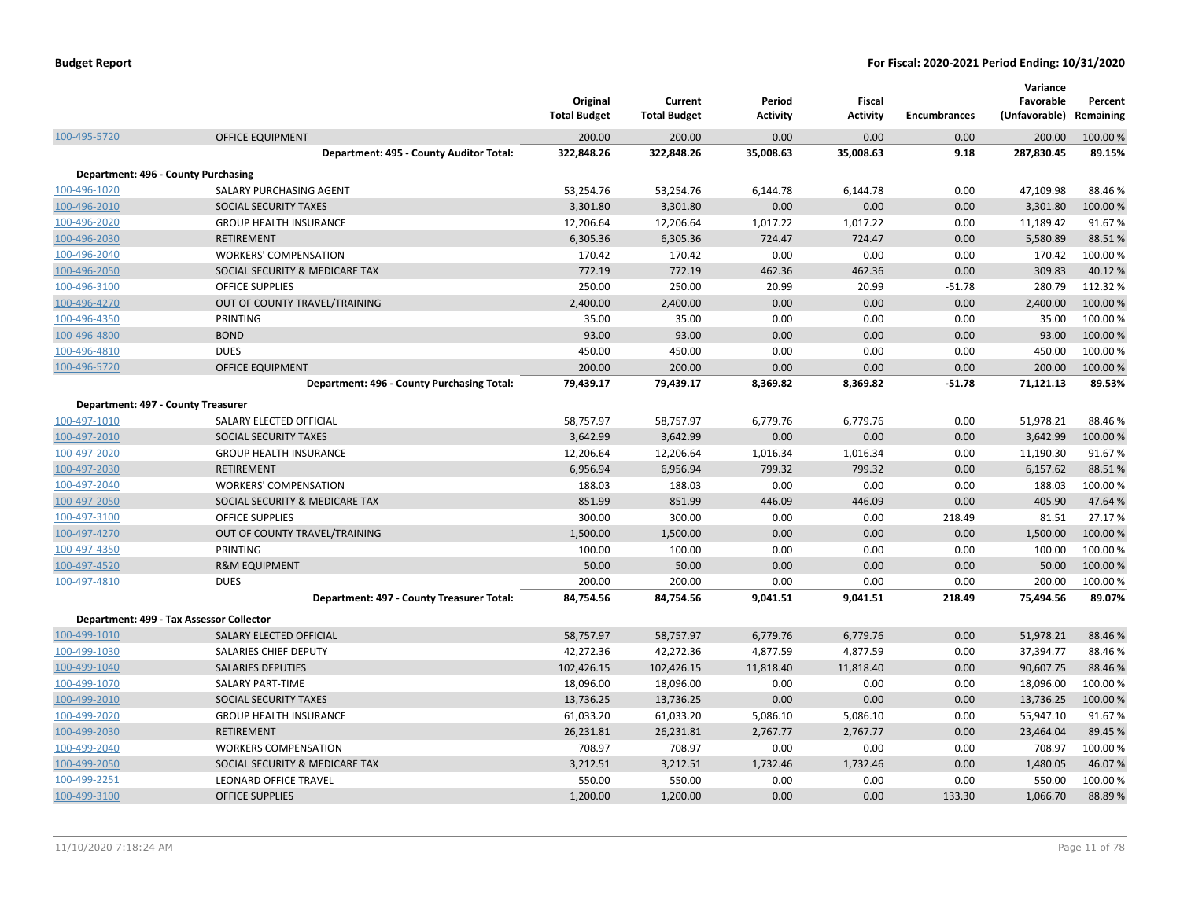**Budget Report** — **For Fiscal: 2020-2021 Period Ending: 10/31/2020**

| | | Original Total Budget | Current Total Budget | Period Activity | Fiscal Activity | Encumbrances | Variance Favorable (Unfavorable) | Percent Remaining |
|---|---|---|---|---|---|---|---|---|
| 100-495-5720 | OFFICE EQUIPMENT | 200.00 | 200.00 | 0.00 | 0.00 | 0.00 | 200.00 | 100.00 % |
| | **Department: 495 - County Auditor Total:** | **322,848.26** | **322,848.26** | **35,008.63** | **35,008.63** | **9.18** | **287,830.45** | **89.15%** |
| **Department: 496 - County Purchasing** | | | | | | | | |
| 100-496-1020 | SALARY PURCHASING AGENT | 53,254.76 | 53,254.76 | 6,144.78 | 6,144.78 | 0.00 | 47,109.98 | 88.46 % |
| 100-496-2010 | SOCIAL SECURITY TAXES | 3,301.80 | 3,301.80 | 0.00 | 0.00 | 0.00 | 3,301.80 | 100.00 % |
| 100-496-2020 | GROUP HEALTH INSURANCE | 12,206.64 | 12,206.64 | 1,017.22 | 1,017.22 | 0.00 | 11,189.42 | 91.67 % |
| 100-496-2030 | RETIREMENT | 6,305.36 | 6,305.36 | 724.47 | 724.47 | 0.00 | 5,580.89 | 88.51 % |
| 100-496-2040 | WORKERS' COMPENSATION | 170.42 | 170.42 | 0.00 | 0.00 | 0.00 | 170.42 | 100.00 % |
| 100-496-2050 | SOCIAL SECURITY & MEDICARE TAX | 772.19 | 772.19 | 462.36 | 462.36 | 0.00 | 309.83 | 40.12 % |
| 100-496-3100 | OFFICE SUPPLIES | 250.00 | 250.00 | 20.99 | 20.99 | -51.78 | 280.79 | 112.32 % |
| 100-496-4270 | OUT OF COUNTY TRAVEL/TRAINING | 2,400.00 | 2,400.00 | 0.00 | 0.00 | 0.00 | 2,400.00 | 100.00 % |
| 100-496-4350 | PRINTING | 35.00 | 35.00 | 0.00 | 0.00 | 0.00 | 35.00 | 100.00 % |
| 100-496-4800 | BOND | 93.00 | 93.00 | 0.00 | 0.00 | 0.00 | 93.00 | 100.00 % |
| 100-496-4810 | DUES | 450.00 | 450.00 | 0.00 | 0.00 | 0.00 | 450.00 | 100.00 % |
| 100-496-5720 | OFFICE EQUIPMENT | 200.00 | 200.00 | 0.00 | 0.00 | 0.00 | 200.00 | 100.00 % |
| | **Department: 496 - County Purchasing Total:** | **79,439.17** | **79,439.17** | **8,369.82** | **8,369.82** | **-51.78** | **71,121.13** | **89.53%** |
| **Department: 497 - County Treasurer** | | | | | | | | |
| 100-497-1010 | SALARY ELECTED OFFICIAL | 58,757.97 | 58,757.97 | 6,779.76 | 6,779.76 | 0.00 | 51,978.21 | 88.46 % |
| 100-497-2010 | SOCIAL SECURITY TAXES | 3,642.99 | 3,642.99 | 0.00 | 0.00 | 0.00 | 3,642.99 | 100.00 % |
| 100-497-2020 | GROUP HEALTH INSURANCE | 12,206.64 | 12,206.64 | 1,016.34 | 1,016.34 | 0.00 | 11,190.30 | 91.67 % |
| 100-497-2030 | RETIREMENT | 6,956.94 | 6,956.94 | 799.32 | 799.32 | 0.00 | 6,157.62 | 88.51 % |
| 100-497-2040 | WORKERS' COMPENSATION | 188.03 | 188.03 | 0.00 | 0.00 | 0.00 | 188.03 | 100.00 % |
| 100-497-2050 | SOCIAL SECURITY & MEDICARE TAX | 851.99 | 851.99 | 446.09 | 446.09 | 0.00 | 405.90 | 47.64 % |
| 100-497-3100 | OFFICE SUPPLIES | 300.00 | 300.00 | 0.00 | 0.00 | 218.49 | 81.51 | 27.17 % |
| 100-497-4270 | OUT OF COUNTY TRAVEL/TRAINING | 1,500.00 | 1,500.00 | 0.00 | 0.00 | 0.00 | 1,500.00 | 100.00 % |
| 100-497-4350 | PRINTING | 100.00 | 100.00 | 0.00 | 0.00 | 0.00 | 100.00 | 100.00 % |
| 100-497-4520 | R&M EQUIPMENT | 50.00 | 50.00 | 0.00 | 0.00 | 0.00 | 50.00 | 100.00 % |
| 100-497-4810 | DUES | 200.00 | 200.00 | 0.00 | 0.00 | 0.00 | 200.00 | 100.00 % |
| | **Department: 497 - County Treasurer Total:** | **84,754.56** | **84,754.56** | **9,041.51** | **9,041.51** | **218.49** | **75,494.56** | **89.07%** |
| **Department: 499 - Tax Assessor Collector** | | | | | | | | |
| 100-499-1010 | SALARY ELECTED OFFICIAL | 58,757.97 | 58,757.97 | 6,779.76 | 6,779.76 | 0.00 | 51,978.21 | 88.46 % |
| 100-499-1030 | SALARIES CHIEF DEPUTY | 42,272.36 | 42,272.36 | 4,877.59 | 4,877.59 | 0.00 | 37,394.77 | 88.46 % |
| 100-499-1040 | SALARIES DEPUTIES | 102,426.15 | 102,426.15 | 11,818.40 | 11,818.40 | 0.00 | 90,607.75 | 88.46 % |
| 100-499-1070 | SALARY PART-TIME | 18,096.00 | 18,096.00 | 0.00 | 0.00 | 0.00 | 18,096.00 | 100.00 % |
| 100-499-2010 | SOCIAL SECURITY TAXES | 13,736.25 | 13,736.25 | 0.00 | 0.00 | 0.00 | 13,736.25 | 100.00 % |
| 100-499-2020 | GROUP HEALTH INSURANCE | 61,033.20 | 61,033.20 | 5,086.10 | 5,086.10 | 0.00 | 55,947.10 | 91.67 % |
| 100-499-2030 | RETIREMENT | 26,231.81 | 26,231.81 | 2,767.77 | 2,767.77 | 0.00 | 23,464.04 | 89.45 % |
| 100-499-2040 | WORKERS COMPENSATION | 708.97 | 708.97 | 0.00 | 0.00 | 0.00 | 708.97 | 100.00 % |
| 100-499-2050 | SOCIAL SECURITY & MEDICARE TAX | 3,212.51 | 3,212.51 | 1,732.46 | 1,732.46 | 0.00 | 1,480.05 | 46.07 % |
| 100-499-2251 | LEONARD OFFICE TRAVEL | 550.00 | 550.00 | 0.00 | 0.00 | 0.00 | 550.00 | 100.00 % |
| 100-499-3100 | OFFICE SUPPLIES | 1,200.00 | 1,200.00 | 0.00 | 0.00 | 133.30 | 1,066.70 | 88.89 % |

11/10/2020 7:18:24 AM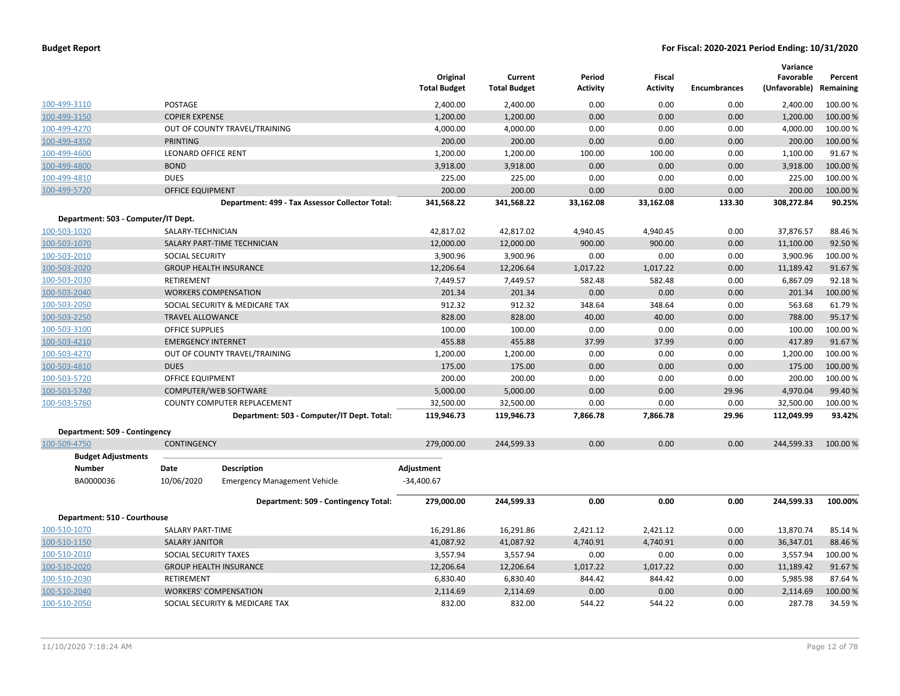| | | Original Total Budget | Current Total Budget | Period Activity | Fiscal Activity | Encumbrances | Variance Favorable (Unfavorable) | Percent Remaining |
|---|---|---|---|---|---|---|---|---|
| 100-499-3110 | POSTAGE | 2,400.00 | 2,400.00 | 0.00 | 0.00 | 0.00 | 2,400.00 | 100.00 % |
| 100-499-3150 | COPIER EXPENSE | 1,200.00 | 1,200.00 | 0.00 | 0.00 | 0.00 | 1,200.00 | 100.00 % |
| 100-499-4270 | OUT OF COUNTY TRAVEL/TRAINING | 4,000.00 | 4,000.00 | 0.00 | 0.00 | 0.00 | 4,000.00 | 100.00 % |
| 100-499-4350 | PRINTING | 200.00 | 200.00 | 0.00 | 0.00 | 0.00 | 200.00 | 100.00 % |
| 100-499-4600 | LEONARD OFFICE RENT | 1,200.00 | 1,200.00 | 100.00 | 100.00 | 0.00 | 1,100.00 | 91.67 % |
| 100-499-4800 | BOND | 3,918.00 | 3,918.00 | 0.00 | 0.00 | 0.00 | 3,918.00 | 100.00 % |
| 100-499-4810 | DUES | 225.00 | 225.00 | 0.00 | 0.00 | 0.00 | 225.00 | 100.00 % |
| 100-499-5720 | OFFICE EQUIPMENT | 200.00 | 200.00 | 0.00 | 0.00 | 0.00 | 200.00 | 100.00 % |
| | **Department: 499 - Tax Assessor Collector Total:** | **341,568.22** | **341,568.22** | **33,162.08** | **33,162.08** | **133.30** | **308,272.84** | **90.25%** |
| **Department: 503 - Computer/IT Dept.** | | | | | | | | |
| 100-503-1020 | SALARY-TECHNICIAN | 42,817.02 | 42,817.02 | 4,940.45 | 4,940.45 | 0.00 | 37,876.57 | 88.46 % |
| 100-503-1070 | SALARY PART-TIME TECHNICIAN | 12,000.00 | 12,000.00 | 900.00 | 900.00 | 0.00 | 11,100.00 | 92.50 % |
| 100-503-2010 | SOCIAL SECURITY | 3,900.96 | 3,900.96 | 0.00 | 0.00 | 0.00 | 3,900.96 | 100.00 % |
| 100-503-2020 | GROUP HEALTH INSURANCE | 12,206.64 | 12,206.64 | 1,017.22 | 1,017.22 | 0.00 | 11,189.42 | 91.67 % |
| 100-503-2030 | RETIREMENT | 7,449.57 | 7,449.57 | 582.48 | 582.48 | 0.00 | 6,867.09 | 92.18 % |
| 100-503-2040 | WORKERS COMPENSATION | 201.34 | 201.34 | 0.00 | 0.00 | 0.00 | 201.34 | 100.00 % |
| 100-503-2050 | SOCIAL SECURITY & MEDICARE TAX | 912.32 | 912.32 | 348.64 | 348.64 | 0.00 | 563.68 | 61.79 % |
| 100-503-2250 | TRAVEL ALLOWANCE | 828.00 | 828.00 | 40.00 | 40.00 | 0.00 | 788.00 | 95.17 % |
| 100-503-3100 | OFFICE SUPPLIES | 100.00 | 100.00 | 0.00 | 0.00 | 0.00 | 100.00 | 100.00 % |
| 100-503-4210 | EMERGENCY INTERNET | 455.88 | 455.88 | 37.99 | 37.99 | 0.00 | 417.89 | 91.67 % |
| 100-503-4270 | OUT OF COUNTY TRAVEL/TRAINING | 1,200.00 | 1,200.00 | 0.00 | 0.00 | 0.00 | 1,200.00 | 100.00 % |
| 100-503-4810 | DUES | 175.00 | 175.00 | 0.00 | 0.00 | 0.00 | 175.00 | 100.00 % |
| 100-503-5720 | OFFICE EQUIPMENT | 200.00 | 200.00 | 0.00 | 0.00 | 0.00 | 200.00 | 100.00 % |
| 100-503-5740 | COMPUTER/WEB SOFTWARE | 5,000.00 | 5,000.00 | 0.00 | 0.00 | 29.96 | 4,970.04 | 99.40 % |
| 100-503-5760 | COUNTY COMPUTER REPLACEMENT | 32,500.00 | 32,500.00 | 0.00 | 0.00 | 0.00 | 32,500.00 | 100.00 % |
| | **Department: 503 - Computer/IT Dept. Total:** | **119,946.73** | **119,946.73** | **7,866.78** | **7,866.78** | **29.96** | **112,049.99** | **93.42%** |
| **Department: 509 - Contingency** | | | | | | | | |
| 100-509-4750 | CONTINGENCY | 279,000.00 | 244,599.33 | 0.00 | 0.00 | 0.00 | 244,599.33 | 100.00 % |

**Budget Adjustments**

| Number | Date | Description | Adjustment |
|---|---|---|---|
| BA0000036 | 10/06/2020 | Emergency Management Vehicle | -34,400.67 |

| | | Original Total Budget | Current Total Budget | Period Activity | Fiscal Activity | Encumbrances | Variance Favorable (Unfavorable) | Percent Remaining |
|---|---|---|---|---|---|---|---|---|
| | **Department: 509 - Contingency Total:** | **279,000.00** | **244,599.33** | **0.00** | **0.00** | **0.00** | **244,599.33** | **100.00%** |
| **Department: 510 - Courthouse** | | | | | | | | |
| 100-510-1070 | SALARY PART-TIME | 16,291.86 | 16,291.86 | 2,421.12 | 2,421.12 | 0.00 | 13,870.74 | 85.14 % |
| 100-510-1150 | SALARY JANITOR | 41,087.92 | 41,087.92 | 4,740.91 | 4,740.91 | 0.00 | 36,347.01 | 88.46 % |
| 100-510-2010 | SOCIAL SECURITY TAXES | 3,557.94 | 3,557.94 | 0.00 | 0.00 | 0.00 | 3,557.94 | 100.00 % |
| 100-510-2020 | GROUP HEALTH INSURANCE | 12,206.64 | 12,206.64 | 1,017.22 | 1,017.22 | 0.00 | 11,189.42 | 91.67 % |
| 100-510-2030 | RETIREMENT | 6,830.40 | 6,830.40 | 844.42 | 844.42 | 0.00 | 5,985.98 | 87.64 % |
| 100-510-2040 | WORKERS' COMPENSATION | 2,114.69 | 2,114.69 | 0.00 | 0.00 | 0.00 | 2,114.69 | 100.00 % |
| 100-510-2050 | SOCIAL SECURITY & MEDICARE TAX | 832.00 | 832.00 | 544.22 | 544.22 | 0.00 | 287.78 | 34.59 % |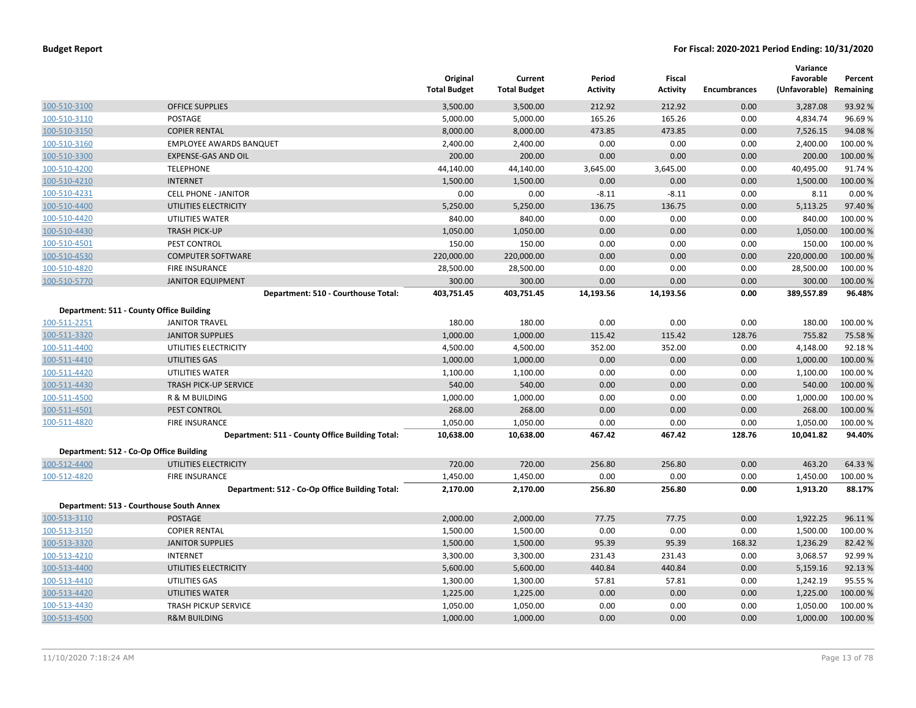| | | Original Total Budget | Current Total Budget | Period Activity | Fiscal Activity | Encumbrances | Variance Favorable (Unfavorable) | Percent Remaining |
|---|---|---|---|---|---|---|---|---|
| 100-510-3100 | OFFICE SUPPLIES | 3,500.00 | 3,500.00 | 212.92 | 212.92 | 0.00 | 3,287.08 | 93.92 % |
| 100-510-3110 | POSTAGE | 5,000.00 | 5,000.00 | 165.26 | 165.26 | 0.00 | 4,834.74 | 96.69 % |
| 100-510-3150 | COPIER RENTAL | 8,000.00 | 8,000.00 | 473.85 | 473.85 | 0.00 | 7,526.15 | 94.08 % |
| 100-510-3160 | EMPLOYEE AWARDS BANQUET | 2,400.00 | 2,400.00 | 0.00 | 0.00 | 0.00 | 2,400.00 | 100.00 % |
| 100-510-3300 | EXPENSE-GAS AND OIL | 200.00 | 200.00 | 0.00 | 0.00 | 0.00 | 200.00 | 100.00 % |
| 100-510-4200 | TELEPHONE | 44,140.00 | 44,140.00 | 3,645.00 | 3,645.00 | 0.00 | 40,495.00 | 91.74 % |
| 100-510-4210 | INTERNET | 1,500.00 | 1,500.00 | 0.00 | 0.00 | 0.00 | 1,500.00 | 100.00 % |
| 100-510-4231 | CELL PHONE - JANITOR | 0.00 | 0.00 | -8.11 | -8.11 | 0.00 | 8.11 | 0.00 % |
| 100-510-4400 | UTILITIES ELECTRICITY | 5,250.00 | 5,250.00 | 136.75 | 136.75 | 0.00 | 5,113.25 | 97.40 % |
| 100-510-4420 | UTILITIES WATER | 840.00 | 840.00 | 0.00 | 0.00 | 0.00 | 840.00 | 100.00 % |
| 100-510-4430 | TRASH PICK-UP | 1,050.00 | 1,050.00 | 0.00 | 0.00 | 0.00 | 1,050.00 | 100.00 % |
| 100-510-4501 | PEST CONTROL | 150.00 | 150.00 | 0.00 | 0.00 | 0.00 | 150.00 | 100.00 % |
| 100-510-4530 | COMPUTER SOFTWARE | 220,000.00 | 220,000.00 | 0.00 | 0.00 | 0.00 | 220,000.00 | 100.00 % |
| 100-510-4820 | FIRE INSURANCE | 28,500.00 | 28,500.00 | 0.00 | 0.00 | 0.00 | 28,500.00 | 100.00 % |
| 100-510-5770 | JANITOR EQUIPMENT | 300.00 | 300.00 | 0.00 | 0.00 | 0.00 | 300.00 | 100.00 % |
| | **Department: 510 - Courthouse Total:** | **403,751.45** | **403,751.45** | **14,193.56** | **14,193.56** | **0.00** | **389,557.89** | **96.48%** |
| **Department: 511 - County Office Building** | | | | | | | | |
| 100-511-2251 | JANITOR TRAVEL | 180.00 | 180.00 | 0.00 | 0.00 | 0.00 | 180.00 | 100.00 % |
| 100-511-3320 | JANITOR SUPPLIES | 1,000.00 | 1,000.00 | 115.42 | 115.42 | 128.76 | 755.82 | 75.58 % |
| 100-511-4400 | UTILITIES ELECTRICITY | 4,500.00 | 4,500.00 | 352.00 | 352.00 | 0.00 | 4,148.00 | 92.18 % |
| 100-511-4410 | UTILITIES GAS | 1,000.00 | 1,000.00 | 0.00 | 0.00 | 0.00 | 1,000.00 | 100.00 % |
| 100-511-4420 | UTILITIES WATER | 1,100.00 | 1,100.00 | 0.00 | 0.00 | 0.00 | 1,100.00 | 100.00 % |
| 100-511-4430 | TRASH PICK-UP SERVICE | 540.00 | 540.00 | 0.00 | 0.00 | 0.00 | 540.00 | 100.00 % |
| 100-511-4500 | R & M BUILDING | 1,000.00 | 1,000.00 | 0.00 | 0.00 | 0.00 | 1,000.00 | 100.00 % |
| 100-511-4501 | PEST CONTROL | 268.00 | 268.00 | 0.00 | 0.00 | 0.00 | 268.00 | 100.00 % |
| 100-511-4820 | FIRE INSURANCE | 1,050.00 | 1,050.00 | 0.00 | 0.00 | 0.00 | 1,050.00 | 100.00 % |
| | **Department: 511 - County Office Building Total:** | **10,638.00** | **10,638.00** | **467.42** | **467.42** | **128.76** | **10,041.82** | **94.40%** |
| **Department: 512 - Co-Op Office Building** | | | | | | | | |
| 100-512-4400 | UTILITIES ELECTRICITY | 720.00 | 720.00 | 256.80 | 256.80 | 0.00 | 463.20 | 64.33 % |
| 100-512-4820 | FIRE INSURANCE | 1,450.00 | 1,450.00 | 0.00 | 0.00 | 0.00 | 1,450.00 | 100.00 % |
| | **Department: 512 - Co-Op Office Building Total:** | **2,170.00** | **2,170.00** | **256.80** | **256.80** | **0.00** | **1,913.20** | **88.17%** |
| **Department: 513 - Courthouse South Annex** | | | | | | | | |
| 100-513-3110 | POSTAGE | 2,000.00 | 2,000.00 | 77.75 | 77.75 | 0.00 | 1,922.25 | 96.11 % |
| 100-513-3150 | COPIER RENTAL | 1,500.00 | 1,500.00 | 0.00 | 0.00 | 0.00 | 1,500.00 | 100.00 % |
| 100-513-3320 | JANITOR SUPPLIES | 1,500.00 | 1,500.00 | 95.39 | 95.39 | 168.32 | 1,236.29 | 82.42 % |
| 100-513-4210 | INTERNET | 3,300.00 | 3,300.00 | 231.43 | 231.43 | 0.00 | 3,068.57 | 92.99 % |
| 100-513-4400 | UTILITIES ELECTRICITY | 5,600.00 | 5,600.00 | 440.84 | 440.84 | 0.00 | 5,159.16 | 92.13 % |
| 100-513-4410 | UTILITIES GAS | 1,300.00 | 1,300.00 | 57.81 | 57.81 | 0.00 | 1,242.19 | 95.55 % |
| 100-513-4420 | UTILITIES WATER | 1,225.00 | 1,225.00 | 0.00 | 0.00 | 0.00 | 1,225.00 | 100.00 % |
| 100-513-4430 | TRASH PICKUP SERVICE | 1,050.00 | 1,050.00 | 0.00 | 0.00 | 0.00 | 1,050.00 | 100.00 % |
| 100-513-4500 | R&M BUILDING | 1,000.00 | 1,000.00 | 0.00 | 0.00 | 0.00 | 1,000.00 | 100.00 % |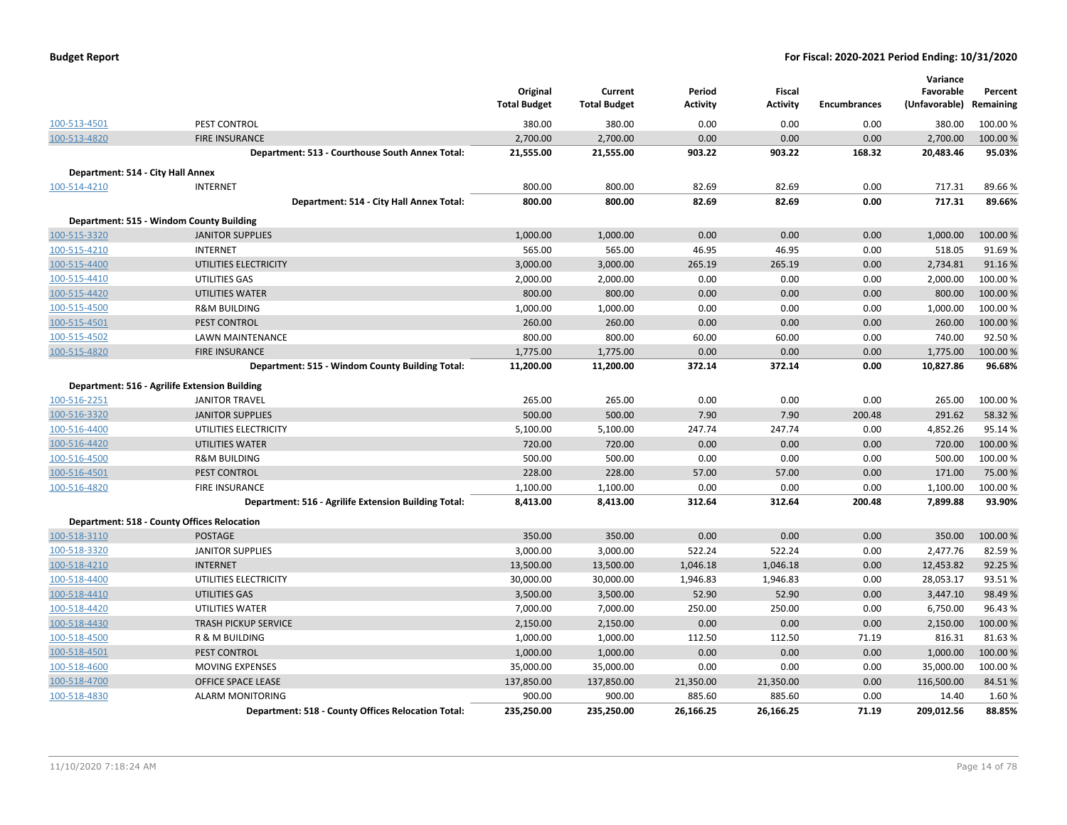| | | Original Total Budget | Current Total Budget | Period Activity | Fiscal Activity | Encumbrances | Variance Favorable (Unfavorable) | Percent Remaining |
|---|---|---|---|---|---|---|---|---|
| 100-513-4501 | PEST CONTROL | 380.00 | 380.00 | 0.00 | 0.00 | 0.00 | 380.00 | 100.00 % |
| 100-513-4820 | FIRE INSURANCE | 2,700.00 | 2,700.00 | 0.00 | 0.00 | 0.00 | 2,700.00 | 100.00 % |
| | **Department: 513 - Courthouse South Annex Total:** | **21,555.00** | **21,555.00** | **903.22** | **903.22** | **168.32** | **20,483.46** | **95.03%** |
| **Department: 514 - City Hall Annex** | | | | | | | | |
| 100-514-4210 | INTERNET | 800.00 | 800.00 | 82.69 | 82.69 | 0.00 | 717.31 | 89.66 % |
| | **Department: 514 - City Hall Annex Total:** | **800.00** | **800.00** | **82.69** | **82.69** | **0.00** | **717.31** | **89.66%** |
| **Department: 515 - Windom County Building** | | | | | | | | |
| 100-515-3320 | JANITOR SUPPLIES | 1,000.00 | 1,000.00 | 0.00 | 0.00 | 0.00 | 1,000.00 | 100.00 % |
| 100-515-4210 | INTERNET | 565.00 | 565.00 | 46.95 | 46.95 | 0.00 | 518.05 | 91.69 % |
| 100-515-4400 | UTILITIES ELECTRICITY | 3,000.00 | 3,000.00 | 265.19 | 265.19 | 0.00 | 2,734.81 | 91.16 % |
| 100-515-4410 | UTILITIES GAS | 2,000.00 | 2,000.00 | 0.00 | 0.00 | 0.00 | 2,000.00 | 100.00 % |
| 100-515-4420 | UTILITIES WATER | 800.00 | 800.00 | 0.00 | 0.00 | 0.00 | 800.00 | 100.00 % |
| 100-515-4500 | R&M BUILDING | 1,000.00 | 1,000.00 | 0.00 | 0.00 | 0.00 | 1,000.00 | 100.00 % |
| 100-515-4501 | PEST CONTROL | 260.00 | 260.00 | 0.00 | 0.00 | 0.00 | 260.00 | 100.00 % |
| 100-515-4502 | LAWN MAINTENANCE | 800.00 | 800.00 | 60.00 | 60.00 | 0.00 | 740.00 | 92.50 % |
| 100-515-4820 | FIRE INSURANCE | 1,775.00 | 1,775.00 | 0.00 | 0.00 | 0.00 | 1,775.00 | 100.00 % |
| | **Department: 515 - Windom County Building Total:** | **11,200.00** | **11,200.00** | **372.14** | **372.14** | **0.00** | **10,827.86** | **96.68%** |
| **Department: 516 - Agrilife Extension Building** | | | | | | | | |
| 100-516-2251 | JANITOR TRAVEL | 265.00 | 265.00 | 0.00 | 0.00 | 0.00 | 265.00 | 100.00 % |
| 100-516-3320 | JANITOR SUPPLIES | 500.00 | 500.00 | 7.90 | 7.90 | 200.48 | 291.62 | 58.32 % |
| 100-516-4400 | UTILITIES ELECTRICITY | 5,100.00 | 5,100.00 | 247.74 | 247.74 | 0.00 | 4,852.26 | 95.14 % |
| 100-516-4420 | UTILITIES WATER | 720.00 | 720.00 | 0.00 | 0.00 | 0.00 | 720.00 | 100.00 % |
| 100-516-4500 | R&M BUILDING | 500.00 | 500.00 | 0.00 | 0.00 | 0.00 | 500.00 | 100.00 % |
| 100-516-4501 | PEST CONTROL | 228.00 | 228.00 | 57.00 | 57.00 | 0.00 | 171.00 | 75.00 % |
| 100-516-4820 | FIRE INSURANCE | 1,100.00 | 1,100.00 | 0.00 | 0.00 | 0.00 | 1,100.00 | 100.00 % |
| | **Department: 516 - Agrilife Extension Building Total:** | **8,413.00** | **8,413.00** | **312.64** | **312.64** | **200.48** | **7,899.88** | **93.90%** |
| **Department: 518 - County Offices Relocation** | | | | | | | | |
| 100-518-3110 | POSTAGE | 350.00 | 350.00 | 0.00 | 0.00 | 0.00 | 350.00 | 100.00 % |
| 100-518-3320 | JANITOR SUPPLIES | 3,000.00 | 3,000.00 | 522.24 | 522.24 | 0.00 | 2,477.76 | 82.59 % |
| 100-518-4210 | INTERNET | 13,500.00 | 13,500.00 | 1,046.18 | 1,046.18 | 0.00 | 12,453.82 | 92.25 % |
| 100-518-4400 | UTILITIES ELECTRICITY | 30,000.00 | 30,000.00 | 1,946.83 | 1,946.83 | 0.00 | 28,053.17 | 93.51 % |
| 100-518-4410 | UTILITIES GAS | 3,500.00 | 3,500.00 | 52.90 | 52.90 | 0.00 | 3,447.10 | 98.49 % |
| 100-518-4420 | UTILITIES WATER | 7,000.00 | 7,000.00 | 250.00 | 250.00 | 0.00 | 6,750.00 | 96.43 % |
| 100-518-4430 | TRASH PICKUP SERVICE | 2,150.00 | 2,150.00 | 0.00 | 0.00 | 0.00 | 2,150.00 | 100.00 % |
| 100-518-4500 | R & M BUILDING | 1,000.00 | 1,000.00 | 112.50 | 112.50 | 71.19 | 816.31 | 81.63 % |
| 100-518-4501 | PEST CONTROL | 1,000.00 | 1,000.00 | 0.00 | 0.00 | 0.00 | 1,000.00 | 100.00 % |
| 100-518-4600 | MOVING EXPENSES | 35,000.00 | 35,000.00 | 0.00 | 0.00 | 0.00 | 35,000.00 | 100.00 % |
| 100-518-4700 | OFFICE SPACE LEASE | 137,850.00 | 137,850.00 | 21,350.00 | 21,350.00 | 0.00 | 116,500.00 | 84.51 % |
| 100-518-4830 | ALARM MONITORING | 900.00 | 900.00 | 885.60 | 885.60 | 0.00 | 14.40 | 1.60 % |
| | **Department: 518 - County Offices Relocation Total:** | **235,250.00** | **235,250.00** | **26,166.25** | **26,166.25** | **71.19** | **209,012.56** | **88.85%** |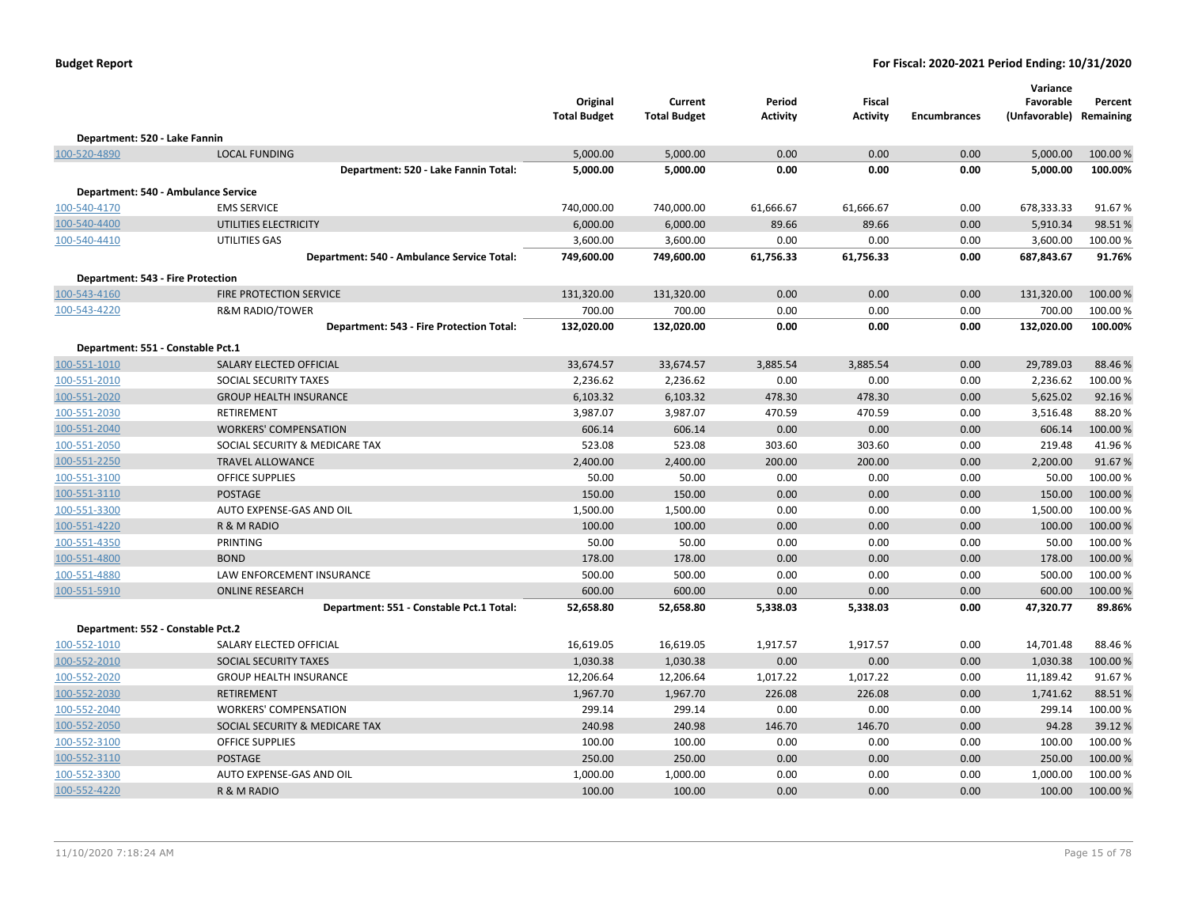**Budget Report** — **For Fiscal: 2020-2021 Period Ending: 10/31/2020**

| | | Original Total Budget | Current Total Budget | Period Activity | Fiscal Activity | Encumbrances | Variance Favorable (Unfavorable) | Percent Remaining |
|---|---|---|---|---|---|---|---|---|
| **Department: 520 - Lake Fannin** | | | | | | | | |
| 100-520-4890 | LOCAL FUNDING | 5,000.00 | 5,000.00 | 0.00 | 0.00 | 0.00 | 5,000.00 | 100.00 % |
| | **Department: 520 - Lake Fannin Total:** | **5,000.00** | **5,000.00** | **0.00** | **0.00** | **0.00** | **5,000.00** | **100.00%** |
| **Department: 540 - Ambulance Service** | | | | | | | | |
| 100-540-4170 | EMS SERVICE | 740,000.00 | 740,000.00 | 61,666.67 | 61,666.67 | 0.00 | 678,333.33 | 91.67 % |
| 100-540-4400 | UTILITIES ELECTRICITY | 6,000.00 | 6,000.00 | 89.66 | 89.66 | 0.00 | 5,910.34 | 98.51 % |
| 100-540-4410 | UTILITIES GAS | 3,600.00 | 3,600.00 | 0.00 | 0.00 | 0.00 | 3,600.00 | 100.00 % |
| | **Department: 540 - Ambulance Service Total:** | **749,600.00** | **749,600.00** | **61,756.33** | **61,756.33** | **0.00** | **687,843.67** | **91.76%** |
| **Department: 543 - Fire Protection** | | | | | | | | |
| 100-543-4160 | FIRE PROTECTION SERVICE | 131,320.00 | 131,320.00 | 0.00 | 0.00 | 0.00 | 131,320.00 | 100.00 % |
| 100-543-4220 | R&M RADIO/TOWER | 700.00 | 700.00 | 0.00 | 0.00 | 0.00 | 700.00 | 100.00 % |
| | **Department: 543 - Fire Protection Total:** | **132,020.00** | **132,020.00** | **0.00** | **0.00** | **0.00** | **132,020.00** | **100.00%** |
| **Department: 551 - Constable Pct.1** | | | | | | | | |
| 100-551-1010 | SALARY ELECTED OFFICIAL | 33,674.57 | 33,674.57 | 3,885.54 | 3,885.54 | 0.00 | 29,789.03 | 88.46 % |
| 100-551-2010 | SOCIAL SECURITY TAXES | 2,236.62 | 2,236.62 | 0.00 | 0.00 | 0.00 | 2,236.62 | 100.00 % |
| 100-551-2020 | GROUP HEALTH INSURANCE | 6,103.32 | 6,103.32 | 478.30 | 478.30 | 0.00 | 5,625.02 | 92.16 % |
| 100-551-2030 | RETIREMENT | 3,987.07 | 3,987.07 | 470.59 | 470.59 | 0.00 | 3,516.48 | 88.20 % |
| 100-551-2040 | WORKERS' COMPENSATION | 606.14 | 606.14 | 0.00 | 0.00 | 0.00 | 606.14 | 100.00 % |
| 100-551-2050 | SOCIAL SECURITY & MEDICARE TAX | 523.08 | 523.08 | 303.60 | 303.60 | 0.00 | 219.48 | 41.96 % |
| 100-551-2250 | TRAVEL ALLOWANCE | 2,400.00 | 2,400.00 | 200.00 | 200.00 | 0.00 | 2,200.00 | 91.67 % |
| 100-551-3100 | OFFICE SUPPLIES | 50.00 | 50.00 | 0.00 | 0.00 | 0.00 | 50.00 | 100.00 % |
| 100-551-3110 | POSTAGE | 150.00 | 150.00 | 0.00 | 0.00 | 0.00 | 150.00 | 100.00 % |
| 100-551-3300 | AUTO EXPENSE-GAS AND OIL | 1,500.00 | 1,500.00 | 0.00 | 0.00 | 0.00 | 1,500.00 | 100.00 % |
| 100-551-4220 | R & M RADIO | 100.00 | 100.00 | 0.00 | 0.00 | 0.00 | 100.00 | 100.00 % |
| 100-551-4350 | PRINTING | 50.00 | 50.00 | 0.00 | 0.00 | 0.00 | 50.00 | 100.00 % |
| 100-551-4800 | BOND | 178.00 | 178.00 | 0.00 | 0.00 | 0.00 | 178.00 | 100.00 % |
| 100-551-4880 | LAW ENFORCEMENT INSURANCE | 500.00 | 500.00 | 0.00 | 0.00 | 0.00 | 500.00 | 100.00 % |
| 100-551-5910 | ONLINE RESEARCH | 600.00 | 600.00 | 0.00 | 0.00 | 0.00 | 600.00 | 100.00 % |
| | **Department: 551 - Constable Pct.1 Total:** | **52,658.80** | **52,658.80** | **5,338.03** | **5,338.03** | **0.00** | **47,320.77** | **89.86%** |
| **Department: 552 - Constable Pct.2** | | | | | | | | |
| 100-552-1010 | SALARY ELECTED OFFICIAL | 16,619.05 | 16,619.05 | 1,917.57 | 1,917.57 | 0.00 | 14,701.48 | 88.46 % |
| 100-552-2010 | SOCIAL SECURITY TAXES | 1,030.38 | 1,030.38 | 0.00 | 0.00 | 0.00 | 1,030.38 | 100.00 % |
| 100-552-2020 | GROUP HEALTH INSURANCE | 12,206.64 | 12,206.64 | 1,017.22 | 1,017.22 | 0.00 | 11,189.42 | 91.67 % |
| 100-552-2030 | RETIREMENT | 1,967.70 | 1,967.70 | 226.08 | 226.08 | 0.00 | 1,741.62 | 88.51 % |
| 100-552-2040 | WORKERS' COMPENSATION | 299.14 | 299.14 | 0.00 | 0.00 | 0.00 | 299.14 | 100.00 % |
| 100-552-2050 | SOCIAL SECURITY & MEDICARE TAX | 240.98 | 240.98 | 146.70 | 146.70 | 0.00 | 94.28 | 39.12 % |
| 100-552-3100 | OFFICE SUPPLIES | 100.00 | 100.00 | 0.00 | 0.00 | 0.00 | 100.00 | 100.00 % |
| 100-552-3110 | POSTAGE | 250.00 | 250.00 | 0.00 | 0.00 | 0.00 | 250.00 | 100.00 % |
| 100-552-3300 | AUTO EXPENSE-GAS AND OIL | 1,000.00 | 1,000.00 | 0.00 | 0.00 | 0.00 | 1,000.00 | 100.00 % |
| 100-552-4220 | R & M RADIO | 100.00 | 100.00 | 0.00 | 0.00 | 0.00 | 100.00 | 100.00 % |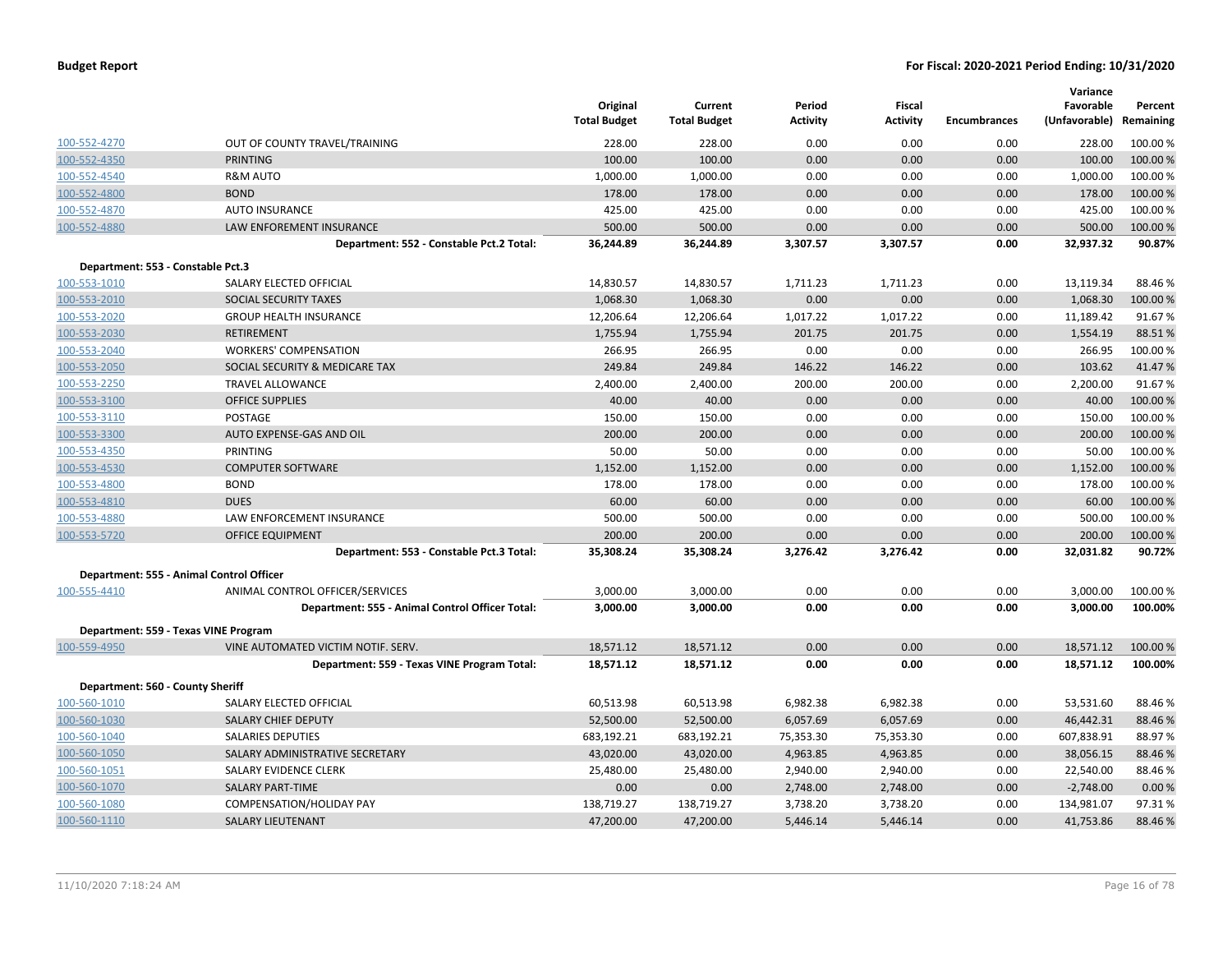| | | Original Total Budget | Current Total Budget | Period Activity | Fiscal Activity | Encumbrances | Variance Favorable (Unfavorable) | Percent Remaining |
|---|---|---|---|---|---|---|---|---|
| 100-552-4270 | OUT OF COUNTY TRAVEL/TRAINING | 228.00 | 228.00 | 0.00 | 0.00 | 0.00 | 228.00 | 100.00 % |
| 100-552-4350 | PRINTING | 100.00 | 100.00 | 0.00 | 0.00 | 0.00 | 100.00 | 100.00 % |
| 100-552-4540 | R&M AUTO | 1,000.00 | 1,000.00 | 0.00 | 0.00 | 0.00 | 1,000.00 | 100.00 % |
| 100-552-4800 | BOND | 178.00 | 178.00 | 0.00 | 0.00 | 0.00 | 178.00 | 100.00 % |
| 100-552-4870 | AUTO INSURANCE | 425.00 | 425.00 | 0.00 | 0.00 | 0.00 | 425.00 | 100.00 % |
| 100-552-4880 | LAW ENFOREMENT INSURANCE | 500.00 | 500.00 | 0.00 | 0.00 | 0.00 | 500.00 | 100.00 % |
| | **Department: 552 - Constable Pct.2 Total:** | **36,244.89** | **36,244.89** | **3,307.57** | **3,307.57** | **0.00** | **32,937.32** | **90.87%** |
| **Department: 553 - Constable Pct.3** | | | | | | | | |
| 100-553-1010 | SALARY ELECTED OFFICIAL | 14,830.57 | 14,830.57 | 1,711.23 | 1,711.23 | 0.00 | 13,119.34 | 88.46 % |
| 100-553-2010 | SOCIAL SECURITY TAXES | 1,068.30 | 1,068.30 | 0.00 | 0.00 | 0.00 | 1,068.30 | 100.00 % |
| 100-553-2020 | GROUP HEALTH INSURANCE | 12,206.64 | 12,206.64 | 1,017.22 | 1,017.22 | 0.00 | 11,189.42 | 91.67 % |
| 100-553-2030 | RETIREMENT | 1,755.94 | 1,755.94 | 201.75 | 201.75 | 0.00 | 1,554.19 | 88.51 % |
| 100-553-2040 | WORKERS' COMPENSATION | 266.95 | 266.95 | 0.00 | 0.00 | 0.00 | 266.95 | 100.00 % |
| 100-553-2050 | SOCIAL SECURITY & MEDICARE TAX | 249.84 | 249.84 | 146.22 | 146.22 | 0.00 | 103.62 | 41.47 % |
| 100-553-2250 | TRAVEL ALLOWANCE | 2,400.00 | 2,400.00 | 200.00 | 200.00 | 0.00 | 2,200.00 | 91.67 % |
| 100-553-3100 | OFFICE SUPPLIES | 40.00 | 40.00 | 0.00 | 0.00 | 0.00 | 40.00 | 100.00 % |
| 100-553-3110 | POSTAGE | 150.00 | 150.00 | 0.00 | 0.00 | 0.00 | 150.00 | 100.00 % |
| 100-553-3300 | AUTO EXPENSE-GAS AND OIL | 200.00 | 200.00 | 0.00 | 0.00 | 0.00 | 200.00 | 100.00 % |
| 100-553-4350 | PRINTING | 50.00 | 50.00 | 0.00 | 0.00 | 0.00 | 50.00 | 100.00 % |
| 100-553-4530 | COMPUTER SOFTWARE | 1,152.00 | 1,152.00 | 0.00 | 0.00 | 0.00 | 1,152.00 | 100.00 % |
| 100-553-4800 | BOND | 178.00 | 178.00 | 0.00 | 0.00 | 0.00 | 178.00 | 100.00 % |
| 100-553-4810 | DUES | 60.00 | 60.00 | 0.00 | 0.00 | 0.00 | 60.00 | 100.00 % |
| 100-553-4880 | LAW ENFORCEMENT INSURANCE | 500.00 | 500.00 | 0.00 | 0.00 | 0.00 | 500.00 | 100.00 % |
| 100-553-5720 | OFFICE EQUIPMENT | 200.00 | 200.00 | 0.00 | 0.00 | 0.00 | 200.00 | 100.00 % |
| | **Department: 553 - Constable Pct.3 Total:** | **35,308.24** | **35,308.24** | **3,276.42** | **3,276.42** | **0.00** | **32,031.82** | **90.72%** |
| **Department: 555 - Animal Control Officer** | | | | | | | | |
| 100-555-4410 | ANIMAL CONTROL OFFICER/SERVICES | 3,000.00 | 3,000.00 | 0.00 | 0.00 | 0.00 | 3,000.00 | 100.00 % |
| | **Department: 555 - Animal Control Officer Total:** | **3,000.00** | **3,000.00** | **0.00** | **0.00** | **0.00** | **3,000.00** | **100.00%** |
| **Department: 559 - Texas VINE Program** | | | | | | | | |
| 100-559-4950 | VINE AUTOMATED VICTIM NOTIF. SERV. | 18,571.12 | 18,571.12 | 0.00 | 0.00 | 0.00 | 18,571.12 | 100.00 % |
| | **Department: 559 - Texas VINE Program Total:** | **18,571.12** | **18,571.12** | **0.00** | **0.00** | **0.00** | **18,571.12** | **100.00%** |
| **Department: 560 - County Sheriff** | | | | | | | | |
| 100-560-1010 | SALARY ELECTED OFFICIAL | 60,513.98 | 60,513.98 | 6,982.38 | 6,982.38 | 0.00 | 53,531.60 | 88.46 % |
| 100-560-1030 | SALARY CHIEF DEPUTY | 52,500.00 | 52,500.00 | 6,057.69 | 6,057.69 | 0.00 | 46,442.31 | 88.46 % |
| 100-560-1040 | SALARIES DEPUTIES | 683,192.21 | 683,192.21 | 75,353.30 | 75,353.30 | 0.00 | 607,838.91 | 88.97 % |
| 100-560-1050 | SALARY ADMINISTRATIVE SECRETARY | 43,020.00 | 43,020.00 | 4,963.85 | 4,963.85 | 0.00 | 38,056.15 | 88.46 % |
| 100-560-1051 | SALARY EVIDENCE CLERK | 25,480.00 | 25,480.00 | 2,940.00 | 2,940.00 | 0.00 | 22,540.00 | 88.46 % |
| 100-560-1070 | SALARY PART-TIME | 0.00 | 0.00 | 2,748.00 | 2,748.00 | 0.00 | -2,748.00 | 0.00 % |
| 100-560-1080 | COMPENSATION/HOLIDAY PAY | 138,719.27 | 138,719.27 | 3,738.20 | 3,738.20 | 0.00 | 134,981.07 | 97.31 % |
| 100-560-1110 | SALARY LIEUTENANT | 47,200.00 | 47,200.00 | 5,446.14 | 5,446.14 | 0.00 | 41,753.86 | 88.46 % |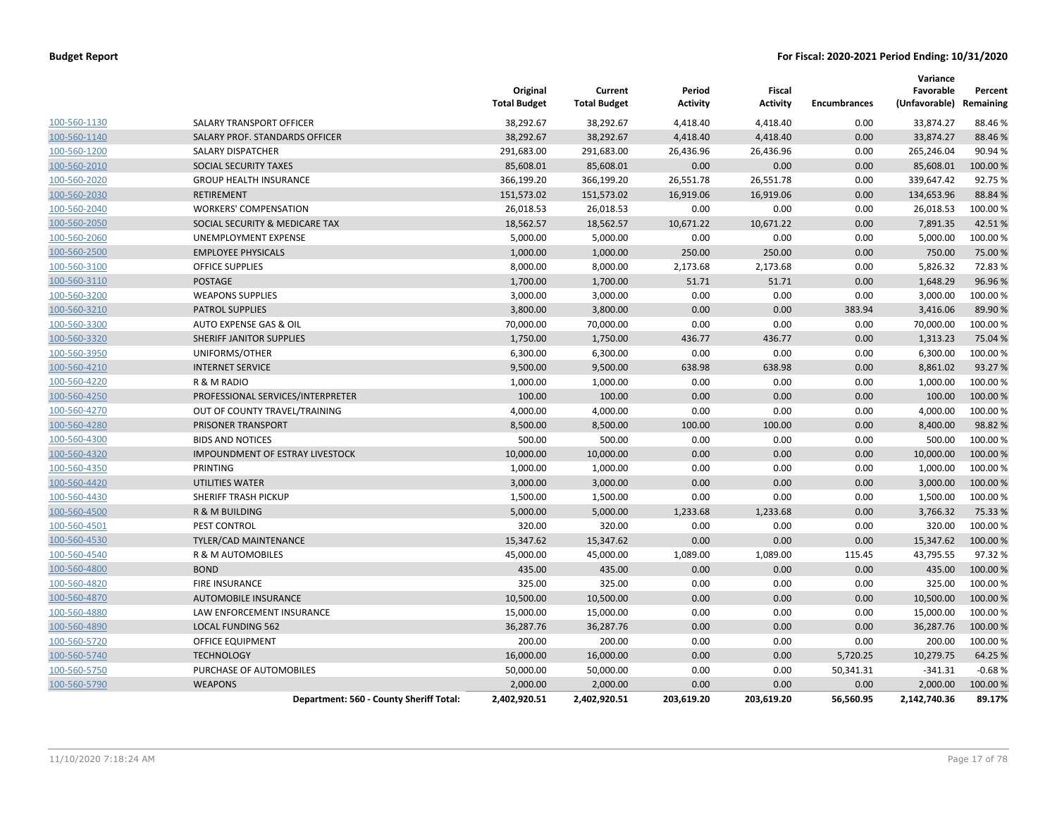**Budget Report** | **For Fiscal: 2020-2021 Period Ending: 10/31/2020**

| | | Original Total Budget | Current Total Budget | Period Activity | Fiscal Activity | Encumbrances | Variance Favorable (Unfavorable) | Percent Remaining |
|---|---|---|---|---|---|---|---|---|
| 100-560-1130 | SALARY TRANSPORT OFFICER | 38,292.67 | 38,292.67 | 4,418.40 | 4,418.40 | 0.00 | 33,874.27 | 88.46 % |
| 100-560-1140 | SALARY PROF. STANDARDS OFFICER | 38,292.67 | 38,292.67 | 4,418.40 | 4,418.40 | 0.00 | 33,874.27 | 88.46 % |
| 100-560-1200 | SALARY DISPATCHER | 291,683.00 | 291,683.00 | 26,436.96 | 26,436.96 | 0.00 | 265,246.04 | 90.94 % |
| 100-560-2010 | SOCIAL SECURITY TAXES | 85,608.01 | 85,608.01 | 0.00 | 0.00 | 0.00 | 85,608.01 | 100.00 % |
| 100-560-2020 | GROUP HEALTH INSURANCE | 366,199.20 | 366,199.20 | 26,551.78 | 26,551.78 | 0.00 | 339,647.42 | 92.75 % |
| 100-560-2030 | RETIREMENT | 151,573.02 | 151,573.02 | 16,919.06 | 16,919.06 | 0.00 | 134,653.96 | 88.84 % |
| 100-560-2040 | WORKERS' COMPENSATION | 26,018.53 | 26,018.53 | 0.00 | 0.00 | 0.00 | 26,018.53 | 100.00 % |
| 100-560-2050 | SOCIAL SECURITY & MEDICARE TAX | 18,562.57 | 18,562.57 | 10,671.22 | 10,671.22 | 0.00 | 7,891.35 | 42.51 % |
| 100-560-2060 | UNEMPLOYMENT EXPENSE | 5,000.00 | 5,000.00 | 0.00 | 0.00 | 0.00 | 5,000.00 | 100.00 % |
| 100-560-2500 | EMPLOYEE PHYSICALS | 1,000.00 | 1,000.00 | 250.00 | 250.00 | 0.00 | 750.00 | 75.00 % |
| 100-560-3100 | OFFICE SUPPLIES | 8,000.00 | 8,000.00 | 2,173.68 | 2,173.68 | 0.00 | 5,826.32 | 72.83 % |
| 100-560-3110 | POSTAGE | 1,700.00 | 1,700.00 | 51.71 | 51.71 | 0.00 | 1,648.29 | 96.96 % |
| 100-560-3200 | WEAPONS SUPPLIES | 3,000.00 | 3,000.00 | 0.00 | 0.00 | 0.00 | 3,000.00 | 100.00 % |
| 100-560-3210 | PATROL SUPPLIES | 3,800.00 | 3,800.00 | 0.00 | 0.00 | 383.94 | 3,416.06 | 89.90 % |
| 100-560-3300 | AUTO EXPENSE GAS & OIL | 70,000.00 | 70,000.00 | 0.00 | 0.00 | 0.00 | 70,000.00 | 100.00 % |
| 100-560-3320 | SHERIFF JANITOR SUPPLIES | 1,750.00 | 1,750.00 | 436.77 | 436.77 | 0.00 | 1,313.23 | 75.04 % |
| 100-560-3950 | UNIFORMS/OTHER | 6,300.00 | 6,300.00 | 0.00 | 0.00 | 0.00 | 6,300.00 | 100.00 % |
| 100-560-4210 | INTERNET SERVICE | 9,500.00 | 9,500.00 | 638.98 | 638.98 | 0.00 | 8,861.02 | 93.27 % |
| 100-560-4220 | R & M RADIO | 1,000.00 | 1,000.00 | 0.00 | 0.00 | 0.00 | 1,000.00 | 100.00 % |
| 100-560-4250 | PROFESSIONAL SERVICES/INTERPRETER | 100.00 | 100.00 | 0.00 | 0.00 | 0.00 | 100.00 | 100.00 % |
| 100-560-4270 | OUT OF COUNTY TRAVEL/TRAINING | 4,000.00 | 4,000.00 | 0.00 | 0.00 | 0.00 | 4,000.00 | 100.00 % |
| 100-560-4280 | PRISONER TRANSPORT | 8,500.00 | 8,500.00 | 100.00 | 100.00 | 0.00 | 8,400.00 | 98.82 % |
| 100-560-4300 | BIDS AND NOTICES | 500.00 | 500.00 | 0.00 | 0.00 | 0.00 | 500.00 | 100.00 % |
| 100-560-4320 | IMPOUNDMENT OF ESTRAY LIVESTOCK | 10,000.00 | 10,000.00 | 0.00 | 0.00 | 0.00 | 10,000.00 | 100.00 % |
| 100-560-4350 | PRINTING | 1,000.00 | 1,000.00 | 0.00 | 0.00 | 0.00 | 1,000.00 | 100.00 % |
| 100-560-4420 | UTILITIES WATER | 3,000.00 | 3,000.00 | 0.00 | 0.00 | 0.00 | 3,000.00 | 100.00 % |
| 100-560-4430 | SHERIFF TRASH PICKUP | 1,500.00 | 1,500.00 | 0.00 | 0.00 | 0.00 | 1,500.00 | 100.00 % |
| 100-560-4500 | R & M BUILDING | 5,000.00 | 5,000.00 | 1,233.68 | 1,233.68 | 0.00 | 3,766.32 | 75.33 % |
| 100-560-4501 | PEST CONTROL | 320.00 | 320.00 | 0.00 | 0.00 | 0.00 | 320.00 | 100.00 % |
| 100-560-4530 | TYLER/CAD MAINTENANCE | 15,347.62 | 15,347.62 | 0.00 | 0.00 | 0.00 | 15,347.62 | 100.00 % |
| 100-560-4540 | R & M AUTOMOBILES | 45,000.00 | 45,000.00 | 1,089.00 | 1,089.00 | 115.45 | 43,795.55 | 97.32 % |
| 100-560-4800 | BOND | 435.00 | 435.00 | 0.00 | 0.00 | 0.00 | 435.00 | 100.00 % |
| 100-560-4820 | FIRE INSURANCE | 325.00 | 325.00 | 0.00 | 0.00 | 0.00 | 325.00 | 100.00 % |
| 100-560-4870 | AUTOMOBILE INSURANCE | 10,500.00 | 10,500.00 | 0.00 | 0.00 | 0.00 | 10,500.00 | 100.00 % |
| 100-560-4880 | LAW ENFORCEMENT INSURANCE | 15,000.00 | 15,000.00 | 0.00 | 0.00 | 0.00 | 15,000.00 | 100.00 % |
| 100-560-4890 | LOCAL FUNDING 562 | 36,287.76 | 36,287.76 | 0.00 | 0.00 | 0.00 | 36,287.76 | 100.00 % |
| 100-560-5720 | OFFICE EQUIPMENT | 200.00 | 200.00 | 0.00 | 0.00 | 0.00 | 200.00 | 100.00 % |
| 100-560-5740 | TECHNOLOGY | 16,000.00 | 16,000.00 | 0.00 | 0.00 | 5,720.25 | 10,279.75 | 64.25 % |
| 100-560-5750 | PURCHASE OF AUTOMOBILES | 50,000.00 | 50,000.00 | 0.00 | 0.00 | 50,341.31 | -341.31 | -0.68 % |
| 100-560-5790 | WEAPONS | 2,000.00 | 2,000.00 | 0.00 | 0.00 | 0.00 | 2,000.00 | 100.00 % |
| | **Department: 560 - County Sheriff Total:** | **2,402,920.51** | **2,402,920.51** | **203,619.20** | **203,619.20** | **56,560.95** | **2,142,740.36** | **89.17%** |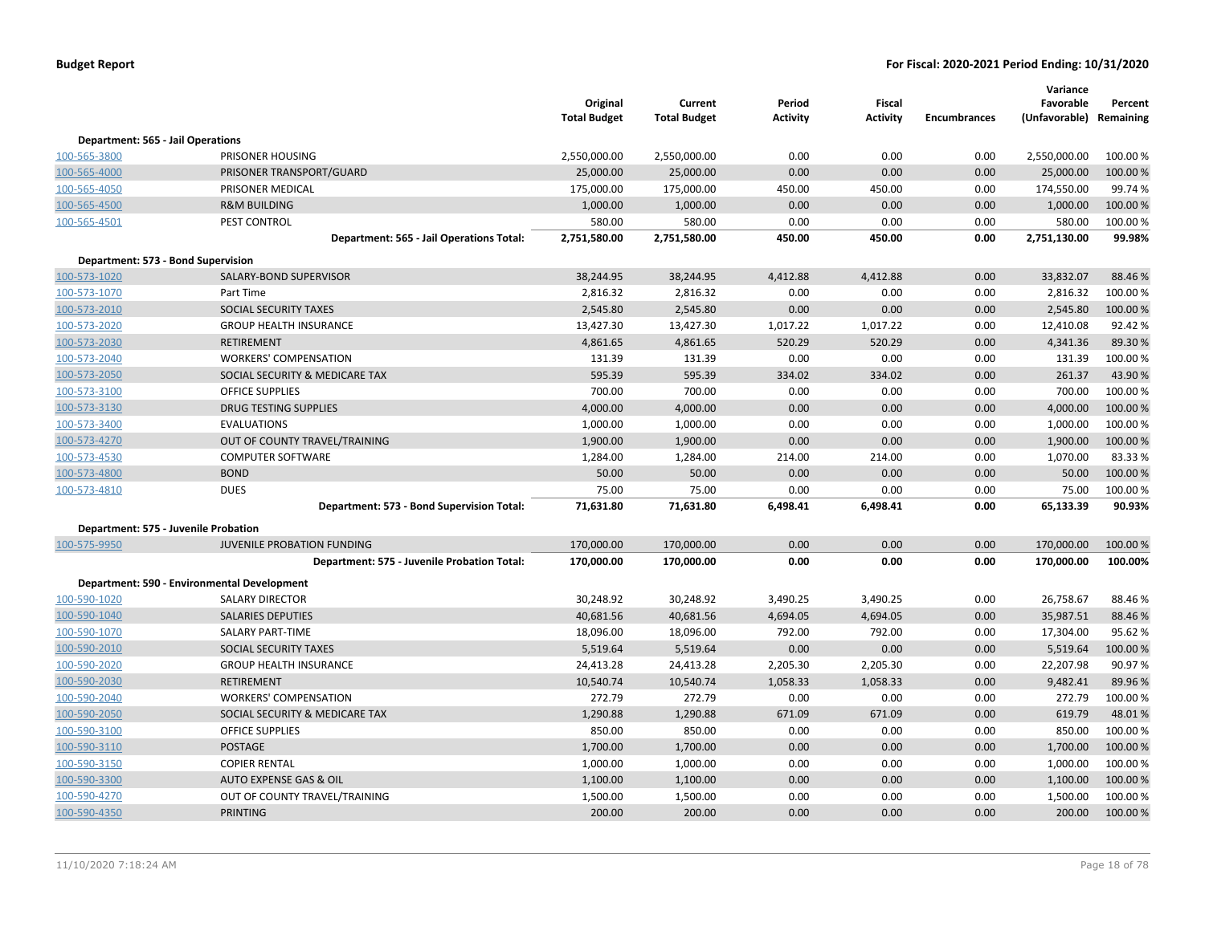## Budget Report

**For Fiscal: 2020-2021 Period Ending: 10/31/2020**

| | | Original Total Budget | Current Total Budget | Period Activity | Fiscal Activity | Encumbrances | Variance Favorable (Unfavorable) | Percent Remaining |
|---|---|---|---|---|---|---|---|---|
| **Department: 565 - Jail Operations** | | | | | | | | |
| 100-565-3800 | PRISONER HOUSING | 2,550,000.00 | 2,550,000.00 | 0.00 | 0.00 | 0.00 | 2,550,000.00 | 100.00 % |
| 100-565-4000 | PRISONER TRANSPORT/GUARD | 25,000.00 | 25,000.00 | 0.00 | 0.00 | 0.00 | 25,000.00 | 100.00 % |
| 100-565-4050 | PRISONER MEDICAL | 175,000.00 | 175,000.00 | 450.00 | 450.00 | 0.00 | 174,550.00 | 99.74 % |
| 100-565-4500 | R&M BUILDING | 1,000.00 | 1,000.00 | 0.00 | 0.00 | 0.00 | 1,000.00 | 100.00 % |
| 100-565-4501 | PEST CONTROL | 580.00 | 580.00 | 0.00 | 0.00 | 0.00 | 580.00 | 100.00 % |
| | **Department: 565 - Jail Operations Total:** | **2,751,580.00** | **2,751,580.00** | **450.00** | **450.00** | **0.00** | **2,751,130.00** | **99.98%** |
| **Department: 573 - Bond Supervision** | | | | | | | | |
| 100-573-1020 | SALARY-BOND SUPERVISOR | 38,244.95 | 38,244.95 | 4,412.88 | 4,412.88 | 0.00 | 33,832.07 | 88.46 % |
| 100-573-1070 | Part Time | 2,816.32 | 2,816.32 | 0.00 | 0.00 | 0.00 | 2,816.32 | 100.00 % |
| 100-573-2010 | SOCIAL SECURITY TAXES | 2,545.80 | 2,545.80 | 0.00 | 0.00 | 0.00 | 2,545.80 | 100.00 % |
| 100-573-2020 | GROUP HEALTH INSURANCE | 13,427.30 | 13,427.30 | 1,017.22 | 1,017.22 | 0.00 | 12,410.08 | 92.42 % |
| 100-573-2030 | RETIREMENT | 4,861.65 | 4,861.65 | 520.29 | 520.29 | 0.00 | 4,341.36 | 89.30 % |
| 100-573-2040 | WORKERS' COMPENSATION | 131.39 | 131.39 | 0.00 | 0.00 | 0.00 | 131.39 | 100.00 % |
| 100-573-2050 | SOCIAL SECURITY & MEDICARE TAX | 595.39 | 595.39 | 334.02 | 334.02 | 0.00 | 261.37 | 43.90 % |
| 100-573-3100 | OFFICE SUPPLIES | 700.00 | 700.00 | 0.00 | 0.00 | 0.00 | 700.00 | 100.00 % |
| 100-573-3130 | DRUG TESTING SUPPLIES | 4,000.00 | 4,000.00 | 0.00 | 0.00 | 0.00 | 4,000.00 | 100.00 % |
| 100-573-3400 | EVALUATIONS | 1,000.00 | 1,000.00 | 0.00 | 0.00 | 0.00 | 1,000.00 | 100.00 % |
| 100-573-4270 | OUT OF COUNTY TRAVEL/TRAINING | 1,900.00 | 1,900.00 | 0.00 | 0.00 | 0.00 | 1,900.00 | 100.00 % |
| 100-573-4530 | COMPUTER SOFTWARE | 1,284.00 | 1,284.00 | 214.00 | 214.00 | 0.00 | 1,070.00 | 83.33 % |
| 100-573-4800 | BOND | 50.00 | 50.00 | 0.00 | 0.00 | 0.00 | 50.00 | 100.00 % |
| 100-573-4810 | DUES | 75.00 | 75.00 | 0.00 | 0.00 | 0.00 | 75.00 | 100.00 % |
| | **Department: 573 - Bond Supervision Total:** | **71,631.80** | **71,631.80** | **6,498.41** | **6,498.41** | **0.00** | **65,133.39** | **90.93%** |
| **Department: 575 - Juvenile Probation** | | | | | | | | |
| 100-575-9950 | JUVENILE PROBATION FUNDING | 170,000.00 | 170,000.00 | 0.00 | 0.00 | 0.00 | 170,000.00 | 100.00 % |
| | **Department: 575 - Juvenile Probation Total:** | **170,000.00** | **170,000.00** | **0.00** | **0.00** | **0.00** | **170,000.00** | **100.00%** |
| **Department: 590 - Environmental Development** | | | | | | | | |
| 100-590-1020 | SALARY DIRECTOR | 30,248.92 | 30,248.92 | 3,490.25 | 3,490.25 | 0.00 | 26,758.67 | 88.46 % |
| 100-590-1040 | SALARIES DEPUTIES | 40,681.56 | 40,681.56 | 4,694.05 | 4,694.05 | 0.00 | 35,987.51 | 88.46 % |
| 100-590-1070 | SALARY PART-TIME | 18,096.00 | 18,096.00 | 792.00 | 792.00 | 0.00 | 17,304.00 | 95.62 % |
| 100-590-2010 | SOCIAL SECURITY TAXES | 5,519.64 | 5,519.64 | 0.00 | 0.00 | 0.00 | 5,519.64 | 100.00 % |
| 100-590-2020 | GROUP HEALTH INSURANCE | 24,413.28 | 24,413.28 | 2,205.30 | 2,205.30 | 0.00 | 22,207.98 | 90.97 % |
| 100-590-2030 | RETIREMENT | 10,540.74 | 10,540.74 | 1,058.33 | 1,058.33 | 0.00 | 9,482.41 | 89.96 % |
| 100-590-2040 | WORKERS' COMPENSATION | 272.79 | 272.79 | 0.00 | 0.00 | 0.00 | 272.79 | 100.00 % |
| 100-590-2050 | SOCIAL SECURITY & MEDICARE TAX | 1,290.88 | 1,290.88 | 671.09 | 671.09 | 0.00 | 619.79 | 48.01 % |
| 100-590-3100 | OFFICE SUPPLIES | 850.00 | 850.00 | 0.00 | 0.00 | 0.00 | 850.00 | 100.00 % |
| 100-590-3110 | POSTAGE | 1,700.00 | 1,700.00 | 0.00 | 0.00 | 0.00 | 1,700.00 | 100.00 % |
| 100-590-3150 | COPIER RENTAL | 1,000.00 | 1,000.00 | 0.00 | 0.00 | 0.00 | 1,000.00 | 100.00 % |
| 100-590-3300 | AUTO EXPENSE GAS & OIL | 1,100.00 | 1,100.00 | 0.00 | 0.00 | 0.00 | 1,100.00 | 100.00 % |
| 100-590-4270 | OUT OF COUNTY TRAVEL/TRAINING | 1,500.00 | 1,500.00 | 0.00 | 0.00 | 0.00 | 1,500.00 | 100.00 % |
| 100-590-4350 | PRINTING | 200.00 | 200.00 | 0.00 | 0.00 | 0.00 | 200.00 | 100.00 % |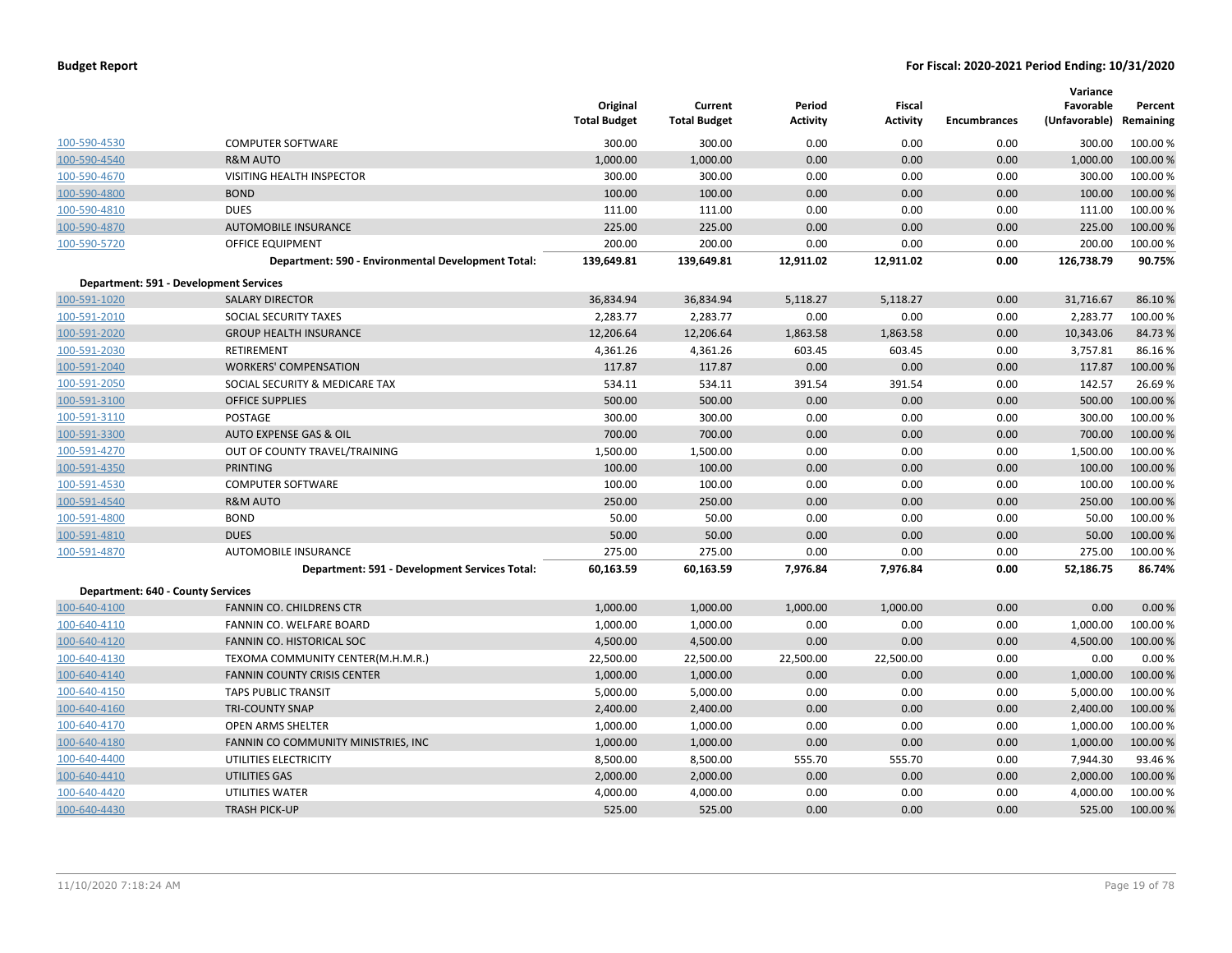**Budget Report** | **For Fiscal: 2020-2021 Period Ending: 10/31/2020**

| | | Original Total Budget | Current Total Budget | Period Activity | Fiscal Activity | Encumbrances | Variance Favorable (Unfavorable) | Percent Remaining |
|---|---|---|---|---|---|---|---|---|
| 100-590-4530 | COMPUTER SOFTWARE | 300.00 | 300.00 | 0.00 | 0.00 | 0.00 | 300.00 | 100.00 % |
| 100-590-4540 | R&M AUTO | 1,000.00 | 1,000.00 | 0.00 | 0.00 | 0.00 | 1,000.00 | 100.00 % |
| 100-590-4670 | VISITING HEALTH INSPECTOR | 300.00 | 300.00 | 0.00 | 0.00 | 0.00 | 300.00 | 100.00 % |
| 100-590-4800 | BOND | 100.00 | 100.00 | 0.00 | 0.00 | 0.00 | 100.00 | 100.00 % |
| 100-590-4810 | DUES | 111.00 | 111.00 | 0.00 | 0.00 | 0.00 | 111.00 | 100.00 % |
| 100-590-4870 | AUTOMOBILE INSURANCE | 225.00 | 225.00 | 0.00 | 0.00 | 0.00 | 225.00 | 100.00 % |
| 100-590-5720 | OFFICE EQUIPMENT | 200.00 | 200.00 | 0.00 | 0.00 | 0.00 | 200.00 | 100.00 % |
| | **Department: 590 - Environmental Development Total:** | **139,649.81** | **139,649.81** | **12,911.02** | **12,911.02** | **0.00** | **126,738.79** | **90.75%** |
| **Department: 591 - Development Services** | | | | | | | | |
| 100-591-1020 | SALARY DIRECTOR | 36,834.94 | 36,834.94 | 5,118.27 | 5,118.27 | 0.00 | 31,716.67 | 86.10 % |
| 100-591-2010 | SOCIAL SECURITY TAXES | 2,283.77 | 2,283.77 | 0.00 | 0.00 | 0.00 | 2,283.77 | 100.00 % |
| 100-591-2020 | GROUP HEALTH INSURANCE | 12,206.64 | 12,206.64 | 1,863.58 | 1,863.58 | 0.00 | 10,343.06 | 84.73 % |
| 100-591-2030 | RETIREMENT | 4,361.26 | 4,361.26 | 603.45 | 603.45 | 0.00 | 3,757.81 | 86.16 % |
| 100-591-2040 | WORKERS' COMPENSATION | 117.87 | 117.87 | 0.00 | 0.00 | 0.00 | 117.87 | 100.00 % |
| 100-591-2050 | SOCIAL SECURITY & MEDICARE TAX | 534.11 | 534.11 | 391.54 | 391.54 | 0.00 | 142.57 | 26.69 % |
| 100-591-3100 | OFFICE SUPPLIES | 500.00 | 500.00 | 0.00 | 0.00 | 0.00 | 500.00 | 100.00 % |
| 100-591-3110 | POSTAGE | 300.00 | 300.00 | 0.00 | 0.00 | 0.00 | 300.00 | 100.00 % |
| 100-591-3300 | AUTO EXPENSE GAS & OIL | 700.00 | 700.00 | 0.00 | 0.00 | 0.00 | 700.00 | 100.00 % |
| 100-591-4270 | OUT OF COUNTY TRAVEL/TRAINING | 1,500.00 | 1,500.00 | 0.00 | 0.00 | 0.00 | 1,500.00 | 100.00 % |
| 100-591-4350 | PRINTING | 100.00 | 100.00 | 0.00 | 0.00 | 0.00 | 100.00 | 100.00 % |
| 100-591-4530 | COMPUTER SOFTWARE | 100.00 | 100.00 | 0.00 | 0.00 | 0.00 | 100.00 | 100.00 % |
| 100-591-4540 | R&M AUTO | 250.00 | 250.00 | 0.00 | 0.00 | 0.00 | 250.00 | 100.00 % |
| 100-591-4800 | BOND | 50.00 | 50.00 | 0.00 | 0.00 | 0.00 | 50.00 | 100.00 % |
| 100-591-4810 | DUES | 50.00 | 50.00 | 0.00 | 0.00 | 0.00 | 50.00 | 100.00 % |
| 100-591-4870 | AUTOMOBILE INSURANCE | 275.00 | 275.00 | 0.00 | 0.00 | 0.00 | 275.00 | 100.00 % |
| | **Department: 591 - Development Services Total:** | **60,163.59** | **60,163.59** | **7,976.84** | **7,976.84** | **0.00** | **52,186.75** | **86.74%** |
| **Department: 640 - County Services** | | | | | | | | |
| 100-640-4100 | FANNIN CO. CHILDRENS CTR | 1,000.00 | 1,000.00 | 1,000.00 | 1,000.00 | 0.00 | 0.00 | 0.00 % |
| 100-640-4110 | FANNIN CO. WELFARE BOARD | 1,000.00 | 1,000.00 | 0.00 | 0.00 | 0.00 | 1,000.00 | 100.00 % |
| 100-640-4120 | FANNIN CO. HISTORICAL SOC | 4,500.00 | 4,500.00 | 0.00 | 0.00 | 0.00 | 4,500.00 | 100.00 % |
| 100-640-4130 | TEXOMA COMMUNITY CENTER(M.H.M.R.) | 22,500.00 | 22,500.00 | 22,500.00 | 22,500.00 | 0.00 | 0.00 | 0.00 % |
| 100-640-4140 | FANNIN COUNTY CRISIS CENTER | 1,000.00 | 1,000.00 | 0.00 | 0.00 | 0.00 | 1,000.00 | 100.00 % |
| 100-640-4150 | TAPS PUBLIC TRANSIT | 5,000.00 | 5,000.00 | 0.00 | 0.00 | 0.00 | 5,000.00 | 100.00 % |
| 100-640-4160 | TRI-COUNTY SNAP | 2,400.00 | 2,400.00 | 0.00 | 0.00 | 0.00 | 2,400.00 | 100.00 % |
| 100-640-4170 | OPEN ARMS SHELTER | 1,000.00 | 1,000.00 | 0.00 | 0.00 | 0.00 | 1,000.00 | 100.00 % |
| 100-640-4180 | FANNIN CO COMMUNITY MINISTRIES, INC | 1,000.00 | 1,000.00 | 0.00 | 0.00 | 0.00 | 1,000.00 | 100.00 % |
| 100-640-4400 | UTILITIES ELECTRICITY | 8,500.00 | 8,500.00 | 555.70 | 555.70 | 0.00 | 7,944.30 | 93.46 % |
| 100-640-4410 | UTILITIES GAS | 2,000.00 | 2,000.00 | 0.00 | 0.00 | 0.00 | 2,000.00 | 100.00 % |
| 100-640-4420 | UTILITIES WATER | 4,000.00 | 4,000.00 | 0.00 | 0.00 | 0.00 | 4,000.00 | 100.00 % |
| 100-640-4430 | TRASH PICK-UP | 525.00 | 525.00 | 0.00 | 0.00 | 0.00 | 525.00 | 100.00 % |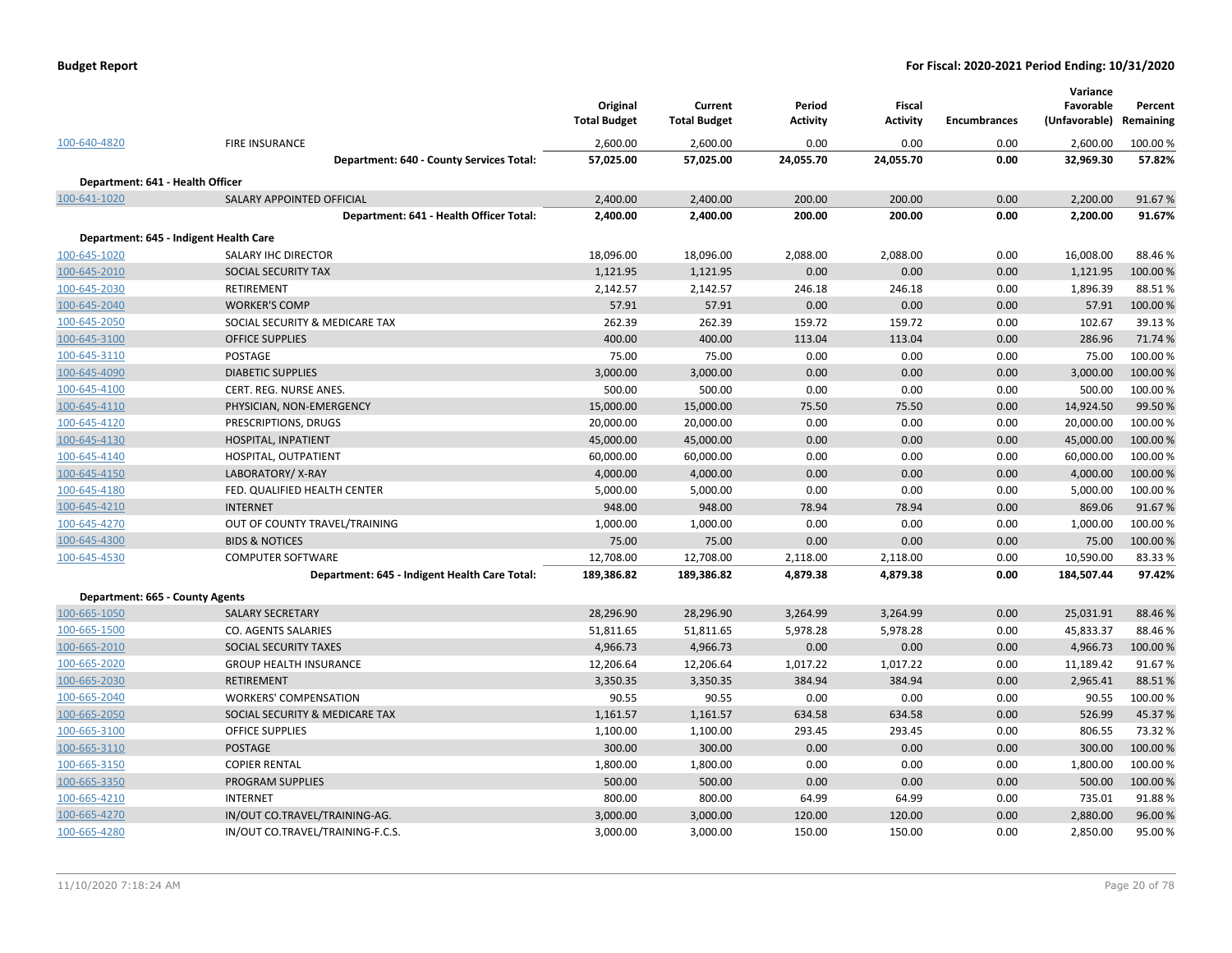**Budget Report** **For Fiscal: 2020-2021 Period Ending: 10/31/2020**

| | | Original Total Budget | Current Total Budget | Period Activity | Fiscal Activity | Encumbrances | Variance Favorable (Unfavorable) | Percent Remaining |
|---|---|---|---|---|---|---|---|---|
| 100-640-4820 | FIRE INSURANCE | 2,600.00 | 2,600.00 | 0.00 | 0.00 | 0.00 | 2,600.00 | 100.00 % |
| | **Department: 640 - County Services Total:** | **57,025.00** | **57,025.00** | **24,055.70** | **24,055.70** | **0.00** | **32,969.30** | **57.82%** |
| **Department: 641 - Health Officer** | | | | | | | | |
| 100-641-1020 | SALARY APPOINTED OFFICIAL | 2,400.00 | 2,400.00 | 200.00 | 200.00 | 0.00 | 2,200.00 | 91.67 % |
| | **Department: 641 - Health Officer Total:** | **2,400.00** | **2,400.00** | **200.00** | **200.00** | **0.00** | **2,200.00** | **91.67%** |
| **Department: 645 - Indigent Health Care** | | | | | | | | |
| 100-645-1020 | SALARY IHC DIRECTOR | 18,096.00 | 18,096.00 | 2,088.00 | 2,088.00 | 0.00 | 16,008.00 | 88.46 % |
| 100-645-2010 | SOCIAL SECURITY TAX | 1,121.95 | 1,121.95 | 0.00 | 0.00 | 0.00 | 1,121.95 | 100.00 % |
| 100-645-2030 | RETIREMENT | 2,142.57 | 2,142.57 | 246.18 | 246.18 | 0.00 | 1,896.39 | 88.51 % |
| 100-645-2040 | WORKER'S COMP | 57.91 | 57.91 | 0.00 | 0.00 | 0.00 | 57.91 | 100.00 % |
| 100-645-2050 | SOCIAL SECURITY & MEDICARE TAX | 262.39 | 262.39 | 159.72 | 159.72 | 0.00 | 102.67 | 39.13 % |
| 100-645-3100 | OFFICE SUPPLIES | 400.00 | 400.00 | 113.04 | 113.04 | 0.00 | 286.96 | 71.74 % |
| 100-645-3110 | POSTAGE | 75.00 | 75.00 | 0.00 | 0.00 | 0.00 | 75.00 | 100.00 % |
| 100-645-4090 | DIABETIC SUPPLIES | 3,000.00 | 3,000.00 | 0.00 | 0.00 | 0.00 | 3,000.00 | 100.00 % |
| 100-645-4100 | CERT. REG. NURSE ANES. | 500.00 | 500.00 | 0.00 | 0.00 | 0.00 | 500.00 | 100.00 % |
| 100-645-4110 | PHYSICIAN, NON-EMERGENCY | 15,000.00 | 15,000.00 | 75.50 | 75.50 | 0.00 | 14,924.50 | 99.50 % |
| 100-645-4120 | PRESCRIPTIONS, DRUGS | 20,000.00 | 20,000.00 | 0.00 | 0.00 | 0.00 | 20,000.00 | 100.00 % |
| 100-645-4130 | HOSPITAL, INPATIENT | 45,000.00 | 45,000.00 | 0.00 | 0.00 | 0.00 | 45,000.00 | 100.00 % |
| 100-645-4140 | HOSPITAL, OUTPATIENT | 60,000.00 | 60,000.00 | 0.00 | 0.00 | 0.00 | 60,000.00 | 100.00 % |
| 100-645-4150 | LABORATORY/ X-RAY | 4,000.00 | 4,000.00 | 0.00 | 0.00 | 0.00 | 4,000.00 | 100.00 % |
| 100-645-4180 | FED. QUALIFIED HEALTH CENTER | 5,000.00 | 5,000.00 | 0.00 | 0.00 | 0.00 | 5,000.00 | 100.00 % |
| 100-645-4210 | INTERNET | 948.00 | 948.00 | 78.94 | 78.94 | 0.00 | 869.06 | 91.67 % |
| 100-645-4270 | OUT OF COUNTY TRAVEL/TRAINING | 1,000.00 | 1,000.00 | 0.00 | 0.00 | 0.00 | 1,000.00 | 100.00 % |
| 100-645-4300 | BIDS & NOTICES | 75.00 | 75.00 | 0.00 | 0.00 | 0.00 | 75.00 | 100.00 % |
| 100-645-4530 | COMPUTER SOFTWARE | 12,708.00 | 12,708.00 | 2,118.00 | 2,118.00 | 0.00 | 10,590.00 | 83.33 % |
| | **Department: 645 - Indigent Health Care Total:** | **189,386.82** | **189,386.82** | **4,879.38** | **4,879.38** | **0.00** | **184,507.44** | **97.42%** |
| **Department: 665 - County Agents** | | | | | | | | |
| 100-665-1050 | SALARY SECRETARY | 28,296.90 | 28,296.90 | 3,264.99 | 3,264.99 | 0.00 | 25,031.91 | 88.46 % |
| 100-665-1500 | CO. AGENTS SALARIES | 51,811.65 | 51,811.65 | 5,978.28 | 5,978.28 | 0.00 | 45,833.37 | 88.46 % |
| 100-665-2010 | SOCIAL SECURITY TAXES | 4,966.73 | 4,966.73 | 0.00 | 0.00 | 0.00 | 4,966.73 | 100.00 % |
| 100-665-2020 | GROUP HEALTH INSURANCE | 12,206.64 | 12,206.64 | 1,017.22 | 1,017.22 | 0.00 | 11,189.42 | 91.67 % |
| 100-665-2030 | RETIREMENT | 3,350.35 | 3,350.35 | 384.94 | 384.94 | 0.00 | 2,965.41 | 88.51 % |
| 100-665-2040 | WORKERS' COMPENSATION | 90.55 | 90.55 | 0.00 | 0.00 | 0.00 | 90.55 | 100.00 % |
| 100-665-2050 | SOCIAL SECURITY & MEDICARE TAX | 1,161.57 | 1,161.57 | 634.58 | 634.58 | 0.00 | 526.99 | 45.37 % |
| 100-665-3100 | OFFICE SUPPLIES | 1,100.00 | 1,100.00 | 293.45 | 293.45 | 0.00 | 806.55 | 73.32 % |
| 100-665-3110 | POSTAGE | 300.00 | 300.00 | 0.00 | 0.00 | 0.00 | 300.00 | 100.00 % |
| 100-665-3150 | COPIER RENTAL | 1,800.00 | 1,800.00 | 0.00 | 0.00 | 0.00 | 1,800.00 | 100.00 % |
| 100-665-3350 | PROGRAM SUPPLIES | 500.00 | 500.00 | 0.00 | 0.00 | 0.00 | 500.00 | 100.00 % |
| 100-665-4210 | INTERNET | 800.00 | 800.00 | 64.99 | 64.99 | 0.00 | 735.01 | 91.88 % |
| 100-665-4270 | IN/OUT CO.TRAVEL/TRAINING-AG. | 3,000.00 | 3,000.00 | 120.00 | 120.00 | 0.00 | 2,880.00 | 96.00 % |
| 100-665-4280 | IN/OUT CO.TRAVEL/TRAINING-F.C.S. | 3,000.00 | 3,000.00 | 150.00 | 150.00 | 0.00 | 2,850.00 | 95.00 % |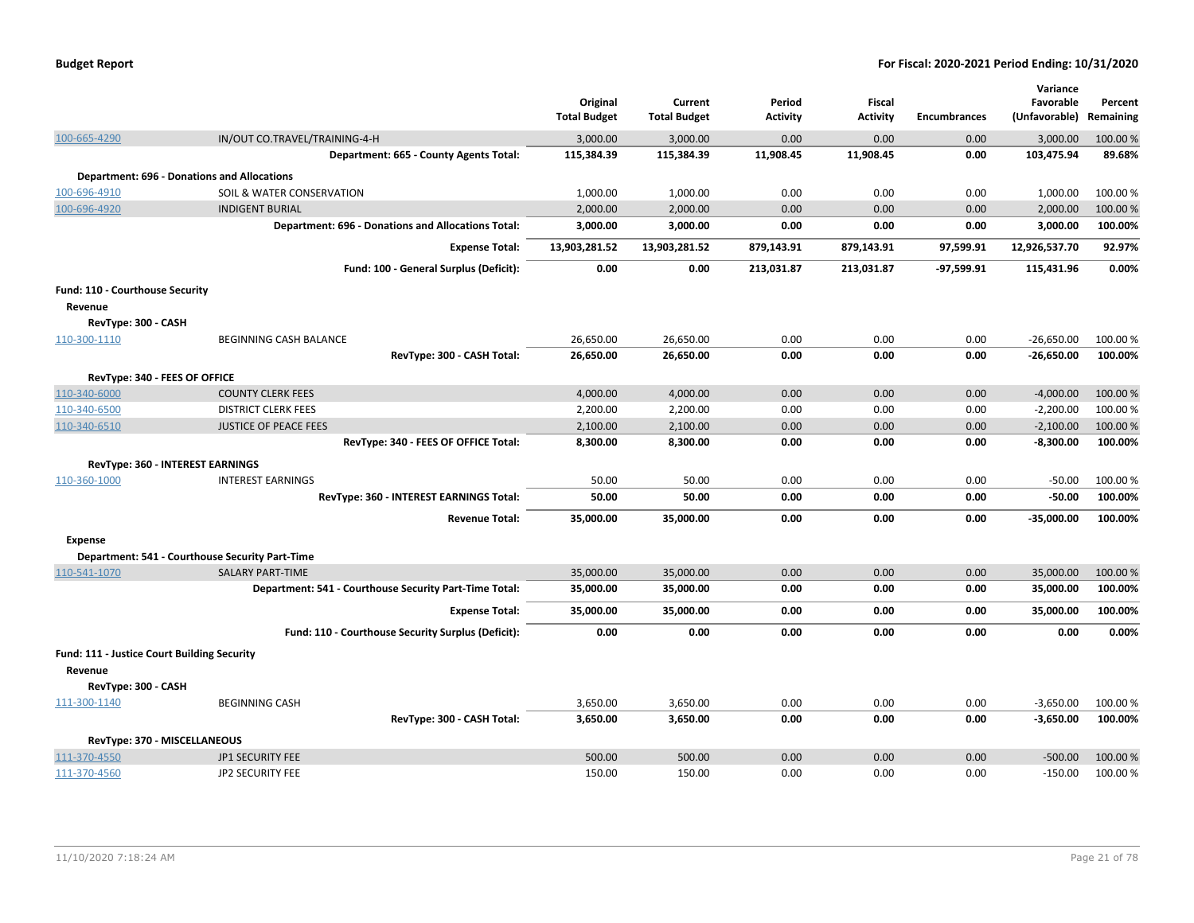| | | Original Total Budget | Current Total Budget | Period Activity | Fiscal Activity | Encumbrances | Variance Favorable (Unfavorable) | Percent Remaining |
|---|---|---|---|---|---|---|---|---|
| 100-665-4290 | IN/OUT CO.TRAVEL/TRAINING-4-H | 3,000.00 | 3,000.00 | 0.00 | 0.00 | 0.00 | 3,000.00 | 100.00 % |
| | **Department: 665 - County Agents Total:** | **115,384.39** | **115,384.39** | **11,908.45** | **11,908.45** | **0.00** | **103,475.94** | **89.68%** |
| **Department: 696 - Donations and Allocations** | | | | | | | | |
| 100-696-4910 | SOIL & WATER CONSERVATION | 1,000.00 | 1,000.00 | 0.00 | 0.00 | 0.00 | 1,000.00 | 100.00 % |
| 100-696-4920 | INDIGENT BURIAL | 2,000.00 | 2,000.00 | 0.00 | 0.00 | 0.00 | 2,000.00 | 100.00 % |
| | **Department: 696 - Donations and Allocations Total:** | **3,000.00** | **3,000.00** | **0.00** | **0.00** | **0.00** | **3,000.00** | **100.00%** |
| | **Expense Total:** | **13,903,281.52** | **13,903,281.52** | **879,143.91** | **879,143.91** | **97,599.91** | **12,926,537.70** | **92.97%** |
| | **Fund: 100 - General Surplus (Deficit):** | **0.00** | **0.00** | **213,031.87** | **213,031.87** | **-97,599.91** | **115,431.96** | **0.00%** |
| **Fund: 110 - Courthouse Security** | | | | | | | | |
| **Revenue** | | | | | | | | |
| **RevType: 300 - CASH** | | | | | | | | |
| 110-300-1110 | BEGINNING CASH BALANCE | 26,650.00 | 26,650.00 | 0.00 | 0.00 | 0.00 | -26,650.00 | 100.00 % |
| | **RevType: 300 - CASH Total:** | **26,650.00** | **26,650.00** | **0.00** | **0.00** | **0.00** | **-26,650.00** | **100.00%** |
| **RevType: 340 - FEES OF OFFICE** | | | | | | | | |
| 110-340-6000 | COUNTY CLERK FEES | 4,000.00 | 4,000.00 | 0.00 | 0.00 | 0.00 | -4,000.00 | 100.00 % |
| 110-340-6500 | DISTRICT CLERK FEES | 2,200.00 | 2,200.00 | 0.00 | 0.00 | 0.00 | -2,200.00 | 100.00 % |
| 110-340-6510 | JUSTICE OF PEACE FEES | 2,100.00 | 2,100.00 | 0.00 | 0.00 | 0.00 | -2,100.00 | 100.00 % |
| | **RevType: 340 - FEES OF OFFICE Total:** | **8,300.00** | **8,300.00** | **0.00** | **0.00** | **0.00** | **-8,300.00** | **100.00%** |
| **RevType: 360 - INTEREST EARNINGS** | | | | | | | | |
| 110-360-1000 | INTEREST EARNINGS | 50.00 | 50.00 | 0.00 | 0.00 | 0.00 | -50.00 | 100.00 % |
| | **RevType: 360 - INTEREST EARNINGS Total:** | **50.00** | **50.00** | **0.00** | **0.00** | **0.00** | **-50.00** | **100.00%** |
| | **Revenue Total:** | **35,000.00** | **35,000.00** | **0.00** | **0.00** | **0.00** | **-35,000.00** | **100.00%** |
| **Expense** | | | | | | | | |
| **Department: 541 - Courthouse Security Part-Time** | | | | | | | | |
| 110-541-1070 | SALARY PART-TIME | 35,000.00 | 35,000.00 | 0.00 | 0.00 | 0.00 | 35,000.00 | 100.00 % |
| | **Department: 541 - Courthouse Security Part-Time Total:** | **35,000.00** | **35,000.00** | **0.00** | **0.00** | **0.00** | **35,000.00** | **100.00%** |
| | **Expense Total:** | **35,000.00** | **35,000.00** | **0.00** | **0.00** | **0.00** | **35,000.00** | **100.00%** |
| | **Fund: 110 - Courthouse Security Surplus (Deficit):** | **0.00** | **0.00** | **0.00** | **0.00** | **0.00** | **0.00** | **0.00%** |
| **Fund: 111 - Justice Court Building Security** | | | | | | | | |
| **Revenue** | | | | | | | | |
| **RevType: 300 - CASH** | | | | | | | | |
| 111-300-1140 | BEGINNING CASH | 3,650.00 | 3,650.00 | 0.00 | 0.00 | 0.00 | -3,650.00 | 100.00 % |
| | **RevType: 300 - CASH Total:** | **3,650.00** | **3,650.00** | **0.00** | **0.00** | **0.00** | **-3,650.00** | **100.00%** |
| **RevType: 370 - MISCELLANEOUS** | | | | | | | | |
| 111-370-4550 | JP1 SECURITY FEE | 500.00 | 500.00 | 0.00 | 0.00 | 0.00 | -500.00 | 100.00 % |
| 111-370-4560 | JP2 SECURITY FEE | 150.00 | 150.00 | 0.00 | 0.00 | 0.00 | -150.00 | 100.00 % |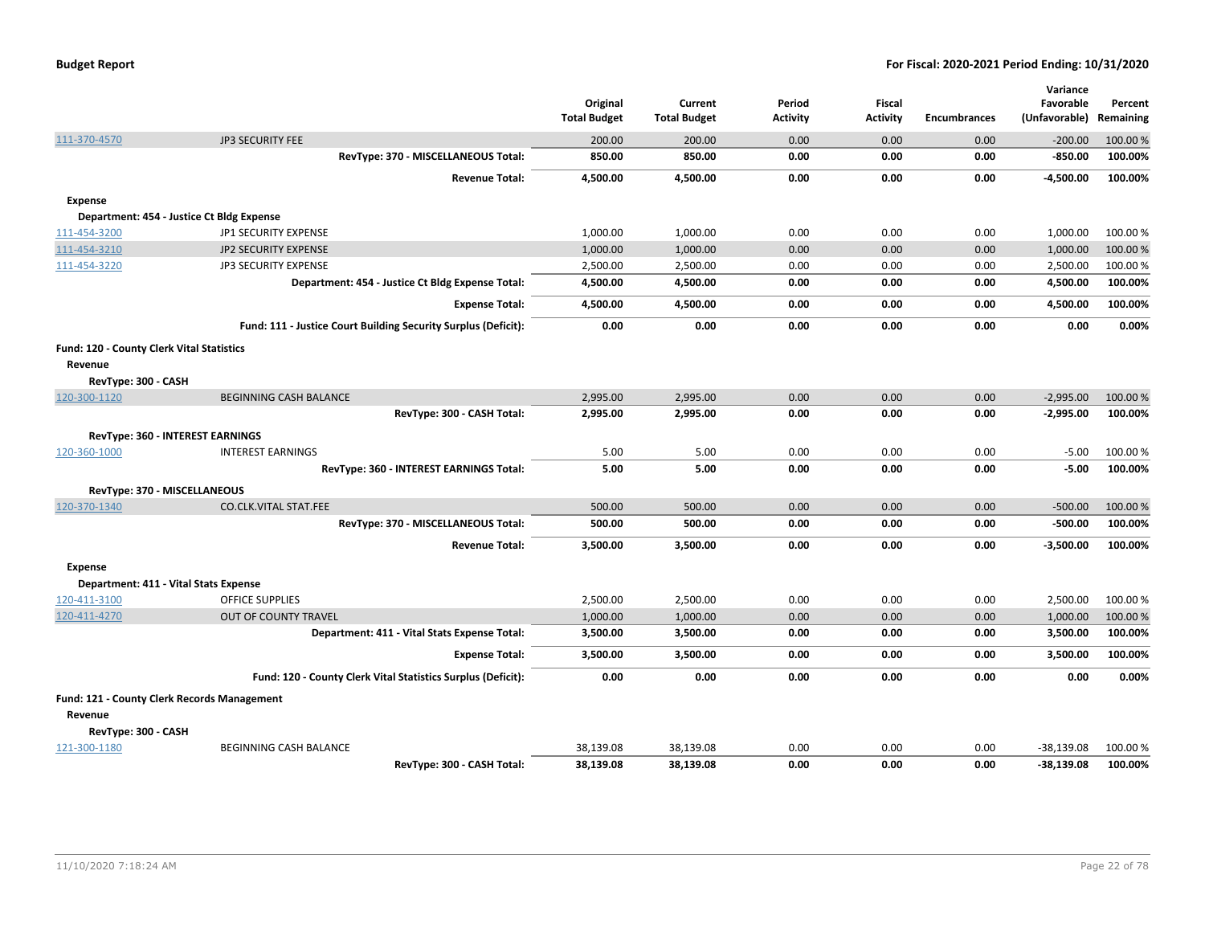**Budget Report** | **For Fiscal: 2020-2021 Period Ending: 10/31/2020**

| | | Original Total Budget | Current Total Budget | Period Activity | Fiscal Activity | Encumbrances | Variance Favorable (Unfavorable) | Percent Remaining |
|---|---|---|---|---|---|---|---|---|
| 111-370-4570 | JP3 SECURITY FEE | 200.00 | 200.00 | 0.00 | 0.00 | 0.00 | -200.00 | 100.00 % |
| | **RevType: 370 - MISCELLANEOUS Total:** | **850.00** | **850.00** | **0.00** | **0.00** | **0.00** | **-850.00** | **100.00%** |
| | **Revenue Total:** | **4,500.00** | **4,500.00** | **0.00** | **0.00** | **0.00** | **-4,500.00** | **100.00%** |
| **Expense** | | | | | | | | |
| **Department: 454 - Justice Ct Bldg Expense** | | | | | | | | |
| 111-454-3200 | JP1 SECURITY EXPENSE | 1,000.00 | 1,000.00 | 0.00 | 0.00 | 0.00 | 1,000.00 | 100.00 % |
| 111-454-3210 | JP2 SECURITY EXPENSE | 1,000.00 | 1,000.00 | 0.00 | 0.00 | 0.00 | 1,000.00 | 100.00 % |
| 111-454-3220 | JP3 SECURITY EXPENSE | 2,500.00 | 2,500.00 | 0.00 | 0.00 | 0.00 | 2,500.00 | 100.00 % |
| | **Department: 454 - Justice Ct Bldg Expense Total:** | **4,500.00** | **4,500.00** | **0.00** | **0.00** | **0.00** | **4,500.00** | **100.00%** |
| | **Expense Total:** | **4,500.00** | **4,500.00** | **0.00** | **0.00** | **0.00** | **4,500.00** | **100.00%** |
| | **Fund: 111 - Justice Court Building Security Surplus (Deficit):** | **0.00** | **0.00** | **0.00** | **0.00** | **0.00** | **0.00** | **0.00%** |
| **Fund: 120 - County Clerk Vital Statistics** | | | | | | | | |
| **Revenue** | | | | | | | | |
| **RevType: 300 - CASH** | | | | | | | | |
| 120-300-1120 | BEGINNING CASH BALANCE | 2,995.00 | 2,995.00 | 0.00 | 0.00 | 0.00 | -2,995.00 | 100.00 % |
| | **RevType: 300 - CASH Total:** | **2,995.00** | **2,995.00** | **0.00** | **0.00** | **0.00** | **-2,995.00** | **100.00%** |
| **RevType: 360 - INTEREST EARNINGS** | | | | | | | | |
| 120-360-1000 | INTEREST EARNINGS | 5.00 | 5.00 | 0.00 | 0.00 | 0.00 | -5.00 | 100.00 % |
| | **RevType: 360 - INTEREST EARNINGS Total:** | **5.00** | **5.00** | **0.00** | **0.00** | **0.00** | **-5.00** | **100.00%** |
| **RevType: 370 - MISCELLANEOUS** | | | | | | | | |
| 120-370-1340 | CO.CLK.VITAL STAT.FEE | 500.00 | 500.00 | 0.00 | 0.00 | 0.00 | -500.00 | 100.00 % |
| | **RevType: 370 - MISCELLANEOUS Total:** | **500.00** | **500.00** | **0.00** | **0.00** | **0.00** | **-500.00** | **100.00%** |
| | **Revenue Total:** | **3,500.00** | **3,500.00** | **0.00** | **0.00** | **0.00** | **-3,500.00** | **100.00%** |
| **Expense** | | | | | | | | |
| **Department: 411 - Vital Stats Expense** | | | | | | | | |
| 120-411-3100 | OFFICE SUPPLIES | 2,500.00 | 2,500.00 | 0.00 | 0.00 | 0.00 | 2,500.00 | 100.00 % |
| 120-411-4270 | OUT OF COUNTY TRAVEL | 1,000.00 | 1,000.00 | 0.00 | 0.00 | 0.00 | 1,000.00 | 100.00 % |
| | **Department: 411 - Vital Stats Expense Total:** | **3,500.00** | **3,500.00** | **0.00** | **0.00** | **0.00** | **3,500.00** | **100.00%** |
| | **Expense Total:** | **3,500.00** | **3,500.00** | **0.00** | **0.00** | **0.00** | **3,500.00** | **100.00%** |
| | **Fund: 120 - County Clerk Vital Statistics Surplus (Deficit):** | **0.00** | **0.00** | **0.00** | **0.00** | **0.00** | **0.00** | **0.00%** |
| **Fund: 121 - County Clerk Records Management** | | | | | | | | |
| **Revenue** | | | | | | | | |
| **RevType: 300 - CASH** | | | | | | | | |
| 121-300-1180 | BEGINNING CASH BALANCE | 38,139.08 | 38,139.08 | 0.00 | 0.00 | 0.00 | -38,139.08 | 100.00 % |
| | **RevType: 300 - CASH Total:** | **38,139.08** | **38,139.08** | **0.00** | **0.00** | **0.00** | **-38,139.08** | **100.00%** |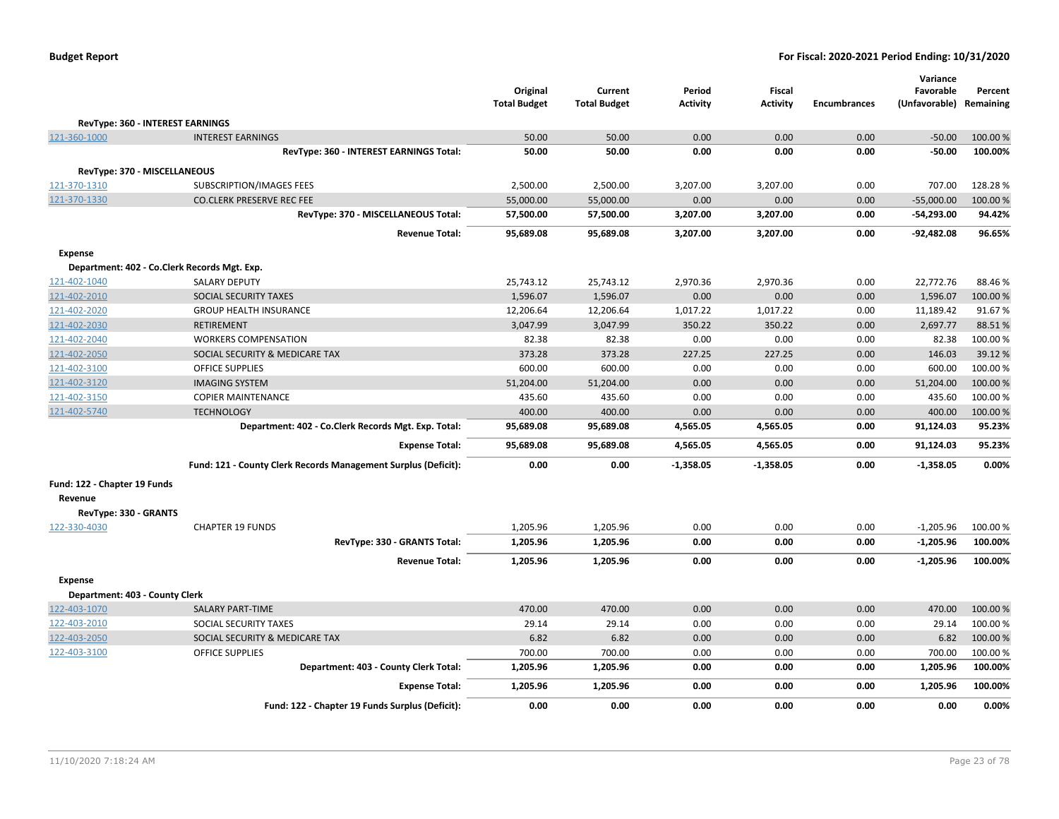| | | Original Total Budget | Current Total Budget | Period Activity | Fiscal Activity | Encumbrances | Variance Favorable (Unfavorable) | Percent Remaining |
|---|---|---|---|---|---|---|---|---|
| **RevType: 360 - INTEREST EARNINGS** | | | | | | | | |
| 121-360-1000 | INTEREST EARNINGS | 50.00 | 50.00 | 0.00 | 0.00 | 0.00 | -50.00 | 100.00 % |
| | **RevType: 360 - INTEREST EARNINGS Total:** | **50.00** | **50.00** | **0.00** | **0.00** | **0.00** | **-50.00** | **100.00%** |
| **RevType: 370 - MISCELLANEOUS** | | | | | | | | |
| 121-370-1310 | SUBSCRIPTION/IMAGES FEES | 2,500.00 | 2,500.00 | 3,207.00 | 3,207.00 | 0.00 | 707.00 | 128.28 % |
| 121-370-1330 | CO.CLERK PRESERVE REC FEE | 55,000.00 | 55,000.00 | 0.00 | 0.00 | 0.00 | -55,000.00 | 100.00 % |
| | **RevType: 370 - MISCELLANEOUS Total:** | **57,500.00** | **57,500.00** | **3,207.00** | **3,207.00** | **0.00** | **-54,293.00** | **94.42%** |
| | **Revenue Total:** | **95,689.08** | **95,689.08** | **3,207.00** | **3,207.00** | **0.00** | **-92,482.08** | **96.65%** |
| **Expense** | | | | | | | | |
| **Department: 402 - Co.Clerk Records Mgt. Exp.** | | | | | | | | |
| 121-402-1040 | SALARY DEPUTY | 25,743.12 | 25,743.12 | 2,970.36 | 2,970.36 | 0.00 | 22,772.76 | 88.46 % |
| 121-402-2010 | SOCIAL SECURITY TAXES | 1,596.07 | 1,596.07 | 0.00 | 0.00 | 0.00 | 1,596.07 | 100.00 % |
| 121-402-2020 | GROUP HEALTH INSURANCE | 12,206.64 | 12,206.64 | 1,017.22 | 1,017.22 | 0.00 | 11,189.42 | 91.67 % |
| 121-402-2030 | RETIREMENT | 3,047.99 | 3,047.99 | 350.22 | 350.22 | 0.00 | 2,697.77 | 88.51 % |
| 121-402-2040 | WORKERS COMPENSATION | 82.38 | 82.38 | 0.00 | 0.00 | 0.00 | 82.38 | 100.00 % |
| 121-402-2050 | SOCIAL SECURITY & MEDICARE TAX | 373.28 | 373.28 | 227.25 | 227.25 | 0.00 | 146.03 | 39.12 % |
| 121-402-3100 | OFFICE SUPPLIES | 600.00 | 600.00 | 0.00 | 0.00 | 0.00 | 600.00 | 100.00 % |
| 121-402-3120 | IMAGING SYSTEM | 51,204.00 | 51,204.00 | 0.00 | 0.00 | 0.00 | 51,204.00 | 100.00 % |
| 121-402-3150 | COPIER MAINTENANCE | 435.60 | 435.60 | 0.00 | 0.00 | 0.00 | 435.60 | 100.00 % |
| 121-402-5740 | TECHNOLOGY | 400.00 | 400.00 | 0.00 | 0.00 | 0.00 | 400.00 | 100.00 % |
| | **Department: 402 - Co.Clerk Records Mgt. Exp. Total:** | **95,689.08** | **95,689.08** | **4,565.05** | **4,565.05** | **0.00** | **91,124.03** | **95.23%** |
| | **Expense Total:** | **95,689.08** | **95,689.08** | **4,565.05** | **4,565.05** | **0.00** | **91,124.03** | **95.23%** |
| | **Fund: 121 - County Clerk Records Management Surplus (Deficit):** | **0.00** | **0.00** | **-1,358.05** | **-1,358.05** | **0.00** | **-1,358.05** | **0.00%** |
| **Fund: 122 - Chapter 19 Funds** | | | | | | | | |
| **Revenue** | | | | | | | | |
| **RevType: 330 - GRANTS** | | | | | | | | |
| 122-330-4030 | CHAPTER 19 FUNDS | 1,205.96 | 1,205.96 | 0.00 | 0.00 | 0.00 | -1,205.96 | 100.00 % |
| | **RevType: 330 - GRANTS Total:** | **1,205.96** | **1,205.96** | **0.00** | **0.00** | **0.00** | **-1,205.96** | **100.00%** |
| | **Revenue Total:** | **1,205.96** | **1,205.96** | **0.00** | **0.00** | **0.00** | **-1,205.96** | **100.00%** |
| **Expense** | | | | | | | | |
| **Department: 403 - County Clerk** | | | | | | | | |
| 122-403-1070 | SALARY PART-TIME | 470.00 | 470.00 | 0.00 | 0.00 | 0.00 | 470.00 | 100.00 % |
| 122-403-2010 | SOCIAL SECURITY TAXES | 29.14 | 29.14 | 0.00 | 0.00 | 0.00 | 29.14 | 100.00 % |
| 122-403-2050 | SOCIAL SECURITY & MEDICARE TAX | 6.82 | 6.82 | 0.00 | 0.00 | 0.00 | 6.82 | 100.00 % |
| 122-403-3100 | OFFICE SUPPLIES | 700.00 | 700.00 | 0.00 | 0.00 | 0.00 | 700.00 | 100.00 % |
| | **Department: 403 - County Clerk Total:** | **1,205.96** | **1,205.96** | **0.00** | **0.00** | **0.00** | **1,205.96** | **100.00%** |
| | **Expense Total:** | **1,205.96** | **1,205.96** | **0.00** | **0.00** | **0.00** | **1,205.96** | **100.00%** |
| | **Fund: 122 - Chapter 19 Funds Surplus (Deficit):** | **0.00** | **0.00** | **0.00** | **0.00** | **0.00** | **0.00** | **0.00%** |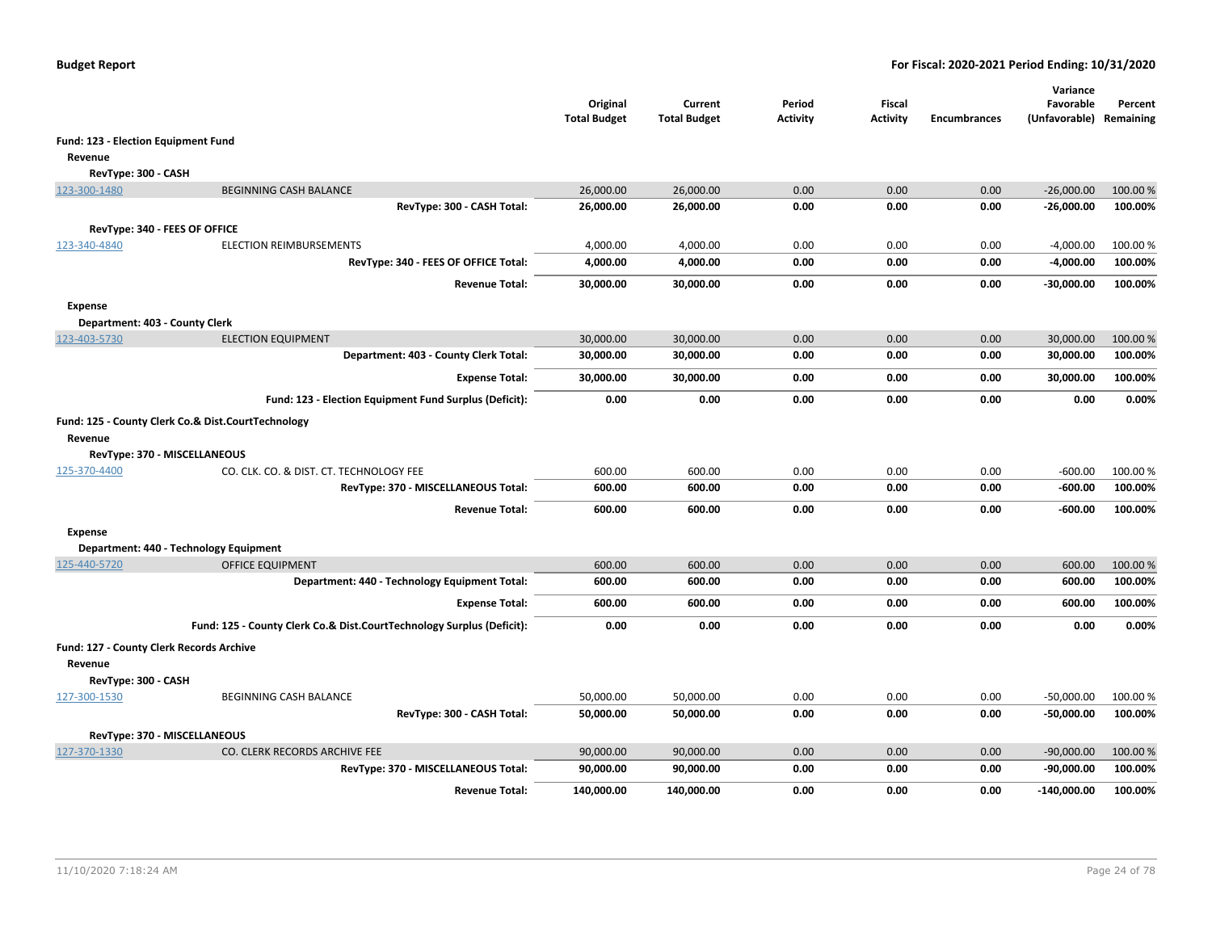**Budget Report** — **For Fiscal: 2020-2021 Period Ending: 10/31/2020**

| | | Original Total Budget | Current Total Budget | Period Activity | Fiscal Activity | Encumbrances | Variance Favorable (Unfavorable) | Percent Remaining |
|---|---|---|---|---|---|---|---|---|
| **Fund: 123 - Election Equipment Fund** | | | | | | | | |
| **Revenue** | | | | | | | | |
| **RevType: 300 - CASH** | | | | | | | | |
| 123-300-1480 | BEGINNING CASH BALANCE | 26,000.00 | 26,000.00 | 0.00 | 0.00 | 0.00 | -26,000.00 | 100.00 % |
| | **RevType: 300 - CASH Total:** | **26,000.00** | **26,000.00** | **0.00** | **0.00** | **0.00** | **-26,000.00** | **100.00%** |
| **RevType: 340 - FEES OF OFFICE** | | | | | | | | |
| 123-340-4840 | ELECTION REIMBURSEMENTS | 4,000.00 | 4,000.00 | 0.00 | 0.00 | 0.00 | -4,000.00 | 100.00 % |
| | **RevType: 340 - FEES OF OFFICE Total:** | **4,000.00** | **4,000.00** | **0.00** | **0.00** | **0.00** | **-4,000.00** | **100.00%** |
| | **Revenue Total:** | **30,000.00** | **30,000.00** | **0.00** | **0.00** | **0.00** | **-30,000.00** | **100.00%** |
| **Expense** | | | | | | | | |
| **Department: 403 - County Clerk** | | | | | | | | |
| 123-403-5730 | ELECTION EQUIPMENT | 30,000.00 | 30,000.00 | 0.00 | 0.00 | 0.00 | 30,000.00 | 100.00 % |
| | **Department: 403 - County Clerk Total:** | **30,000.00** | **30,000.00** | **0.00** | **0.00** | **0.00** | **30,000.00** | **100.00%** |
| | **Expense Total:** | **30,000.00** | **30,000.00** | **0.00** | **0.00** | **0.00** | **30,000.00** | **100.00%** |
| | **Fund: 123 - Election Equipment Fund Surplus (Deficit):** | **0.00** | **0.00** | **0.00** | **0.00** | **0.00** | **0.00** | **0.00%** |
| **Fund: 125 - County Clerk Co.& Dist.CourtTechnology** | | | | | | | | |
| **Revenue** | | | | | | | | |
| **RevType: 370 - MISCELLANEOUS** | | | | | | | | |
| 125-370-4400 | CO. CLK. CO. & DIST. CT. TECHNOLOGY FEE | 600.00 | 600.00 | 0.00 | 0.00 | 0.00 | -600.00 | 100.00 % |
| | **RevType: 370 - MISCELLANEOUS Total:** | **600.00** | **600.00** | **0.00** | **0.00** | **0.00** | **-600.00** | **100.00%** |
| | **Revenue Total:** | **600.00** | **600.00** | **0.00** | **0.00** | **0.00** | **-600.00** | **100.00%** |
| **Expense** | | | | | | | | |
| **Department: 440 - Technology Equipment** | | | | | | | | |
| 125-440-5720 | OFFICE EQUIPMENT | 600.00 | 600.00 | 0.00 | 0.00 | 0.00 | 600.00 | 100.00 % |
| | **Department: 440 - Technology Equipment Total:** | **600.00** | **600.00** | **0.00** | **0.00** | **0.00** | **600.00** | **100.00%** |
| | **Expense Total:** | **600.00** | **600.00** | **0.00** | **0.00** | **0.00** | **600.00** | **100.00%** |
| | **Fund: 125 - County Clerk Co.& Dist.CourtTechnology Surplus (Deficit):** | **0.00** | **0.00** | **0.00** | **0.00** | **0.00** | **0.00** | **0.00%** |
| **Fund: 127 - County Clerk Records Archive** | | | | | | | | |
| **Revenue** | | | | | | | | |
| **RevType: 300 - CASH** | | | | | | | | |
| 127-300-1530 | BEGINNING CASH BALANCE | 50,000.00 | 50,000.00 | 0.00 | 0.00 | 0.00 | -50,000.00 | 100.00 % |
| | **RevType: 300 - CASH Total:** | **50,000.00** | **50,000.00** | **0.00** | **0.00** | **0.00** | **-50,000.00** | **100.00%** |
| **RevType: 370 - MISCELLANEOUS** | | | | | | | | |
| 127-370-1330 | CO. CLERK RECORDS ARCHIVE FEE | 90,000.00 | 90,000.00 | 0.00 | 0.00 | 0.00 | -90,000.00 | 100.00 % |
| | **RevType: 370 - MISCELLANEOUS Total:** | **90,000.00** | **90,000.00** | **0.00** | **0.00** | **0.00** | **-90,000.00** | **100.00%** |
| | **Revenue Total:** | **140,000.00** | **140,000.00** | **0.00** | **0.00** | **0.00** | **-140,000.00** | **100.00%** |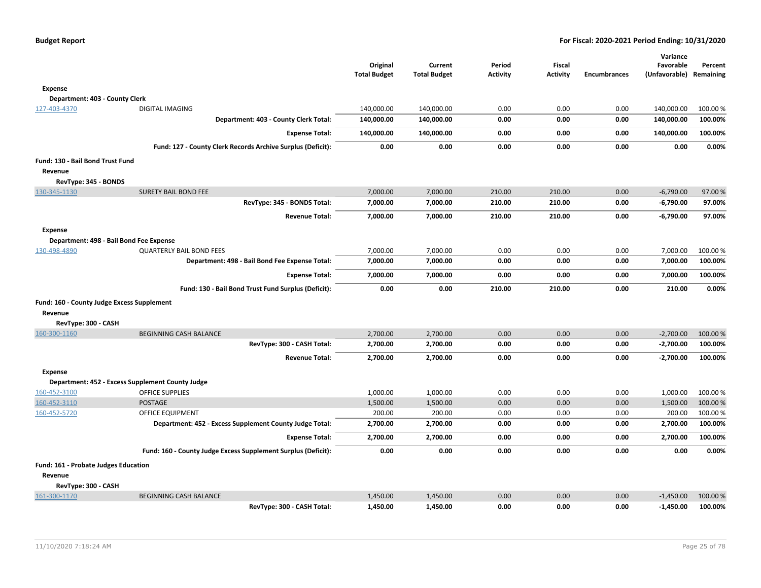| | | Original Total Budget | Current Total Budget | Period Activity | Fiscal Activity | Encumbrances | Variance Favorable (Unfavorable) | Percent Remaining |
|---|---|---|---|---|---|---|---|---|
| **Expense** | | | | | | | | |
| **Department: 403 - County Clerk** | | | | | | | | |
| 127-403-4370 | DIGITAL IMAGING | 140,000.00 | 140,000.00 | 0.00 | 0.00 | 0.00 | 140,000.00 | 100.00 % |
| | **Department: 403 - County Clerk Total:** | **140,000.00** | **140,000.00** | **0.00** | **0.00** | **0.00** | **140,000.00** | **100.00%** |
| | **Expense Total:** | **140,000.00** | **140,000.00** | **0.00** | **0.00** | **0.00** | **140,000.00** | **100.00%** |
| | **Fund: 127 - County Clerk Records Archive Surplus (Deficit):** | **0.00** | **0.00** | **0.00** | **0.00** | **0.00** | **0.00** | **0.00%** |
| **Fund: 130 - Bail Bond Trust Fund** | | | | | | | | |
| **Revenue** | | | | | | | | |
| **RevType: 345 - BONDS** | | | | | | | | |
| 130-345-1130 | SURETY BAIL BOND FEE | 7,000.00 | 7,000.00 | 210.00 | 210.00 | 0.00 | -6,790.00 | 97.00 % |
| | **RevType: 345 - BONDS Total:** | **7,000.00** | **7,000.00** | **210.00** | **210.00** | **0.00** | **-6,790.00** | **97.00%** |
| | **Revenue Total:** | **7,000.00** | **7,000.00** | **210.00** | **210.00** | **0.00** | **-6,790.00** | **97.00%** |
| **Expense** | | | | | | | | |
| **Department: 498 - Bail Bond Fee Expense** | | | | | | | | |
| 130-498-4890 | QUARTERLY BAIL BOND FEES | 7,000.00 | 7,000.00 | 0.00 | 0.00 | 0.00 | 7,000.00 | 100.00 % |
| | **Department: 498 - Bail Bond Fee Expense Total:** | **7,000.00** | **7,000.00** | **0.00** | **0.00** | **0.00** | **7,000.00** | **100.00%** |
| | **Expense Total:** | **7,000.00** | **7,000.00** | **0.00** | **0.00** | **0.00** | **7,000.00** | **100.00%** |
| | **Fund: 130 - Bail Bond Trust Fund Surplus (Deficit):** | **0.00** | **0.00** | **210.00** | **210.00** | **0.00** | **210.00** | **0.00%** |
| **Fund: 160 - County Judge Excess Supplement** | | | | | | | | |
| **Revenue** | | | | | | | | |
| **RevType: 300 - CASH** | | | | | | | | |
| 160-300-1160 | BEGINNING CASH BALANCE | 2,700.00 | 2,700.00 | 0.00 | 0.00 | 0.00 | -2,700.00 | 100.00 % |
| | **RevType: 300 - CASH Total:** | **2,700.00** | **2,700.00** | **0.00** | **0.00** | **0.00** | **-2,700.00** | **100.00%** |
| | **Revenue Total:** | **2,700.00** | **2,700.00** | **0.00** | **0.00** | **0.00** | **-2,700.00** | **100.00%** |
| **Expense** | | | | | | | | |
| **Department: 452 - Excess Supplement County Judge** | | | | | | | | |
| 160-452-3100 | OFFICE SUPPLIES | 1,000.00 | 1,000.00 | 0.00 | 0.00 | 0.00 | 1,000.00 | 100.00 % |
| 160-452-3110 | POSTAGE | 1,500.00 | 1,500.00 | 0.00 | 0.00 | 0.00 | 1,500.00 | 100.00 % |
| 160-452-5720 | OFFICE EQUIPMENT | 200.00 | 200.00 | 0.00 | 0.00 | 0.00 | 200.00 | 100.00 % |
| | **Department: 452 - Excess Supplement County Judge Total:** | **2,700.00** | **2,700.00** | **0.00** | **0.00** | **0.00** | **2,700.00** | **100.00%** |
| | **Expense Total:** | **2,700.00** | **2,700.00** | **0.00** | **0.00** | **0.00** | **2,700.00** | **100.00%** |
| | **Fund: 160 - County Judge Excess Supplement Surplus (Deficit):** | **0.00** | **0.00** | **0.00** | **0.00** | **0.00** | **0.00** | **0.00%** |
| **Fund: 161 - Probate Judges Education** | | | | | | | | |
| **Revenue** | | | | | | | | |
| **RevType: 300 - CASH** | | | | | | | | |
| 161-300-1170 | BEGINNING CASH BALANCE | 1,450.00 | 1,450.00 | 0.00 | 0.00 | 0.00 | -1,450.00 | 100.00 % |
| | **RevType: 300 - CASH Total:** | **1,450.00** | **1,450.00** | **0.00** | **0.00** | **0.00** | **-1,450.00** | **100.00%** |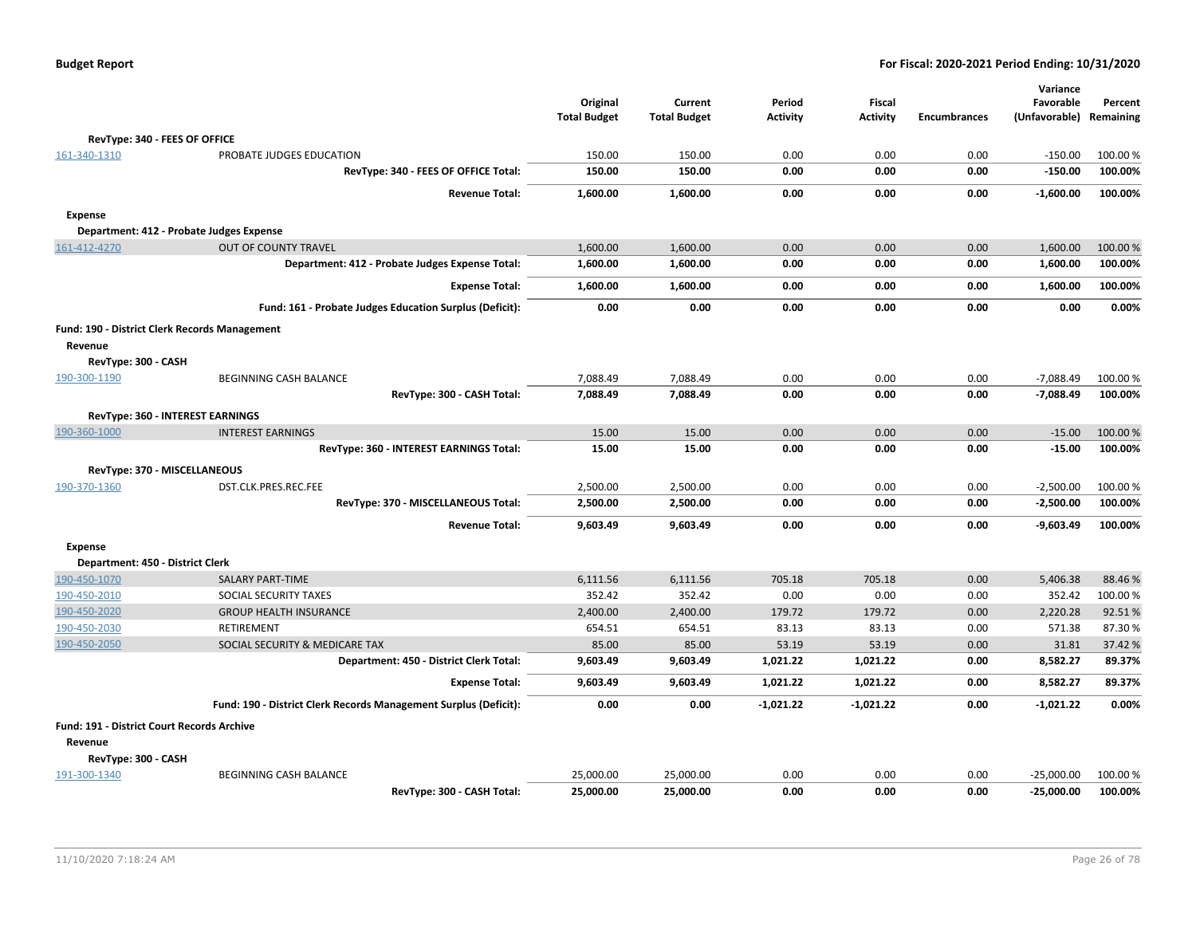| | | Original Total Budget | Current Total Budget | Period Activity | Fiscal Activity | Encumbrances | Variance Favorable (Unfavorable) | Percent Remaining |
|---|---|---|---|---|---|---|---|---|
| **RevType: 340 - FEES OF OFFICE** | | | | | | | | |
| 161-340-1310 | PROBATE JUDGES EDUCATION | 150.00 | 150.00 | 0.00 | 0.00 | 0.00 | -150.00 | 100.00 % |
| | **RevType: 340 - FEES OF OFFICE Total:** | **150.00** | **150.00** | **0.00** | **0.00** | **0.00** | **-150.00** | **100.00%** |
| | **Revenue Total:** | **1,600.00** | **1,600.00** | **0.00** | **0.00** | **0.00** | **-1,600.00** | **100.00%** |
| **Expense** | | | | | | | | |
| **Department: 412 - Probate Judges Expense** | | | | | | | | |
| 161-412-4270 | OUT OF COUNTY TRAVEL | 1,600.00 | 1,600.00 | 0.00 | 0.00 | 0.00 | 1,600.00 | 100.00 % |
| | **Department: 412 - Probate Judges Expense Total:** | **1,600.00** | **1,600.00** | **0.00** | **0.00** | **0.00** | **1,600.00** | **100.00%** |
| | **Expense Total:** | **1,600.00** | **1,600.00** | **0.00** | **0.00** | **0.00** | **1,600.00** | **100.00%** |
| | **Fund: 161 - Probate Judges Education Surplus (Deficit):** | **0.00** | **0.00** | **0.00** | **0.00** | **0.00** | **0.00** | **0.00%** |
| **Fund: 190 - District Clerk Records Management** | | | | | | | | |
| **Revenue** | | | | | | | | |
| **RevType: 300 - CASH** | | | | | | | | |
| 190-300-1190 | BEGINNING CASH BALANCE | 7,088.49 | 7,088.49 | 0.00 | 0.00 | 0.00 | -7,088.49 | 100.00 % |
| | **RevType: 300 - CASH Total:** | **7,088.49** | **7,088.49** | **0.00** | **0.00** | **0.00** | **-7,088.49** | **100.00%** |
| **RevType: 360 - INTEREST EARNINGS** | | | | | | | | |
| 190-360-1000 | INTEREST EARNINGS | 15.00 | 15.00 | 0.00 | 0.00 | 0.00 | -15.00 | 100.00 % |
| | **RevType: 360 - INTEREST EARNINGS Total:** | **15.00** | **15.00** | **0.00** | **0.00** | **0.00** | **-15.00** | **100.00%** |
| **RevType: 370 - MISCELLANEOUS** | | | | | | | | |
| 190-370-1360 | DST.CLK.PRES.REC.FEE | 2,500.00 | 2,500.00 | 0.00 | 0.00 | 0.00 | -2,500.00 | 100.00 % |
| | **RevType: 370 - MISCELLANEOUS Total:** | **2,500.00** | **2,500.00** | **0.00** | **0.00** | **0.00** | **-2,500.00** | **100.00%** |
| | **Revenue Total:** | **9,603.49** | **9,603.49** | **0.00** | **0.00** | **0.00** | **-9,603.49** | **100.00%** |
| **Expense** | | | | | | | | |
| **Department: 450 - District Clerk** | | | | | | | | |
| 190-450-1070 | SALARY PART-TIME | 6,111.56 | 6,111.56 | 705.18 | 705.18 | 0.00 | 5,406.38 | 88.46 % |
| 190-450-2010 | SOCIAL SECURITY TAXES | 352.42 | 352.42 | 0.00 | 0.00 | 0.00 | 352.42 | 100.00 % |
| 190-450-2020 | GROUP HEALTH INSURANCE | 2,400.00 | 2,400.00 | 179.72 | 179.72 | 0.00 | 2,220.28 | 92.51 % |
| 190-450-2030 | RETIREMENT | 654.51 | 654.51 | 83.13 | 83.13 | 0.00 | 571.38 | 87.30 % |
| 190-450-2050 | SOCIAL SECURITY & MEDICARE TAX | 85.00 | 85.00 | 53.19 | 53.19 | 0.00 | 31.81 | 37.42 % |
| | **Department: 450 - District Clerk Total:** | **9,603.49** | **9,603.49** | **1,021.22** | **1,021.22** | **0.00** | **8,582.27** | **89.37%** |
| | **Expense Total:** | **9,603.49** | **9,603.49** | **1,021.22** | **1,021.22** | **0.00** | **8,582.27** | **89.37%** |
| | **Fund: 190 - District Clerk Records Management Surplus (Deficit):** | **0.00** | **0.00** | **-1,021.22** | **-1,021.22** | **0.00** | **-1,021.22** | **0.00%** |
| **Fund: 191 - District Court Records Archive** | | | | | | | | |
| **Revenue** | | | | | | | | |
| **RevType: 300 - CASH** | | | | | | | | |
| 191-300-1340 | BEGINNING CASH BALANCE | 25,000.00 | 25,000.00 | 0.00 | 0.00 | 0.00 | -25,000.00 | 100.00 % |
| | **RevType: 300 - CASH Total:** | **25,000.00** | **25,000.00** | **0.00** | **0.00** | **0.00** | **-25,000.00** | **100.00%** |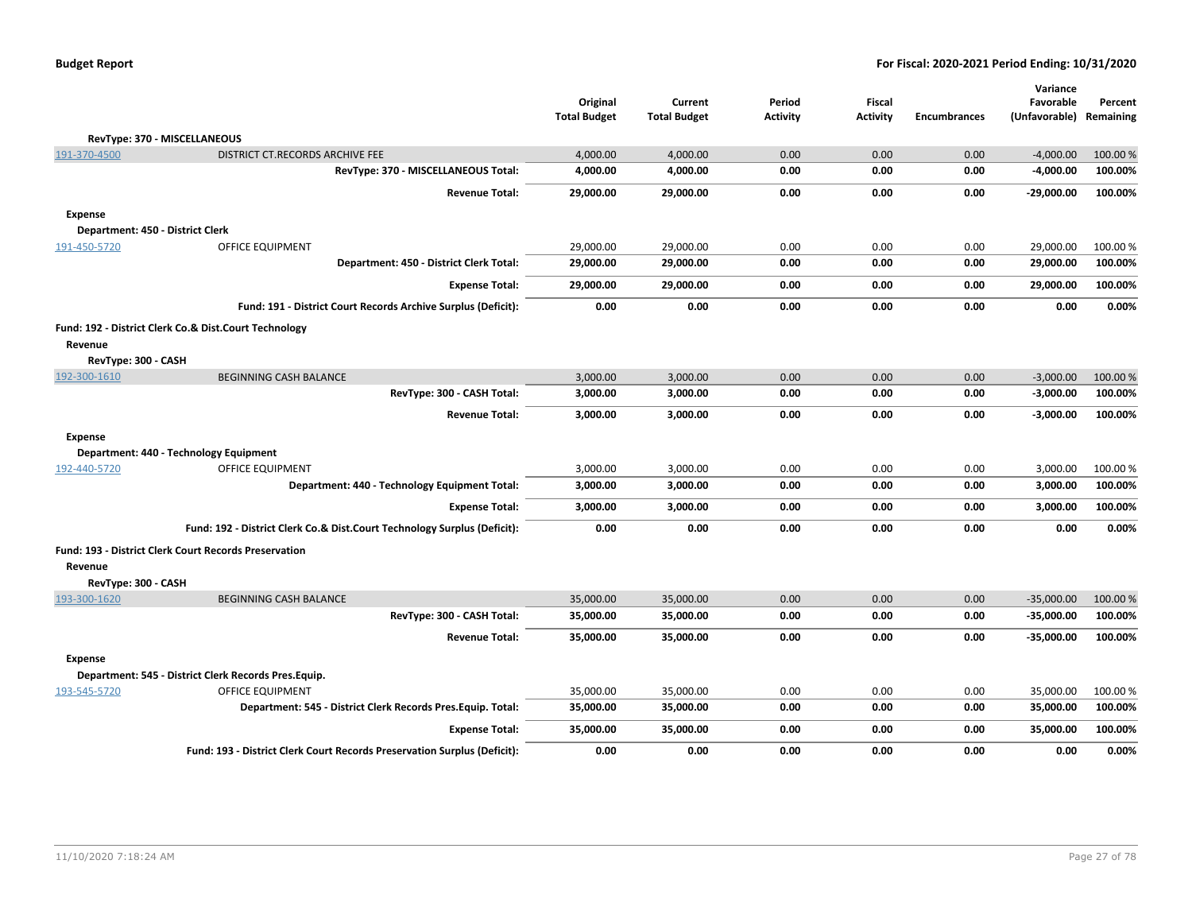| | | Original Total Budget | Current Total Budget | Period Activity | Fiscal Activity | Encumbrances | Variance Favorable (Unfavorable) | Percent Remaining |
|---|---|---|---|---|---|---|---|---|
| **RevType: 370 - MISCELLANEOUS** | | | | | | | | |
| 191-370-4500 | DISTRICT CT.RECORDS ARCHIVE FEE | 4,000.00 | 4,000.00 | 0.00 | 0.00 | 0.00 | -4,000.00 | 100.00 % |
| | **RevType: 370 - MISCELLANEOUS Total:** | **4,000.00** | **4,000.00** | **0.00** | **0.00** | **0.00** | **-4,000.00** | **100.00%** |
| | **Revenue Total:** | **29,000.00** | **29,000.00** | **0.00** | **0.00** | **0.00** | **-29,000.00** | **100.00%** |
| **Expense** | | | | | | | | |
| **Department: 450 - District Clerk** | | | | | | | | |
| 191-450-5720 | OFFICE EQUIPMENT | 29,000.00 | 29,000.00 | 0.00 | 0.00 | 0.00 | 29,000.00 | 100.00 % |
| | **Department: 450 - District Clerk Total:** | **29,000.00** | **29,000.00** | **0.00** | **0.00** | **0.00** | **29,000.00** | **100.00%** |
| | **Expense Total:** | **29,000.00** | **29,000.00** | **0.00** | **0.00** | **0.00** | **29,000.00** | **100.00%** |
| | **Fund: 191 - District Court Records Archive Surplus (Deficit):** | **0.00** | **0.00** | **0.00** | **0.00** | **0.00** | **0.00** | **0.00%** |
| **Fund: 192 - District Clerk Co.& Dist.Court Technology** | | | | | | | | |
| **Revenue** | | | | | | | | |
| **RevType: 300 - CASH** | | | | | | | | |
| 192-300-1610 | BEGINNING CASH BALANCE | 3,000.00 | 3,000.00 | 0.00 | 0.00 | 0.00 | -3,000.00 | 100.00 % |
| | **RevType: 300 - CASH Total:** | **3,000.00** | **3,000.00** | **0.00** | **0.00** | **0.00** | **-3,000.00** | **100.00%** |
| | **Revenue Total:** | **3,000.00** | **3,000.00** | **0.00** | **0.00** | **0.00** | **-3,000.00** | **100.00%** |
| **Expense** | | | | | | | | |
| **Department: 440 - Technology Equipment** | | | | | | | | |
| 192-440-5720 | OFFICE EQUIPMENT | 3,000.00 | 3,000.00 | 0.00 | 0.00 | 0.00 | 3,000.00 | 100.00 % |
| | **Department: 440 - Technology Equipment Total:** | **3,000.00** | **3,000.00** | **0.00** | **0.00** | **0.00** | **3,000.00** | **100.00%** |
| | **Expense Total:** | **3,000.00** | **3,000.00** | **0.00** | **0.00** | **0.00** | **3,000.00** | **100.00%** |
| | **Fund: 192 - District Clerk Co.& Dist.Court Technology Surplus (Deficit):** | **0.00** | **0.00** | **0.00** | **0.00** | **0.00** | **0.00** | **0.00%** |
| **Fund: 193 - District Clerk Court Records Preservation** | | | | | | | | |
| **Revenue** | | | | | | | | |
| **RevType: 300 - CASH** | | | | | | | | |
| 193-300-1620 | BEGINNING CASH BALANCE | 35,000.00 | 35,000.00 | 0.00 | 0.00 | 0.00 | -35,000.00 | 100.00 % |
| | **RevType: 300 - CASH Total:** | **35,000.00** | **35,000.00** | **0.00** | **0.00** | **0.00** | **-35,000.00** | **100.00%** |
| | **Revenue Total:** | **35,000.00** | **35,000.00** | **0.00** | **0.00** | **0.00** | **-35,000.00** | **100.00%** |
| **Expense** | | | | | | | | |
| **Department: 545 - District Clerk Records Pres.Equip.** | | | | | | | | |
| 193-545-5720 | OFFICE EQUIPMENT | 35,000.00 | 35,000.00 | 0.00 | 0.00 | 0.00 | 35,000.00 | 100.00 % |
| | **Department: 545 - District Clerk Records Pres.Equip. Total:** | **35,000.00** | **35,000.00** | **0.00** | **0.00** | **0.00** | **35,000.00** | **100.00%** |
| | **Expense Total:** | **35,000.00** | **35,000.00** | **0.00** | **0.00** | **0.00** | **35,000.00** | **100.00%** |
| | **Fund: 193 - District Clerk Court Records Preservation Surplus (Deficit):** | **0.00** | **0.00** | **0.00** | **0.00** | **0.00** | **0.00** | **0.00%** |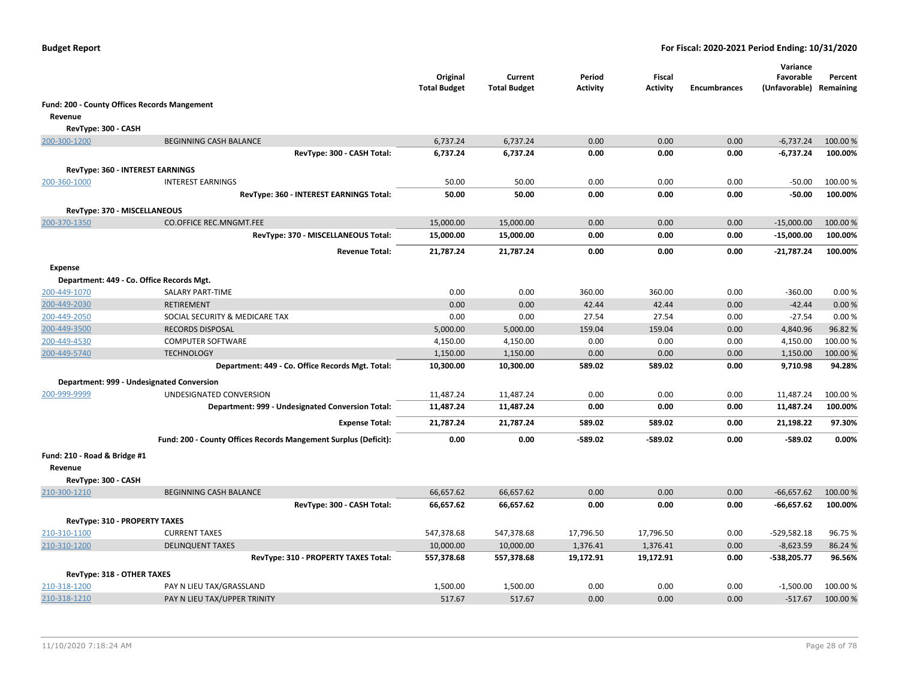**Budget Report** — **For Fiscal: 2020-2021 Period Ending: 10/31/2020**

| | | Original Total Budget | Current Total Budget | Period Activity | Fiscal Activity | Encumbrances | Variance Favorable (Unfavorable) | Percent Remaining |
|---|---|---|---|---|---|---|---|---|
| **Fund: 200 - County Offices Records Mangement** | | | | | | | | |
| **Revenue** | | | | | | | | |
| **RevType: 300 - CASH** | | | | | | | | |
| 200-300-1200 | BEGINNING CASH BALANCE | 6,737.24 | 6,737.24 | 0.00 | 0.00 | 0.00 | -6,737.24 | 100.00 % |
| | **RevType: 300 - CASH Total:** | **6,737.24** | **6,737.24** | **0.00** | **0.00** | **0.00** | **-6,737.24** | **100.00%** |
| **RevType: 360 - INTEREST EARNINGS** | | | | | | | | |
| 200-360-1000 | INTEREST EARNINGS | 50.00 | 50.00 | 0.00 | 0.00 | 0.00 | -50.00 | 100.00 % |
| | **RevType: 360 - INTEREST EARNINGS Total:** | **50.00** | **50.00** | **0.00** | **0.00** | **0.00** | **-50.00** | **100.00%** |
| **RevType: 370 - MISCELLANEOUS** | | | | | | | | |
| 200-370-1350 | CO.OFFICE REC.MNGMT.FEE | 15,000.00 | 15,000.00 | 0.00 | 0.00 | 0.00 | -15,000.00 | 100.00 % |
| | **RevType: 370 - MISCELLANEOUS Total:** | **15,000.00** | **15,000.00** | **0.00** | **0.00** | **0.00** | **-15,000.00** | **100.00%** |
| | **Revenue Total:** | **21,787.24** | **21,787.24** | **0.00** | **0.00** | **0.00** | **-21,787.24** | **100.00%** |
| **Expense** | | | | | | | | |
| **Department: 449 - Co. Office Records Mgt.** | | | | | | | | |
| 200-449-1070 | SALARY PART-TIME | 0.00 | 0.00 | 360.00 | 360.00 | 0.00 | -360.00 | 0.00 % |
| 200-449-2030 | RETIREMENT | 0.00 | 0.00 | 42.44 | 42.44 | 0.00 | -42.44 | 0.00 % |
| 200-449-2050 | SOCIAL SECURITY & MEDICARE TAX | 0.00 | 0.00 | 27.54 | 27.54 | 0.00 | -27.54 | 0.00 % |
| 200-449-3500 | RECORDS DISPOSAL | 5,000.00 | 5,000.00 | 159.04 | 159.04 | 0.00 | 4,840.96 | 96.82 % |
| 200-449-4530 | COMPUTER SOFTWARE | 4,150.00 | 4,150.00 | 0.00 | 0.00 | 0.00 | 4,150.00 | 100.00 % |
| 200-449-5740 | TECHNOLOGY | 1,150.00 | 1,150.00 | 0.00 | 0.00 | 0.00 | 1,150.00 | 100.00 % |
| | **Department: 449 - Co. Office Records Mgt. Total:** | **10,300.00** | **10,300.00** | **589.02** | **589.02** | **0.00** | **9,710.98** | **94.28%** |
| **Department: 999 - Undesignated Conversion** | | | | | | | | |
| 200-999-9999 | UNDESIGNATED CONVERSION | 11,487.24 | 11,487.24 | 0.00 | 0.00 | 0.00 | 11,487.24 | 100.00 % |
| | **Department: 999 - Undesignated Conversion Total:** | **11,487.24** | **11,487.24** | **0.00** | **0.00** | **0.00** | **11,487.24** | **100.00%** |
| | **Expense Total:** | **21,787.24** | **21,787.24** | **589.02** | **589.02** | **0.00** | **21,198.22** | **97.30%** |
| | **Fund: 200 - County Offices Records Mangement Surplus (Deficit):** | **0.00** | **0.00** | **-589.02** | **-589.02** | **0.00** | **-589.02** | **0.00%** |
| **Fund: 210 - Road & Bridge #1** | | | | | | | | |
| **Revenue** | | | | | | | | |
| **RevType: 300 - CASH** | | | | | | | | |
| 210-300-1210 | BEGINNING CASH BALANCE | 66,657.62 | 66,657.62 | 0.00 | 0.00 | 0.00 | -66,657.62 | 100.00 % |
| | **RevType: 300 - CASH Total:** | **66,657.62** | **66,657.62** | **0.00** | **0.00** | **0.00** | **-66,657.62** | **100.00%** |
| **RevType: 310 - PROPERTY TAXES** | | | | | | | | |
| 210-310-1100 | CURRENT TAXES | 547,378.68 | 547,378.68 | 17,796.50 | 17,796.50 | 0.00 | -529,582.18 | 96.75 % |
| 210-310-1200 | DELINQUENT TAXES | 10,000.00 | 10,000.00 | 1,376.41 | 1,376.41 | 0.00 | -8,623.59 | 86.24 % |
| | **RevType: 310 - PROPERTY TAXES Total:** | **557,378.68** | **557,378.68** | **19,172.91** | **19,172.91** | **0.00** | **-538,205.77** | **96.56%** |
| **RevType: 318 - OTHER TAXES** | | | | | | | | |
| 210-318-1200 | PAY N LIEU TAX/GRASSLAND | 1,500.00 | 1,500.00 | 0.00 | 0.00 | 0.00 | -1,500.00 | 100.00 % |
| 210-318-1210 | PAY N LIEU TAX/UPPER TRINITY | 517.67 | 517.67 | 0.00 | 0.00 | 0.00 | -517.67 | 100.00 % |

11/10/2020 7:18:24 AM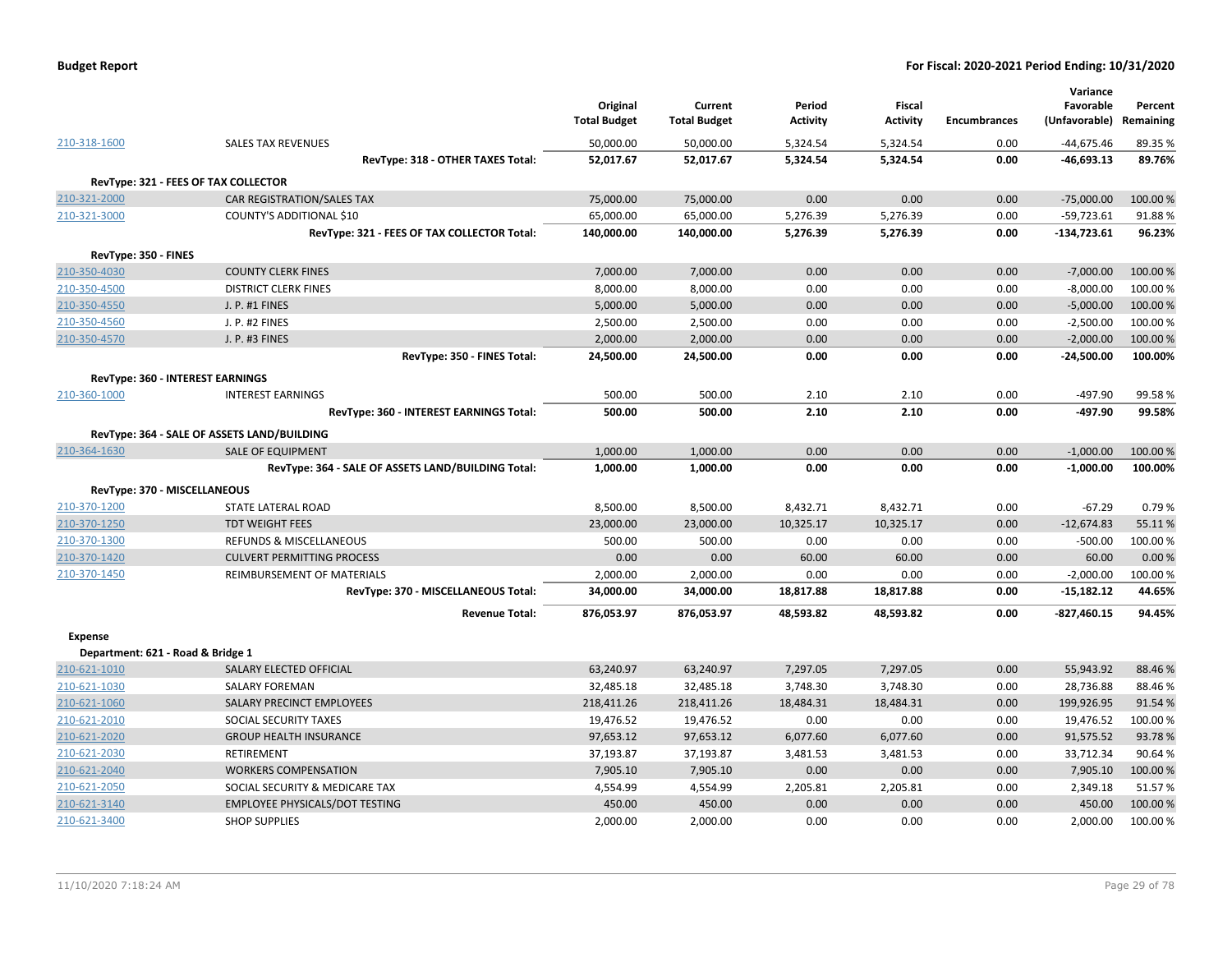| | | Original Total Budget | Current Total Budget | Period Activity | Fiscal Activity | Encumbrances | Variance Favorable (Unfavorable) | Percent Remaining |
|---|---|---|---|---|---|---|---|---|
| 210-318-1600 | SALES TAX REVENUES | 50,000.00 | 50,000.00 | 5,324.54 | 5,324.54 | 0.00 | -44,675.46 | 89.35 % |
| | **RevType: 318 - OTHER TAXES Total:** | **52,017.67** | **52,017.67** | **5,324.54** | **5,324.54** | **0.00** | **-46,693.13** | **89.76%** |
| **RevType: 321 - FEES OF TAX COLLECTOR** | | | | | | | | |
| 210-321-2000 | CAR REGISTRATION/SALES TAX | 75,000.00 | 75,000.00 | 0.00 | 0.00 | 0.00 | -75,000.00 | 100.00 % |
| 210-321-3000 | COUNTY'S ADDITIONAL $10 | 65,000.00 | 65,000.00 | 5,276.39 | 5,276.39 | 0.00 | -59,723.61 | 91.88 % |
| | **RevType: 321 - FEES OF TAX COLLECTOR Total:** | **140,000.00** | **140,000.00** | **5,276.39** | **5,276.39** | **0.00** | **-134,723.61** | **96.23%** |
| **RevType: 350 - FINES** | | | | | | | | |
| 210-350-4030 | COUNTY CLERK FINES | 7,000.00 | 7,000.00 | 0.00 | 0.00 | 0.00 | -7,000.00 | 100.00 % |
| 210-350-4500 | DISTRICT CLERK FINES | 8,000.00 | 8,000.00 | 0.00 | 0.00 | 0.00 | -8,000.00 | 100.00 % |
| 210-350-4550 | J. P. #1 FINES | 5,000.00 | 5,000.00 | 0.00 | 0.00 | 0.00 | -5,000.00 | 100.00 % |
| 210-350-4560 | J. P. #2 FINES | 2,500.00 | 2,500.00 | 0.00 | 0.00 | 0.00 | -2,500.00 | 100.00 % |
| 210-350-4570 | J. P. #3 FINES | 2,000.00 | 2,000.00 | 0.00 | 0.00 | 0.00 | -2,000.00 | 100.00 % |
| | **RevType: 350 - FINES Total:** | **24,500.00** | **24,500.00** | **0.00** | **0.00** | **0.00** | **-24,500.00** | **100.00%** |
| **RevType: 360 - INTEREST EARNINGS** | | | | | | | | |
| 210-360-1000 | INTEREST EARNINGS | 500.00 | 500.00 | 2.10 | 2.10 | 0.00 | -497.90 | 99.58 % |
| | **RevType: 360 - INTEREST EARNINGS Total:** | **500.00** | **500.00** | **2.10** | **2.10** | **0.00** | **-497.90** | **99.58%** |
| **RevType: 364 - SALE OF ASSETS LAND/BUILDING** | | | | | | | | |
| 210-364-1630 | SALE OF EQUIPMENT | 1,000.00 | 1,000.00 | 0.00 | 0.00 | 0.00 | -1,000.00 | 100.00 % |
| | **RevType: 364 - SALE OF ASSETS LAND/BUILDING Total:** | **1,000.00** | **1,000.00** | **0.00** | **0.00** | **0.00** | **-1,000.00** | **100.00%** |
| **RevType: 370 - MISCELLANEOUS** | | | | | | | | |
| 210-370-1200 | STATE LATERAL ROAD | 8,500.00 | 8,500.00 | 8,432.71 | 8,432.71 | 0.00 | -67.29 | 0.79 % |
| 210-370-1250 | TDT WEIGHT FEES | 23,000.00 | 23,000.00 | 10,325.17 | 10,325.17 | 0.00 | -12,674.83 | 55.11 % |
| 210-370-1300 | REFUNDS & MISCELLANEOUS | 500.00 | 500.00 | 0.00 | 0.00 | 0.00 | -500.00 | 100.00 % |
| 210-370-1420 | CULVERT PERMITTING PROCESS | 0.00 | 0.00 | 60.00 | 60.00 | 0.00 | 60.00 | 0.00 % |
| 210-370-1450 | REIMBURSEMENT OF MATERIALS | 2,000.00 | 2,000.00 | 0.00 | 0.00 | 0.00 | -2,000.00 | 100.00 % |
| | **RevType: 370 - MISCELLANEOUS Total:** | **34,000.00** | **34,000.00** | **18,817.88** | **18,817.88** | **0.00** | **-15,182.12** | **44.65%** |
| | **Revenue Total:** | **876,053.97** | **876,053.97** | **48,593.82** | **48,593.82** | **0.00** | **-827,460.15** | **94.45%** |
| **Expense** | | | | | | | | |
| **Department: 621 - Road & Bridge 1** | | | | | | | | |
| 210-621-1010 | SALARY ELECTED OFFICIAL | 63,240.97 | 63,240.97 | 7,297.05 | 7,297.05 | 0.00 | 55,943.92 | 88.46 % |
| 210-621-1030 | SALARY FOREMAN | 32,485.18 | 32,485.18 | 3,748.30 | 3,748.30 | 0.00 | 28,736.88 | 88.46 % |
| 210-621-1060 | SALARY PRECINCT EMPLOYEES | 218,411.26 | 218,411.26 | 18,484.31 | 18,484.31 | 0.00 | 199,926.95 | 91.54 % |
| 210-621-2010 | SOCIAL SECURITY TAXES | 19,476.52 | 19,476.52 | 0.00 | 0.00 | 0.00 | 19,476.52 | 100.00 % |
| 210-621-2020 | GROUP HEALTH INSURANCE | 97,653.12 | 97,653.12 | 6,077.60 | 6,077.60 | 0.00 | 91,575.52 | 93.78 % |
| 210-621-2030 | RETIREMENT | 37,193.87 | 37,193.87 | 3,481.53 | 3,481.53 | 0.00 | 33,712.34 | 90.64 % |
| 210-621-2040 | WORKERS COMPENSATION | 7,905.10 | 7,905.10 | 0.00 | 0.00 | 0.00 | 7,905.10 | 100.00 % |
| 210-621-2050 | SOCIAL SECURITY & MEDICARE TAX | 4,554.99 | 4,554.99 | 2,205.81 | 2,205.81 | 0.00 | 2,349.18 | 51.57 % |
| 210-621-3140 | EMPLOYEE PHYSICALS/DOT TESTING | 450.00 | 450.00 | 0.00 | 0.00 | 0.00 | 450.00 | 100.00 % |
| 210-621-3400 | SHOP SUPPLIES | 2,000.00 | 2,000.00 | 0.00 | 0.00 | 0.00 | 2,000.00 | 100.00 % |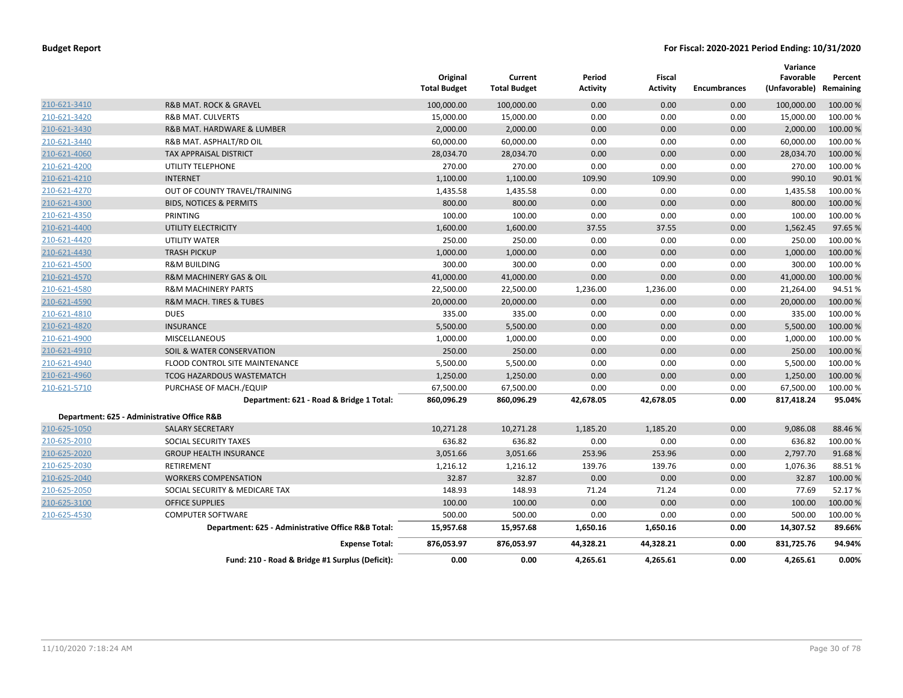| | | Original Total Budget | Current Total Budget | Period Activity | Fiscal Activity | Encumbrances | Variance Favorable (Unfavorable) | Percent Remaining |
|---|---|---|---|---|---|---|---|---|
| 210-621-3410 | R&B MAT. ROCK & GRAVEL | 100,000.00 | 100,000.00 | 0.00 | 0.00 | 0.00 | 100,000.00 | 100.00 % |
| 210-621-3420 | R&B MAT. CULVERTS | 15,000.00 | 15,000.00 | 0.00 | 0.00 | 0.00 | 15,000.00 | 100.00 % |
| 210-621-3430 | R&B MAT. HARDWARE & LUMBER | 2,000.00 | 2,000.00 | 0.00 | 0.00 | 0.00 | 2,000.00 | 100.00 % |
| 210-621-3440 | R&B MAT. ASPHALT/RD OIL | 60,000.00 | 60,000.00 | 0.00 | 0.00 | 0.00 | 60,000.00 | 100.00 % |
| 210-621-4060 | TAX APPRAISAL DISTRICT | 28,034.70 | 28,034.70 | 0.00 | 0.00 | 0.00 | 28,034.70 | 100.00 % |
| 210-621-4200 | UTILITY TELEPHONE | 270.00 | 270.00 | 0.00 | 0.00 | 0.00 | 270.00 | 100.00 % |
| 210-621-4210 | INTERNET | 1,100.00 | 1,100.00 | 109.90 | 109.90 | 0.00 | 990.10 | 90.01 % |
| 210-621-4270 | OUT OF COUNTY TRAVEL/TRAINING | 1,435.58 | 1,435.58 | 0.00 | 0.00 | 0.00 | 1,435.58 | 100.00 % |
| 210-621-4300 | BIDS, NOTICES & PERMITS | 800.00 | 800.00 | 0.00 | 0.00 | 0.00 | 800.00 | 100.00 % |
| 210-621-4350 | PRINTING | 100.00 | 100.00 | 0.00 | 0.00 | 0.00 | 100.00 | 100.00 % |
| 210-621-4400 | UTILITY ELECTRICITY | 1,600.00 | 1,600.00 | 37.55 | 37.55 | 0.00 | 1,562.45 | 97.65 % |
| 210-621-4420 | UTILITY WATER | 250.00 | 250.00 | 0.00 | 0.00 | 0.00 | 250.00 | 100.00 % |
| 210-621-4430 | TRASH PICKUP | 1,000.00 | 1,000.00 | 0.00 | 0.00 | 0.00 | 1,000.00 | 100.00 % |
| 210-621-4500 | R&M BUILDING | 300.00 | 300.00 | 0.00 | 0.00 | 0.00 | 300.00 | 100.00 % |
| 210-621-4570 | R&M MACHINERY GAS & OIL | 41,000.00 | 41,000.00 | 0.00 | 0.00 | 0.00 | 41,000.00 | 100.00 % |
| 210-621-4580 | R&M MACHINERY PARTS | 22,500.00 | 22,500.00 | 1,236.00 | 1,236.00 | 0.00 | 21,264.00 | 94.51 % |
| 210-621-4590 | R&M MACH. TIRES & TUBES | 20,000.00 | 20,000.00 | 0.00 | 0.00 | 0.00 | 20,000.00 | 100.00 % |
| 210-621-4810 | DUES | 335.00 | 335.00 | 0.00 | 0.00 | 0.00 | 335.00 | 100.00 % |
| 210-621-4820 | INSURANCE | 5,500.00 | 5,500.00 | 0.00 | 0.00 | 0.00 | 5,500.00 | 100.00 % |
| 210-621-4900 | MISCELLANEOUS | 1,000.00 | 1,000.00 | 0.00 | 0.00 | 0.00 | 1,000.00 | 100.00 % |
| 210-621-4910 | SOIL & WATER CONSERVATION | 250.00 | 250.00 | 0.00 | 0.00 | 0.00 | 250.00 | 100.00 % |
| 210-621-4940 | FLOOD CONTROL SITE MAINTENANCE | 5,500.00 | 5,500.00 | 0.00 | 0.00 | 0.00 | 5,500.00 | 100.00 % |
| 210-621-4960 | TCOG HAZARDOUS WASTEMATCH | 1,250.00 | 1,250.00 | 0.00 | 0.00 | 0.00 | 1,250.00 | 100.00 % |
| 210-621-5710 | PURCHASE OF MACH./EQUIP | 67,500.00 | 67,500.00 | 0.00 | 0.00 | 0.00 | 67,500.00 | 100.00 % |
| | **Department: 621 - Road & Bridge 1 Total:** | **860,096.29** | **860,096.29** | **42,678.05** | **42,678.05** | **0.00** | **817,418.24** | **95.04%** |
| **Department: 625 - Administrative Office R&B** | | | | | | | | |
| 210-625-1050 | SALARY SECRETARY | 10,271.28 | 10,271.28 | 1,185.20 | 1,185.20 | 0.00 | 9,086.08 | 88.46 % |
| 210-625-2010 | SOCIAL SECURITY TAXES | 636.82 | 636.82 | 0.00 | 0.00 | 0.00 | 636.82 | 100.00 % |
| 210-625-2020 | GROUP HEALTH INSURANCE | 3,051.66 | 3,051.66 | 253.96 | 253.96 | 0.00 | 2,797.70 | 91.68 % |
| 210-625-2030 | RETIREMENT | 1,216.12 | 1,216.12 | 139.76 | 139.76 | 0.00 | 1,076.36 | 88.51 % |
| 210-625-2040 | WORKERS COMPENSATION | 32.87 | 32.87 | 0.00 | 0.00 | 0.00 | 32.87 | 100.00 % |
| 210-625-2050 | SOCIAL SECURITY & MEDICARE TAX | 148.93 | 148.93 | 71.24 | 71.24 | 0.00 | 77.69 | 52.17 % |
| 210-625-3100 | OFFICE SUPPLIES | 100.00 | 100.00 | 0.00 | 0.00 | 0.00 | 100.00 | 100.00 % |
| 210-625-4530 | COMPUTER SOFTWARE | 500.00 | 500.00 | 0.00 | 0.00 | 0.00 | 500.00 | 100.00 % |
| | **Department: 625 - Administrative Office R&B Total:** | **15,957.68** | **15,957.68** | **1,650.16** | **1,650.16** | **0.00** | **14,307.52** | **89.66%** |
| | **Expense Total:** | **876,053.97** | **876,053.97** | **44,328.21** | **44,328.21** | **0.00** | **831,725.76** | **94.94%** |
| | **Fund: 210 - Road & Bridge #1 Surplus (Deficit):** | **0.00** | **0.00** | **4,265.61** | **4,265.61** | **0.00** | **4,265.61** | **0.00%** |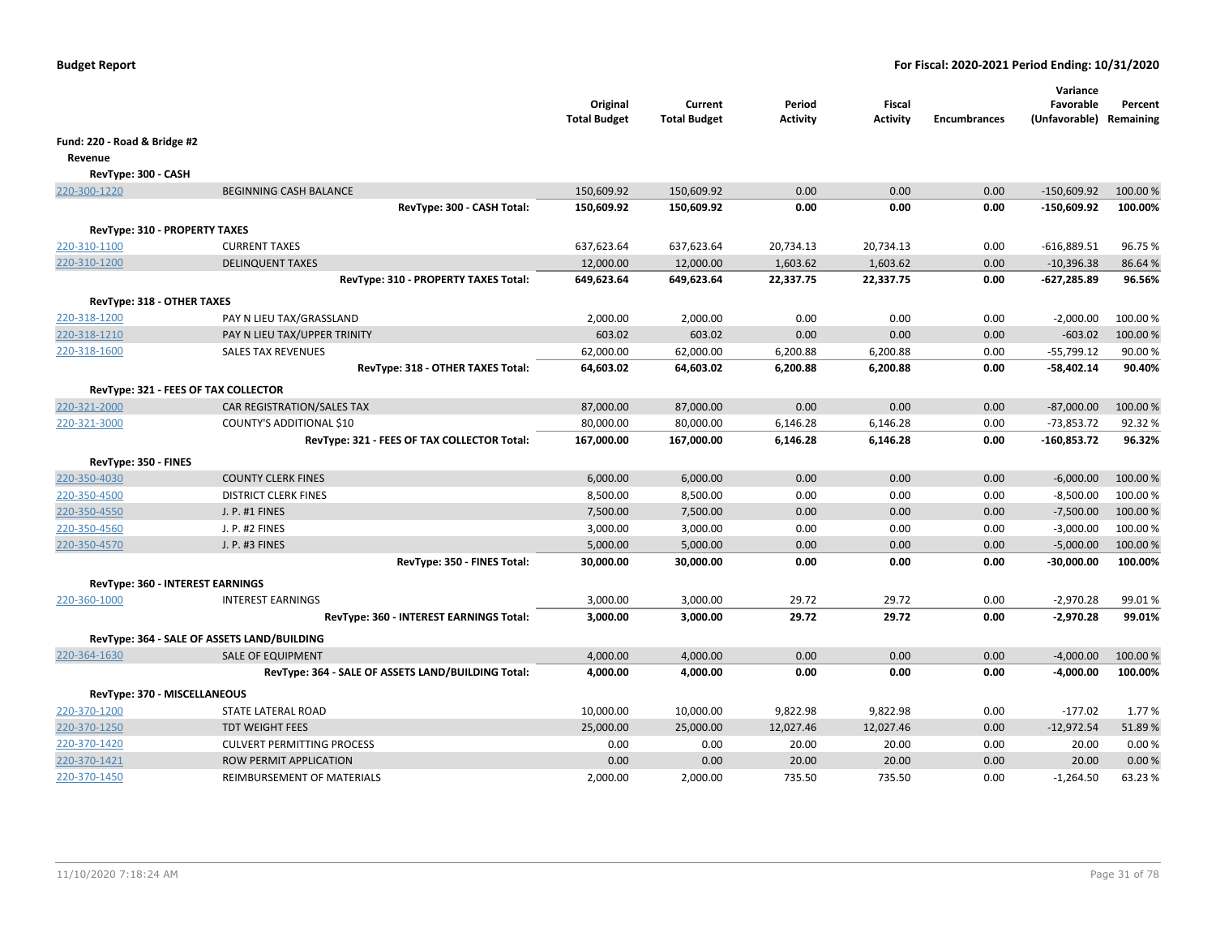**Budget Report** **For Fiscal: 2020-2021 Period Ending: 10/31/2020**

| | | Original Total Budget | Current Total Budget | Period Activity | Fiscal Activity | Encumbrances | Variance Favorable (Unfavorable) | Percent Remaining |
|---|---|---|---|---|---|---|---|---|
| **Fund: 220 - Road & Bridge #2** | | | | | | | | |
| **Revenue** | | | | | | | | |
| **RevType: 300 - CASH** | | | | | | | | |
| 220-300-1220 | BEGINNING CASH BALANCE | 150,609.92 | 150,609.92 | 0.00 | 0.00 | 0.00 | -150,609.92 | 100.00 % |
| | **RevType: 300 - CASH Total:** | **150,609.92** | **150,609.92** | **0.00** | **0.00** | **0.00** | **-150,609.92** | **100.00%** |
| **RevType: 310 - PROPERTY TAXES** | | | | | | | | |
| 220-310-1100 | CURRENT TAXES | 637,623.64 | 637,623.64 | 20,734.13 | 20,734.13 | 0.00 | -616,889.51 | 96.75 % |
| 220-310-1200 | DELINQUENT TAXES | 12,000.00 | 12,000.00 | 1,603.62 | 1,603.62 | 0.00 | -10,396.38 | 86.64 % |
| | **RevType: 310 - PROPERTY TAXES Total:** | **649,623.64** | **649,623.64** | **22,337.75** | **22,337.75** | **0.00** | **-627,285.89** | **96.56%** |
| **RevType: 318 - OTHER TAXES** | | | | | | | | |
| 220-318-1200 | PAY N LIEU TAX/GRASSLAND | 2,000.00 | 2,000.00 | 0.00 | 0.00 | 0.00 | -2,000.00 | 100.00 % |
| 220-318-1210 | PAY N LIEU TAX/UPPER TRINITY | 603.02 | 603.02 | 0.00 | 0.00 | 0.00 | -603.02 | 100.00 % |
| 220-318-1600 | SALES TAX REVENUES | 62,000.00 | 62,000.00 | 6,200.88 | 6,200.88 | 0.00 | -55,799.12 | 90.00 % |
| | **RevType: 318 - OTHER TAXES Total:** | **64,603.02** | **64,603.02** | **6,200.88** | **6,200.88** | **0.00** | **-58,402.14** | **90.40%** |
| **RevType: 321 - FEES OF TAX COLLECTOR** | | | | | | | | |
| 220-321-2000 | CAR REGISTRATION/SALES TAX | 87,000.00 | 87,000.00 | 0.00 | 0.00 | 0.00 | -87,000.00 | 100.00 % |
| 220-321-3000 | COUNTY'S ADDITIONAL $10 | 80,000.00 | 80,000.00 | 6,146.28 | 6,146.28 | 0.00 | -73,853.72 | 92.32 % |
| | **RevType: 321 - FEES OF TAX COLLECTOR Total:** | **167,000.00** | **167,000.00** | **6,146.28** | **6,146.28** | **0.00** | **-160,853.72** | **96.32%** |
| **RevType: 350 - FINES** | | | | | | | | |
| 220-350-4030 | COUNTY CLERK FINES | 6,000.00 | 6,000.00 | 0.00 | 0.00 | 0.00 | -6,000.00 | 100.00 % |
| 220-350-4500 | DISTRICT CLERK FINES | 8,500.00 | 8,500.00 | 0.00 | 0.00 | 0.00 | -8,500.00 | 100.00 % |
| 220-350-4550 | J. P. #1 FINES | 7,500.00 | 7,500.00 | 0.00 | 0.00 | 0.00 | -7,500.00 | 100.00 % |
| 220-350-4560 | J. P. #2 FINES | 3,000.00 | 3,000.00 | 0.00 | 0.00 | 0.00 | -3,000.00 | 100.00 % |
| 220-350-4570 | J. P. #3 FINES | 5,000.00 | 5,000.00 | 0.00 | 0.00 | 0.00 | -5,000.00 | 100.00 % |
| | **RevType: 350 - FINES Total:** | **30,000.00** | **30,000.00** | **0.00** | **0.00** | **0.00** | **-30,000.00** | **100.00%** |
| **RevType: 360 - INTEREST EARNINGS** | | | | | | | | |
| 220-360-1000 | INTEREST EARNINGS | 3,000.00 | 3,000.00 | 29.72 | 29.72 | 0.00 | -2,970.28 | 99.01 % |
| | **RevType: 360 - INTEREST EARNINGS Total:** | **3,000.00** | **3,000.00** | **29.72** | **29.72** | **0.00** | **-2,970.28** | **99.01%** |
| **RevType: 364 - SALE OF ASSETS LAND/BUILDING** | | | | | | | | |
| 220-364-1630 | SALE OF EQUIPMENT | 4,000.00 | 4,000.00 | 0.00 | 0.00 | 0.00 | -4,000.00 | 100.00 % |
| | **RevType: 364 - SALE OF ASSETS LAND/BUILDING Total:** | **4,000.00** | **4,000.00** | **0.00** | **0.00** | **0.00** | **-4,000.00** | **100.00%** |
| **RevType: 370 - MISCELLANEOUS** | | | | | | | | |
| 220-370-1200 | STATE LATERAL ROAD | 10,000.00 | 10,000.00 | 9,822.98 | 9,822.98 | 0.00 | -177.02 | 1.77 % |
| 220-370-1250 | TDT WEIGHT FEES | 25,000.00 | 25,000.00 | 12,027.46 | 12,027.46 | 0.00 | -12,972.54 | 51.89 % |
| 220-370-1420 | CULVERT PERMITTING PROCESS | 0.00 | 0.00 | 20.00 | 20.00 | 0.00 | 20.00 | 0.00 % |
| 220-370-1421 | ROW PERMIT APPLICATION | 0.00 | 0.00 | 20.00 | 20.00 | 0.00 | 20.00 | 0.00 % |
| 220-370-1450 | REIMBURSEMENT OF MATERIALS | 2,000.00 | 2,000.00 | 735.50 | 735.50 | 0.00 | -1,264.50 | 63.23 % |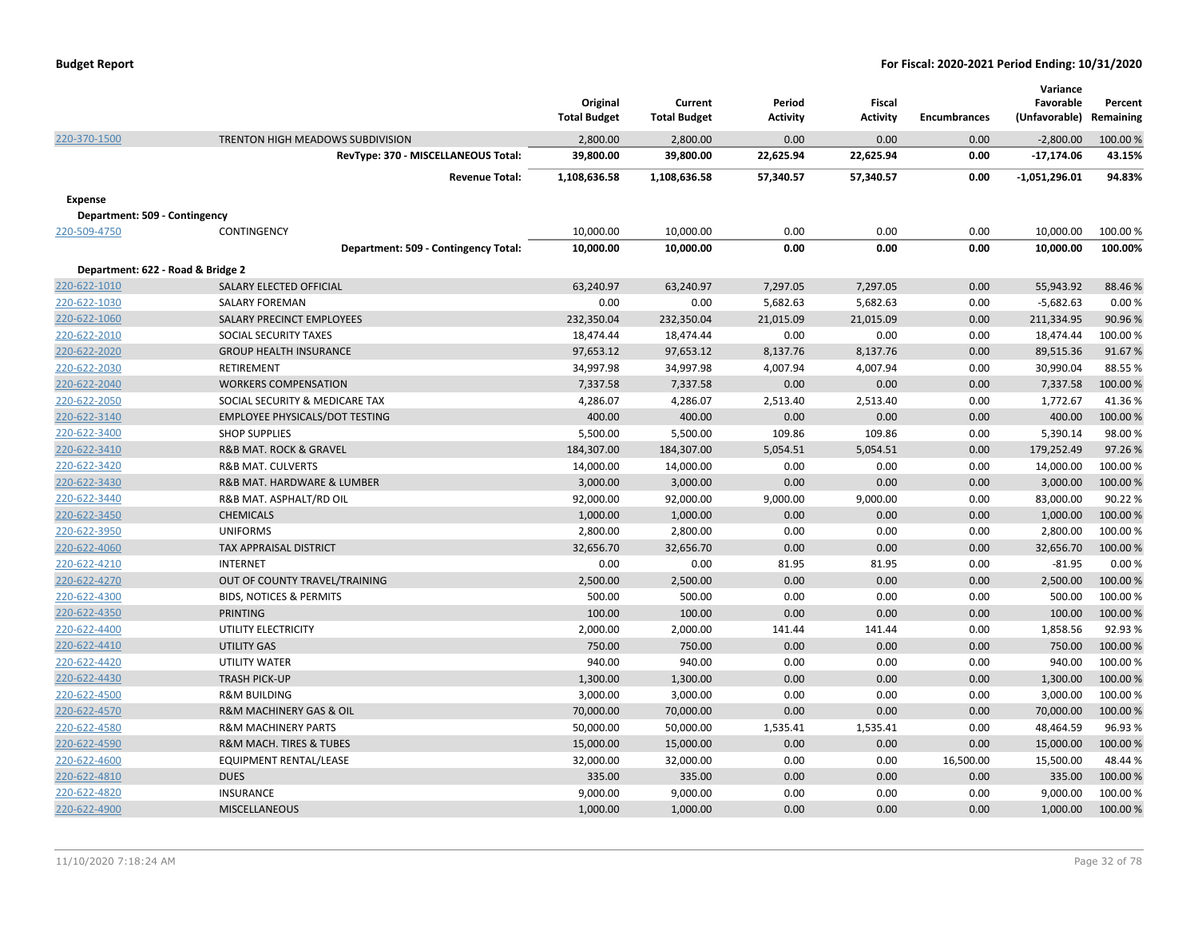| | | Original Total Budget | Current Total Budget | Period Activity | Fiscal Activity | Encumbrances | Variance Favorable (Unfavorable) | Percent Remaining |
|---|---|---|---|---|---|---|---|---|
| 220-370-1500 | TRENTON HIGH MEADOWS SUBDIVISION | 2,800.00 | 2,800.00 | 0.00 | 0.00 | 0.00 | -2,800.00 | 100.00 % |
| | **RevType: 370 - MISCELLANEOUS Total:** | **39,800.00** | **39,800.00** | **22,625.94** | **22,625.94** | **0.00** | **-17,174.06** | **43.15%** |
| | **Revenue Total:** | **1,108,636.58** | **1,108,636.58** | **57,340.57** | **57,340.57** | **0.00** | **-1,051,296.01** | **94.83%** |
| **Expense** | | | | | | | | |
| **Department: 509 - Contingency** | | | | | | | | |
| 220-509-4750 | CONTINGENCY | 10,000.00 | 10,000.00 | 0.00 | 0.00 | 0.00 | 10,000.00 | 100.00 % |
| | **Department: 509 - Contingency Total:** | **10,000.00** | **10,000.00** | **0.00** | **0.00** | **0.00** | **10,000.00** | **100.00%** |
| **Department: 622 - Road & Bridge 2** | | | | | | | | |
| 220-622-1010 | SALARY ELECTED OFFICIAL | 63,240.97 | 63,240.97 | 7,297.05 | 7,297.05 | 0.00 | 55,943.92 | 88.46 % |
| 220-622-1030 | SALARY FOREMAN | 0.00 | 0.00 | 5,682.63 | 5,682.63 | 0.00 | -5,682.63 | 0.00 % |
| 220-622-1060 | SALARY PRECINCT EMPLOYEES | 232,350.04 | 232,350.04 | 21,015.09 | 21,015.09 | 0.00 | 211,334.95 | 90.96 % |
| 220-622-2010 | SOCIAL SECURITY TAXES | 18,474.44 | 18,474.44 | 0.00 | 0.00 | 0.00 | 18,474.44 | 100.00 % |
| 220-622-2020 | GROUP HEALTH INSURANCE | 97,653.12 | 97,653.12 | 8,137.76 | 8,137.76 | 0.00 | 89,515.36 | 91.67 % |
| 220-622-2030 | RETIREMENT | 34,997.98 | 34,997.98 | 4,007.94 | 4,007.94 | 0.00 | 30,990.04 | 88.55 % |
| 220-622-2040 | WORKERS COMPENSATION | 7,337.58 | 7,337.58 | 0.00 | 0.00 | 0.00 | 7,337.58 | 100.00 % |
| 220-622-2050 | SOCIAL SECURITY & MEDICARE TAX | 4,286.07 | 4,286.07 | 2,513.40 | 2,513.40 | 0.00 | 1,772.67 | 41.36 % |
| 220-622-3140 | EMPLOYEE PHYSICALS/DOT TESTING | 400.00 | 400.00 | 0.00 | 0.00 | 0.00 | 400.00 | 100.00 % |
| 220-622-3400 | SHOP SUPPLIES | 5,500.00 | 5,500.00 | 109.86 | 109.86 | 0.00 | 5,390.14 | 98.00 % |
| 220-622-3410 | R&B MAT. ROCK & GRAVEL | 184,307.00 | 184,307.00 | 5,054.51 | 5,054.51 | 0.00 | 179,252.49 | 97.26 % |
| 220-622-3420 | R&B MAT. CULVERTS | 14,000.00 | 14,000.00 | 0.00 | 0.00 | 0.00 | 14,000.00 | 100.00 % |
| 220-622-3430 | R&B MAT. HARDWARE & LUMBER | 3,000.00 | 3,000.00 | 0.00 | 0.00 | 0.00 | 3,000.00 | 100.00 % |
| 220-622-3440 | R&B MAT. ASPHALT/RD OIL | 92,000.00 | 92,000.00 | 9,000.00 | 9,000.00 | 0.00 | 83,000.00 | 90.22 % |
| 220-622-3450 | CHEMICALS | 1,000.00 | 1,000.00 | 0.00 | 0.00 | 0.00 | 1,000.00 | 100.00 % |
| 220-622-3950 | UNIFORMS | 2,800.00 | 2,800.00 | 0.00 | 0.00 | 0.00 | 2,800.00 | 100.00 % |
| 220-622-4060 | TAX APPRAISAL DISTRICT | 32,656.70 | 32,656.70 | 0.00 | 0.00 | 0.00 | 32,656.70 | 100.00 % |
| 220-622-4210 | INTERNET | 0.00 | 0.00 | 81.95 | 81.95 | 0.00 | -81.95 | 0.00 % |
| 220-622-4270 | OUT OF COUNTY TRAVEL/TRAINING | 2,500.00 | 2,500.00 | 0.00 | 0.00 | 0.00 | 2,500.00 | 100.00 % |
| 220-622-4300 | BIDS, NOTICES & PERMITS | 500.00 | 500.00 | 0.00 | 0.00 | 0.00 | 500.00 | 100.00 % |
| 220-622-4350 | PRINTING | 100.00 | 100.00 | 0.00 | 0.00 | 0.00 | 100.00 | 100.00 % |
| 220-622-4400 | UTILITY ELECTRICITY | 2,000.00 | 2,000.00 | 141.44 | 141.44 | 0.00 | 1,858.56 | 92.93 % |
| 220-622-4410 | UTILITY GAS | 750.00 | 750.00 | 0.00 | 0.00 | 0.00 | 750.00 | 100.00 % |
| 220-622-4420 | UTILITY WATER | 940.00 | 940.00 | 0.00 | 0.00 | 0.00 | 940.00 | 100.00 % |
| 220-622-4430 | TRASH PICK-UP | 1,300.00 | 1,300.00 | 0.00 | 0.00 | 0.00 | 1,300.00 | 100.00 % |
| 220-622-4500 | R&M BUILDING | 3,000.00 | 3,000.00 | 0.00 | 0.00 | 0.00 | 3,000.00 | 100.00 % |
| 220-622-4570 | R&M MACHINERY GAS & OIL | 70,000.00 | 70,000.00 | 0.00 | 0.00 | 0.00 | 70,000.00 | 100.00 % |
| 220-622-4580 | R&M MACHINERY PARTS | 50,000.00 | 50,000.00 | 1,535.41 | 1,535.41 | 0.00 | 48,464.59 | 96.93 % |
| 220-622-4590 | R&M MACH. TIRES & TUBES | 15,000.00 | 15,000.00 | 0.00 | 0.00 | 0.00 | 15,000.00 | 100.00 % |
| 220-622-4600 | EQUIPMENT RENTAL/LEASE | 32,000.00 | 32,000.00 | 0.00 | 0.00 | 16,500.00 | 15,500.00 | 48.44 % |
| 220-622-4810 | DUES | 335.00 | 335.00 | 0.00 | 0.00 | 0.00 | 335.00 | 100.00 % |
| 220-622-4820 | INSURANCE | 9,000.00 | 9,000.00 | 0.00 | 0.00 | 0.00 | 9,000.00 | 100.00 % |
| 220-622-4900 | MISCELLANEOUS | 1,000.00 | 1,000.00 | 0.00 | 0.00 | 0.00 | 1,000.00 | 100.00 % |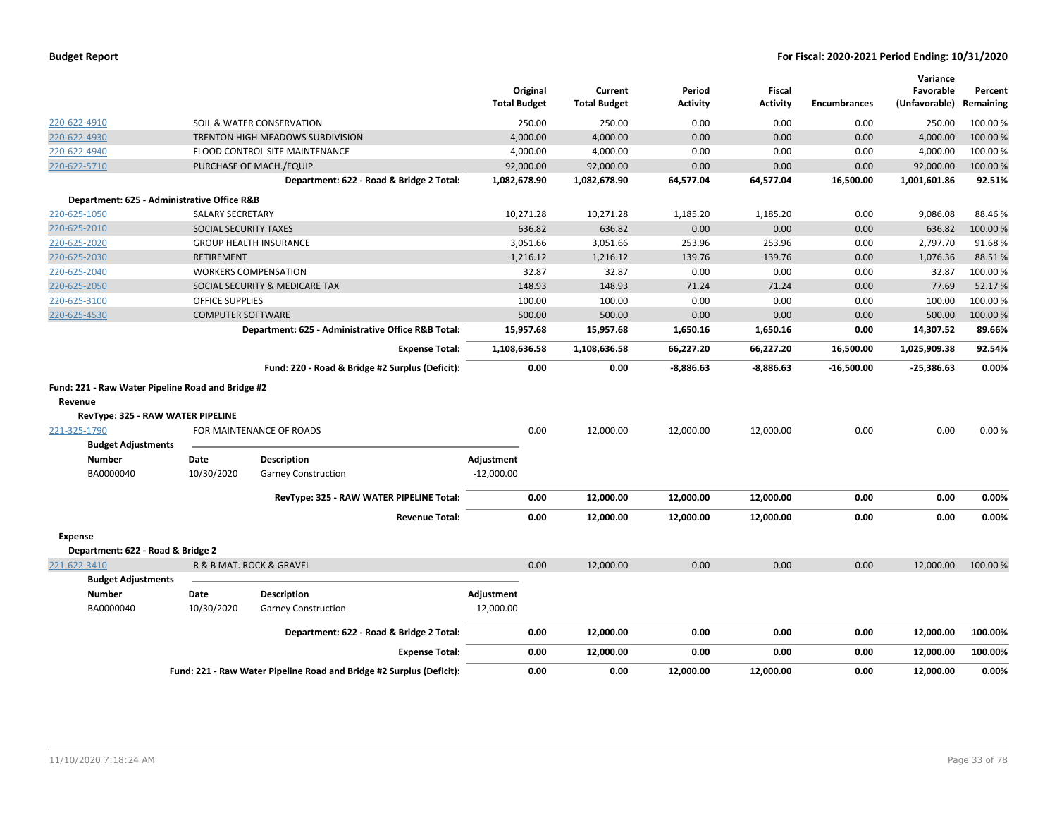**Budget Report** — For Fiscal: 2020-2021 Period Ending: 10/31/2020

| | | Original Total Budget | Current Total Budget | Period Activity | Fiscal Activity | Encumbrances | Variance Favorable (Unfavorable) | Percent Remaining |
|---|---|---|---|---|---|---|---|---|
| 220-622-4910 | SOIL & WATER CONSERVATION | 250.00 | 250.00 | 0.00 | 0.00 | 0.00 | 250.00 | 100.00 % |
| 220-622-4930 | TRENTON HIGH MEADOWS SUBDIVISION | 4,000.00 | 4,000.00 | 0.00 | 0.00 | 0.00 | 4,000.00 | 100.00 % |
| 220-622-4940 | FLOOD CONTROL SITE MAINTENANCE | 4,000.00 | 4,000.00 | 0.00 | 0.00 | 0.00 | 4,000.00 | 100.00 % |
| 220-622-5710 | PURCHASE OF MACH./EQUIP | 92,000.00 | 92,000.00 | 0.00 | 0.00 | 0.00 | 92,000.00 | 100.00 % |
| | **Department: 622 - Road & Bridge 2 Total:** | **1,082,678.90** | **1,082,678.90** | **64,577.04** | **64,577.04** | **16,500.00** | **1,001,601.86** | **92.51%** |

**Department: 625 - Administrative Office R&B**

| | | Original Total Budget | Current Total Budget | Period Activity | Fiscal Activity | Encumbrances | Variance Favorable (Unfavorable) | Percent Remaining |
|---|---|---|---|---|---|---|---|---|
| 220-625-1050 | SALARY SECRETARY | 10,271.28 | 10,271.28 | 1,185.20 | 1,185.20 | 0.00 | 9,086.08 | 88.46 % |
| 220-625-2010 | SOCIAL SECURITY TAXES | 636.82 | 636.82 | 0.00 | 0.00 | 0.00 | 636.82 | 100.00 % |
| 220-625-2020 | GROUP HEALTH INSURANCE | 3,051.66 | 3,051.66 | 253.96 | 253.96 | 0.00 | 2,797.70 | 91.68 % |
| 220-625-2030 | RETIREMENT | 1,216.12 | 1,216.12 | 139.76 | 139.76 | 0.00 | 1,076.36 | 88.51 % |
| 220-625-2040 | WORKERS COMPENSATION | 32.87 | 32.87 | 0.00 | 0.00 | 0.00 | 32.87 | 100.00 % |
| 220-625-2050 | SOCIAL SECURITY & MEDICARE TAX | 148.93 | 148.93 | 71.24 | 71.24 | 0.00 | 77.69 | 52.17 % |
| 220-625-3100 | OFFICE SUPPLIES | 100.00 | 100.00 | 0.00 | 0.00 | 0.00 | 100.00 | 100.00 % |
| 220-625-4530 | COMPUTER SOFTWARE | 500.00 | 500.00 | 0.00 | 0.00 | 0.00 | 500.00 | 100.00 % |
| | **Department: 625 - Administrative Office R&B Total:** | **15,957.68** | **15,957.68** | **1,650.16** | **1,650.16** | **0.00** | **14,307.52** | **89.66%** |
| | **Expense Total:** | **1,108,636.58** | **1,108,636.58** | **66,227.20** | **66,227.20** | **16,500.00** | **1,025,909.38** | **92.54%** |
| | **Fund: 220 - Road & Bridge #2 Surplus (Deficit):** | **0.00** | **0.00** | **-8,886.63** | **-8,886.63** | **-16,500.00** | **-25,386.63** | **0.00%** |

**Fund: 221 - Raw Water Pipeline Road and Bridge #2**

**Revenue**

**RevType: 325 - RAW WATER PIPELINE**

| | | Original Total Budget | Current Total Budget | Period Activity | Fiscal Activity | Encumbrances | Variance Favorable (Unfavorable) | Percent Remaining |
|---|---|---|---|---|---|---|---|---|
| 221-325-1790 | FOR MAINTENANCE OF ROADS | 0.00 | 12,000.00 | 12,000.00 | 12,000.00 | 0.00 | 0.00 | 0.00 % |

**Budget Adjustments**

| Number | Date | Description | Adjustment |
|---|---|---|---|
| BA0000040 | 10/30/2020 | Garney Construction | -12,000.00 |

| | Original Total Budget | Current Total Budget | Period Activity | Fiscal Activity | Encumbrances | Variance Favorable (Unfavorable) | Percent Remaining |
|---|---|---|---|---|---|---|---|
| **RevType: 325 - RAW WATER PIPELINE Total:** | **0.00** | **12,000.00** | **12,000.00** | **12,000.00** | **0.00** | **0.00** | **0.00%** |
| **Revenue Total:** | **0.00** | **12,000.00** | **12,000.00** | **12,000.00** | **0.00** | **0.00** | **0.00%** |

**Expense**

**Department: 622 - Road & Bridge 2**

| | | Original Total Budget | Current Total Budget | Period Activity | Fiscal Activity | Encumbrances | Variance Favorable (Unfavorable) | Percent Remaining |
|---|---|---|---|---|---|---|---|---|
| 221-622-3410 | R & B MAT. ROCK & GRAVEL | 0.00 | 12,000.00 | 0.00 | 0.00 | 0.00 | 12,000.00 | 100.00 % |

**Budget Adjustments**

| Number | Date | Description | Adjustment |
|---|---|---|---|
| BA0000040 | 10/30/2020 | Garney Construction | 12,000.00 |

| | Original Total Budget | Current Total Budget | Period Activity | Fiscal Activity | Encumbrances | Variance Favorable (Unfavorable) | Percent Remaining |
|---|---|---|---|---|---|---|---|
| **Department: 622 - Road & Bridge 2 Total:** | **0.00** | **12,000.00** | **0.00** | **0.00** | **0.00** | **12,000.00** | **100.00%** |
| **Expense Total:** | **0.00** | **12,000.00** | **0.00** | **0.00** | **0.00** | **12,000.00** | **100.00%** |
| **Fund: 221 - Raw Water Pipeline Road and Bridge #2 Surplus (Deficit):** | **0.00** | **0.00** | **12,000.00** | **12,000.00** | **0.00** | **12,000.00** | **0.00%** |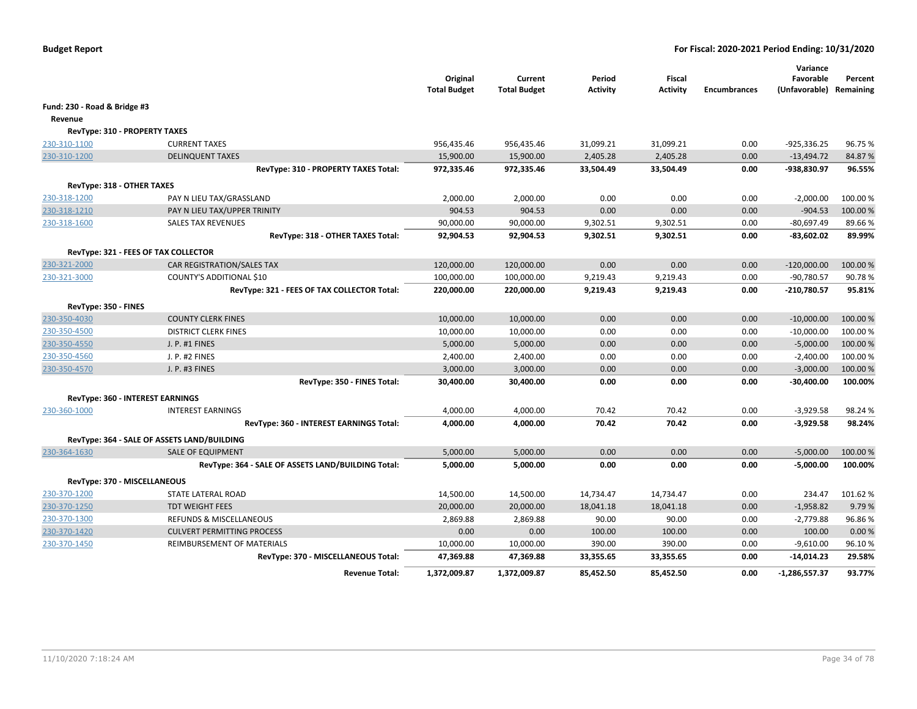**Budget Report** — For Fiscal: 2020-2021 Period Ending: 10/31/2020

| | | Original Total Budget | Current Total Budget | Period Activity | Fiscal Activity | Encumbrances | Variance Favorable (Unfavorable) | Percent Remaining |
|---|---|---|---|---|---|---|---|---|
| **Fund: 230 - Road & Bridge #3** | | | | | | | | |
| **Revenue** | | | | | | | | |
| **RevType: 310 - PROPERTY TAXES** | | | | | | | | |
| 230-310-1100 | CURRENT TAXES | 956,435.46 | 956,435.46 | 31,099.21 | 31,099.21 | 0.00 | -925,336.25 | 96.75 % |
| 230-310-1200 | DELINQUENT TAXES | 15,900.00 | 15,900.00 | 2,405.28 | 2,405.28 | 0.00 | -13,494.72 | 84.87 % |
| | **RevType: 310 - PROPERTY TAXES Total:** | **972,335.46** | **972,335.46** | **33,504.49** | **33,504.49** | **0.00** | **-938,830.97** | **96.55%** |
| **RevType: 318 - OTHER TAXES** | | | | | | | | |
| 230-318-1200 | PAY N LIEU TAX/GRASSLAND | 2,000.00 | 2,000.00 | 0.00 | 0.00 | 0.00 | -2,000.00 | 100.00 % |
| 230-318-1210 | PAY N LIEU TAX/UPPER TRINITY | 904.53 | 904.53 | 0.00 | 0.00 | 0.00 | -904.53 | 100.00 % |
| 230-318-1600 | SALES TAX REVENUES | 90,000.00 | 90,000.00 | 9,302.51 | 9,302.51 | 0.00 | -80,697.49 | 89.66 % |
| | **RevType: 318 - OTHER TAXES Total:** | **92,904.53** | **92,904.53** | **9,302.51** | **9,302.51** | **0.00** | **-83,602.02** | **89.99%** |
| **RevType: 321 - FEES OF TAX COLLECTOR** | | | | | | | | |
| 230-321-2000 | CAR REGISTRATION/SALES TAX | 120,000.00 | 120,000.00 | 0.00 | 0.00 | 0.00 | -120,000.00 | 100.00 % |
| 230-321-3000 | COUNTY'S ADDITIONAL $10 | 100,000.00 | 100,000.00 | 9,219.43 | 9,219.43 | 0.00 | -90,780.57 | 90.78 % |
| | **RevType: 321 - FEES OF TAX COLLECTOR Total:** | **220,000.00** | **220,000.00** | **9,219.43** | **9,219.43** | **0.00** | **-210,780.57** | **95.81%** |
| **RevType: 350 - FINES** | | | | | | | | |
| 230-350-4030 | COUNTY CLERK FINES | 10,000.00 | 10,000.00 | 0.00 | 0.00 | 0.00 | -10,000.00 | 100.00 % |
| 230-350-4500 | DISTRICT CLERK FINES | 10,000.00 | 10,000.00 | 0.00 | 0.00 | 0.00 | -10,000.00 | 100.00 % |
| 230-350-4550 | J. P. #1 FINES | 5,000.00 | 5,000.00 | 0.00 | 0.00 | 0.00 | -5,000.00 | 100.00 % |
| 230-350-4560 | J. P. #2 FINES | 2,400.00 | 2,400.00 | 0.00 | 0.00 | 0.00 | -2,400.00 | 100.00 % |
| 230-350-4570 | J. P. #3 FINES | 3,000.00 | 3,000.00 | 0.00 | 0.00 | 0.00 | -3,000.00 | 100.00 % |
| | **RevType: 350 - FINES Total:** | **30,400.00** | **30,400.00** | **0.00** | **0.00** | **0.00** | **-30,400.00** | **100.00%** |
| **RevType: 360 - INTEREST EARNINGS** | | | | | | | | |
| 230-360-1000 | INTEREST EARNINGS | 4,000.00 | 4,000.00 | 70.42 | 70.42 | 0.00 | -3,929.58 | 98.24 % |
| | **RevType: 360 - INTEREST EARNINGS Total:** | **4,000.00** | **4,000.00** | **70.42** | **70.42** | **0.00** | **-3,929.58** | **98.24%** |
| **RevType: 364 - SALE OF ASSETS LAND/BUILDING** | | | | | | | | |
| 230-364-1630 | SALE OF EQUIPMENT | 5,000.00 | 5,000.00 | 0.00 | 0.00 | 0.00 | -5,000.00 | 100.00 % |
| | **RevType: 364 - SALE OF ASSETS LAND/BUILDING Total:** | **5,000.00** | **5,000.00** | **0.00** | **0.00** | **0.00** | **-5,000.00** | **100.00%** |
| **RevType: 370 - MISCELLANEOUS** | | | | | | | | |
| 230-370-1200 | STATE LATERAL ROAD | 14,500.00 | 14,500.00 | 14,734.47 | 14,734.47 | 0.00 | 234.47 | 101.62 % |
| 230-370-1250 | TDT WEIGHT FEES | 20,000.00 | 20,000.00 | 18,041.18 | 18,041.18 | 0.00 | -1,958.82 | 9.79 % |
| 230-370-1300 | REFUNDS & MISCELLANEOUS | 2,869.88 | 2,869.88 | 90.00 | 90.00 | 0.00 | -2,779.88 | 96.86 % |
| 230-370-1420 | CULVERT PERMITTING PROCESS | 0.00 | 0.00 | 100.00 | 100.00 | 0.00 | 100.00 | 0.00 % |
| 230-370-1450 | REIMBURSEMENT OF MATERIALS | 10,000.00 | 10,000.00 | 390.00 | 390.00 | 0.00 | -9,610.00 | 96.10 % |
| | **RevType: 370 - MISCELLANEOUS Total:** | **47,369.88** | **47,369.88** | **33,355.65** | **33,355.65** | **0.00** | **-14,014.23** | **29.58%** |
| | **Revenue Total:** | **1,372,009.87** | **1,372,009.87** | **85,452.50** | **85,452.50** | **0.00** | **-1,286,557.37** | **93.77%** |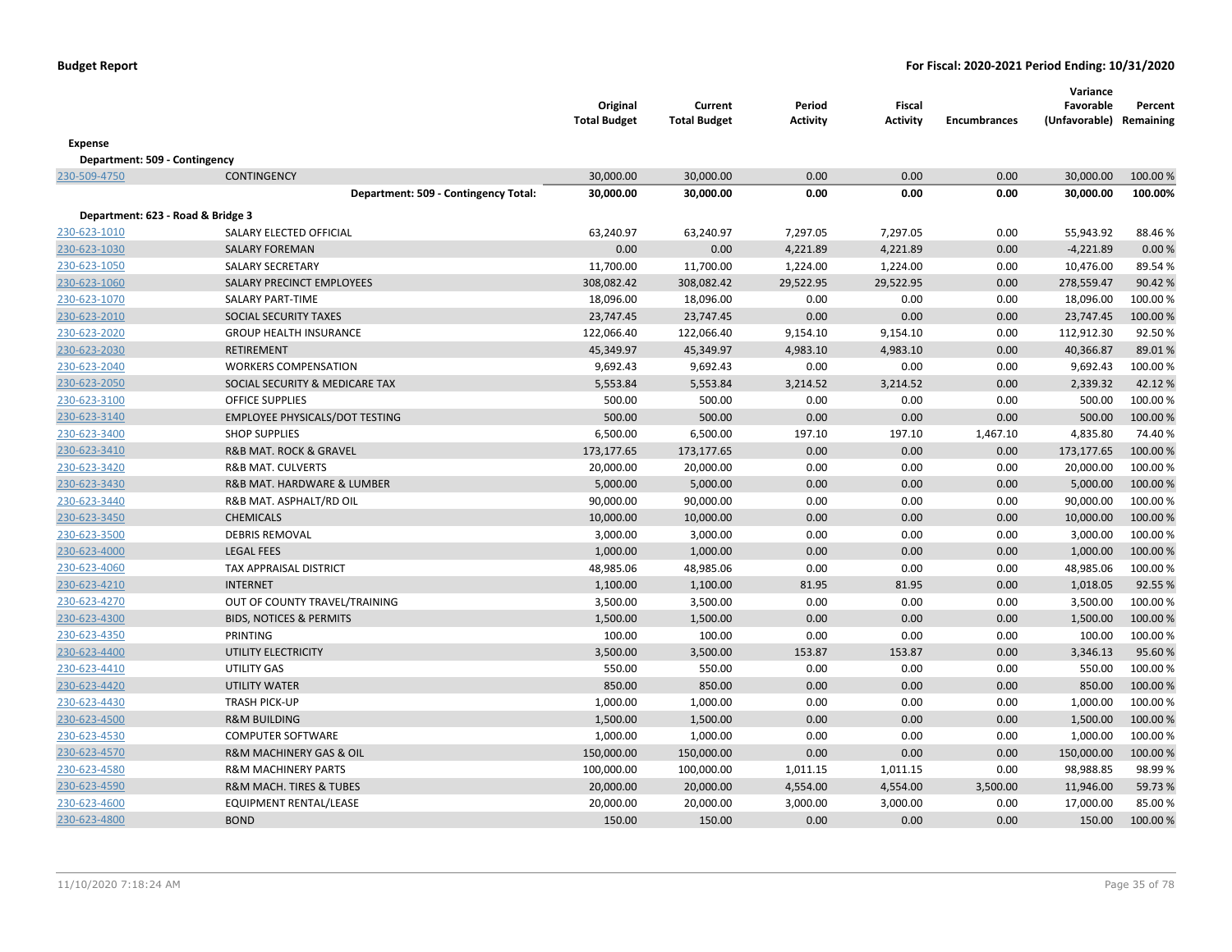**Budget Report** **For Fiscal: 2020-2021 Period Ending: 10/31/2020**

| | | Original Total Budget | Current Total Budget | Period Activity | Fiscal Activity | Encumbrances | Variance Favorable (Unfavorable) | Percent Remaining |
|---|---|---|---|---|---|---|---|---|
| **Expense** | | | | | | | | |
| **Department: 509 - Contingency** | | | | | | | | |
| 230-509-4750 | CONTINGENCY | 30,000.00 | 30,000.00 | 0.00 | 0.00 | 0.00 | 30,000.00 | 100.00 % |
| | **Department: 509 - Contingency Total:** | **30,000.00** | **30,000.00** | **0.00** | **0.00** | **0.00** | **30,000.00** | **100.00%** |
| **Department: 623 - Road & Bridge 3** | | | | | | | | |
| 230-623-1010 | SALARY ELECTED OFFICIAL | 63,240.97 | 63,240.97 | 7,297.05 | 7,297.05 | 0.00 | 55,943.92 | 88.46 % |
| 230-623-1030 | SALARY FOREMAN | 0.00 | 0.00 | 4,221.89 | 4,221.89 | 0.00 | -4,221.89 | 0.00 % |
| 230-623-1050 | SALARY SECRETARY | 11,700.00 | 11,700.00 | 1,224.00 | 1,224.00 | 0.00 | 10,476.00 | 89.54 % |
| 230-623-1060 | SALARY PRECINCT EMPLOYEES | 308,082.42 | 308,082.42 | 29,522.95 | 29,522.95 | 0.00 | 278,559.47 | 90.42 % |
| 230-623-1070 | SALARY PART-TIME | 18,096.00 | 18,096.00 | 0.00 | 0.00 | 0.00 | 18,096.00 | 100.00 % |
| 230-623-2010 | SOCIAL SECURITY TAXES | 23,747.45 | 23,747.45 | 0.00 | 0.00 | 0.00 | 23,747.45 | 100.00 % |
| 230-623-2020 | GROUP HEALTH INSURANCE | 122,066.40 | 122,066.40 | 9,154.10 | 9,154.10 | 0.00 | 112,912.30 | 92.50 % |
| 230-623-2030 | RETIREMENT | 45,349.97 | 45,349.97 | 4,983.10 | 4,983.10 | 0.00 | 40,366.87 | 89.01 % |
| 230-623-2040 | WORKERS COMPENSATION | 9,692.43 | 9,692.43 | 0.00 | 0.00 | 0.00 | 9,692.43 | 100.00 % |
| 230-623-2050 | SOCIAL SECURITY & MEDICARE TAX | 5,553.84 | 5,553.84 | 3,214.52 | 3,214.52 | 0.00 | 2,339.32 | 42.12 % |
| 230-623-3100 | OFFICE SUPPLIES | 500.00 | 500.00 | 0.00 | 0.00 | 0.00 | 500.00 | 100.00 % |
| 230-623-3140 | EMPLOYEE PHYSICALS/DOT TESTING | 500.00 | 500.00 | 0.00 | 0.00 | 0.00 | 500.00 | 100.00 % |
| 230-623-3400 | SHOP SUPPLIES | 6,500.00 | 6,500.00 | 197.10 | 197.10 | 1,467.10 | 4,835.80 | 74.40 % |
| 230-623-3410 | R&B MAT. ROCK & GRAVEL | 173,177.65 | 173,177.65 | 0.00 | 0.00 | 0.00 | 173,177.65 | 100.00 % |
| 230-623-3420 | R&B MAT. CULVERTS | 20,000.00 | 20,000.00 | 0.00 | 0.00 | 0.00 | 20,000.00 | 100.00 % |
| 230-623-3430 | R&B MAT. HARDWARE & LUMBER | 5,000.00 | 5,000.00 | 0.00 | 0.00 | 0.00 | 5,000.00 | 100.00 % |
| 230-623-3440 | R&B MAT. ASPHALT/RD OIL | 90,000.00 | 90,000.00 | 0.00 | 0.00 | 0.00 | 90,000.00 | 100.00 % |
| 230-623-3450 | CHEMICALS | 10,000.00 | 10,000.00 | 0.00 | 0.00 | 0.00 | 10,000.00 | 100.00 % |
| 230-623-3500 | DEBRIS REMOVAL | 3,000.00 | 3,000.00 | 0.00 | 0.00 | 0.00 | 3,000.00 | 100.00 % |
| 230-623-4000 | LEGAL FEES | 1,000.00 | 1,000.00 | 0.00 | 0.00 | 0.00 | 1,000.00 | 100.00 % |
| 230-623-4060 | TAX APPRAISAL DISTRICT | 48,985.06 | 48,985.06 | 0.00 | 0.00 | 0.00 | 48,985.06 | 100.00 % |
| 230-623-4210 | INTERNET | 1,100.00 | 1,100.00 | 81.95 | 81.95 | 0.00 | 1,018.05 | 92.55 % |
| 230-623-4270 | OUT OF COUNTY TRAVEL/TRAINING | 3,500.00 | 3,500.00 | 0.00 | 0.00 | 0.00 | 3,500.00 | 100.00 % |
| 230-623-4300 | BIDS, NOTICES & PERMITS | 1,500.00 | 1,500.00 | 0.00 | 0.00 | 0.00 | 1,500.00 | 100.00 % |
| 230-623-4350 | PRINTING | 100.00 | 100.00 | 0.00 | 0.00 | 0.00 | 100.00 | 100.00 % |
| 230-623-4400 | UTILITY ELECTRICITY | 3,500.00 | 3,500.00 | 153.87 | 153.87 | 0.00 | 3,346.13 | 95.60 % |
| 230-623-4410 | UTILITY GAS | 550.00 | 550.00 | 0.00 | 0.00 | 0.00 | 550.00 | 100.00 % |
| 230-623-4420 | UTILITY WATER | 850.00 | 850.00 | 0.00 | 0.00 | 0.00 | 850.00 | 100.00 % |
| 230-623-4430 | TRASH PICK-UP | 1,000.00 | 1,000.00 | 0.00 | 0.00 | 0.00 | 1,000.00 | 100.00 % |
| 230-623-4500 | R&M BUILDING | 1,500.00 | 1,500.00 | 0.00 | 0.00 | 0.00 | 1,500.00 | 100.00 % |
| 230-623-4530 | COMPUTER SOFTWARE | 1,000.00 | 1,000.00 | 0.00 | 0.00 | 0.00 | 1,000.00 | 100.00 % |
| 230-623-4570 | R&M MACHINERY GAS & OIL | 150,000.00 | 150,000.00 | 0.00 | 0.00 | 0.00 | 150,000.00 | 100.00 % |
| 230-623-4580 | R&M MACHINERY PARTS | 100,000.00 | 100,000.00 | 1,011.15 | 1,011.15 | 0.00 | 98,988.85 | 98.99 % |
| 230-623-4590 | R&M MACH. TIRES & TUBES | 20,000.00 | 20,000.00 | 4,554.00 | 4,554.00 | 3,500.00 | 11,946.00 | 59.73 % |
| 230-623-4600 | EQUIPMENT RENTAL/LEASE | 20,000.00 | 20,000.00 | 3,000.00 | 3,000.00 | 0.00 | 17,000.00 | 85.00 % |
| 230-623-4800 | BOND | 150.00 | 150.00 | 0.00 | 0.00 | 0.00 | 150.00 | 100.00 % |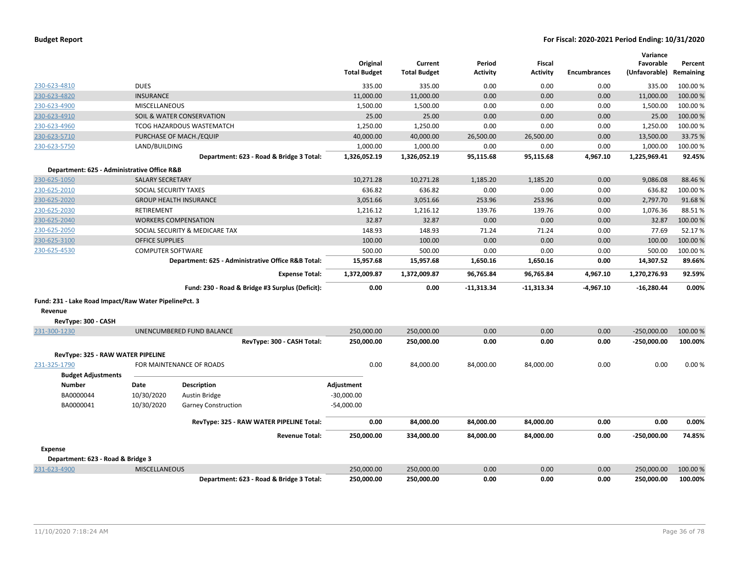| | | Original Total Budget | Current Total Budget | Period Activity | Fiscal Activity | Encumbrances | Variance Favorable (Unfavorable) | Percent Remaining |
|---|---|---|---|---|---|---|---|---|
| 230-623-4810 | DUES | 335.00 | 335.00 | 0.00 | 0.00 | 0.00 | 335.00 | 100.00 % |
| 230-623-4820 | INSURANCE | 11,000.00 | 11,000.00 | 0.00 | 0.00 | 0.00 | 11,000.00 | 100.00 % |
| 230-623-4900 | MISCELLANEOUS | 1,500.00 | 1,500.00 | 0.00 | 0.00 | 0.00 | 1,500.00 | 100.00 % |
| 230-623-4910 | SOIL & WATER CONSERVATION | 25.00 | 25.00 | 0.00 | 0.00 | 0.00 | 25.00 | 100.00 % |
| 230-623-4960 | TCOG HAZARDOUS WASTEMATCH | 1,250.00 | 1,250.00 | 0.00 | 0.00 | 0.00 | 1,250.00 | 100.00 % |
| 230-623-5710 | PURCHASE OF MACH./EQUIP | 40,000.00 | 40,000.00 | 26,500.00 | 26,500.00 | 0.00 | 13,500.00 | 33.75 % |
| 230-623-5750 | LAND/BUILDING | 1,000.00 | 1,000.00 | 0.00 | 0.00 | 0.00 | 1,000.00 | 100.00 % |
| | **Department: 623 - Road & Bridge 3 Total:** | **1,326,052.19** | **1,326,052.19** | **95,115.68** | **95,115.68** | **4,967.10** | **1,225,969.41** | **92.45%** |
| **Department: 625 - Administrative Office R&B** | | | | | | | | |
| 230-625-1050 | SALARY SECRETARY | 10,271.28 | 10,271.28 | 1,185.20 | 1,185.20 | 0.00 | 9,086.08 | 88.46 % |
| 230-625-2010 | SOCIAL SECURITY TAXES | 636.82 | 636.82 | 0.00 | 0.00 | 0.00 | 636.82 | 100.00 % |
| 230-625-2020 | GROUP HEALTH INSURANCE | 3,051.66 | 3,051.66 | 253.96 | 253.96 | 0.00 | 2,797.70 | 91.68 % |
| 230-625-2030 | RETIREMENT | 1,216.12 | 1,216.12 | 139.76 | 139.76 | 0.00 | 1,076.36 | 88.51 % |
| 230-625-2040 | WORKERS COMPENSATION | 32.87 | 32.87 | 0.00 | 0.00 | 0.00 | 32.87 | 100.00 % |
| 230-625-2050 | SOCIAL SECURITY & MEDICARE TAX | 148.93 | 148.93 | 71.24 | 71.24 | 0.00 | 77.69 | 52.17 % |
| 230-625-3100 | OFFICE SUPPLIES | 100.00 | 100.00 | 0.00 | 0.00 | 0.00 | 100.00 | 100.00 % |
| 230-625-4530 | COMPUTER SOFTWARE | 500.00 | 500.00 | 0.00 | 0.00 | 0.00 | 500.00 | 100.00 % |
| | **Department: 625 - Administrative Office R&B Total:** | **15,957.68** | **15,957.68** | **1,650.16** | **1,650.16** | **0.00** | **14,307.52** | **89.66%** |
| | **Expense Total:** | **1,372,009.87** | **1,372,009.87** | **96,765.84** | **96,765.84** | **4,967.10** | **1,270,276.93** | **92.59%** |
| | **Fund: 230 - Road & Bridge #3 Surplus (Deficit):** | **0.00** | **0.00** | **-11,313.34** | **-11,313.34** | **-4,967.10** | **-16,280.44** | **0.00%** |

**Fund: 231 - Lake Road Impact/Raw Water PipelinePct. 3**

**Revenue**

| | | Original Total Budget | Current Total Budget | Period Activity | Fiscal Activity | Encumbrances | Variance Favorable (Unfavorable) | Percent Remaining |
|---|---|---|---|---|---|---|---|---|
| **RevType: 300 - CASH** | | | | | | | | |
| 231-300-1230 | UNENCUMBERED FUND BALANCE | 250,000.00 | 250,000.00 | 0.00 | 0.00 | 0.00 | -250,000.00 | 100.00 % |
| | **RevType: 300 - CASH Total:** | **250,000.00** | **250,000.00** | **0.00** | **0.00** | **0.00** | **-250,000.00** | **100.00%** |
| **RevType: 325 - RAW WATER PIPELINE** | | | | | | | | |
| 231-325-1790 | FOR MAINTENANCE OF ROADS | 0.00 | 84,000.00 | 84,000.00 | 84,000.00 | 0.00 | 0.00 | 0.00 % |

**Budget Adjustments**

| Number | Date | Description | Adjustment |
|---|---|---|---|
| BA0000044 | 10/30/2020 | Austin Bridge | -30,000.00 |
| BA0000041 | 10/30/2020 | Garney Construction | -54,000.00 |

| | | Original Total Budget | Current Total Budget | Period Activity | Fiscal Activity | Encumbrances | Variance Favorable (Unfavorable) | Percent Remaining |
|---|---|---|---|---|---|---|---|---|
| | **RevType: 325 - RAW WATER PIPELINE Total:** | **0.00** | **84,000.00** | **84,000.00** | **84,000.00** | **0.00** | **0.00** | **0.00%** |
| | **Revenue Total:** | **250,000.00** | **334,000.00** | **84,000.00** | **84,000.00** | **0.00** | **-250,000.00** | **74.85%** |
| **Expense** | | | | | | | | |
| **Department: 623 - Road & Bridge 3** | | | | | | | | |
| 231-623-4900 | MISCELLANEOUS | 250,000.00 | 250,000.00 | 0.00 | 0.00 | 0.00 | 250,000.00 | 100.00 % |
| | **Department: 623 - Road & Bridge 3 Total:** | **250,000.00** | **250,000.00** | **0.00** | **0.00** | **0.00** | **250,000.00** | **100.00%** |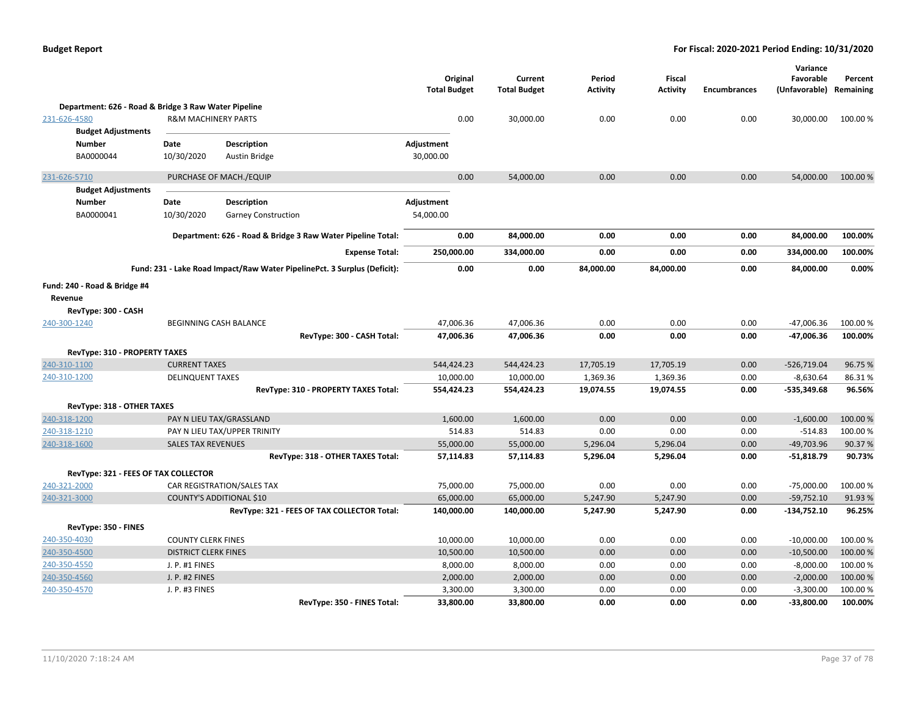**Budget Report** — For Fiscal: 2020-2021 Period Ending: 10/31/2020

| | | Original Total Budget | Current Total Budget | Period Activity | Fiscal Activity | Encumbrances | Variance Favorable (Unfavorable) | Percent Remaining |
|---|---|---|---|---|---|---|---|---|
| **Department: 626 - Road & Bridge 3 Raw Water Pipeline** | | | | | | | | |
| 231-626-4580 | R&M MACHINERY PARTS | 0.00 | 30,000.00 | 0.00 | 0.00 | 0.00 | 30,000.00 | 100.00 % |

**Budget Adjustments**

| Number | Date | Description | Adjustment |
|---|---|---|---|
| BA0000044 | 10/30/2020 | Austin Bridge | 30,000.00 |

| | | Original Total Budget | Current Total Budget | Period Activity | Fiscal Activity | Encumbrances | Variance Favorable (Unfavorable) | Percent Remaining |
|---|---|---|---|---|---|---|---|---|
| 231-626-5710 | PURCHASE OF MACH./EQUIP | 0.00 | 54,000.00 | 0.00 | 0.00 | 0.00 | 54,000.00 | 100.00 % |

**Budget Adjustments**

| Number | Date | Description | Adjustment |
|---|---|---|---|
| BA0000041 | 10/30/2020 | Garney Construction | 54,000.00 |

| | Original Total Budget | Current Total Budget | Period Activity | Fiscal Activity | Encumbrances | Variance Favorable (Unfavorable) | Percent Remaining |
|---|---|---|---|---|---|---|---|
| **Department: 626 - Road & Bridge 3 Raw Water Pipeline Total:** | **0.00** | **84,000.00** | **0.00** | **0.00** | **0.00** | **84,000.00** | **100.00%** |
| **Expense Total:** | **250,000.00** | **334,000.00** | **0.00** | **0.00** | **0.00** | **334,000.00** | **100.00%** |
| **Fund: 231 - Lake Road Impact/Raw Water PipelinePct. 3 Surplus (Deficit):** | **0.00** | **0.00** | **84,000.00** | **84,000.00** | **0.00** | **84,000.00** | **0.00%** |

**Fund: 240 - Road & Bridge #4**

**Revenue**

| | | Original Total Budget | Current Total Budget | Period Activity | Fiscal Activity | Encumbrances | Variance Favorable (Unfavorable) | Percent Remaining |
|---|---|---|---|---|---|---|---|---|
| **RevType: 300 - CASH** | | | | | | | | |
| 240-300-1240 | BEGINNING CASH BALANCE | 47,006.36 | 47,006.36 | 0.00 | 0.00 | 0.00 | -47,006.36 | 100.00 % |
| | **RevType: 300 - CASH Total:** | **47,006.36** | **47,006.36** | **0.00** | **0.00** | **0.00** | **-47,006.36** | **100.00%** |
| **RevType: 310 - PROPERTY TAXES** | | | | | | | | |
| 240-310-1100 | CURRENT TAXES | 544,424.23 | 544,424.23 | 17,705.19 | 17,705.19 | 0.00 | -526,719.04 | 96.75 % |
| 240-310-1200 | DELINQUENT TAXES | 10,000.00 | 10,000.00 | 1,369.36 | 1,369.36 | 0.00 | -8,630.64 | 86.31 % |
| | **RevType: 310 - PROPERTY TAXES Total:** | **554,424.23** | **554,424.23** | **19,074.55** | **19,074.55** | **0.00** | **-535,349.68** | **96.56%** |
| **RevType: 318 - OTHER TAXES** | | | | | | | | |
| 240-318-1200 | PAY N LIEU TAX/GRASSLAND | 1,600.00 | 1,600.00 | 0.00 | 0.00 | 0.00 | -1,600.00 | 100.00 % |
| 240-318-1210 | PAY N LIEU TAX/UPPER TRINITY | 514.83 | 514.83 | 0.00 | 0.00 | 0.00 | -514.83 | 100.00 % |
| 240-318-1600 | SALES TAX REVENUES | 55,000.00 | 55,000.00 | 5,296.04 | 5,296.04 | 0.00 | -49,703.96 | 90.37 % |
| | **RevType: 318 - OTHER TAXES Total:** | **57,114.83** | **57,114.83** | **5,296.04** | **5,296.04** | **0.00** | **-51,818.79** | **90.73%** |
| **RevType: 321 - FEES OF TAX COLLECTOR** | | | | | | | | |
| 240-321-2000 | CAR REGISTRATION/SALES TAX | 75,000.00 | 75,000.00 | 0.00 | 0.00 | 0.00 | -75,000.00 | 100.00 % |
| 240-321-3000 | COUNTY'S ADDITIONAL $10 | 65,000.00 | 65,000.00 | 5,247.90 | 5,247.90 | 0.00 | -59,752.10 | 91.93 % |
| | **RevType: 321 - FEES OF TAX COLLECTOR Total:** | **140,000.00** | **140,000.00** | **5,247.90** | **5,247.90** | **0.00** | **-134,752.10** | **96.25%** |
| **RevType: 350 - FINES** | | | | | | | | |
| 240-350-4030 | COUNTY CLERK FINES | 10,000.00 | 10,000.00 | 0.00 | 0.00 | 0.00 | -10,000.00 | 100.00 % |
| 240-350-4500 | DISTRICT CLERK FINES | 10,500.00 | 10,500.00 | 0.00 | 0.00 | 0.00 | -10,500.00 | 100.00 % |
| 240-350-4550 | J. P. #1 FINES | 8,000.00 | 8,000.00 | 0.00 | 0.00 | 0.00 | -8,000.00 | 100.00 % |
| 240-350-4560 | J. P. #2 FINES | 2,000.00 | 2,000.00 | 0.00 | 0.00 | 0.00 | -2,000.00 | 100.00 % |
| 240-350-4570 | J. P. #3 FINES | 3,300.00 | 3,300.00 | 0.00 | 0.00 | 0.00 | -3,300.00 | 100.00 % |
| | **RevType: 350 - FINES Total:** | **33,800.00** | **33,800.00** | **0.00** | **0.00** | **0.00** | **-33,800.00** | **100.00%** |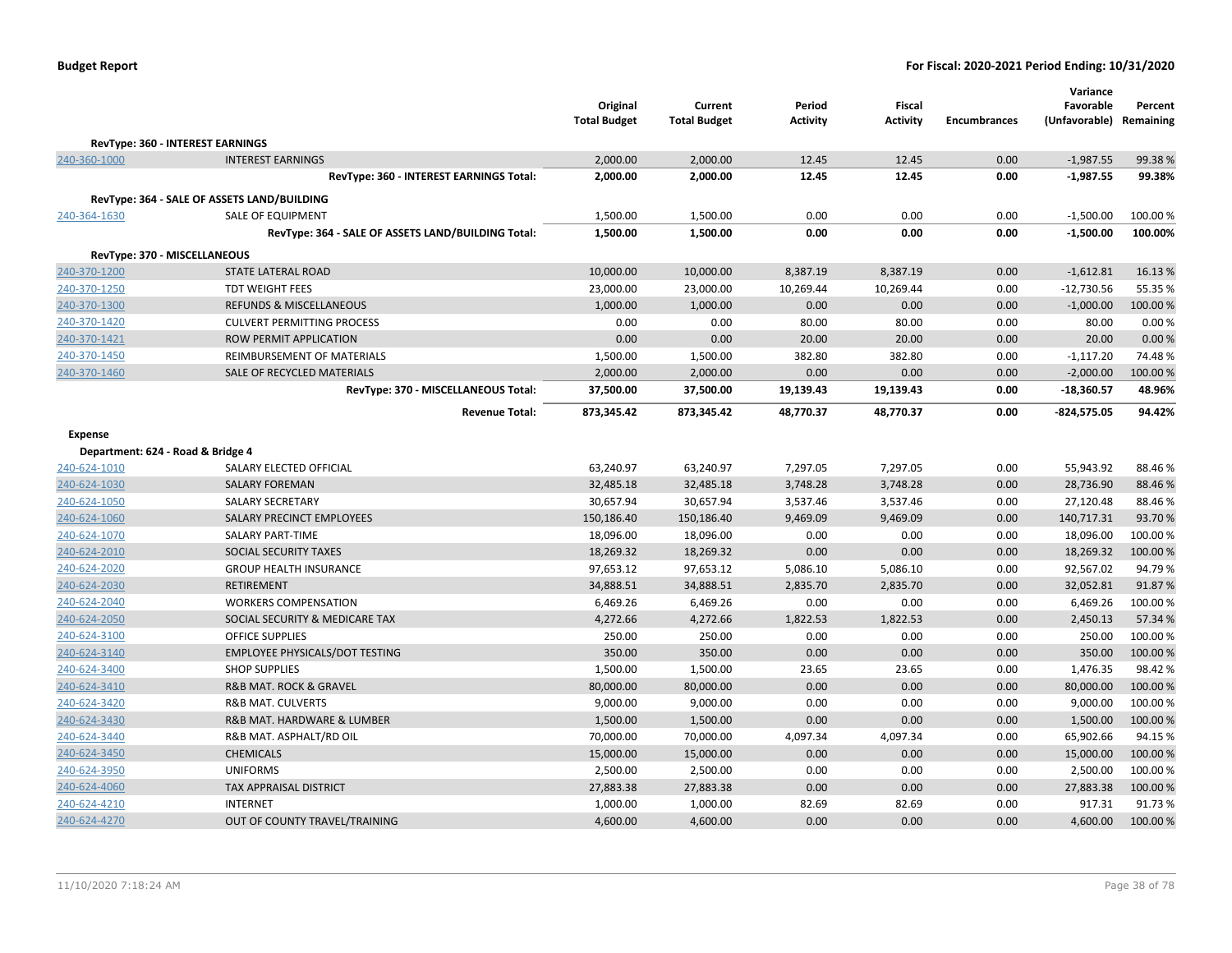| | | Original Total Budget | Current Total Budget | Period Activity | Fiscal Activity | Encumbrances | Variance Favorable (Unfavorable) | Percent Remaining |
|---|---|---|---|---|---|---|---|---|
| **RevType: 360 - INTEREST EARNINGS** | | | | | | | | |
| 240-360-1000 | INTEREST EARNINGS | 2,000.00 | 2,000.00 | 12.45 | 12.45 | 0.00 | -1,987.55 | 99.38 % |
| | **RevType: 360 - INTEREST EARNINGS Total:** | **2,000.00** | **2,000.00** | **12.45** | **12.45** | **0.00** | **-1,987.55** | **99.38%** |
| **RevType: 364 - SALE OF ASSETS LAND/BUILDING** | | | | | | | | |
| 240-364-1630 | SALE OF EQUIPMENT | 1,500.00 | 1,500.00 | 0.00 | 0.00 | 0.00 | -1,500.00 | 100.00 % |
| | **RevType: 364 - SALE OF ASSETS LAND/BUILDING Total:** | **1,500.00** | **1,500.00** | **0.00** | **0.00** | **0.00** | **-1,500.00** | **100.00%** |
| **RevType: 370 - MISCELLANEOUS** | | | | | | | | |
| 240-370-1200 | STATE LATERAL ROAD | 10,000.00 | 10,000.00 | 8,387.19 | 8,387.19 | 0.00 | -1,612.81 | 16.13 % |
| 240-370-1250 | TDT WEIGHT FEES | 23,000.00 | 23,000.00 | 10,269.44 | 10,269.44 | 0.00 | -12,730.56 | 55.35 % |
| 240-370-1300 | REFUNDS & MISCELLANEOUS | 1,000.00 | 1,000.00 | 0.00 | 0.00 | 0.00 | -1,000.00 | 100.00 % |
| 240-370-1420 | CULVERT PERMITTING PROCESS | 0.00 | 0.00 | 80.00 | 80.00 | 0.00 | 80.00 | 0.00 % |
| 240-370-1421 | ROW PERMIT APPLICATION | 0.00 | 0.00 | 20.00 | 20.00 | 0.00 | 20.00 | 0.00 % |
| 240-370-1450 | REIMBURSEMENT OF MATERIALS | 1,500.00 | 1,500.00 | 382.80 | 382.80 | 0.00 | -1,117.20 | 74.48 % |
| 240-370-1460 | SALE OF RECYCLED MATERIALS | 2,000.00 | 2,000.00 | 0.00 | 0.00 | 0.00 | -2,000.00 | 100.00 % |
| | **RevType: 370 - MISCELLANEOUS Total:** | **37,500.00** | **37,500.00** | **19,139.43** | **19,139.43** | **0.00** | **-18,360.57** | **48.96%** |
| | **Revenue Total:** | **873,345.42** | **873,345.42** | **48,770.37** | **48,770.37** | **0.00** | **-824,575.05** | **94.42%** |
| **Expense** | | | | | | | | |
| **Department: 624 - Road & Bridge 4** | | | | | | | | |
| 240-624-1010 | SALARY ELECTED OFFICIAL | 63,240.97 | 63,240.97 | 7,297.05 | 7,297.05 | 0.00 | 55,943.92 | 88.46 % |
| 240-624-1030 | SALARY FOREMAN | 32,485.18 | 32,485.18 | 3,748.28 | 3,748.28 | 0.00 | 28,736.90 | 88.46 % |
| 240-624-1050 | SALARY SECRETARY | 30,657.94 | 30,657.94 | 3,537.46 | 3,537.46 | 0.00 | 27,120.48 | 88.46 % |
| 240-624-1060 | SALARY PRECINCT EMPLOYEES | 150,186.40 | 150,186.40 | 9,469.09 | 9,469.09 | 0.00 | 140,717.31 | 93.70 % |
| 240-624-1070 | SALARY PART-TIME | 18,096.00 | 18,096.00 | 0.00 | 0.00 | 0.00 | 18,096.00 | 100.00 % |
| 240-624-2010 | SOCIAL SECURITY TAXES | 18,269.32 | 18,269.32 | 0.00 | 0.00 | 0.00 | 18,269.32 | 100.00 % |
| 240-624-2020 | GROUP HEALTH INSURANCE | 97,653.12 | 97,653.12 | 5,086.10 | 5,086.10 | 0.00 | 92,567.02 | 94.79 % |
| 240-624-2030 | RETIREMENT | 34,888.51 | 34,888.51 | 2,835.70 | 2,835.70 | 0.00 | 32,052.81 | 91.87 % |
| 240-624-2040 | WORKERS COMPENSATION | 6,469.26 | 6,469.26 | 0.00 | 0.00 | 0.00 | 6,469.26 | 100.00 % |
| 240-624-2050 | SOCIAL SECURITY & MEDICARE TAX | 4,272.66 | 4,272.66 | 1,822.53 | 1,822.53 | 0.00 | 2,450.13 | 57.34 % |
| 240-624-3100 | OFFICE SUPPLIES | 250.00 | 250.00 | 0.00 | 0.00 | 0.00 | 250.00 | 100.00 % |
| 240-624-3140 | EMPLOYEE PHYSICALS/DOT TESTING | 350.00 | 350.00 | 0.00 | 0.00 | 0.00 | 350.00 | 100.00 % |
| 240-624-3400 | SHOP SUPPLIES | 1,500.00 | 1,500.00 | 23.65 | 23.65 | 0.00 | 1,476.35 | 98.42 % |
| 240-624-3410 | R&B MAT. ROCK & GRAVEL | 80,000.00 | 80,000.00 | 0.00 | 0.00 | 0.00 | 80,000.00 | 100.00 % |
| 240-624-3420 | R&B MAT. CULVERTS | 9,000.00 | 9,000.00 | 0.00 | 0.00 | 0.00 | 9,000.00 | 100.00 % |
| 240-624-3430 | R&B MAT. HARDWARE & LUMBER | 1,500.00 | 1,500.00 | 0.00 | 0.00 | 0.00 | 1,500.00 | 100.00 % |
| 240-624-3440 | R&B MAT. ASPHALT/RD OIL | 70,000.00 | 70,000.00 | 4,097.34 | 4,097.34 | 0.00 | 65,902.66 | 94.15 % |
| 240-624-3450 | CHEMICALS | 15,000.00 | 15,000.00 | 0.00 | 0.00 | 0.00 | 15,000.00 | 100.00 % |
| 240-624-3950 | UNIFORMS | 2,500.00 | 2,500.00 | 0.00 | 0.00 | 0.00 | 2,500.00 | 100.00 % |
| 240-624-4060 | TAX APPRAISAL DISTRICT | 27,883.38 | 27,883.38 | 0.00 | 0.00 | 0.00 | 27,883.38 | 100.00 % |
| 240-624-4210 | INTERNET | 1,000.00 | 1,000.00 | 82.69 | 82.69 | 0.00 | 917.31 | 91.73 % |
| 240-624-4270 | OUT OF COUNTY TRAVEL/TRAINING | 4,600.00 | 4,600.00 | 0.00 | 0.00 | 0.00 | 4,600.00 | 100.00 % |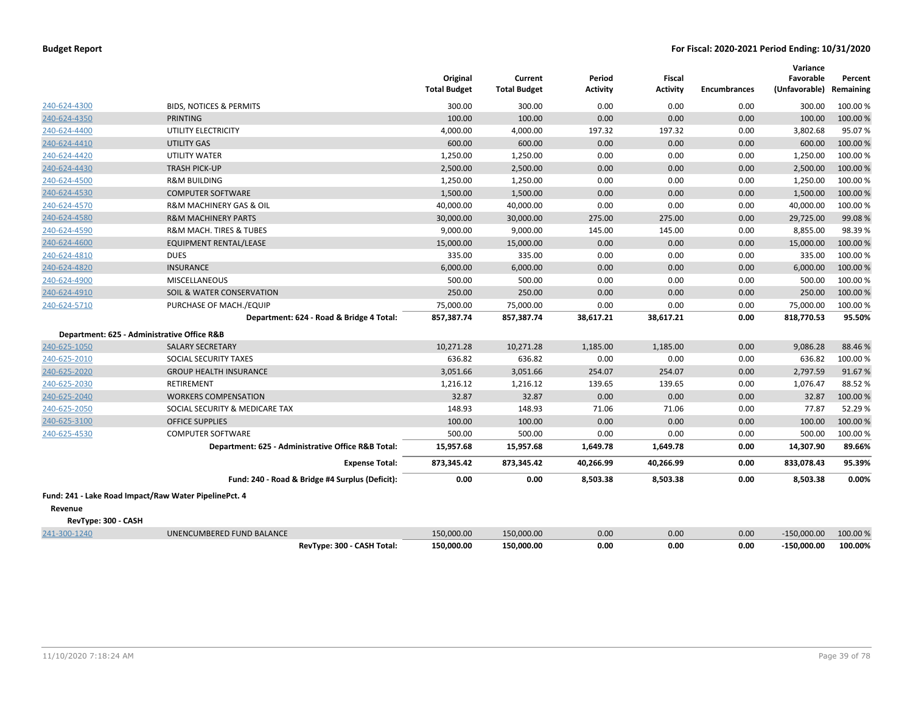| | | Original Total Budget | Current Total Budget | Period Activity | Fiscal Activity | Encumbrances | Variance Favorable (Unfavorable) | Percent Remaining |
|---|---|---|---|---|---|---|---|---|
| 240-624-4300 | BIDS, NOTICES & PERMITS | 300.00 | 300.00 | 0.00 | 0.00 | 0.00 | 300.00 | 100.00 % |
| 240-624-4350 | PRINTING | 100.00 | 100.00 | 0.00 | 0.00 | 0.00 | 100.00 | 100.00 % |
| 240-624-4400 | UTILITY ELECTRICITY | 4,000.00 | 4,000.00 | 197.32 | 197.32 | 0.00 | 3,802.68 | 95.07 % |
| 240-624-4410 | UTILITY GAS | 600.00 | 600.00 | 0.00 | 0.00 | 0.00 | 600.00 | 100.00 % |
| 240-624-4420 | UTILITY WATER | 1,250.00 | 1,250.00 | 0.00 | 0.00 | 0.00 | 1,250.00 | 100.00 % |
| 240-624-4430 | TRASH PICK-UP | 2,500.00 | 2,500.00 | 0.00 | 0.00 | 0.00 | 2,500.00 | 100.00 % |
| 240-624-4500 | R&M BUILDING | 1,250.00 | 1,250.00 | 0.00 | 0.00 | 0.00 | 1,250.00 | 100.00 % |
| 240-624-4530 | COMPUTER SOFTWARE | 1,500.00 | 1,500.00 | 0.00 | 0.00 | 0.00 | 1,500.00 | 100.00 % |
| 240-624-4570 | R&M MACHINERY GAS & OIL | 40,000.00 | 40,000.00 | 0.00 | 0.00 | 0.00 | 40,000.00 | 100.00 % |
| 240-624-4580 | R&M MACHINERY PARTS | 30,000.00 | 30,000.00 | 275.00 | 275.00 | 0.00 | 29,725.00 | 99.08 % |
| 240-624-4590 | R&M MACH. TIRES & TUBES | 9,000.00 | 9,000.00 | 145.00 | 145.00 | 0.00 | 8,855.00 | 98.39 % |
| 240-624-4600 | EQUIPMENT RENTAL/LEASE | 15,000.00 | 15,000.00 | 0.00 | 0.00 | 0.00 | 15,000.00 | 100.00 % |
| 240-624-4810 | DUES | 335.00 | 335.00 | 0.00 | 0.00 | 0.00 | 335.00 | 100.00 % |
| 240-624-4820 | INSURANCE | 6,000.00 | 6,000.00 | 0.00 | 0.00 | 0.00 | 6,000.00 | 100.00 % |
| 240-624-4900 | MISCELLANEOUS | 500.00 | 500.00 | 0.00 | 0.00 | 0.00 | 500.00 | 100.00 % |
| 240-624-4910 | SOIL & WATER CONSERVATION | 250.00 | 250.00 | 0.00 | 0.00 | 0.00 | 250.00 | 100.00 % |
| 240-624-5710 | PURCHASE OF MACH./EQUIP | 75,000.00 | 75,000.00 | 0.00 | 0.00 | 0.00 | 75,000.00 | 100.00 % |
| | **Department: 624 - Road & Bridge 4 Total:** | **857,387.74** | **857,387.74** | **38,617.21** | **38,617.21** | **0.00** | **818,770.53** | **95.50%** |
| **Department: 625 - Administrative Office R&B** | | | | | | | | |
| 240-625-1050 | SALARY SECRETARY | 10,271.28 | 10,271.28 | 1,185.00 | 1,185.00 | 0.00 | 9,086.28 | 88.46 % |
| 240-625-2010 | SOCIAL SECURITY TAXES | 636.82 | 636.82 | 0.00 | 0.00 | 0.00 | 636.82 | 100.00 % |
| 240-625-2020 | GROUP HEALTH INSURANCE | 3,051.66 | 3,051.66 | 254.07 | 254.07 | 0.00 | 2,797.59 | 91.67 % |
| 240-625-2030 | RETIREMENT | 1,216.12 | 1,216.12 | 139.65 | 139.65 | 0.00 | 1,076.47 | 88.52 % |
| 240-625-2040 | WORKERS COMPENSATION | 32.87 | 32.87 | 0.00 | 0.00 | 0.00 | 32.87 | 100.00 % |
| 240-625-2050 | SOCIAL SECURITY & MEDICARE TAX | 148.93 | 148.93 | 71.06 | 71.06 | 0.00 | 77.87 | 52.29 % |
| 240-625-3100 | OFFICE SUPPLIES | 100.00 | 100.00 | 0.00 | 0.00 | 0.00 | 100.00 | 100.00 % |
| 240-625-4530 | COMPUTER SOFTWARE | 500.00 | 500.00 | 0.00 | 0.00 | 0.00 | 500.00 | 100.00 % |
| | **Department: 625 - Administrative Office R&B Total:** | **15,957.68** | **15,957.68** | **1,649.78** | **1,649.78** | **0.00** | **14,307.90** | **89.66%** |
| | **Expense Total:** | **873,345.42** | **873,345.42** | **40,266.99** | **40,266.99** | **0.00** | **833,078.43** | **95.39%** |
| | **Fund: 240 - Road & Bridge #4 Surplus (Deficit):** | **0.00** | **0.00** | **8,503.38** | **8,503.38** | **0.00** | **8,503.38** | **0.00%** |

**Fund: 241 - Lake Road Impact/Raw Water PipelinePct. 4**

**Revenue**

**RevType: 300 - CASH**

| | | Original Total Budget | Current Total Budget | Period Activity | Fiscal Activity | Encumbrances | Variance Favorable (Unfavorable) | Percent Remaining |
|---|---|---|---|---|---|---|---|---|
| 241-300-1240 | UNENCUMBERED FUND BALANCE | 150,000.00 | 150,000.00 | 0.00 | 0.00 | 0.00 | -150,000.00 | 100.00 % |
| | **RevType: 300 - CASH Total:** | **150,000.00** | **150,000.00** | **0.00** | **0.00** | **0.00** | **-150,000.00** | **100.00%** |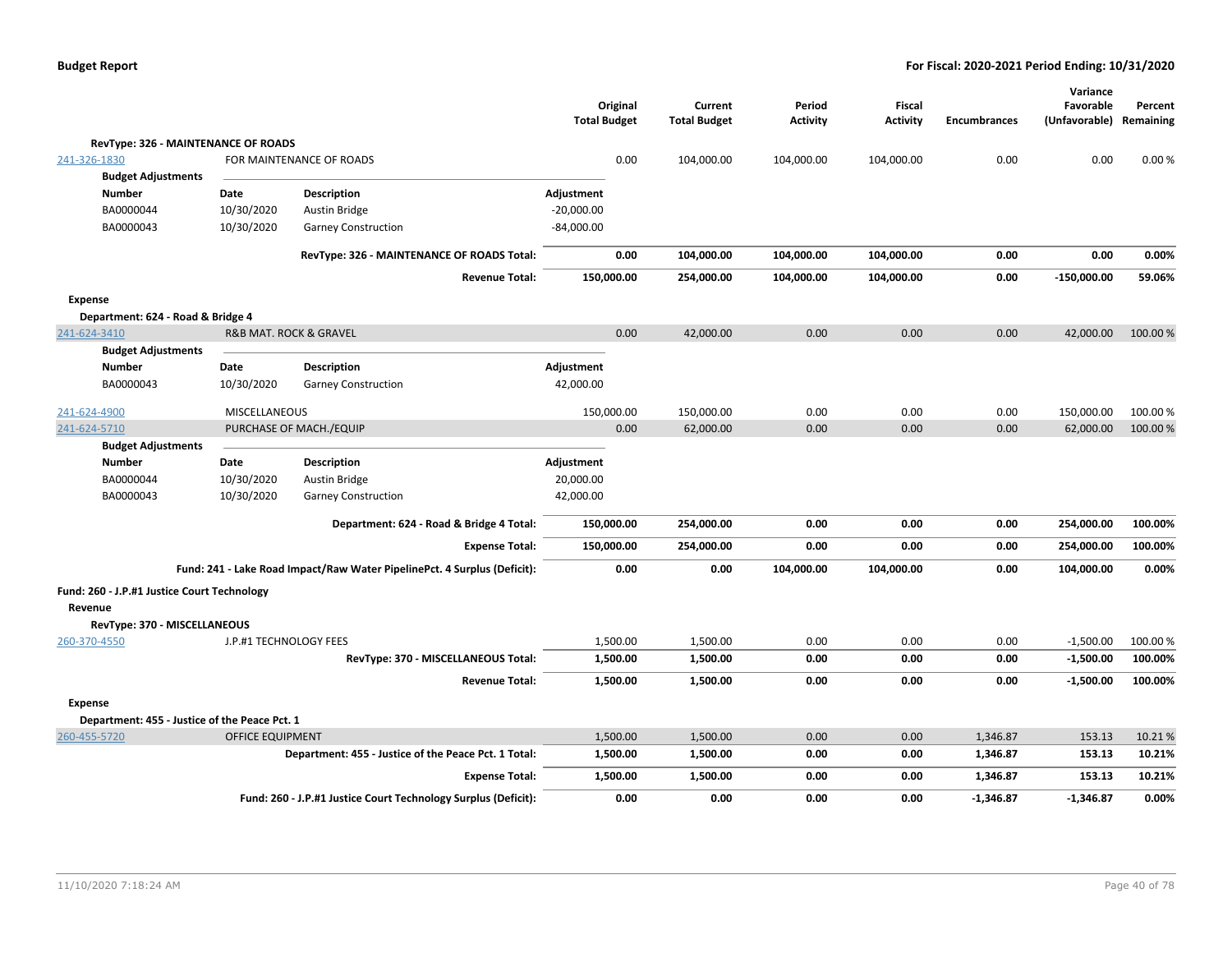| | | | Original Total Budget | Current Total Budget | Period Activity | Fiscal Activity | Encumbrances | Variance Favorable (Unfavorable) | Percent Remaining |
|---|---|---|---|---|---|---|---|---|---|
| **RevType: 326 - MAINTENANCE OF ROADS** | | | | | | | | | |
| 241-326-1830 | FOR MAINTENANCE OF ROADS | | 0.00 | 104,000.00 | 104,000.00 | 104,000.00 | 0.00 | 0.00 | 0.00 % |
| **Budget Adjustments** | | | | | | | | | |
| **Number** | **Date** | **Description** | **Adjustment** | | | | | | |
| BA0000044 | 10/30/2020 | Austin Bridge | -20,000.00 | | | | | | |
| BA0000043 | 10/30/2020 | Garney Construction | -84,000.00 | | | | | | |
| | | **RevType: 326 - MAINTENANCE OF ROADS Total:** | **0.00** | **104,000.00** | **104,000.00** | **104,000.00** | **0.00** | **0.00** | **0.00%** |
| | | **Revenue Total:** | **150,000.00** | **254,000.00** | **104,000.00** | **104,000.00** | **0.00** | **-150,000.00** | **59.06%** |
| **Expense** | | | | | | | | | |
| **Department: 624 - Road & Bridge 4** | | | | | | | | | |
| 241-624-3410 | R&B MAT. ROCK & GRAVEL | | 0.00 | 42,000.00 | 0.00 | 0.00 | 0.00 | 42,000.00 | 100.00 % |
| **Budget Adjustments** | | | | | | | | | |
| **Number** | **Date** | **Description** | **Adjustment** | | | | | | |
| BA0000043 | 10/30/2020 | Garney Construction | 42,000.00 | | | | | | |
| 241-624-4900 | MISCELLANEOUS | | 150,000.00 | 150,000.00 | 0.00 | 0.00 | 0.00 | 150,000.00 | 100.00 % |
| 241-624-5710 | PURCHASE OF MACH./EQUIP | | 0.00 | 62,000.00 | 0.00 | 0.00 | 0.00 | 62,000.00 | 100.00 % |
| **Budget Adjustments** | | | | | | | | | |
| **Number** | **Date** | **Description** | **Adjustment** | | | | | | |
| BA0000044 | 10/30/2020 | Austin Bridge | 20,000.00 | | | | | | |
| BA0000043 | 10/30/2020 | Garney Construction | 42,000.00 | | | | | | |
| | | **Department: 624 - Road & Bridge 4 Total:** | **150,000.00** | **254,000.00** | **0.00** | **0.00** | **0.00** | **254,000.00** | **100.00%** |
| | | **Expense Total:** | **150,000.00** | **254,000.00** | **0.00** | **0.00** | **0.00** | **254,000.00** | **100.00%** |
| | | **Fund: 241 - Lake Road Impact/Raw Water PipelinePct. 4 Surplus (Deficit):** | **0.00** | **0.00** | **104,000.00** | **104,000.00** | **0.00** | **104,000.00** | **0.00%** |
| **Fund: 260 - J.P.#1 Justice Court Technology** | | | | | | | | | |
| **Revenue** | | | | | | | | | |
| **RevType: 370 - MISCELLANEOUS** | | | | | | | | | |
| 260-370-4550 | J.P.#1 TECHNOLOGY FEES | | 1,500.00 | 1,500.00 | 0.00 | 0.00 | 0.00 | -1,500.00 | 100.00 % |
| | | **RevType: 370 - MISCELLANEOUS Total:** | **1,500.00** | **1,500.00** | **0.00** | **0.00** | **0.00** | **-1,500.00** | **100.00%** |
| | | **Revenue Total:** | **1,500.00** | **1,500.00** | **0.00** | **0.00** | **0.00** | **-1,500.00** | **100.00%** |
| **Expense** | | | | | | | | | |
| **Department: 455 - Justice of the Peace Pct. 1** | | | | | | | | | |
| 260-455-5720 | OFFICE EQUIPMENT | | 1,500.00 | 1,500.00 | 0.00 | 0.00 | 1,346.87 | 153.13 | 10.21 % |
| | | **Department: 455 - Justice of the Peace Pct. 1 Total:** | **1,500.00** | **1,500.00** | **0.00** | **0.00** | **1,346.87** | **153.13** | **10.21%** |
| | | **Expense Total:** | **1,500.00** | **1,500.00** | **0.00** | **0.00** | **1,346.87** | **153.13** | **10.21%** |
| | | **Fund: 260 - J.P.#1 Justice Court Technology Surplus (Deficit):** | **0.00** | **0.00** | **0.00** | **0.00** | **-1,346.87** | **-1,346.87** | **0.00%** |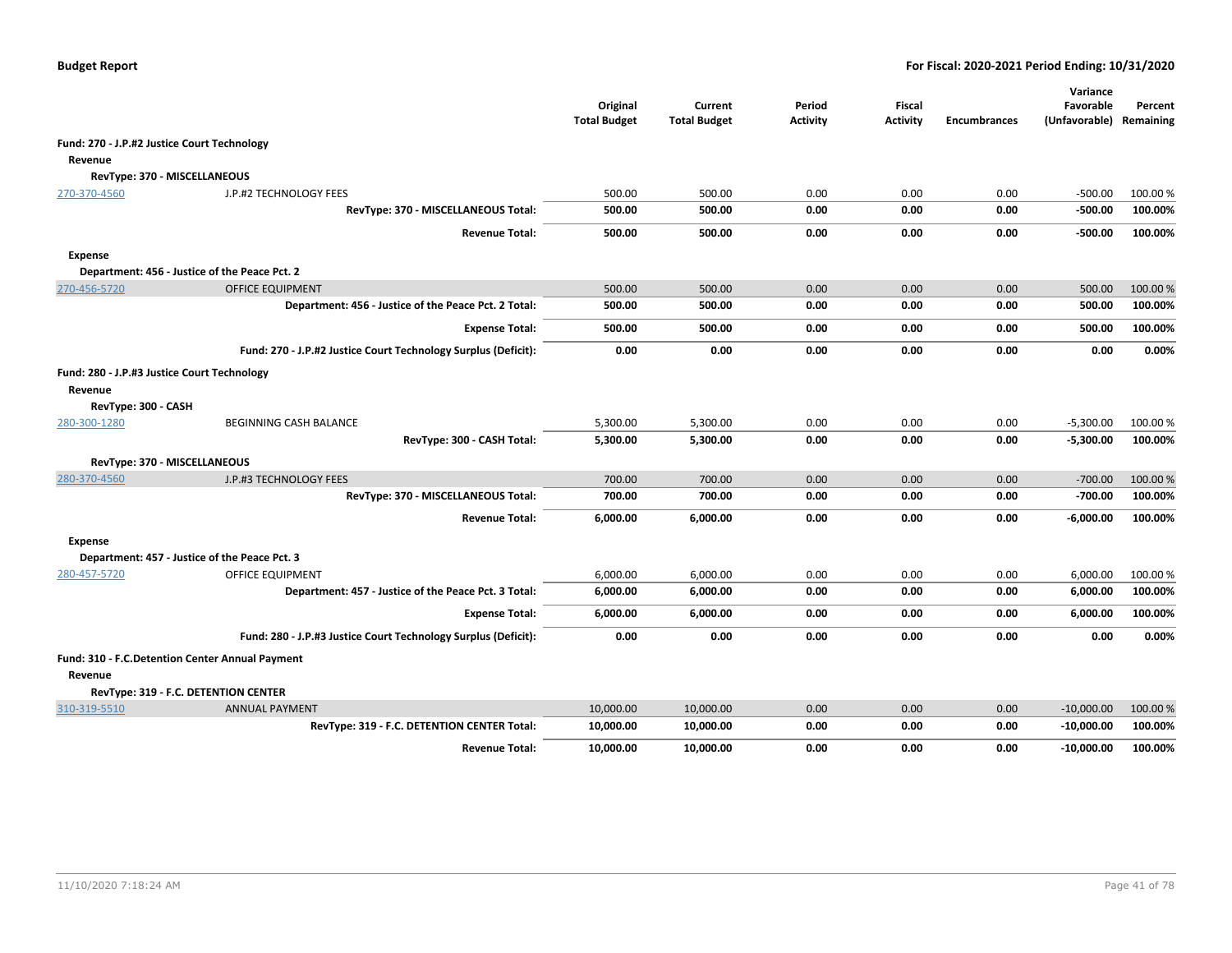| | | Original Total Budget | Current Total Budget | Period Activity | Fiscal Activity | Encumbrances | Variance Favorable (Unfavorable) | Percent Remaining |
|---|---|---|---|---|---|---|---|---|
| **Fund: 270 - J.P.#2 Justice Court Technology** | | | | | | | | |
| **Revenue** | | | | | | | | |
| **RevType: 370 - MISCELLANEOUS** | | | | | | | | |
| 270-370-4560 | J.P.#2 TECHNOLOGY FEES | 500.00 | 500.00 | 0.00 | 0.00 | 0.00 | -500.00 | 100.00 % |
| | **RevType: 370 - MISCELLANEOUS Total:** | **500.00** | **500.00** | **0.00** | **0.00** | **0.00** | **-500.00** | **100.00%** |
| | **Revenue Total:** | **500.00** | **500.00** | **0.00** | **0.00** | **0.00** | **-500.00** | **100.00%** |
| **Expense** | | | | | | | | |
| **Department: 456 - Justice of the Peace Pct. 2** | | | | | | | | |
| 270-456-5720 | OFFICE EQUIPMENT | 500.00 | 500.00 | 0.00 | 0.00 | 0.00 | 500.00 | 100.00 % |
| | **Department: 456 - Justice of the Peace Pct. 2 Total:** | **500.00** | **500.00** | **0.00** | **0.00** | **0.00** | **500.00** | **100.00%** |
| | **Expense Total:** | **500.00** | **500.00** | **0.00** | **0.00** | **0.00** | **500.00** | **100.00%** |
| | **Fund: 270 - J.P.#2 Justice Court Technology Surplus (Deficit):** | **0.00** | **0.00** | **0.00** | **0.00** | **0.00** | **0.00** | **0.00%** |
| **Fund: 280 - J.P.#3 Justice Court Technology** | | | | | | | | |
| **Revenue** | | | | | | | | |
| **RevType: 300 - CASH** | | | | | | | | |
| 280-300-1280 | BEGINNING CASH BALANCE | 5,300.00 | 5,300.00 | 0.00 | 0.00 | 0.00 | -5,300.00 | 100.00 % |
| | **RevType: 300 - CASH Total:** | **5,300.00** | **5,300.00** | **0.00** | **0.00** | **0.00** | **-5,300.00** | **100.00%** |
| **RevType: 370 - MISCELLANEOUS** | | | | | | | | |
| 280-370-4560 | J.P.#3 TECHNOLOGY FEES | 700.00 | 700.00 | 0.00 | 0.00 | 0.00 | -700.00 | 100.00 % |
| | **RevType: 370 - MISCELLANEOUS Total:** | **700.00** | **700.00** | **0.00** | **0.00** | **0.00** | **-700.00** | **100.00%** |
| | **Revenue Total:** | **6,000.00** | **6,000.00** | **0.00** | **0.00** | **0.00** | **-6,000.00** | **100.00%** |
| **Expense** | | | | | | | | |
| **Department: 457 - Justice of the Peace Pct. 3** | | | | | | | | |
| 280-457-5720 | OFFICE EQUIPMENT | 6,000.00 | 6,000.00 | 0.00 | 0.00 | 0.00 | 6,000.00 | 100.00 % |
| | **Department: 457 - Justice of the Peace Pct. 3 Total:** | **6,000.00** | **6,000.00** | **0.00** | **0.00** | **0.00** | **6,000.00** | **100.00%** |
| | **Expense Total:** | **6,000.00** | **6,000.00** | **0.00** | **0.00** | **0.00** | **6,000.00** | **100.00%** |
| | **Fund: 280 - J.P.#3 Justice Court Technology Surplus (Deficit):** | **0.00** | **0.00** | **0.00** | **0.00** | **0.00** | **0.00** | **0.00%** |
| **Fund: 310 - F.C.Detention Center Annual Payment** | | | | | | | | |
| **Revenue** | | | | | | | | |
| **RevType: 319 - F.C. DETENTION CENTER** | | | | | | | | |
| 310-319-5510 | ANNUAL PAYMENT | 10,000.00 | 10,000.00 | 0.00 | 0.00 | 0.00 | -10,000.00 | 100.00 % |
| | **RevType: 319 - F.C. DETENTION CENTER Total:** | **10,000.00** | **10,000.00** | **0.00** | **0.00** | **0.00** | **-10,000.00** | **100.00%** |
| | **Revenue Total:** | **10,000.00** | **10,000.00** | **0.00** | **0.00** | **0.00** | **-10,000.00** | **100.00%** |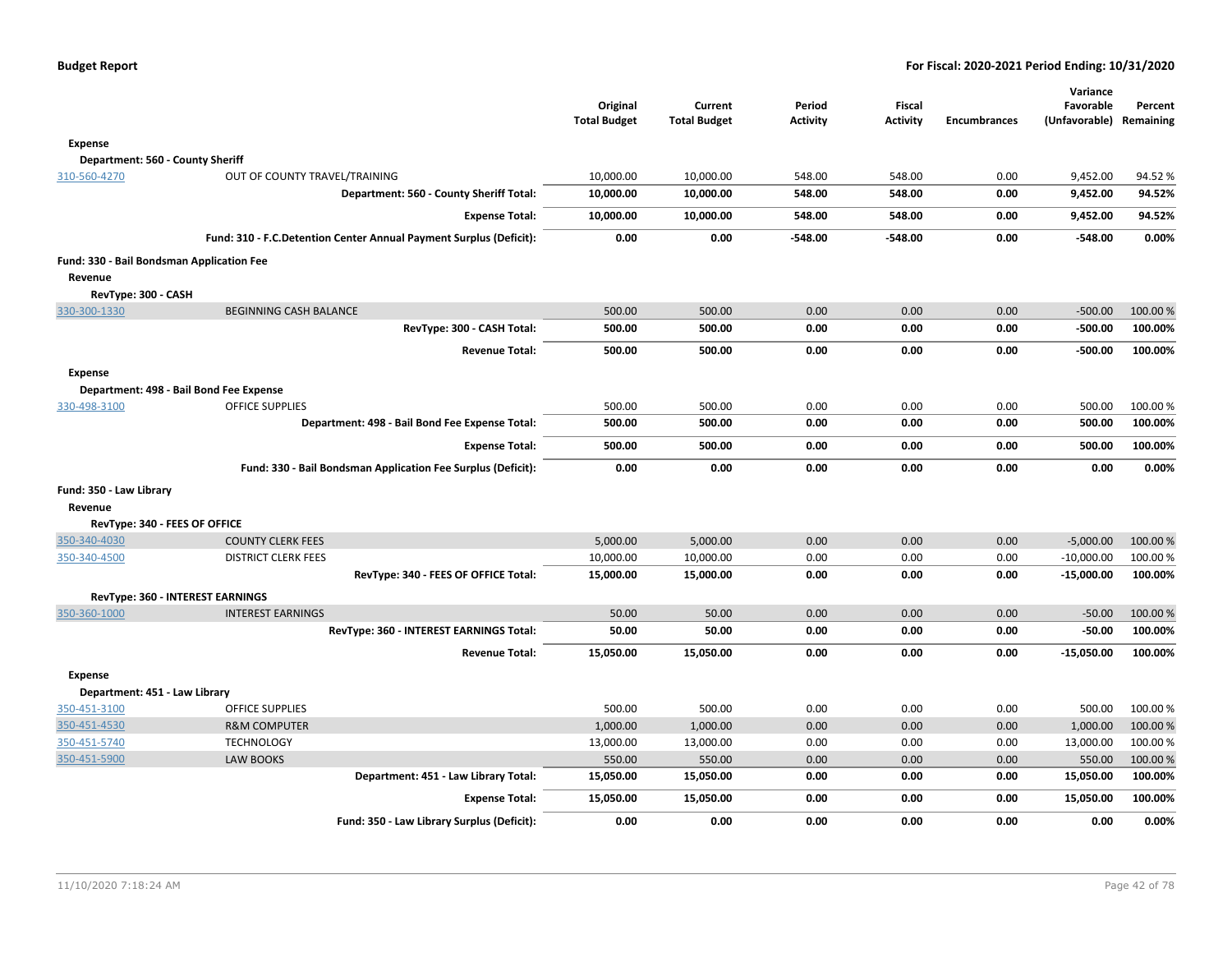| | | Original Total Budget | Current Total Budget | Period Activity | Fiscal Activity | Encumbrances | Variance Favorable (Unfavorable) | Percent Remaining |
|---|---|---|---|---|---|---|---|---|
| **Expense** | | | | | | | | |
| **Department: 560 - County Sheriff** | | | | | | | | |
| 310-560-4270 | OUT OF COUNTY TRAVEL/TRAINING | 10,000.00 | 10,000.00 | 548.00 | 548.00 | 0.00 | 9,452.00 | 94.52 % |
| | **Department: 560 - County Sheriff Total:** | **10,000.00** | **10,000.00** | **548.00** | **548.00** | **0.00** | **9,452.00** | **94.52%** |
| | **Expense Total:** | **10,000.00** | **10,000.00** | **548.00** | **548.00** | **0.00** | **9,452.00** | **94.52%** |
| | **Fund: 310 - F.C.Detention Center Annual Payment Surplus (Deficit):** | **0.00** | **0.00** | **-548.00** | **-548.00** | **0.00** | **-548.00** | **0.00%** |
| **Fund: 330 - Bail Bondsman Application Fee** | | | | | | | | |
| **Revenue** | | | | | | | | |
| **RevType: 300 - CASH** | | | | | | | | |
| 330-300-1330 | BEGINNING CASH BALANCE | 500.00 | 500.00 | 0.00 | 0.00 | 0.00 | -500.00 | 100.00 % |
| | **RevType: 300 - CASH Total:** | **500.00** | **500.00** | **0.00** | **0.00** | **0.00** | **-500.00** | **100.00%** |
| | **Revenue Total:** | **500.00** | **500.00** | **0.00** | **0.00** | **0.00** | **-500.00** | **100.00%** |
| **Expense** | | | | | | | | |
| **Department: 498 - Bail Bond Fee Expense** | | | | | | | | |
| 330-498-3100 | OFFICE SUPPLIES | 500.00 | 500.00 | 0.00 | 0.00 | 0.00 | 500.00 | 100.00 % |
| | **Department: 498 - Bail Bond Fee Expense Total:** | **500.00** | **500.00** | **0.00** | **0.00** | **0.00** | **500.00** | **100.00%** |
| | **Expense Total:** | **500.00** | **500.00** | **0.00** | **0.00** | **0.00** | **500.00** | **100.00%** |
| | **Fund: 330 - Bail Bondsman Application Fee Surplus (Deficit):** | **0.00** | **0.00** | **0.00** | **0.00** | **0.00** | **0.00** | **0.00%** |
| **Fund: 350 - Law Library** | | | | | | | | |
| **Revenue** | | | | | | | | |
| **RevType: 340 - FEES OF OFFICE** | | | | | | | | |
| 350-340-4030 | COUNTY CLERK FEES | 5,000.00 | 5,000.00 | 0.00 | 0.00 | 0.00 | -5,000.00 | 100.00 % |
| 350-340-4500 | DISTRICT CLERK FEES | 10,000.00 | 10,000.00 | 0.00 | 0.00 | 0.00 | -10,000.00 | 100.00 % |
| | **RevType: 340 - FEES OF OFFICE Total:** | **15,000.00** | **15,000.00** | **0.00** | **0.00** | **0.00** | **-15,000.00** | **100.00%** |
| **RevType: 360 - INTEREST EARNINGS** | | | | | | | | |
| 350-360-1000 | INTEREST EARNINGS | 50.00 | 50.00 | 0.00 | 0.00 | 0.00 | -50.00 | 100.00 % |
| | **RevType: 360 - INTEREST EARNINGS Total:** | **50.00** | **50.00** | **0.00** | **0.00** | **0.00** | **-50.00** | **100.00%** |
| | **Revenue Total:** | **15,050.00** | **15,050.00** | **0.00** | **0.00** | **0.00** | **-15,050.00** | **100.00%** |
| **Expense** | | | | | | | | |
| **Department: 451 - Law Library** | | | | | | | | |
| 350-451-3100 | OFFICE SUPPLIES | 500.00 | 500.00 | 0.00 | 0.00 | 0.00 | 500.00 | 100.00 % |
| 350-451-4530 | R&M COMPUTER | 1,000.00 | 1,000.00 | 0.00 | 0.00 | 0.00 | 1,000.00 | 100.00 % |
| 350-451-5740 | TECHNOLOGY | 13,000.00 | 13,000.00 | 0.00 | 0.00 | 0.00 | 13,000.00 | 100.00 % |
| 350-451-5900 | LAW BOOKS | 550.00 | 550.00 | 0.00 | 0.00 | 0.00 | 550.00 | 100.00 % |
| | **Department: 451 - Law Library Total:** | **15,050.00** | **15,050.00** | **0.00** | **0.00** | **0.00** | **15,050.00** | **100.00%** |
| | **Expense Total:** | **15,050.00** | **15,050.00** | **0.00** | **0.00** | **0.00** | **15,050.00** | **100.00%** |
| | **Fund: 350 - Law Library Surplus (Deficit):** | **0.00** | **0.00** | **0.00** | **0.00** | **0.00** | **0.00** | **0.00%** |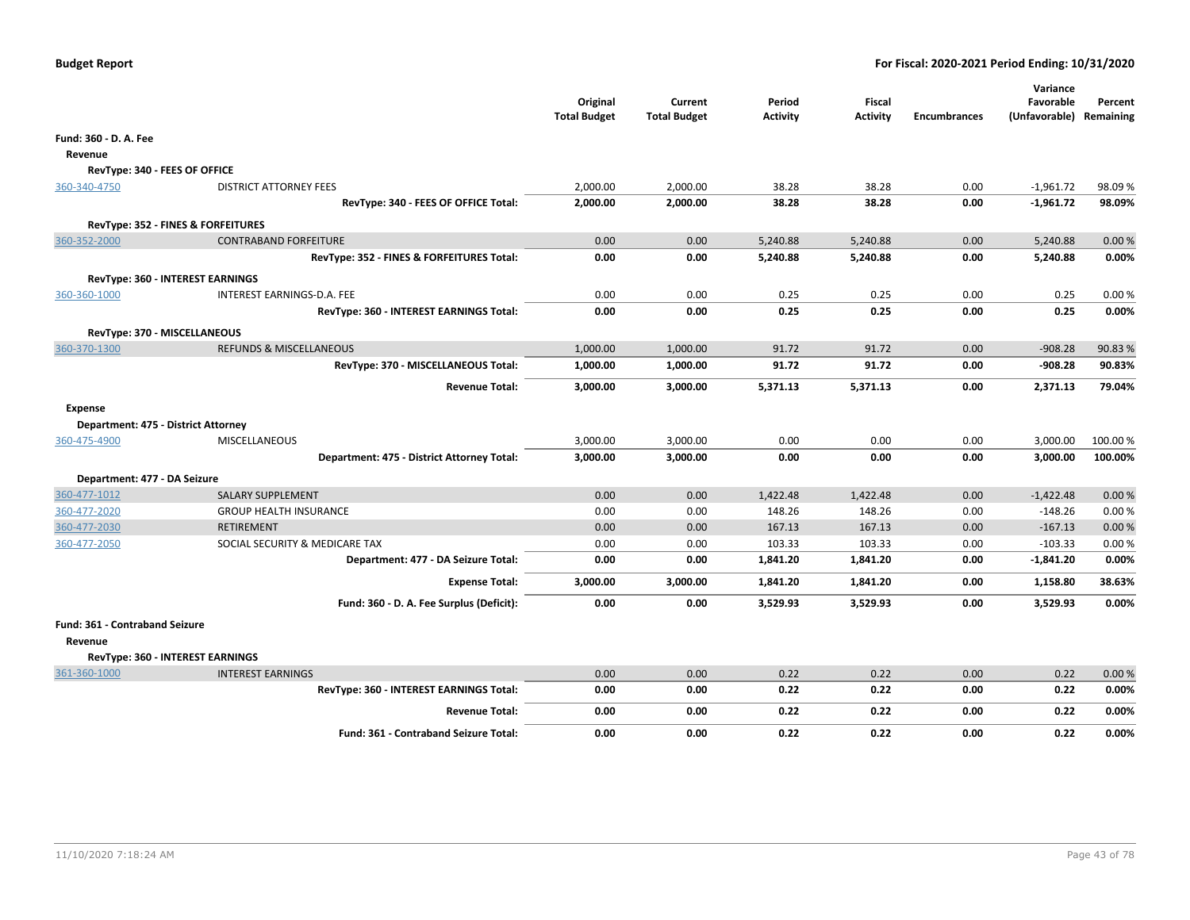**Budget Report** — For Fiscal: 2020-2021 Period Ending: 10/31/2020

| | | Original Total Budget | Current Total Budget | Period Activity | Fiscal Activity | Encumbrances | Variance Favorable (Unfavorable) | Percent Remaining |
|---|---|---|---|---|---|---|---|---|
| **Fund: 360 - D. A. Fee** | | | | | | | | |
| **Revenue** | | | | | | | | |
| **RevType: 340 - FEES OF OFFICE** | | | | | | | | |
| 360-340-4750 | DISTRICT ATTORNEY FEES | 2,000.00 | 2,000.00 | 38.28 | 38.28 | 0.00 | -1,961.72 | 98.09 % |
| | **RevType: 340 - FEES OF OFFICE Total:** | **2,000.00** | **2,000.00** | **38.28** | **38.28** | **0.00** | **-1,961.72** | **98.09%** |
| **RevType: 352 - FINES & FORFEITURES** | | | | | | | | |
| 360-352-2000 | CONTRABAND FORFEITURE | 0.00 | 0.00 | 5,240.88 | 5,240.88 | 0.00 | 5,240.88 | 0.00 % |
| | **RevType: 352 - FINES & FORFEITURES Total:** | **0.00** | **0.00** | **5,240.88** | **5,240.88** | **0.00** | **5,240.88** | **0.00%** |
| **RevType: 360 - INTEREST EARNINGS** | | | | | | | | |
| 360-360-1000 | INTEREST EARNINGS-D.A. FEE | 0.00 | 0.00 | 0.25 | 0.25 | 0.00 | 0.25 | 0.00 % |
| | **RevType: 360 - INTEREST EARNINGS Total:** | **0.00** | **0.00** | **0.25** | **0.25** | **0.00** | **0.25** | **0.00%** |
| **RevType: 370 - MISCELLANEOUS** | | | | | | | | |
| 360-370-1300 | REFUNDS & MISCELLANEOUS | 1,000.00 | 1,000.00 | 91.72 | 91.72 | 0.00 | -908.28 | 90.83 % |
| | **RevType: 370 - MISCELLANEOUS Total:** | **1,000.00** | **1,000.00** | **91.72** | **91.72** | **0.00** | **-908.28** | **90.83%** |
| | **Revenue Total:** | **3,000.00** | **3,000.00** | **5,371.13** | **5,371.13** | **0.00** | **2,371.13** | **79.04%** |
| **Expense** | | | | | | | | |
| **Department: 475 - District Attorney** | | | | | | | | |
| 360-475-4900 | MISCELLANEOUS | 3,000.00 | 3,000.00 | 0.00 | 0.00 | 0.00 | 3,000.00 | 100.00 % |
| | **Department: 475 - District Attorney Total:** | **3,000.00** | **3,000.00** | **0.00** | **0.00** | **0.00** | **3,000.00** | **100.00%** |
| **Department: 477 - DA Seizure** | | | | | | | | |
| 360-477-1012 | SALARY SUPPLEMENT | 0.00 | 0.00 | 1,422.48 | 1,422.48 | 0.00 | -1,422.48 | 0.00 % |
| 360-477-2020 | GROUP HEALTH INSURANCE | 0.00 | 0.00 | 148.26 | 148.26 | 0.00 | -148.26 | 0.00 % |
| 360-477-2030 | RETIREMENT | 0.00 | 0.00 | 167.13 | 167.13 | 0.00 | -167.13 | 0.00 % |
| 360-477-2050 | SOCIAL SECURITY & MEDICARE TAX | 0.00 | 0.00 | 103.33 | 103.33 | 0.00 | -103.33 | 0.00 % |
| | **Department: 477 - DA Seizure Total:** | **0.00** | **0.00** | **1,841.20** | **1,841.20** | **0.00** | **-1,841.20** | **0.00%** |
| | **Expense Total:** | **3,000.00** | **3,000.00** | **1,841.20** | **1,841.20** | **0.00** | **1,158.80** | **38.63%** |
| | **Fund: 360 - D. A. Fee Surplus (Deficit):** | **0.00** | **0.00** | **3,529.93** | **3,529.93** | **0.00** | **3,529.93** | **0.00%** |
| **Fund: 361 - Contraband Seizure** | | | | | | | | |
| **Revenue** | | | | | | | | |
| **RevType: 360 - INTEREST EARNINGS** | | | | | | | | |
| 361-360-1000 | INTEREST EARNINGS | 0.00 | 0.00 | 0.22 | 0.22 | 0.00 | 0.22 | 0.00 % |
| | **RevType: 360 - INTEREST EARNINGS Total:** | **0.00** | **0.00** | **0.22** | **0.22** | **0.00** | **0.22** | **0.00%** |
| | **Revenue Total:** | **0.00** | **0.00** | **0.22** | **0.22** | **0.00** | **0.22** | **0.00%** |
| | **Fund: 361 - Contraband Seizure Total:** | **0.00** | **0.00** | **0.22** | **0.22** | **0.00** | **0.22** | **0.00%** |

11/10/2020 7:18:24 AM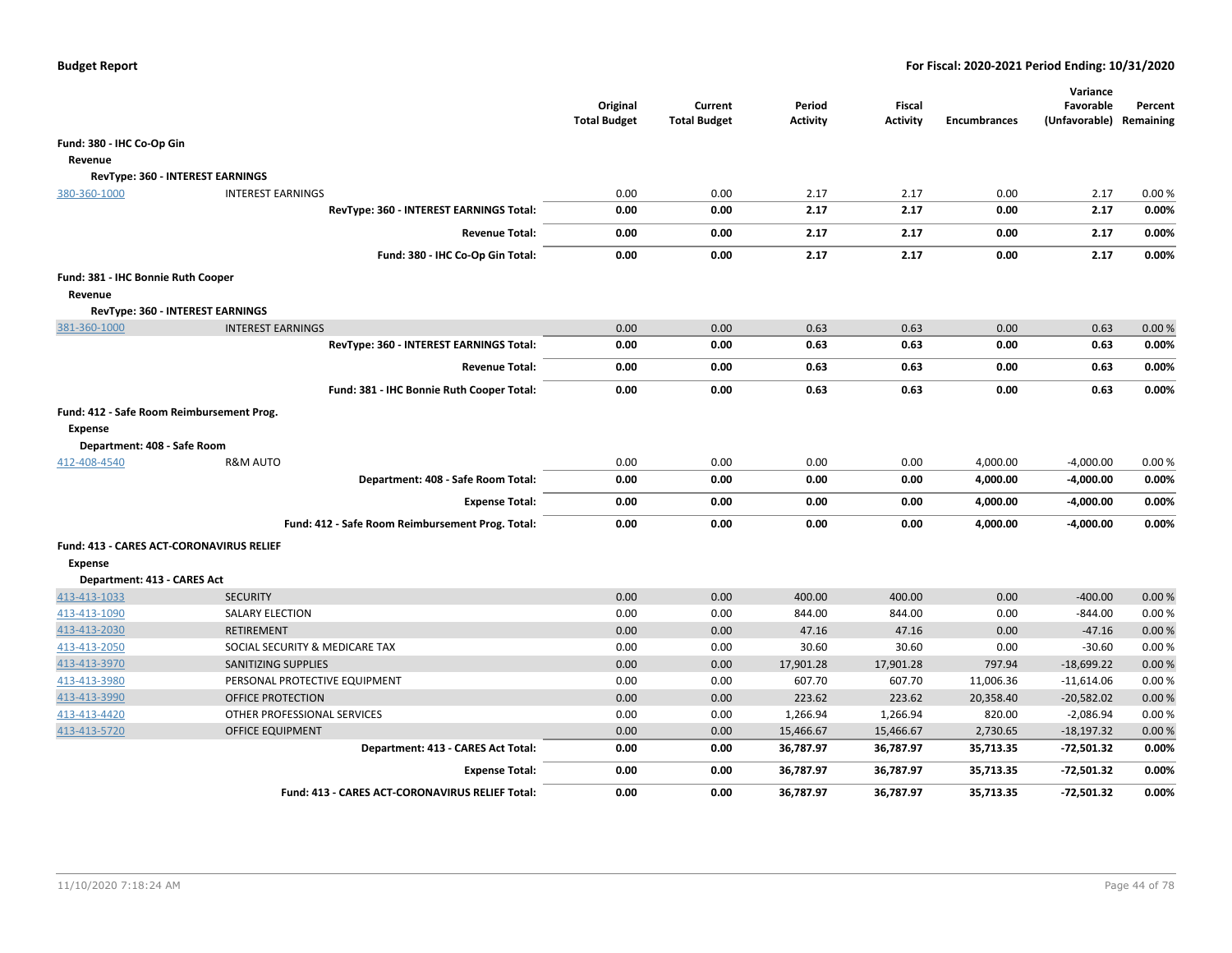**Budget Report** — **For Fiscal: 2020-2021 Period Ending: 10/31/2020**

| | | Original Total Budget | Current Total Budget | Period Activity | Fiscal Activity | Encumbrances | Variance Favorable (Unfavorable) | Percent Remaining |
|---|---|---|---|---|---|---|---|---|
| **Fund: 380 - IHC Co-Op Gin** | | | | | | | | |
| **Revenue** | | | | | | | | |
| **RevType: 360 - INTEREST EARNINGS** | | | | | | | | |
| 380-360-1000 | INTEREST EARNINGS | 0.00 | 0.00 | 2.17 | 2.17 | 0.00 | 2.17 | 0.00 % |
| | **RevType: 360 - INTEREST EARNINGS Total:** | **0.00** | **0.00** | **2.17** | **2.17** | **0.00** | **2.17** | **0.00%** |
| | **Revenue Total:** | **0.00** | **0.00** | **2.17** | **2.17** | **0.00** | **2.17** | **0.00%** |
| | **Fund: 380 - IHC Co-Op Gin Total:** | **0.00** | **0.00** | **2.17** | **2.17** | **0.00** | **2.17** | **0.00%** |
| **Fund: 381 - IHC Bonnie Ruth Cooper** | | | | | | | | |
| **Revenue** | | | | | | | | |
| **RevType: 360 - INTEREST EARNINGS** | | | | | | | | |
| 381-360-1000 | INTEREST EARNINGS | 0.00 | 0.00 | 0.63 | 0.63 | 0.00 | 0.63 | 0.00 % |
| | **RevType: 360 - INTEREST EARNINGS Total:** | **0.00** | **0.00** | **0.63** | **0.63** | **0.00** | **0.63** | **0.00%** |
| | **Revenue Total:** | **0.00** | **0.00** | **0.63** | **0.63** | **0.00** | **0.63** | **0.00%** |
| | **Fund: 381 - IHC Bonnie Ruth Cooper Total:** | **0.00** | **0.00** | **0.63** | **0.63** | **0.00** | **0.63** | **0.00%** |
| **Fund: 412 - Safe Room Reimbursement Prog.** | | | | | | | | |
| **Expense** | | | | | | | | |
| **Department: 408 - Safe Room** | | | | | | | | |
| 412-408-4540 | R&M AUTO | 0.00 | 0.00 | 0.00 | 0.00 | 4,000.00 | -4,000.00 | 0.00 % |
| | **Department: 408 - Safe Room Total:** | **0.00** | **0.00** | **0.00** | **0.00** | **4,000.00** | **-4,000.00** | **0.00%** |
| | **Expense Total:** | **0.00** | **0.00** | **0.00** | **0.00** | **4,000.00** | **-4,000.00** | **0.00%** |
| | **Fund: 412 - Safe Room Reimbursement Prog. Total:** | **0.00** | **0.00** | **0.00** | **0.00** | **4,000.00** | **-4,000.00** | **0.00%** |
| **Fund: 413 - CARES ACT-CORONAVIRUS RELIEF** | | | | | | | | |
| **Expense** | | | | | | | | |
| **Department: 413 - CARES Act** | | | | | | | | |
| 413-413-1033 | SECURITY | 0.00 | 0.00 | 400.00 | 400.00 | 0.00 | -400.00 | 0.00 % |
| 413-413-1090 | SALARY ELECTION | 0.00 | 0.00 | 844.00 | 844.00 | 0.00 | -844.00 | 0.00 % |
| 413-413-2030 | RETIREMENT | 0.00 | 0.00 | 47.16 | 47.16 | 0.00 | -47.16 | 0.00 % |
| 413-413-2050 | SOCIAL SECURITY & MEDICARE TAX | 0.00 | 0.00 | 30.60 | 30.60 | 0.00 | -30.60 | 0.00 % |
| 413-413-3970 | SANITIZING SUPPLIES | 0.00 | 0.00 | 17,901.28 | 17,901.28 | 797.94 | -18,699.22 | 0.00 % |
| 413-413-3980 | PERSONAL PROTECTIVE EQUIPMENT | 0.00 | 0.00 | 607.70 | 607.70 | 11,006.36 | -11,614.06 | 0.00 % |
| 413-413-3990 | OFFICE PROTECTION | 0.00 | 0.00 | 223.62 | 223.62 | 20,358.40 | -20,582.02 | 0.00 % |
| 413-413-4420 | OTHER PROFESSIONAL SERVICES | 0.00 | 0.00 | 1,266.94 | 1,266.94 | 820.00 | -2,086.94 | 0.00 % |
| 413-413-5720 | OFFICE EQUIPMENT | 0.00 | 0.00 | 15,466.67 | 15,466.67 | 2,730.65 | -18,197.32 | 0.00 % |
| | **Department: 413 - CARES Act Total:** | **0.00** | **0.00** | **36,787.97** | **36,787.97** | **35,713.35** | **-72,501.32** | **0.00%** |
| | **Expense Total:** | **0.00** | **0.00** | **36,787.97** | **36,787.97** | **35,713.35** | **-72,501.32** | **0.00%** |
| | **Fund: 413 - CARES ACT-CORONAVIRUS RELIEF Total:** | **0.00** | **0.00** | **36,787.97** | **36,787.97** | **35,713.35** | **-72,501.32** | **0.00%** |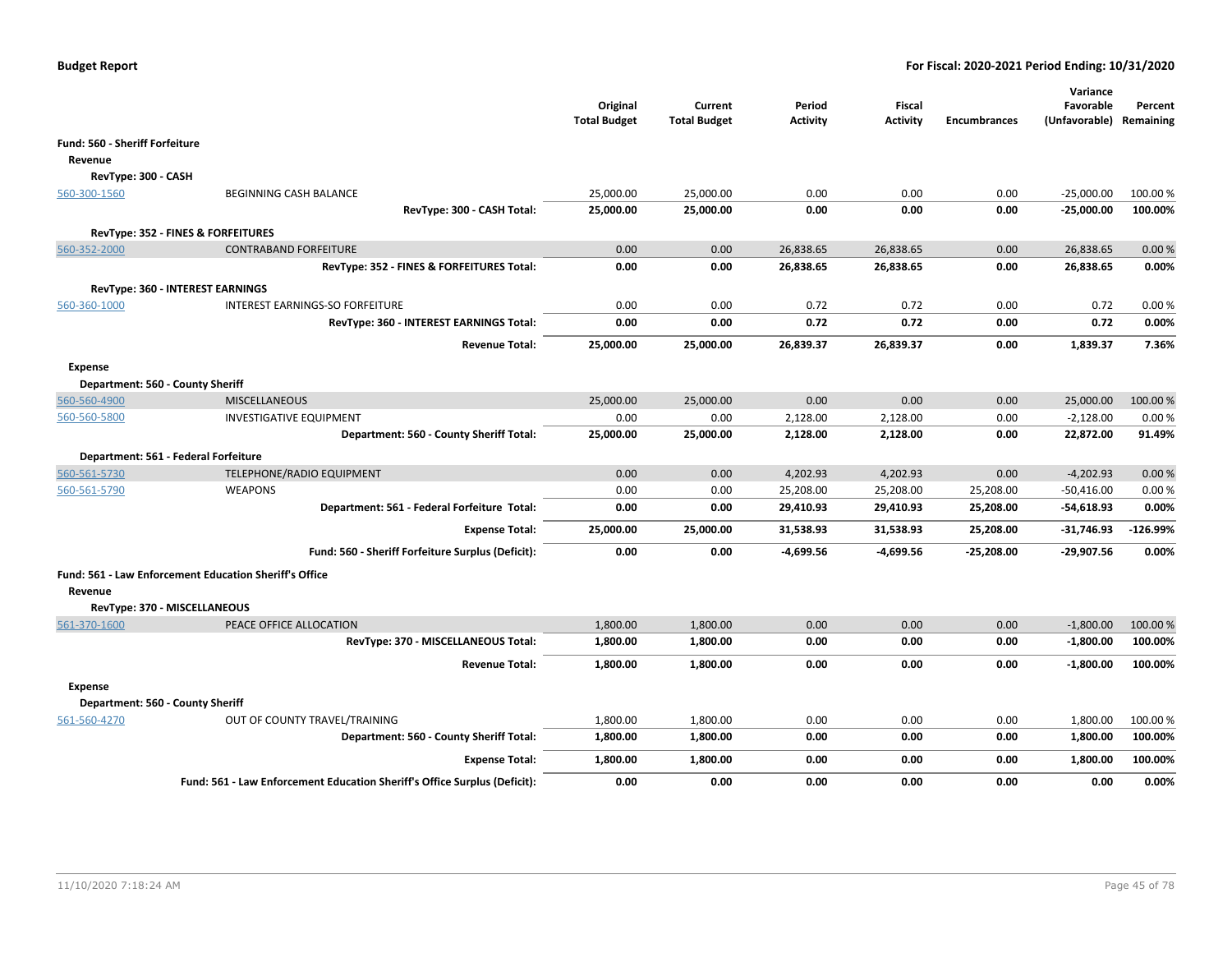| | | Original Total Budget | Current Total Budget | Period Activity | Fiscal Activity | Encumbrances | Variance Favorable (Unfavorable) | Percent Remaining |
|---|---|---|---|---|---|---|---|---|
| **Fund: 560 - Sheriff Forfeiture** | | | | | | | | |
| **Revenue** | | | | | | | | |
| **RevType: 300 - CASH** | | | | | | | | |
| 560-300-1560 | BEGINNING CASH BALANCE | 25,000.00 | 25,000.00 | 0.00 | 0.00 | 0.00 | -25,000.00 | 100.00 % |
| | **RevType: 300 - CASH Total:** | **25,000.00** | **25,000.00** | **0.00** | **0.00** | **0.00** | **-25,000.00** | **100.00%** |
| **RevType: 352 - FINES & FORFEITURES** | | | | | | | | |
| 560-352-2000 | CONTRABAND FORFEITURE | 0.00 | 0.00 | 26,838.65 | 26,838.65 | 0.00 | 26,838.65 | 0.00 % |
| | **RevType: 352 - FINES & FORFEITURES Total:** | **0.00** | **0.00** | **26,838.65** | **26,838.65** | **0.00** | **26,838.65** | **0.00%** |
| **RevType: 360 - INTEREST EARNINGS** | | | | | | | | |
| 560-360-1000 | INTEREST EARNINGS-SO FORFEITURE | 0.00 | 0.00 | 0.72 | 0.72 | 0.00 | 0.72 | 0.00 % |
| | **RevType: 360 - INTEREST EARNINGS Total:** | **0.00** | **0.00** | **0.72** | **0.72** | **0.00** | **0.72** | **0.00%** |
| | **Revenue Total:** | **25,000.00** | **25,000.00** | **26,839.37** | **26,839.37** | **0.00** | **1,839.37** | **7.36%** |
| **Expense** | | | | | | | | |
| **Department: 560 - County Sheriff** | | | | | | | | |
| 560-560-4900 | MISCELLANEOUS | 25,000.00 | 25,000.00 | 0.00 | 0.00 | 0.00 | 25,000.00 | 100.00 % |
| 560-560-5800 | INVESTIGATIVE EQUIPMENT | 0.00 | 0.00 | 2,128.00 | 2,128.00 | 0.00 | -2,128.00 | 0.00 % |
| | **Department: 560 - County Sheriff Total:** | **25,000.00** | **25,000.00** | **2,128.00** | **2,128.00** | **0.00** | **22,872.00** | **91.49%** |
| **Department: 561 - Federal Forfeiture** | | | | | | | | |
| 560-561-5730 | TELEPHONE/RADIO EQUIPMENT | 0.00 | 0.00 | 4,202.93 | 4,202.93 | 0.00 | -4,202.93 | 0.00 % |
| 560-561-5790 | WEAPONS | 0.00 | 0.00 | 25,208.00 | 25,208.00 | 25,208.00 | -50,416.00 | 0.00 % |
| | **Department: 561 - Federal Forfeiture Total:** | **0.00** | **0.00** | **29,410.93** | **29,410.93** | **25,208.00** | **-54,618.93** | **0.00%** |
| | **Expense Total:** | **25,000.00** | **25,000.00** | **31,538.93** | **31,538.93** | **25,208.00** | **-31,746.93** | **-126.99%** |
| | **Fund: 560 - Sheriff Forfeiture Surplus (Deficit):** | **0.00** | **0.00** | **-4,699.56** | **-4,699.56** | **-25,208.00** | **-29,907.56** | **0.00%** |
| **Fund: 561 - Law Enforcement Education Sheriff's Office** | | | | | | | | |
| **Revenue** | | | | | | | | |
| **RevType: 370 - MISCELLANEOUS** | | | | | | | | |
| 561-370-1600 | PEACE OFFICE ALLOCATION | 1,800.00 | 1,800.00 | 0.00 | 0.00 | 0.00 | -1,800.00 | 100.00 % |
| | **RevType: 370 - MISCELLANEOUS Total:** | **1,800.00** | **1,800.00** | **0.00** | **0.00** | **0.00** | **-1,800.00** | **100.00%** |
| | **Revenue Total:** | **1,800.00** | **1,800.00** | **0.00** | **0.00** | **0.00** | **-1,800.00** | **100.00%** |
| **Expense** | | | | | | | | |
| **Department: 560 - County Sheriff** | | | | | | | | |
| 561-560-4270 | OUT OF COUNTY TRAVEL/TRAINING | 1,800.00 | 1,800.00 | 0.00 | 0.00 | 0.00 | 1,800.00 | 100.00 % |
| | **Department: 560 - County Sheriff Total:** | **1,800.00** | **1,800.00** | **0.00** | **0.00** | **0.00** | **1,800.00** | **100.00%** |
| | **Expense Total:** | **1,800.00** | **1,800.00** | **0.00** | **0.00** | **0.00** | **1,800.00** | **100.00%** |
| | **Fund: 561 - Law Enforcement Education Sheriff's Office Surplus (Deficit):** | **0.00** | **0.00** | **0.00** | **0.00** | **0.00** | **0.00** | **0.00%** |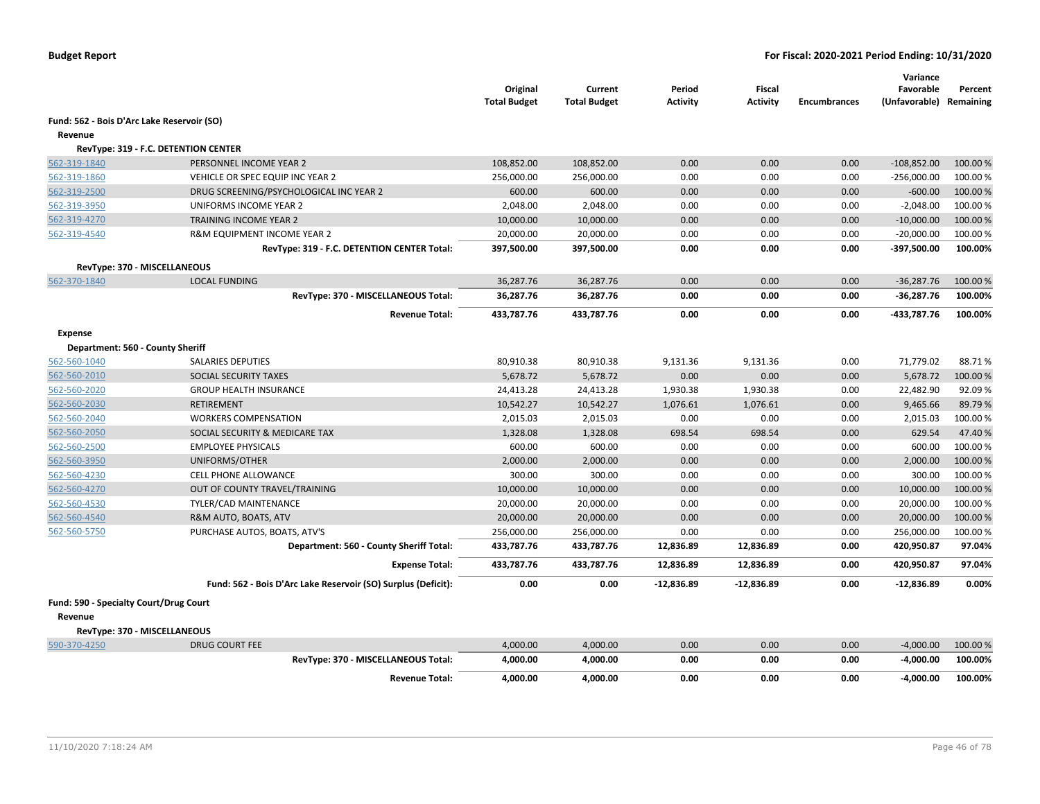**Budget Report** | **For Fiscal: 2020-2021 Period Ending: 10/31/2020**

| | | Original Total Budget | Current Total Budget | Period Activity | Fiscal Activity | Encumbrances | Variance Favorable (Unfavorable) | Percent Remaining |
|---|---|---|---|---|---|---|---|---|
| **Fund: 562 - Bois D'Arc Lake Reservoir (SO)** | | | | | | | | |
| **Revenue** | | | | | | | | |
| **RevType: 319 - F.C. DETENTION CENTER** | | | | | | | | |
| 562-319-1840 | PERSONNEL INCOME YEAR 2 | 108,852.00 | 108,852.00 | 0.00 | 0.00 | 0.00 | -108,852.00 | 100.00 % |
| 562-319-1860 | VEHICLE OR SPEC EQUIP INC YEAR 2 | 256,000.00 | 256,000.00 | 0.00 | 0.00 | 0.00 | -256,000.00 | 100.00 % |
| 562-319-2500 | DRUG SCREENING/PSYCHOLOGICAL INC YEAR 2 | 600.00 | 600.00 | 0.00 | 0.00 | 0.00 | -600.00 | 100.00 % |
| 562-319-3950 | UNIFORMS INCOME YEAR 2 | 2,048.00 | 2,048.00 | 0.00 | 0.00 | 0.00 | -2,048.00 | 100.00 % |
| 562-319-4270 | TRAINING INCOME YEAR 2 | 10,000.00 | 10,000.00 | 0.00 | 0.00 | 0.00 | -10,000.00 | 100.00 % |
| 562-319-4540 | R&M EQUIPMENT INCOME YEAR 2 | 20,000.00 | 20,000.00 | 0.00 | 0.00 | 0.00 | -20,000.00 | 100.00 % |
| | **RevType: 319 - F.C. DETENTION CENTER Total:** | **397,500.00** | **397,500.00** | **0.00** | **0.00** | **0.00** | **-397,500.00** | **100.00%** |
| **RevType: 370 - MISCELLANEOUS** | | | | | | | | |
| 562-370-1840 | LOCAL FUNDING | 36,287.76 | 36,287.76 | 0.00 | 0.00 | 0.00 | -36,287.76 | 100.00 % |
| | **RevType: 370 - MISCELLANEOUS Total:** | **36,287.76** | **36,287.76** | **0.00** | **0.00** | **0.00** | **-36,287.76** | **100.00%** |
| | **Revenue Total:** | **433,787.76** | **433,787.76** | **0.00** | **0.00** | **0.00** | **-433,787.76** | **100.00%** |
| **Expense** | | | | | | | | |
| **Department: 560 - County Sheriff** | | | | | | | | |
| 562-560-1040 | SALARIES DEPUTIES | 80,910.38 | 80,910.38 | 9,131.36 | 9,131.36 | 0.00 | 71,779.02 | 88.71 % |
| 562-560-2010 | SOCIAL SECURITY TAXES | 5,678.72 | 5,678.72 | 0.00 | 0.00 | 0.00 | 5,678.72 | 100.00 % |
| 562-560-2020 | GROUP HEALTH INSURANCE | 24,413.28 | 24,413.28 | 1,930.38 | 1,930.38 | 0.00 | 22,482.90 | 92.09 % |
| 562-560-2030 | RETIREMENT | 10,542.27 | 10,542.27 | 1,076.61 | 1,076.61 | 0.00 | 9,465.66 | 89.79 % |
| 562-560-2040 | WORKERS COMPENSATION | 2,015.03 | 2,015.03 | 0.00 | 0.00 | 0.00 | 2,015.03 | 100.00 % |
| 562-560-2050 | SOCIAL SECURITY & MEDICARE TAX | 1,328.08 | 1,328.08 | 698.54 | 698.54 | 0.00 | 629.54 | 47.40 % |
| 562-560-2500 | EMPLOYEE PHYSICALS | 600.00 | 600.00 | 0.00 | 0.00 | 0.00 | 600.00 | 100.00 % |
| 562-560-3950 | UNIFORMS/OTHER | 2,000.00 | 2,000.00 | 0.00 | 0.00 | 0.00 | 2,000.00 | 100.00 % |
| 562-560-4230 | CELL PHONE ALLOWANCE | 300.00 | 300.00 | 0.00 | 0.00 | 0.00 | 300.00 | 100.00 % |
| 562-560-4270 | OUT OF COUNTY TRAVEL/TRAINING | 10,000.00 | 10,000.00 | 0.00 | 0.00 | 0.00 | 10,000.00 | 100.00 % |
| 562-560-4530 | TYLER/CAD MAINTENANCE | 20,000.00 | 20,000.00 | 0.00 | 0.00 | 0.00 | 20,000.00 | 100.00 % |
| 562-560-4540 | R&M AUTO, BOATS, ATV | 20,000.00 | 20,000.00 | 0.00 | 0.00 | 0.00 | 20,000.00 | 100.00 % |
| 562-560-5750 | PURCHASE AUTOS, BOATS, ATV'S | 256,000.00 | 256,000.00 | 0.00 | 0.00 | 0.00 | 256,000.00 | 100.00 % |
| | **Department: 560 - County Sheriff Total:** | **433,787.76** | **433,787.76** | **12,836.89** | **12,836.89** | **0.00** | **420,950.87** | **97.04%** |
| | **Expense Total:** | **433,787.76** | **433,787.76** | **12,836.89** | **12,836.89** | **0.00** | **420,950.87** | **97.04%** |
| | **Fund: 562 - Bois D'Arc Lake Reservoir (SO) Surplus (Deficit):** | **0.00** | **0.00** | **-12,836.89** | **-12,836.89** | **0.00** | **-12,836.89** | **0.00%** |
| **Fund: 590 - Specialty Court/Drug Court** | | | | | | | | |
| **Revenue** | | | | | | | | |
| **RevType: 370 - MISCELLANEOUS** | | | | | | | | |
| 590-370-4250 | DRUG COURT FEE | 4,000.00 | 4,000.00 | 0.00 | 0.00 | 0.00 | -4,000.00 | 100.00 % |
| | **RevType: 370 - MISCELLANEOUS Total:** | **4,000.00** | **4,000.00** | **0.00** | **0.00** | **0.00** | **-4,000.00** | **100.00%** |
| | **Revenue Total:** | **4,000.00** | **4,000.00** | **0.00** | **0.00** | **0.00** | **-4,000.00** | **100.00%** |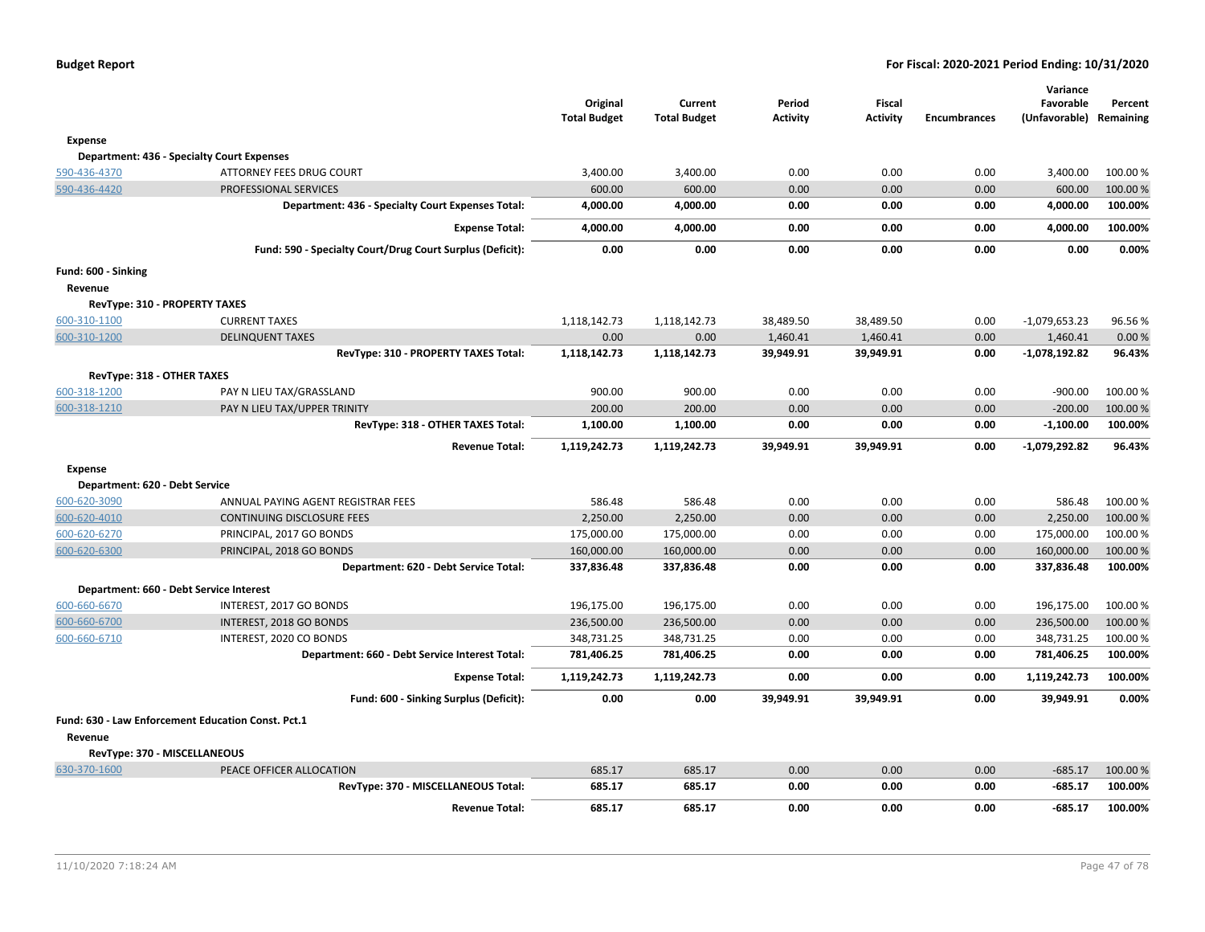| | | Original Total Budget | Current Total Budget | Period Activity | Fiscal Activity | Encumbrances | Variance Favorable (Unfavorable) | Percent Remaining |
|---|---|---|---|---|---|---|---|---|
| **Expense** | | | | | | | | |
| **Department: 436 - Specialty Court Expenses** | | | | | | | | |
| 590-436-4370 | ATTORNEY FEES DRUG COURT | 3,400.00 | 3,400.00 | 0.00 | 0.00 | 0.00 | 3,400.00 | 100.00 % |
| 590-436-4420 | PROFESSIONAL SERVICES | 600.00 | 600.00 | 0.00 | 0.00 | 0.00 | 600.00 | 100.00 % |
| | **Department: 436 - Specialty Court Expenses Total:** | **4,000.00** | **4,000.00** | **0.00** | **0.00** | **0.00** | **4,000.00** | **100.00%** |
| | **Expense Total:** | **4,000.00** | **4,000.00** | **0.00** | **0.00** | **0.00** | **4,000.00** | **100.00%** |
| | **Fund: 590 - Specialty Court/Drug Court Surplus (Deficit):** | **0.00** | **0.00** | **0.00** | **0.00** | **0.00** | **0.00** | **0.00%** |
| **Fund: 600 - Sinking** | | | | | | | | |
| **Revenue** | | | | | | | | |
| **RevType: 310 - PROPERTY TAXES** | | | | | | | | |
| 600-310-1100 | CURRENT TAXES | 1,118,142.73 | 1,118,142.73 | 38,489.50 | 38,489.50 | 0.00 | -1,079,653.23 | 96.56 % |
| 600-310-1200 | DELINQUENT TAXES | 0.00 | 0.00 | 1,460.41 | 1,460.41 | 0.00 | 1,460.41 | 0.00 % |
| | **RevType: 310 - PROPERTY TAXES Total:** | **1,118,142.73** | **1,118,142.73** | **39,949.91** | **39,949.91** | **0.00** | **-1,078,192.82** | **96.43%** |
| **RevType: 318 - OTHER TAXES** | | | | | | | | |
| 600-318-1200 | PAY N LIEU TAX/GRASSLAND | 900.00 | 900.00 | 0.00 | 0.00 | 0.00 | -900.00 | 100.00 % |
| 600-318-1210 | PAY N LIEU TAX/UPPER TRINITY | 200.00 | 200.00 | 0.00 | 0.00 | 0.00 | -200.00 | 100.00 % |
| | **RevType: 318 - OTHER TAXES Total:** | **1,100.00** | **1,100.00** | **0.00** | **0.00** | **0.00** | **-1,100.00** | **100.00%** |
| | **Revenue Total:** | **1,119,242.73** | **1,119,242.73** | **39,949.91** | **39,949.91** | **0.00** | **-1,079,292.82** | **96.43%** |
| **Expense** | | | | | | | | |
| **Department: 620 - Debt Service** | | | | | | | | |
| 600-620-3090 | ANNUAL PAYING AGENT REGISTRAR FEES | 586.48 | 586.48 | 0.00 | 0.00 | 0.00 | 586.48 | 100.00 % |
| 600-620-4010 | CONTINUING DISCLOSURE FEES | 2,250.00 | 2,250.00 | 0.00 | 0.00 | 0.00 | 2,250.00 | 100.00 % |
| 600-620-6270 | PRINCIPAL, 2017 GO BONDS | 175,000.00 | 175,000.00 | 0.00 | 0.00 | 0.00 | 175,000.00 | 100.00 % |
| 600-620-6300 | PRINCIPAL, 2018 GO BONDS | 160,000.00 | 160,000.00 | 0.00 | 0.00 | 0.00 | 160,000.00 | 100.00 % |
| | **Department: 620 - Debt Service Total:** | **337,836.48** | **337,836.48** | **0.00** | **0.00** | **0.00** | **337,836.48** | **100.00%** |
| **Department: 660 - Debt Service Interest** | | | | | | | | |
| 600-660-6670 | INTEREST, 2017 GO BONDS | 196,175.00 | 196,175.00 | 0.00 | 0.00 | 0.00 | 196,175.00 | 100.00 % |
| 600-660-6700 | INTEREST, 2018 GO BONDS | 236,500.00 | 236,500.00 | 0.00 | 0.00 | 0.00 | 236,500.00 | 100.00 % |
| 600-660-6710 | INTEREST, 2020 CO BONDS | 348,731.25 | 348,731.25 | 0.00 | 0.00 | 0.00 | 348,731.25 | 100.00 % |
| | **Department: 660 - Debt Service Interest Total:** | **781,406.25** | **781,406.25** | **0.00** | **0.00** | **0.00** | **781,406.25** | **100.00%** |
| | **Expense Total:** | **1,119,242.73** | **1,119,242.73** | **0.00** | **0.00** | **0.00** | **1,119,242.73** | **100.00%** |
| | **Fund: 600 - Sinking Surplus (Deficit):** | **0.00** | **0.00** | **39,949.91** | **39,949.91** | **0.00** | **39,949.91** | **0.00%** |
| **Fund: 630 - Law Enforcement Education Const. Pct.1** | | | | | | | | |
| **Revenue** | | | | | | | | |
| **RevType: 370 - MISCELLANEOUS** | | | | | | | | |
| 630-370-1600 | PEACE OFFICER ALLOCATION | 685.17 | 685.17 | 0.00 | 0.00 | 0.00 | -685.17 | 100.00 % |
| | **RevType: 370 - MISCELLANEOUS Total:** | **685.17** | **685.17** | **0.00** | **0.00** | **0.00** | **-685.17** | **100.00%** |
| | **Revenue Total:** | **685.17** | **685.17** | **0.00** | **0.00** | **0.00** | **-685.17** | **100.00%** |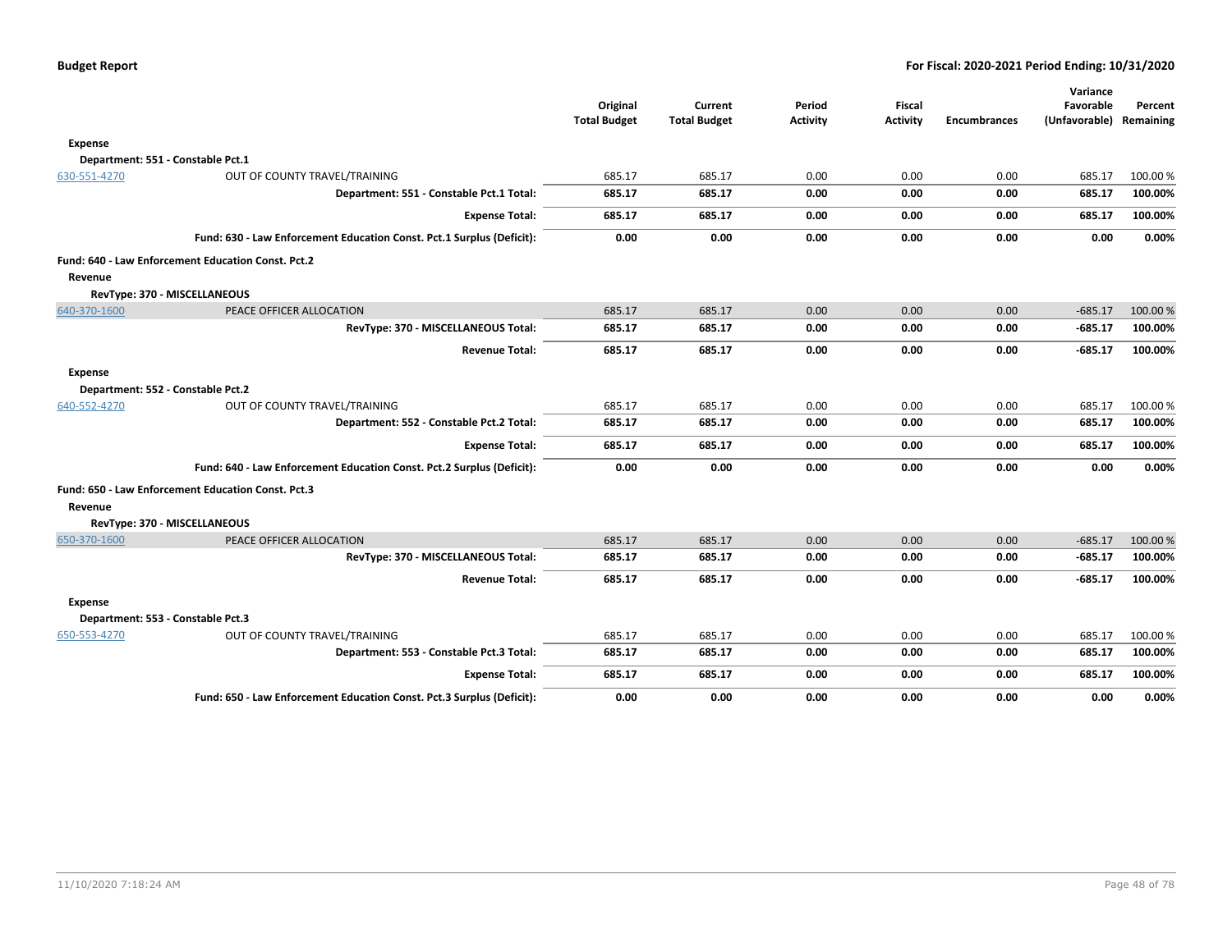| | | Original Total Budget | Current Total Budget | Period Activity | Fiscal Activity | Encumbrances | Variance Favorable (Unfavorable) | Percent Remaining |
|---|---|---|---|---|---|---|---|---|
| **Expense** | | | | | | | | |
| **Department: 551 - Constable Pct.1** | | | | | | | | |
| 630-551-4270 | OUT OF COUNTY TRAVEL/TRAINING | 685.17 | 685.17 | 0.00 | 0.00 | 0.00 | 685.17 | 100.00 % |
| | **Department: 551 - Constable Pct.1 Total:** | **685.17** | **685.17** | **0.00** | **0.00** | **0.00** | **685.17** | **100.00%** |
| | **Expense Total:** | **685.17** | **685.17** | **0.00** | **0.00** | **0.00** | **685.17** | **100.00%** |
| | **Fund: 630 - Law Enforcement Education Const. Pct.1 Surplus (Deficit):** | **0.00** | **0.00** | **0.00** | **0.00** | **0.00** | **0.00** | **0.00%** |
| **Fund: 640 - Law Enforcement Education Const. Pct.2** | | | | | | | | |
| **Revenue** | | | | | | | | |
| **RevType: 370 - MISCELLANEOUS** | | | | | | | | |
| 640-370-1600 | PEACE OFFICER ALLOCATION | 685.17 | 685.17 | 0.00 | 0.00 | 0.00 | -685.17 | 100.00 % |
| | **RevType: 370 - MISCELLANEOUS Total:** | **685.17** | **685.17** | **0.00** | **0.00** | **0.00** | **-685.17** | **100.00%** |
| | **Revenue Total:** | **685.17** | **685.17** | **0.00** | **0.00** | **0.00** | **-685.17** | **100.00%** |
| **Expense** | | | | | | | | |
| **Department: 552 - Constable Pct.2** | | | | | | | | |
| 640-552-4270 | OUT OF COUNTY TRAVEL/TRAINING | 685.17 | 685.17 | 0.00 | 0.00 | 0.00 | 685.17 | 100.00 % |
| | **Department: 552 - Constable Pct.2 Total:** | **685.17** | **685.17** | **0.00** | **0.00** | **0.00** | **685.17** | **100.00%** |
| | **Expense Total:** | **685.17** | **685.17** | **0.00** | **0.00** | **0.00** | **685.17** | **100.00%** |
| | **Fund: 640 - Law Enforcement Education Const. Pct.2 Surplus (Deficit):** | **0.00** | **0.00** | **0.00** | **0.00** | **0.00** | **0.00** | **0.00%** |
| **Fund: 650 - Law Enforcement Education Const. Pct.3** | | | | | | | | |
| **Revenue** | | | | | | | | |
| **RevType: 370 - MISCELLANEOUS** | | | | | | | | |
| 650-370-1600 | PEACE OFFICER ALLOCATION | 685.17 | 685.17 | 0.00 | 0.00 | 0.00 | -685.17 | 100.00 % |
| | **RevType: 370 - MISCELLANEOUS Total:** | **685.17** | **685.17** | **0.00** | **0.00** | **0.00** | **-685.17** | **100.00%** |
| | **Revenue Total:** | **685.17** | **685.17** | **0.00** | **0.00** | **0.00** | **-685.17** | **100.00%** |
| **Expense** | | | | | | | | |
| **Department: 553 - Constable Pct.3** | | | | | | | | |
| 650-553-4270 | OUT OF COUNTY TRAVEL/TRAINING | 685.17 | 685.17 | 0.00 | 0.00 | 0.00 | 685.17 | 100.00 % |
| | **Department: 553 - Constable Pct.3 Total:** | **685.17** | **685.17** | **0.00** | **0.00** | **0.00** | **685.17** | **100.00%** |
| | **Expense Total:** | **685.17** | **685.17** | **0.00** | **0.00** | **0.00** | **685.17** | **100.00%** |
| | **Fund: 650 - Law Enforcement Education Const. Pct.3 Surplus (Deficit):** | **0.00** | **0.00** | **0.00** | **0.00** | **0.00** | **0.00** | **0.00%** |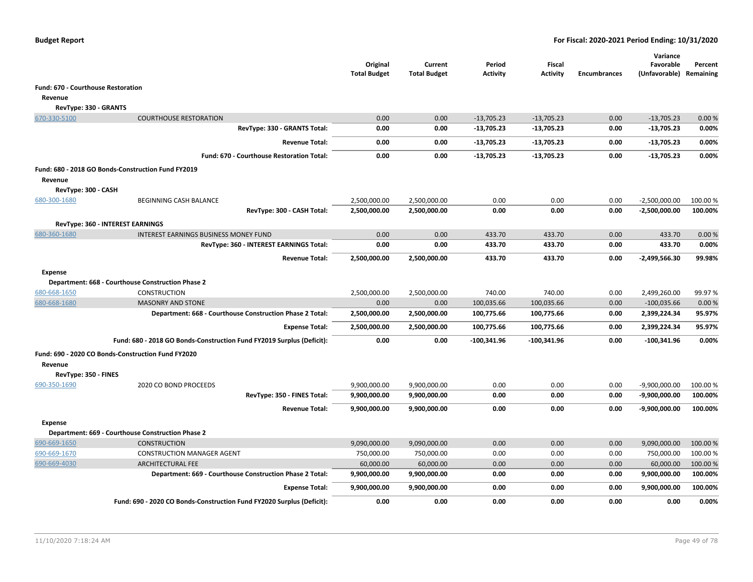**Budget Report** — For Fiscal: 2020-2021 Period Ending: 10/31/2020

| | | Original Total Budget | Current Total Budget | Period Activity | Fiscal Activity | Encumbrances | Variance Favorable (Unfavorable) | Percent Remaining |
|---|---|---|---|---|---|---|---|---|
| **Fund: 670 - Courthouse Restoration** | | | | | | | | |
| **Revenue** | | | | | | | | |
| **RevType: 330 - GRANTS** | | | | | | | | |
| 670-330-5100 | COURTHOUSE RESTORATION | 0.00 | 0.00 | -13,705.23 | -13,705.23 | 0.00 | -13,705.23 | 0.00 % |
| | **RevType: 330 - GRANTS Total:** | **0.00** | **0.00** | **-13,705.23** | **-13,705.23** | **0.00** | **-13,705.23** | **0.00%** |
| | **Revenue Total:** | **0.00** | **0.00** | **-13,705.23** | **-13,705.23** | **0.00** | **-13,705.23** | **0.00%** |
| | **Fund: 670 - Courthouse Restoration Total:** | **0.00** | **0.00** | **-13,705.23** | **-13,705.23** | **0.00** | **-13,705.23** | **0.00%** |
| **Fund: 680 - 2018 GO Bonds-Construction Fund FY2019** | | | | | | | | |
| **Revenue** | | | | | | | | |
| **RevType: 300 - CASH** | | | | | | | | |
| 680-300-1680 | BEGINNING CASH BALANCE | 2,500,000.00 | 2,500,000.00 | 0.00 | 0.00 | 0.00 | -2,500,000.00 | 100.00 % |
| | **RevType: 300 - CASH Total:** | **2,500,000.00** | **2,500,000.00** | **0.00** | **0.00** | **0.00** | **-2,500,000.00** | **100.00%** |
| **RevType: 360 - INTEREST EARNINGS** | | | | | | | | |
| 680-360-1680 | INTEREST EARNINGS BUSINESS MONEY FUND | 0.00 | 0.00 | 433.70 | 433.70 | 0.00 | 433.70 | 0.00 % |
| | **RevType: 360 - INTEREST EARNINGS Total:** | **0.00** | **0.00** | **433.70** | **433.70** | **0.00** | **433.70** | **0.00%** |
| | **Revenue Total:** | **2,500,000.00** | **2,500,000.00** | **433.70** | **433.70** | **0.00** | **-2,499,566.30** | **99.98%** |
| **Expense** | | | | | | | | |
| **Department: 668 - Courthouse Construction Phase 2** | | | | | | | | |
| 680-668-1650 | CONSTRUCTION | 2,500,000.00 | 2,500,000.00 | 740.00 | 740.00 | 0.00 | 2,499,260.00 | 99.97 % |
| 680-668-1680 | MASONRY AND STONE | 0.00 | 0.00 | 100,035.66 | 100,035.66 | 0.00 | -100,035.66 | 0.00 % |
| | **Department: 668 - Courthouse Construction Phase 2 Total:** | **2,500,000.00** | **2,500,000.00** | **100,775.66** | **100,775.66** | **0.00** | **2,399,224.34** | **95.97%** |
| | **Expense Total:** | **2,500,000.00** | **2,500,000.00** | **100,775.66** | **100,775.66** | **0.00** | **2,399,224.34** | **95.97%** |
| | **Fund: 680 - 2018 GO Bonds-Construction Fund FY2019 Surplus (Deficit):** | **0.00** | **0.00** | **-100,341.96** | **-100,341.96** | **0.00** | **-100,341.96** | **0.00%** |
| **Fund: 690 - 2020 CO Bonds-Construction Fund FY2020** | | | | | | | | |
| **Revenue** | | | | | | | | |
| **RevType: 350 - FINES** | | | | | | | | |
| 690-350-1690 | 2020 CO BOND PROCEEDS | 9,900,000.00 | 9,900,000.00 | 0.00 | 0.00 | 0.00 | -9,900,000.00 | 100.00 % |
| | **RevType: 350 - FINES Total:** | **9,900,000.00** | **9,900,000.00** | **0.00** | **0.00** | **0.00** | **-9,900,000.00** | **100.00%** |
| | **Revenue Total:** | **9,900,000.00** | **9,900,000.00** | **0.00** | **0.00** | **0.00** | **-9,900,000.00** | **100.00%** |
| **Expense** | | | | | | | | |
| **Department: 669 - Courthouse Construction Phase 2** | | | | | | | | |
| 690-669-1650 | CONSTRUCTION | 9,090,000.00 | 9,090,000.00 | 0.00 | 0.00 | 0.00 | 9,090,000.00 | 100.00 % |
| 690-669-1670 | CONSTRUCTION MANAGER AGENT | 750,000.00 | 750,000.00 | 0.00 | 0.00 | 0.00 | 750,000.00 | 100.00 % |
| 690-669-4030 | ARCHITECTURAL FEE | 60,000.00 | 60,000.00 | 0.00 | 0.00 | 0.00 | 60,000.00 | 100.00 % |
| | **Department: 669 - Courthouse Construction Phase 2 Total:** | **9,900,000.00** | **9,900,000.00** | **0.00** | **0.00** | **0.00** | **9,900,000.00** | **100.00%** |
| | **Expense Total:** | **9,900,000.00** | **9,900,000.00** | **0.00** | **0.00** | **0.00** | **9,900,000.00** | **100.00%** |
| | **Fund: 690 - 2020 CO Bonds-Construction Fund FY2020 Surplus (Deficit):** | **0.00** | **0.00** | **0.00** | **0.00** | **0.00** | **0.00** | **0.00%** |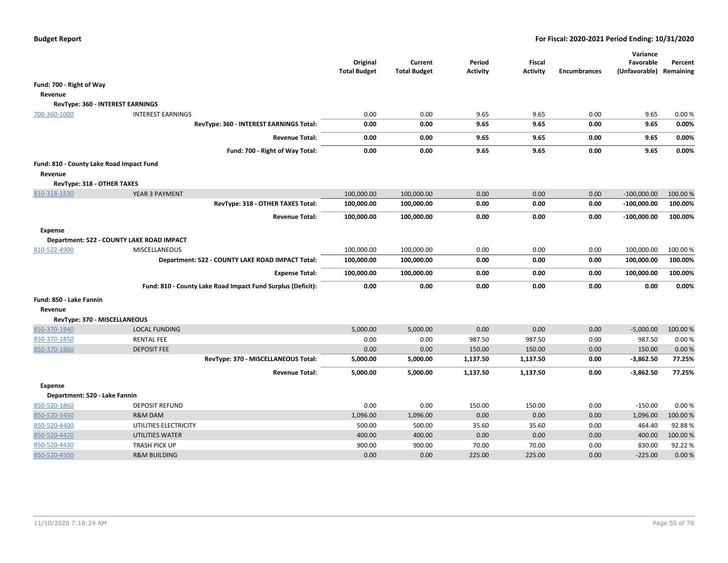**Budget Report** — **For Fiscal: 2020-2021 Period Ending: 10/31/2020**

| | | Original Total Budget | Current Total Budget | Period Activity | Fiscal Activity | Encumbrances | Variance Favorable (Unfavorable) | Percent Remaining |
|---|---|---|---|---|---|---|---|---|
| **Fund: 700 - Right of Way** | | | | | | | | |
| **Revenue** | | | | | | | | |
| **RevType: 360 - INTEREST EARNINGS** | | | | | | | | |
| 700-360-1000 | INTEREST EARNINGS | 0.00 | 0.00 | 9.65 | 9.65 | 0.00 | 9.65 | 0.00 % |
| | **RevType: 360 - INTEREST EARNINGS Total:** | **0.00** | **0.00** | **9.65** | **9.65** | **0.00** | **9.65** | **0.00%** |
| | **Revenue Total:** | **0.00** | **0.00** | **9.65** | **9.65** | **0.00** | **9.65** | **0.00%** |
| | **Fund: 700 - Right of Way Total:** | **0.00** | **0.00** | **9.65** | **9.65** | **0.00** | **9.65** | **0.00%** |
| **Fund: 810 - County Lake Road Impact Fund** | | | | | | | | |
| **Revenue** | | | | | | | | |
| **RevType: 318 - OTHER TAXES** | | | | | | | | |
| 810-318-1830 | YEAR 3 PAYMENT | 100,000.00 | 100,000.00 | 0.00 | 0.00 | 0.00 | -100,000.00 | 100.00 % |
| | **RevType: 318 - OTHER TAXES Total:** | **100,000.00** | **100,000.00** | **0.00** | **0.00** | **0.00** | **-100,000.00** | **100.00%** |
| | **Revenue Total:** | **100,000.00** | **100,000.00** | **0.00** | **0.00** | **0.00** | **-100,000.00** | **100.00%** |
| **Expense** | | | | | | | | |
| **Department: 522 - COUNTY LAKE ROAD IMPACT** | | | | | | | | |
| 810-522-4900 | MISCELLANEOUS | 100,000.00 | 100,000.00 | 0.00 | 0.00 | 0.00 | 100,000.00 | 100.00 % |
| | **Department: 522 - COUNTY LAKE ROAD IMPACT Total:** | **100,000.00** | **100,000.00** | **0.00** | **0.00** | **0.00** | **100,000.00** | **100.00%** |
| | **Expense Total:** | **100,000.00** | **100,000.00** | **0.00** | **0.00** | **0.00** | **100,000.00** | **100.00%** |
| | **Fund: 810 - County Lake Road Impact Fund Surplus (Deficit):** | **0.00** | **0.00** | **0.00** | **0.00** | **0.00** | **0.00** | **0.00%** |
| **Fund: 850 - Lake Fannin** | | | | | | | | |
| **Revenue** | | | | | | | | |
| **RevType: 370 - MISCELLANEOUS** | | | | | | | | |
| 850-370-1840 | LOCAL FUNDING | 5,000.00 | 5,000.00 | 0.00 | 0.00 | 0.00 | -5,000.00 | 100.00 % |
| 850-370-1850 | RENTAL FEE | 0.00 | 0.00 | 987.50 | 987.50 | 0.00 | 987.50 | 0.00 % |
| 850-370-1860 | DEPOSIT FEE | 0.00 | 0.00 | 150.00 | 150.00 | 0.00 | 150.00 | 0.00 % |
| | **RevType: 370 - MISCELLANEOUS Total:** | **5,000.00** | **5,000.00** | **1,137.50** | **1,137.50** | **0.00** | **-3,862.50** | **77.25%** |
| | **Revenue Total:** | **5,000.00** | **5,000.00** | **1,137.50** | **1,137.50** | **0.00** | **-3,862.50** | **77.25%** |
| **Expense** | | | | | | | | |
| **Department: 520 - Lake Fannin** | | | | | | | | |
| 850-520-1860 | DEPOSIT REFUND | 0.00 | 0.00 | 150.00 | 150.00 | 0.00 | -150.00 | 0.00 % |
| 850-520-3430 | R&M DAM | 1,096.00 | 1,096.00 | 0.00 | 0.00 | 0.00 | 1,096.00 | 100.00 % |
| 850-520-4400 | UTILITIES ELECTRICITY | 500.00 | 500.00 | 35.60 | 35.60 | 0.00 | 464.40 | 92.88 % |
| 850-520-4420 | UTILITIES WATER | 400.00 | 400.00 | 0.00 | 0.00 | 0.00 | 400.00 | 100.00 % |
| 850-520-4430 | TRASH PICK UP | 900.00 | 900.00 | 70.00 | 70.00 | 0.00 | 830.00 | 92.22 % |
| 850-520-4500 | R&M BUILDING | 0.00 | 0.00 | 225.00 | 225.00 | 0.00 | -225.00 | 0.00 % |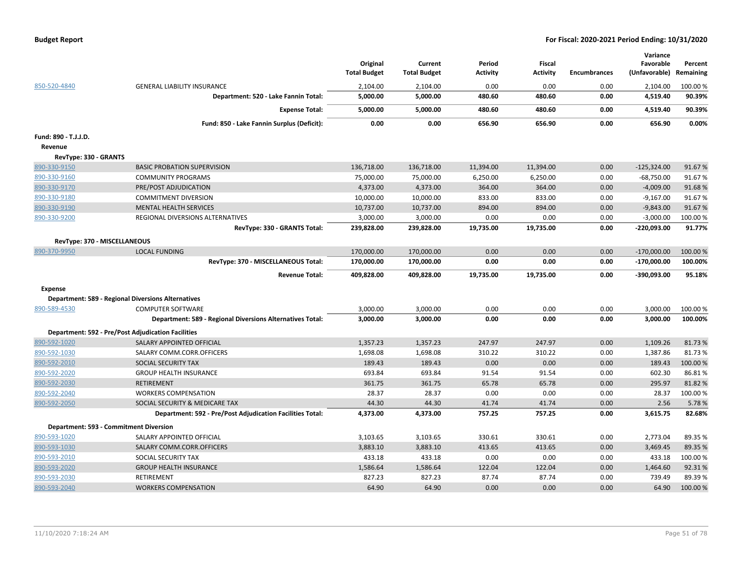**Budget Report** **For Fiscal: 2020-2021 Period Ending: 10/31/2020**

| | | Original Total Budget | Current Total Budget | Period Activity | Fiscal Activity | Encumbrances | Variance Favorable (Unfavorable) | Percent Remaining |
|---|---|---|---|---|---|---|---|---|
| 850-520-4840 | GENERAL LIABILITY INSURANCE | 2,104.00 | 2,104.00 | 0.00 | 0.00 | 0.00 | 2,104.00 | 100.00 % |
| | **Department: 520 - Lake Fannin Total:** | **5,000.00** | **5,000.00** | **480.60** | **480.60** | **0.00** | **4,519.40** | **90.39%** |
| | **Expense Total:** | **5,000.00** | **5,000.00** | **480.60** | **480.60** | **0.00** | **4,519.40** | **90.39%** |
| | **Fund: 850 - Lake Fannin Surplus (Deficit):** | **0.00** | **0.00** | **656.90** | **656.90** | **0.00** | **656.90** | **0.00%** |
| **Fund: 890 - T.J.J.D.** | | | | | | | | |
| **Revenue** | | | | | | | | |
| **RevType: 330 - GRANTS** | | | | | | | | |
| 890-330-9150 | BASIC PROBATION SUPERVISION | 136,718.00 | 136,718.00 | 11,394.00 | 11,394.00 | 0.00 | -125,324.00 | 91.67 % |
| 890-330-9160 | COMMUNITY PROGRAMS | 75,000.00 | 75,000.00 | 6,250.00 | 6,250.00 | 0.00 | -68,750.00 | 91.67 % |
| 890-330-9170 | PRE/POST ADJUDICATION | 4,373.00 | 4,373.00 | 364.00 | 364.00 | 0.00 | -4,009.00 | 91.68 % |
| 890-330-9180 | COMMITMENT DIVERSION | 10,000.00 | 10,000.00 | 833.00 | 833.00 | 0.00 | -9,167.00 | 91.67 % |
| 890-330-9190 | MENTAL HEALTH SERVICES | 10,737.00 | 10,737.00 | 894.00 | 894.00 | 0.00 | -9,843.00 | 91.67 % |
| 890-330-9200 | REGIONAL DIVERSIONS ALTERNATIVES | 3,000.00 | 3,000.00 | 0.00 | 0.00 | 0.00 | -3,000.00 | 100.00 % |
| | **RevType: 330 - GRANTS Total:** | **239,828.00** | **239,828.00** | **19,735.00** | **19,735.00** | **0.00** | **-220,093.00** | **91.77%** |
| **RevType: 370 - MISCELLANEOUS** | | | | | | | | |
| 890-370-9950 | LOCAL FUNDING | 170,000.00 | 170,000.00 | 0.00 | 0.00 | 0.00 | -170,000.00 | 100.00 % |
| | **RevType: 370 - MISCELLANEOUS Total:** | **170,000.00** | **170,000.00** | **0.00** | **0.00** | **0.00** | **-170,000.00** | **100.00%** |
| | **Revenue Total:** | **409,828.00** | **409,828.00** | **19,735.00** | **19,735.00** | **0.00** | **-390,093.00** | **95.18%** |
| **Expense** | | | | | | | | |
| **Department: 589 - Regional Diversions Alternatives** | | | | | | | | |
| 890-589-4530 | COMPUTER SOFTWARE | 3,000.00 | 3,000.00 | 0.00 | 0.00 | 0.00 | 3,000.00 | 100.00 % |
| | **Department: 589 - Regional Diversions Alternatives Total:** | **3,000.00** | **3,000.00** | **0.00** | **0.00** | **0.00** | **3,000.00** | **100.00%** |
| **Department: 592 - Pre/Post Adjudication Facilities** | | | | | | | | |
| 890-592-1020 | SALARY APPOINTED OFFICIAL | 1,357.23 | 1,357.23 | 247.97 | 247.97 | 0.00 | 1,109.26 | 81.73 % |
| 890-592-1030 | SALARY COMM.CORR.OFFICERS | 1,698.08 | 1,698.08 | 310.22 | 310.22 | 0.00 | 1,387.86 | 81.73 % |
| 890-592-2010 | SOCIAL SECURITY TAX | 189.43 | 189.43 | 0.00 | 0.00 | 0.00 | 189.43 | 100.00 % |
| 890-592-2020 | GROUP HEALTH INSURANCE | 693.84 | 693.84 | 91.54 | 91.54 | 0.00 | 602.30 | 86.81 % |
| 890-592-2030 | RETIREMENT | 361.75 | 361.75 | 65.78 | 65.78 | 0.00 | 295.97 | 81.82 % |
| 890-592-2040 | WORKERS COMPENSATION | 28.37 | 28.37 | 0.00 | 0.00 | 0.00 | 28.37 | 100.00 % |
| 890-592-2050 | SOCIAL SECURITY & MEDICARE TAX | 44.30 | 44.30 | 41.74 | 41.74 | 0.00 | 2.56 | 5.78 % |
| | **Department: 592 - Pre/Post Adjudication Facilities Total:** | **4,373.00** | **4,373.00** | **757.25** | **757.25** | **0.00** | **3,615.75** | **82.68%** |
| **Department: 593 - Commitment Diversion** | | | | | | | | |
| 890-593-1020 | SALARY APPOINTED OFFICIAL | 3,103.65 | 3,103.65 | 330.61 | 330.61 | 0.00 | 2,773.04 | 89.35 % |
| 890-593-1030 | SALARY COMM.CORR.OFFICERS | 3,883.10 | 3,883.10 | 413.65 | 413.65 | 0.00 | 3,469.45 | 89.35 % |
| 890-593-2010 | SOCIAL SECURITY TAX | 433.18 | 433.18 | 0.00 | 0.00 | 0.00 | 433.18 | 100.00 % |
| 890-593-2020 | GROUP HEALTH INSURANCE | 1,586.64 | 1,586.64 | 122.04 | 122.04 | 0.00 | 1,464.60 | 92.31 % |
| 890-593-2030 | RETIREMENT | 827.23 | 827.23 | 87.74 | 87.74 | 0.00 | 739.49 | 89.39 % |
| 890-593-2040 | WORKERS COMPENSATION | 64.90 | 64.90 | 0.00 | 0.00 | 0.00 | 64.90 | 100.00 % |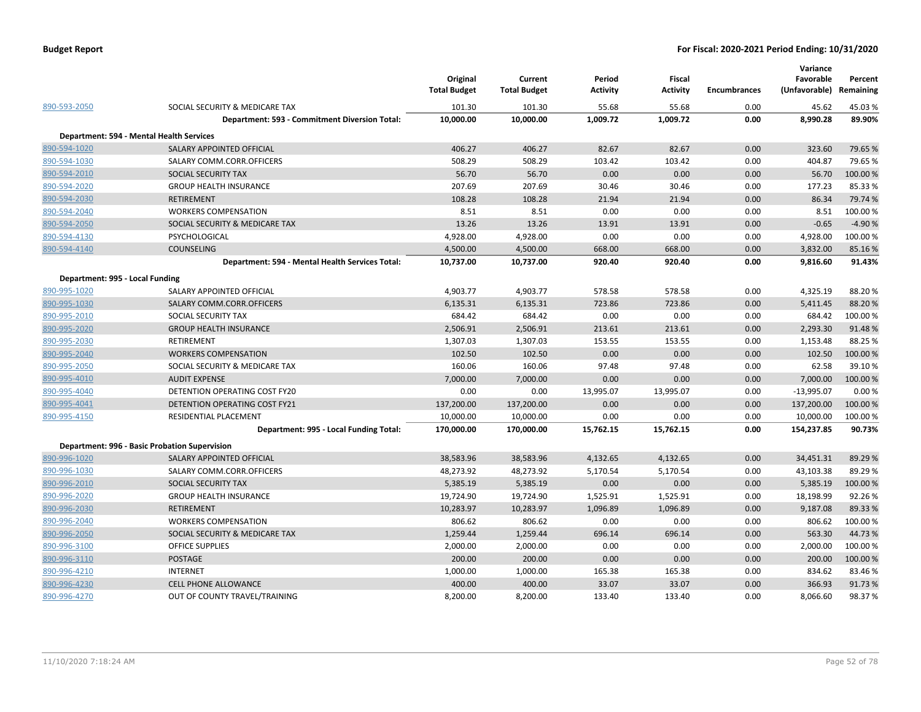| | | Original Total Budget | Current Total Budget | Period Activity | Fiscal Activity | Encumbrances | Variance Favorable (Unfavorable) | Percent Remaining |
|---|---|---|---|---|---|---|---|---|
| 890-593-2050 | SOCIAL SECURITY & MEDICARE TAX | 101.30 | 101.30 | 55.68 | 55.68 | 0.00 | 45.62 | 45.03 % |
| | **Department: 593 - Commitment Diversion Total:** | **10,000.00** | **10,000.00** | **1,009.72** | **1,009.72** | **0.00** | **8,990.28** | **89.90%** |
| **Department: 594 - Mental Health Services** | | | | | | | | |
| 890-594-1020 | SALARY APPOINTED OFFICIAL | 406.27 | 406.27 | 82.67 | 82.67 | 0.00 | 323.60 | 79.65 % |
| 890-594-1030 | SALARY COMM.CORR.OFFICERS | 508.29 | 508.29 | 103.42 | 103.42 | 0.00 | 404.87 | 79.65 % |
| 890-594-2010 | SOCIAL SECURITY TAX | 56.70 | 56.70 | 0.00 | 0.00 | 0.00 | 56.70 | 100.00 % |
| 890-594-2020 | GROUP HEALTH INSURANCE | 207.69 | 207.69 | 30.46 | 30.46 | 0.00 | 177.23 | 85.33 % |
| 890-594-2030 | RETIREMENT | 108.28 | 108.28 | 21.94 | 21.94 | 0.00 | 86.34 | 79.74 % |
| 890-594-2040 | WORKERS COMPENSATION | 8.51 | 8.51 | 0.00 | 0.00 | 0.00 | 8.51 | 100.00 % |
| 890-594-2050 | SOCIAL SECURITY & MEDICARE TAX | 13.26 | 13.26 | 13.91 | 13.91 | 0.00 | -0.65 | -4.90 % |
| 890-594-4130 | PSYCHOLOGICAL | 4,928.00 | 4,928.00 | 0.00 | 0.00 | 0.00 | 4,928.00 | 100.00 % |
| 890-594-4140 | COUNSELING | 4,500.00 | 4,500.00 | 668.00 | 668.00 | 0.00 | 3,832.00 | 85.16 % |
| | **Department: 594 - Mental Health Services Total:** | **10,737.00** | **10,737.00** | **920.40** | **920.40** | **0.00** | **9,816.60** | **91.43%** |
| **Department: 995 - Local Funding** | | | | | | | | |
| 890-995-1020 | SALARY APPOINTED OFFICIAL | 4,903.77 | 4,903.77 | 578.58 | 578.58 | 0.00 | 4,325.19 | 88.20 % |
| 890-995-1030 | SALARY COMM.CORR.OFFICERS | 6,135.31 | 6,135.31 | 723.86 | 723.86 | 0.00 | 5,411.45 | 88.20 % |
| 890-995-2010 | SOCIAL SECURITY TAX | 684.42 | 684.42 | 0.00 | 0.00 | 0.00 | 684.42 | 100.00 % |
| 890-995-2020 | GROUP HEALTH INSURANCE | 2,506.91 | 2,506.91 | 213.61 | 213.61 | 0.00 | 2,293.30 | 91.48 % |
| 890-995-2030 | RETIREMENT | 1,307.03 | 1,307.03 | 153.55 | 153.55 | 0.00 | 1,153.48 | 88.25 % |
| 890-995-2040 | WORKERS COMPENSATION | 102.50 | 102.50 | 0.00 | 0.00 | 0.00 | 102.50 | 100.00 % |
| 890-995-2050 | SOCIAL SECURITY & MEDICARE TAX | 160.06 | 160.06 | 97.48 | 97.48 | 0.00 | 62.58 | 39.10 % |
| 890-995-4010 | AUDIT EXPENSE | 7,000.00 | 7,000.00 | 0.00 | 0.00 | 0.00 | 7,000.00 | 100.00 % |
| 890-995-4040 | DETENTION OPERATING COST FY20 | 0.00 | 0.00 | 13,995.07 | 13,995.07 | 0.00 | -13,995.07 | 0.00 % |
| 890-995-4041 | DETENTION OPERATING COST FY21 | 137,200.00 | 137,200.00 | 0.00 | 0.00 | 0.00 | 137,200.00 | 100.00 % |
| 890-995-4150 | RESIDENTIAL PLACEMENT | 10,000.00 | 10,000.00 | 0.00 | 0.00 | 0.00 | 10,000.00 | 100.00 % |
| | **Department: 995 - Local Funding Total:** | **170,000.00** | **170,000.00** | **15,762.15** | **15,762.15** | **0.00** | **154,237.85** | **90.73%** |
| **Department: 996 - Basic Probation Supervision** | | | | | | | | |
| 890-996-1020 | SALARY APPOINTED OFFICIAL | 38,583.96 | 38,583.96 | 4,132.65 | 4,132.65 | 0.00 | 34,451.31 | 89.29 % |
| 890-996-1030 | SALARY COMM.CORR.OFFICERS | 48,273.92 | 48,273.92 | 5,170.54 | 5,170.54 | 0.00 | 43,103.38 | 89.29 % |
| 890-996-2010 | SOCIAL SECURITY TAX | 5,385.19 | 5,385.19 | 0.00 | 0.00 | 0.00 | 5,385.19 | 100.00 % |
| 890-996-2020 | GROUP HEALTH INSURANCE | 19,724.90 | 19,724.90 | 1,525.91 | 1,525.91 | 0.00 | 18,198.99 | 92.26 % |
| 890-996-2030 | RETIREMENT | 10,283.97 | 10,283.97 | 1,096.89 | 1,096.89 | 0.00 | 9,187.08 | 89.33 % |
| 890-996-2040 | WORKERS COMPENSATION | 806.62 | 806.62 | 0.00 | 0.00 | 0.00 | 806.62 | 100.00 % |
| 890-996-2050 | SOCIAL SECURITY & MEDICARE TAX | 1,259.44 | 1,259.44 | 696.14 | 696.14 | 0.00 | 563.30 | 44.73 % |
| 890-996-3100 | OFFICE SUPPLIES | 2,000.00 | 2,000.00 | 0.00 | 0.00 | 0.00 | 2,000.00 | 100.00 % |
| 890-996-3110 | POSTAGE | 200.00 | 200.00 | 0.00 | 0.00 | 0.00 | 200.00 | 100.00 % |
| 890-996-4210 | INTERNET | 1,000.00 | 1,000.00 | 165.38 | 165.38 | 0.00 | 834.62 | 83.46 % |
| 890-996-4230 | CELL PHONE ALLOWANCE | 400.00 | 400.00 | 33.07 | 33.07 | 0.00 | 366.93 | 91.73 % |
| 890-996-4270 | OUT OF COUNTY TRAVEL/TRAINING | 8,200.00 | 8,200.00 | 133.40 | 133.40 | 0.00 | 8,066.60 | 98.37 % |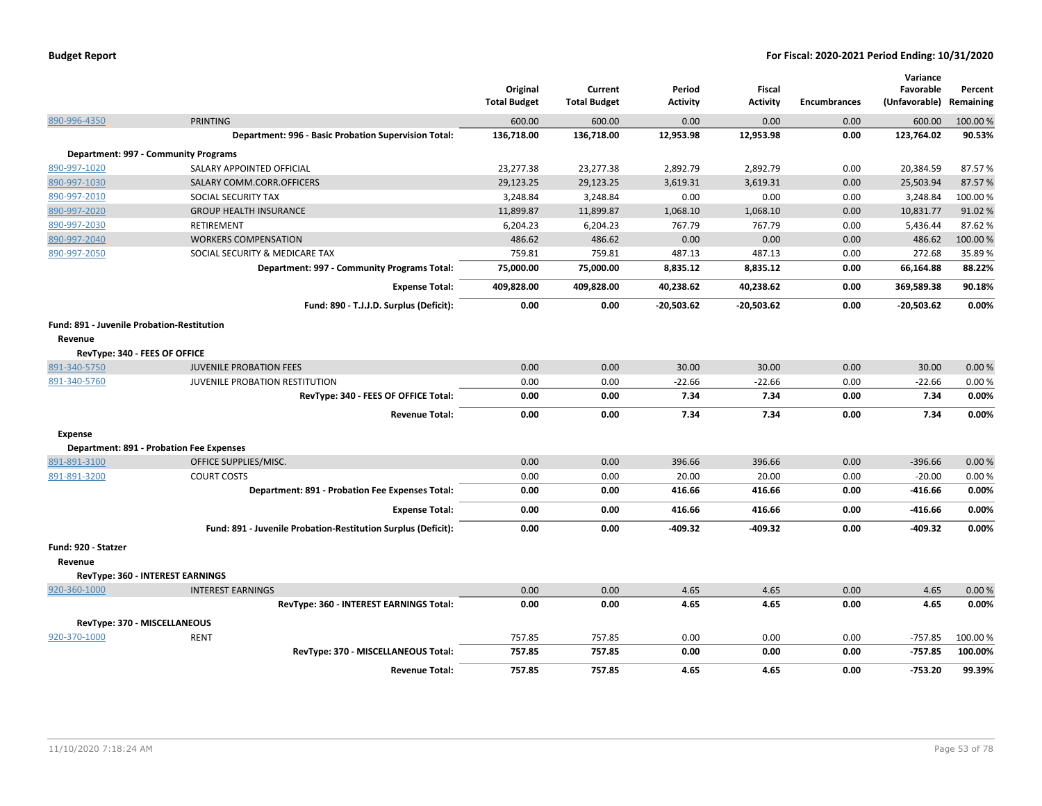**Budget Report** | **For Fiscal: 2020-2021 Period Ending: 10/31/2020**

| | | Original Total Budget | Current Total Budget | Period Activity | Fiscal Activity | Encumbrances | Variance Favorable (Unfavorable) | Percent Remaining |
|---|---|---|---|---|---|---|---|---|
| 890-996-4350 | PRINTING | 600.00 | 600.00 | 0.00 | 0.00 | 0.00 | 600.00 | 100.00 % |
| | **Department: 996 - Basic Probation Supervision Total:** | **136,718.00** | **136,718.00** | **12,953.98** | **12,953.98** | **0.00** | **123,764.02** | **90.53%** |
| **Department: 997 - Community Programs** | | | | | | | | |
| 890-997-1020 | SALARY APPOINTED OFFICIAL | 23,277.38 | 23,277.38 | 2,892.79 | 2,892.79 | 0.00 | 20,384.59 | 87.57 % |
| 890-997-1030 | SALARY COMM.CORR.OFFICERS | 29,123.25 | 29,123.25 | 3,619.31 | 3,619.31 | 0.00 | 25,503.94 | 87.57 % |
| 890-997-2010 | SOCIAL SECURITY TAX | 3,248.84 | 3,248.84 | 0.00 | 0.00 | 0.00 | 3,248.84 | 100.00 % |
| 890-997-2020 | GROUP HEALTH INSURANCE | 11,899.87 | 11,899.87 | 1,068.10 | 1,068.10 | 0.00 | 10,831.77 | 91.02 % |
| 890-997-2030 | RETIREMENT | 6,204.23 | 6,204.23 | 767.79 | 767.79 | 0.00 | 5,436.44 | 87.62 % |
| 890-997-2040 | WORKERS COMPENSATION | 486.62 | 486.62 | 0.00 | 0.00 | 0.00 | 486.62 | 100.00 % |
| 890-997-2050 | SOCIAL SECURITY & MEDICARE TAX | 759.81 | 759.81 | 487.13 | 487.13 | 0.00 | 272.68 | 35.89 % |
| | **Department: 997 - Community Programs Total:** | **75,000.00** | **75,000.00** | **8,835.12** | **8,835.12** | **0.00** | **66,164.88** | **88.22%** |
| | **Expense Total:** | **409,828.00** | **409,828.00** | **40,238.62** | **40,238.62** | **0.00** | **369,589.38** | **90.18%** |
| | **Fund: 890 - T.J.J.D. Surplus (Deficit):** | **0.00** | **0.00** | **-20,503.62** | **-20,503.62** | **0.00** | **-20,503.62** | **0.00%** |
| **Fund: 891 - Juvenile Probation-Restitution** | | | | | | | | |
| **Revenue** | | | | | | | | |
| **RevType: 340 - FEES OF OFFICE** | | | | | | | | |
| 891-340-5750 | JUVENILE PROBATION FEES | 0.00 | 0.00 | 30.00 | 30.00 | 0.00 | 30.00 | 0.00 % |
| 891-340-5760 | JUVENILE PROBATION RESTITUTION | 0.00 | 0.00 | -22.66 | -22.66 | 0.00 | -22.66 | 0.00 % |
| | **RevType: 340 - FEES OF OFFICE Total:** | **0.00** | **0.00** | **7.34** | **7.34** | **0.00** | **7.34** | **0.00%** |
| | **Revenue Total:** | **0.00** | **0.00** | **7.34** | **7.34** | **0.00** | **7.34** | **0.00%** |
| **Expense** | | | | | | | | |
| **Department: 891 - Probation Fee Expenses** | | | | | | | | |
| 891-891-3100 | OFFICE SUPPLIES/MISC. | 0.00 | 0.00 | 396.66 | 396.66 | 0.00 | -396.66 | 0.00 % |
| 891-891-3200 | COURT COSTS | 0.00 | 0.00 | 20.00 | 20.00 | 0.00 | -20.00 | 0.00 % |
| | **Department: 891 - Probation Fee Expenses Total:** | **0.00** | **0.00** | **416.66** | **416.66** | **0.00** | **-416.66** | **0.00%** |
| | **Expense Total:** | **0.00** | **0.00** | **416.66** | **416.66** | **0.00** | **-416.66** | **0.00%** |
| | **Fund: 891 - Juvenile Probation-Restitution Surplus (Deficit):** | **0.00** | **0.00** | **-409.32** | **-409.32** | **0.00** | **-409.32** | **0.00%** |
| **Fund: 920 - Statzer** | | | | | | | | |
| **Revenue** | | | | | | | | |
| **RevType: 360 - INTEREST EARNINGS** | | | | | | | | |
| 920-360-1000 | INTEREST EARNINGS | 0.00 | 0.00 | 4.65 | 4.65 | 0.00 | 4.65 | 0.00 % |
| | **RevType: 360 - INTEREST EARNINGS Total:** | **0.00** | **0.00** | **4.65** | **4.65** | **0.00** | **4.65** | **0.00%** |
| **RevType: 370 - MISCELLANEOUS** | | | | | | | | |
| 920-370-1000 | RENT | 757.85 | 757.85 | 0.00 | 0.00 | 0.00 | -757.85 | 100.00 % |
| | **RevType: 370 - MISCELLANEOUS Total:** | **757.85** | **757.85** | **0.00** | **0.00** | **0.00** | **-757.85** | **100.00%** |
| | **Revenue Total:** | **757.85** | **757.85** | **4.65** | **4.65** | **0.00** | **-753.20** | **99.39%** |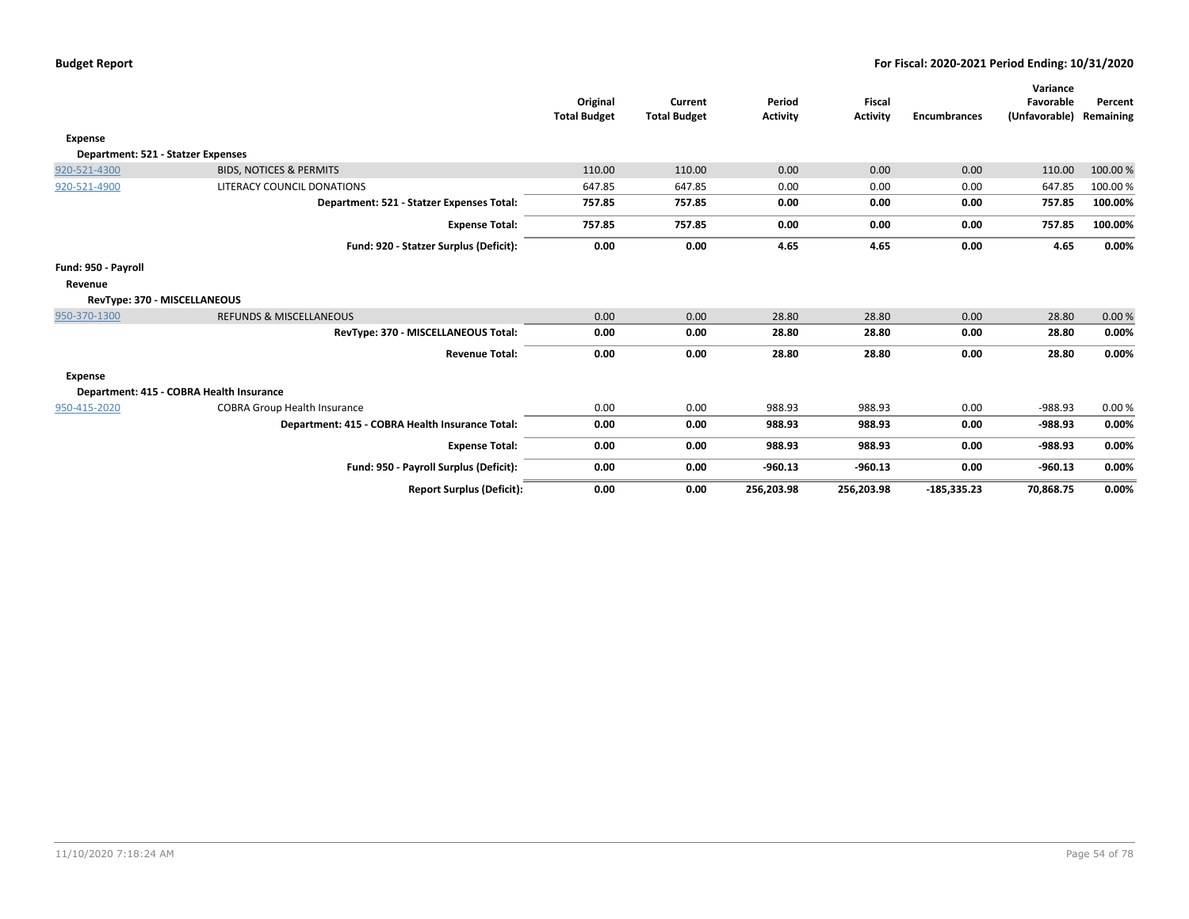| | | Original Total Budget | Current Total Budget | Period Activity | Fiscal Activity | Encumbrances | Variance Favorable (Unfavorable) | Percent Remaining |
|---|---|---|---|---|---|---|---|---|
| **Expense** | | | | | | | | |
| **Department: 521 - Statzer Expenses** | | | | | | | | |
| 920-521-4300 | BIDS, NOTICES & PERMITS | 110.00 | 110.00 | 0.00 | 0.00 | 0.00 | 110.00 | 100.00 % |
| 920-521-4900 | LITERACY COUNCIL DONATIONS | 647.85 | 647.85 | 0.00 | 0.00 | 0.00 | 647.85 | 100.00 % |
| | **Department: 521 - Statzer Expenses Total:** | **757.85** | **757.85** | **0.00** | **0.00** | **0.00** | **757.85** | **100.00%** |
| | **Expense Total:** | **757.85** | **757.85** | **0.00** | **0.00** | **0.00** | **757.85** | **100.00%** |
| | **Fund: 920 - Statzer Surplus (Deficit):** | **0.00** | **0.00** | **4.65** | **4.65** | **0.00** | **4.65** | **0.00%** |
| **Fund: 950 - Payroll** | | | | | | | | |
| **Revenue** | | | | | | | | |
| **RevType: 370 - MISCELLANEOUS** | | | | | | | | |
| 950-370-1300 | REFUNDS & MISCELLANEOUS | 0.00 | 0.00 | 28.80 | 28.80 | 0.00 | 28.80 | 0.00 % |
| | **RevType: 370 - MISCELLANEOUS Total:** | **0.00** | **0.00** | **28.80** | **28.80** | **0.00** | **28.80** | **0.00%** |
| | **Revenue Total:** | **0.00** | **0.00** | **28.80** | **28.80** | **0.00** | **28.80** | **0.00%** |
| **Expense** | | | | | | | | |
| **Department: 415 - COBRA Health Insurance** | | | | | | | | |
| 950-415-2020 | COBRA Group Health Insurance | 0.00 | 0.00 | 988.93 | 988.93 | 0.00 | -988.93 | 0.00 % |
| | **Department: 415 - COBRA Health Insurance Total:** | **0.00** | **0.00** | **988.93** | **988.93** | **0.00** | **-988.93** | **0.00%** |
| | **Expense Total:** | **0.00** | **0.00** | **988.93** | **988.93** | **0.00** | **-988.93** | **0.00%** |
| | **Fund: 950 - Payroll Surplus (Deficit):** | **0.00** | **0.00** | **-960.13** | **-960.13** | **0.00** | **-960.13** | **0.00%** |
| | **Report Surplus (Deficit):** | **0.00** | **0.00** | **256,203.98** | **256,203.98** | **-185,335.23** | **70,868.75** | **0.00%** |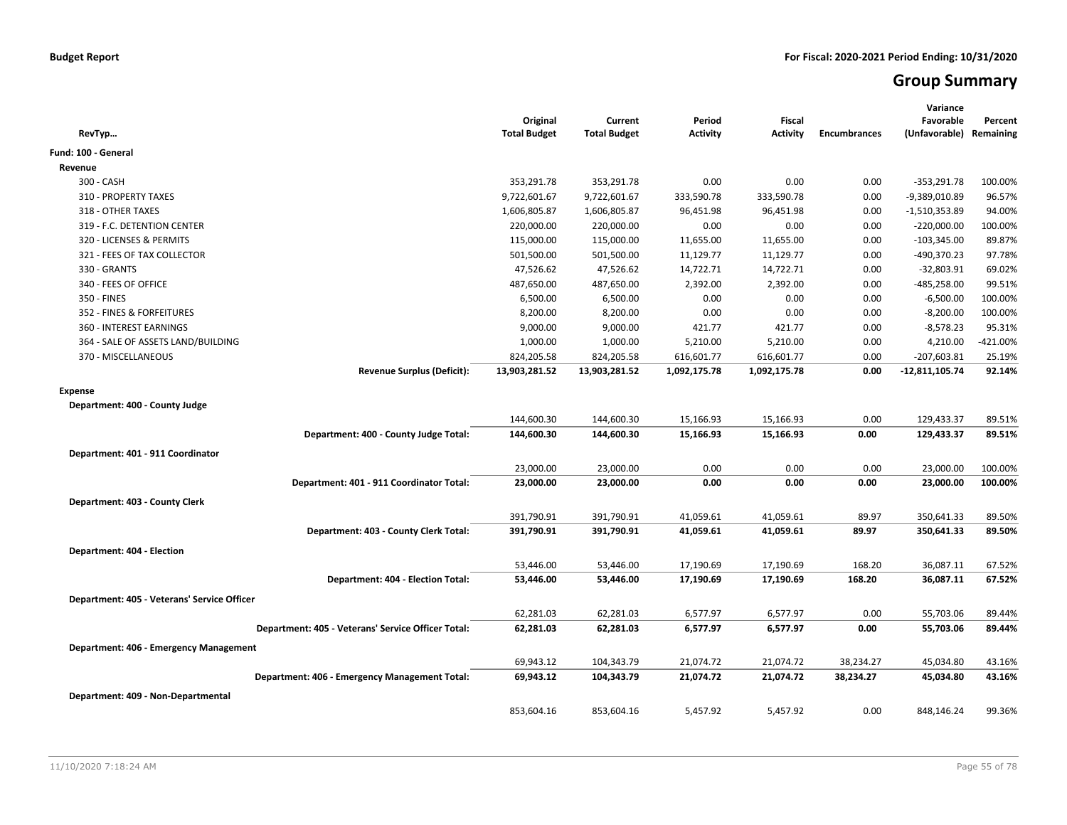**Budget Report** | **For Fiscal: 2020-2021 Period Ending: 10/31/2020**

# Group Summary

| RevTyp… | Original Total Budget | Current Total Budget | Period Activity | Fiscal Activity | Encumbrances | Variance Favorable (Unfavorable) | Percent Remaining |
|---|---|---|---|---|---|---|---|
| **Fund: 100 - General** | | | | | | | |
| **Revenue** | | | | | | | |
| 300 - CASH | 353,291.78 | 353,291.78 | 0.00 | 0.00 | 0.00 | -353,291.78 | 100.00% |
| 310 - PROPERTY TAXES | 9,722,601.67 | 9,722,601.67 | 333,590.78 | 333,590.78 | 0.00 | -9,389,010.89 | 96.57% |
| 318 - OTHER TAXES | 1,606,805.87 | 1,606,805.87 | 96,451.98 | 96,451.98 | 0.00 | -1,510,353.89 | 94.00% |
| 319 - F.C. DETENTION CENTER | 220,000.00 | 220,000.00 | 0.00 | 0.00 | 0.00 | -220,000.00 | 100.00% |
| 320 - LICENSES & PERMITS | 115,000.00 | 115,000.00 | 11,655.00 | 11,655.00 | 0.00 | -103,345.00 | 89.87% |
| 321 - FEES OF TAX COLLECTOR | 501,500.00 | 501,500.00 | 11,129.77 | 11,129.77 | 0.00 | -490,370.23 | 97.78% |
| 330 - GRANTS | 47,526.62 | 47,526.62 | 14,722.71 | 14,722.71 | 0.00 | -32,803.91 | 69.02% |
| 340 - FEES OF OFFICE | 487,650.00 | 487,650.00 | 2,392.00 | 2,392.00 | 0.00 | -485,258.00 | 99.51% |
| 350 - FINES | 6,500.00 | 6,500.00 | 0.00 | 0.00 | 0.00 | -6,500.00 | 100.00% |
| 352 - FINES & FORFEITURES | 8,200.00 | 8,200.00 | 0.00 | 0.00 | 0.00 | -8,200.00 | 100.00% |
| 360 - INTEREST EARNINGS | 9,000.00 | 9,000.00 | 421.77 | 421.77 | 0.00 | -8,578.23 | 95.31% |
| 364 - SALE OF ASSETS LAND/BUILDING | 1,000.00 | 1,000.00 | 5,210.00 | 5,210.00 | 0.00 | 4,210.00 | -421.00% |
| 370 - MISCELLANEOUS | 824,205.58 | 824,205.58 | 616,601.77 | 616,601.77 | 0.00 | -207,603.81 | 25.19% |
| **Revenue Surplus (Deficit):** | **13,903,281.52** | **13,903,281.52** | **1,092,175.78** | **1,092,175.78** | **0.00** | **-12,811,105.74** | **92.14%** |
| **Expense** | | | | | | | |
| **Department: 400 - County Judge** | | | | | | | |
| | 144,600.30 | 144,600.30 | 15,166.93 | 15,166.93 | 0.00 | 129,433.37 | 89.51% |
| **Department: 400 - County Judge Total:** | **144,600.30** | **144,600.30** | **15,166.93** | **15,166.93** | **0.00** | **129,433.37** | **89.51%** |
| **Department: 401 - 911 Coordinator** | | | | | | | |
| | 23,000.00 | 23,000.00 | 0.00 | 0.00 | 0.00 | 23,000.00 | 100.00% |
| **Department: 401 - 911 Coordinator Total:** | **23,000.00** | **23,000.00** | **0.00** | **0.00** | **0.00** | **23,000.00** | **100.00%** |
| **Department: 403 - County Clerk** | | | | | | | |
| | 391,790.91 | 391,790.91 | 41,059.61 | 41,059.61 | 89.97 | 350,641.33 | 89.50% |
| **Department: 403 - County Clerk Total:** | **391,790.91** | **391,790.91** | **41,059.61** | **41,059.61** | **89.97** | **350,641.33** | **89.50%** |
| **Department: 404 - Election** | | | | | | | |
| | 53,446.00 | 53,446.00 | 17,190.69 | 17,190.69 | 168.20 | 36,087.11 | 67.52% |
| **Department: 404 - Election Total:** | **53,446.00** | **53,446.00** | **17,190.69** | **17,190.69** | **168.20** | **36,087.11** | **67.52%** |
| **Department: 405 - Veterans' Service Officer** | | | | | | | |
| | 62,281.03 | 62,281.03 | 6,577.97 | 6,577.97 | 0.00 | 55,703.06 | 89.44% |
| **Department: 405 - Veterans' Service Officer Total:** | **62,281.03** | **62,281.03** | **6,577.97** | **6,577.97** | **0.00** | **55,703.06** | **89.44%** |
| **Department: 406 - Emergency Management** | | | | | | | |
| | 69,943.12 | 104,343.79 | 21,074.72 | 21,074.72 | 38,234.27 | 45,034.80 | 43.16% |
| **Department: 406 - Emergency Management Total:** | **69,943.12** | **104,343.79** | **21,074.72** | **21,074.72** | **38,234.27** | **45,034.80** | **43.16%** |
| **Department: 409 - Non-Departmental** | | | | | | | |
| | 853,604.16 | 853,604.16 | 5,457.92 | 5,457.92 | 0.00 | 848,146.24 | 99.36% |

11/10/2020 7:18:24 AM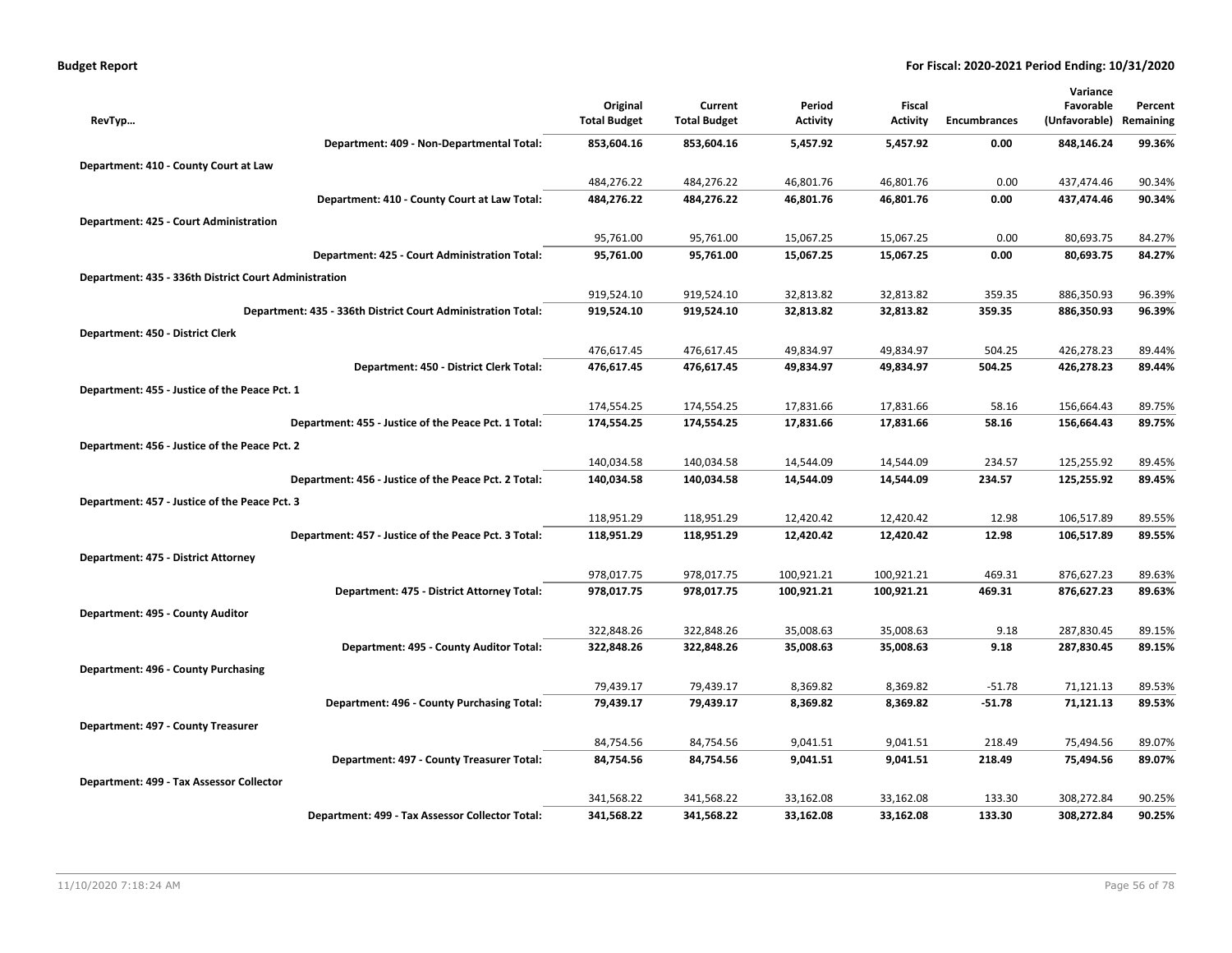**Budget Report** **For Fiscal: 2020-2021 Period Ending: 10/31/2020**

| RevTyp… | Original Total Budget | Current Total Budget | Period Activity | Fiscal Activity | Encumbrances | Variance Favorable (Unfavorable) | Percent Remaining |
|---|---|---|---|---|---|---|---|
| **Department: 409 - Non-Departmental Total:** | **853,604.16** | **853,604.16** | **5,457.92** | **5,457.92** | **0.00** | **848,146.24** | **99.36%** |
| **Department: 410 - County Court at Law** | | | | | | | |
| | 484,276.22 | 484,276.22 | 46,801.76 | 46,801.76 | 0.00 | 437,474.46 | 90.34% |
| **Department: 410 - County Court at Law Total:** | **484,276.22** | **484,276.22** | **46,801.76** | **46,801.76** | **0.00** | **437,474.46** | **90.34%** |
| **Department: 425 - Court Administration** | | | | | | | |
| | 95,761.00 | 95,761.00 | 15,067.25 | 15,067.25 | 0.00 | 80,693.75 | 84.27% |
| **Department: 425 - Court Administration Total:** | **95,761.00** | **95,761.00** | **15,067.25** | **15,067.25** | **0.00** | **80,693.75** | **84.27%** |
| **Department: 435 - 336th District Court Administration** | | | | | | | |
| | 919,524.10 | 919,524.10 | 32,813.82 | 32,813.82 | 359.35 | 886,350.93 | 96.39% |
| **Department: 435 - 336th District Court Administration Total:** | **919,524.10** | **919,524.10** | **32,813.82** | **32,813.82** | **359.35** | **886,350.93** | **96.39%** |
| **Department: 450 - District Clerk** | | | | | | | |
| | 476,617.45 | 476,617.45 | 49,834.97 | 49,834.97 | 504.25 | 426,278.23 | 89.44% |
| **Department: 450 - District Clerk Total:** | **476,617.45** | **476,617.45** | **49,834.97** | **49,834.97** | **504.25** | **426,278.23** | **89.44%** |
| **Department: 455 - Justice of the Peace Pct. 1** | | | | | | | |
| | 174,554.25 | 174,554.25 | 17,831.66 | 17,831.66 | 58.16 | 156,664.43 | 89.75% |
| **Department: 455 - Justice of the Peace Pct. 1 Total:** | **174,554.25** | **174,554.25** | **17,831.66** | **17,831.66** | **58.16** | **156,664.43** | **89.75%** |
| **Department: 456 - Justice of the Peace Pct. 2** | | | | | | | |
| | 140,034.58 | 140,034.58 | 14,544.09 | 14,544.09 | 234.57 | 125,255.92 | 89.45% |
| **Department: 456 - Justice of the Peace Pct. 2 Total:** | **140,034.58** | **140,034.58** | **14,544.09** | **14,544.09** | **234.57** | **125,255.92** | **89.45%** |
| **Department: 457 - Justice of the Peace Pct. 3** | | | | | | | |
| | 118,951.29 | 118,951.29 | 12,420.42 | 12,420.42 | 12.98 | 106,517.89 | 89.55% |
| **Department: 457 - Justice of the Peace Pct. 3 Total:** | **118,951.29** | **118,951.29** | **12,420.42** | **12,420.42** | **12.98** | **106,517.89** | **89.55%** |
| **Department: 475 - District Attorney** | | | | | | | |
| | 978,017.75 | 978,017.75 | 100,921.21 | 100,921.21 | 469.31 | 876,627.23 | 89.63% |
| **Department: 475 - District Attorney Total:** | **978,017.75** | **978,017.75** | **100,921.21** | **100,921.21** | **469.31** | **876,627.23** | **89.63%** |
| **Department: 495 - County Auditor** | | | | | | | |
| | 322,848.26 | 322,848.26 | 35,008.63 | 35,008.63 | 9.18 | 287,830.45 | 89.15% |
| **Department: 495 - County Auditor Total:** | **322,848.26** | **322,848.26** | **35,008.63** | **35,008.63** | **9.18** | **287,830.45** | **89.15%** |
| **Department: 496 - County Purchasing** | | | | | | | |
| | 79,439.17 | 79,439.17 | 8,369.82 | 8,369.82 | -51.78 | 71,121.13 | 89.53% |
| **Department: 496 - County Purchasing Total:** | **79,439.17** | **79,439.17** | **8,369.82** | **8,369.82** | **-51.78** | **71,121.13** | **89.53%** |
| **Department: 497 - County Treasurer** | | | | | | | |
| | 84,754.56 | 84,754.56 | 9,041.51 | 9,041.51 | 218.49 | 75,494.56 | 89.07% |
| **Department: 497 - County Treasurer Total:** | **84,754.56** | **84,754.56** | **9,041.51** | **9,041.51** | **218.49** | **75,494.56** | **89.07%** |
| **Department: 499 - Tax Assessor Collector** | | | | | | | |
| | 341,568.22 | 341,568.22 | 33,162.08 | 33,162.08 | 133.30 | 308,272.84 | 90.25% |
| **Department: 499 - Tax Assessor Collector Total:** | **341,568.22** | **341,568.22** | **33,162.08** | **33,162.08** | **133.30** | **308,272.84** | **90.25%** |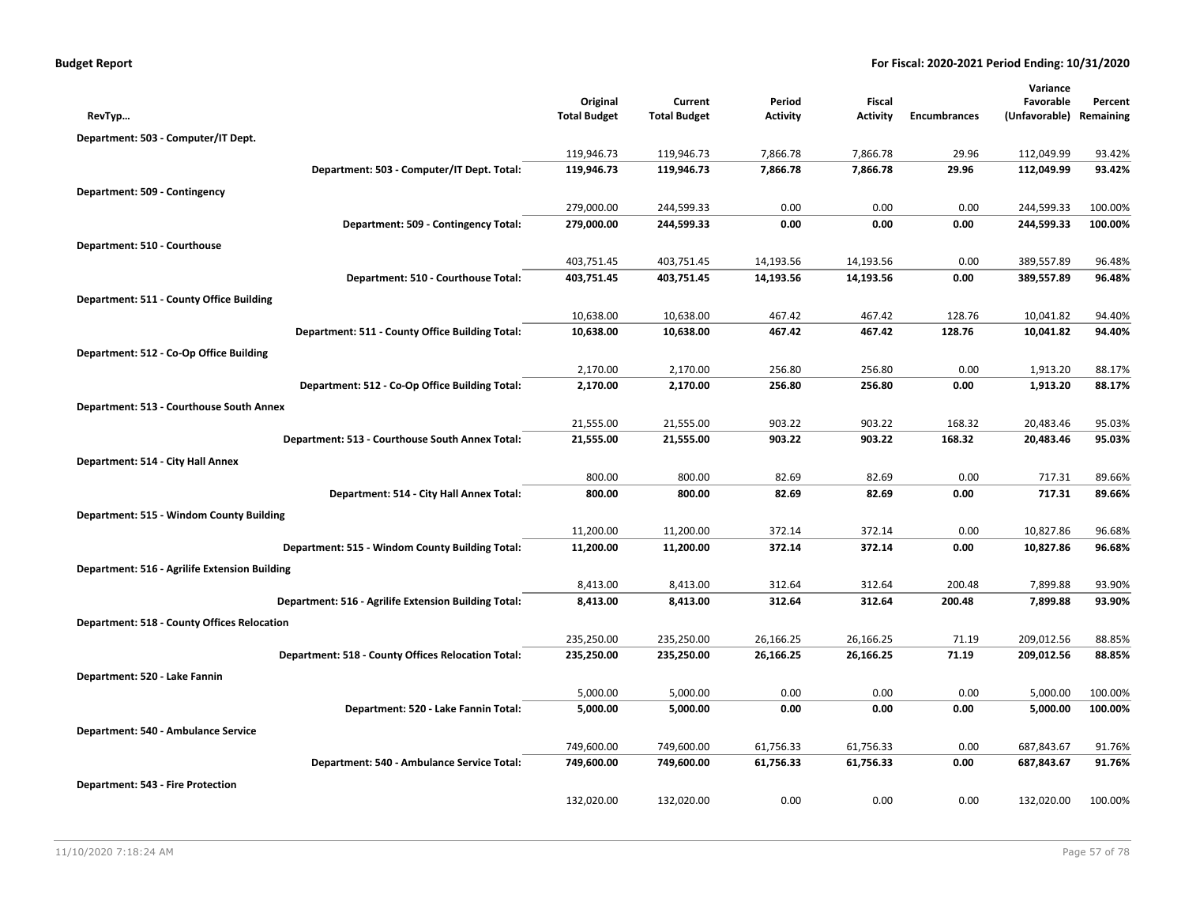**Budget Report** | **For Fiscal: 2020-2021 Period Ending: 10/31/2020**

| RevTyp… | Original Total Budget | Current Total Budget | Period Activity | Fiscal Activity | Encumbrances | Variance Favorable (Unfavorable) | Percent Remaining |
|---|---|---|---|---|---|---|---|
| **Department: 503 - Computer/IT Dept.** | | | | | | | |
| | 119,946.73 | 119,946.73 | 7,866.78 | 7,866.78 | 29.96 | 112,049.99 | 93.42% |
| **Department: 503 - Computer/IT Dept. Total:** | **119,946.73** | **119,946.73** | **7,866.78** | **7,866.78** | **29.96** | **112,049.99** | **93.42%** |
| **Department: 509 - Contingency** | | | | | | | |
| | 279,000.00 | 244,599.33 | 0.00 | 0.00 | 0.00 | 244,599.33 | 100.00% |
| **Department: 509 - Contingency Total:** | **279,000.00** | **244,599.33** | **0.00** | **0.00** | **0.00** | **244,599.33** | **100.00%** |
| **Department: 510 - Courthouse** | | | | | | | |
| | 403,751.45 | 403,751.45 | 14,193.56 | 14,193.56 | 0.00 | 389,557.89 | 96.48% |
| **Department: 510 - Courthouse Total:** | **403,751.45** | **403,751.45** | **14,193.56** | **14,193.56** | **0.00** | **389,557.89** | **96.48%** |
| **Department: 511 - County Office Building** | | | | | | | |
| | 10,638.00 | 10,638.00 | 467.42 | 467.42 | 128.76 | 10,041.82 | 94.40% |
| **Department: 511 - County Office Building Total:** | **10,638.00** | **10,638.00** | **467.42** | **467.42** | **128.76** | **10,041.82** | **94.40%** |
| **Department: 512 - Co-Op Office Building** | | | | | | | |
| | 2,170.00 | 2,170.00 | 256.80 | 256.80 | 0.00 | 1,913.20 | 88.17% |
| **Department: 512 - Co-Op Office Building Total:** | **2,170.00** | **2,170.00** | **256.80** | **256.80** | **0.00** | **1,913.20** | **88.17%** |
| **Department: 513 - Courthouse South Annex** | | | | | | | |
| | 21,555.00 | 21,555.00 | 903.22 | 903.22 | 168.32 | 20,483.46 | 95.03% |
| **Department: 513 - Courthouse South Annex Total:** | **21,555.00** | **21,555.00** | **903.22** | **903.22** | **168.32** | **20,483.46** | **95.03%** |
| **Department: 514 - City Hall Annex** | | | | | | | |
| | 800.00 | 800.00 | 82.69 | 82.69 | 0.00 | 717.31 | 89.66% |
| **Department: 514 - City Hall Annex Total:** | **800.00** | **800.00** | **82.69** | **82.69** | **0.00** | **717.31** | **89.66%** |
| **Department: 515 - Windom County Building** | | | | | | | |
| | 11,200.00 | 11,200.00 | 372.14 | 372.14 | 0.00 | 10,827.86 | 96.68% |
| **Department: 515 - Windom County Building Total:** | **11,200.00** | **11,200.00** | **372.14** | **372.14** | **0.00** | **10,827.86** | **96.68%** |
| **Department: 516 - Agrilife Extension Building** | | | | | | | |
| | 8,413.00 | 8,413.00 | 312.64 | 312.64 | 200.48 | 7,899.88 | 93.90% |
| **Department: 516 - Agrilife Extension Building Total:** | **8,413.00** | **8,413.00** | **312.64** | **312.64** | **200.48** | **7,899.88** | **93.90%** |
| **Department: 518 - County Offices Relocation** | | | | | | | |
| | 235,250.00 | 235,250.00 | 26,166.25 | 26,166.25 | 71.19 | 209,012.56 | 88.85% |
| **Department: 518 - County Offices Relocation Total:** | **235,250.00** | **235,250.00** | **26,166.25** | **26,166.25** | **71.19** | **209,012.56** | **88.85%** |
| **Department: 520 - Lake Fannin** | | | | | | | |
| | 5,000.00 | 5,000.00 | 0.00 | 0.00 | 0.00 | 5,000.00 | 100.00% |
| **Department: 520 - Lake Fannin Total:** | **5,000.00** | **5,000.00** | **0.00** | **0.00** | **0.00** | **5,000.00** | **100.00%** |
| **Department: 540 - Ambulance Service** | | | | | | | |
| | 749,600.00 | 749,600.00 | 61,756.33 | 61,756.33 | 0.00 | 687,843.67 | 91.76% |
| **Department: 540 - Ambulance Service Total:** | **749,600.00** | **749,600.00** | **61,756.33** | **61,756.33** | **0.00** | **687,843.67** | **91.76%** |
| **Department: 543 - Fire Protection** | | | | | | | |
| | 132,020.00 | 132,020.00 | 0.00 | 0.00 | 0.00 | 132,020.00 | 100.00% |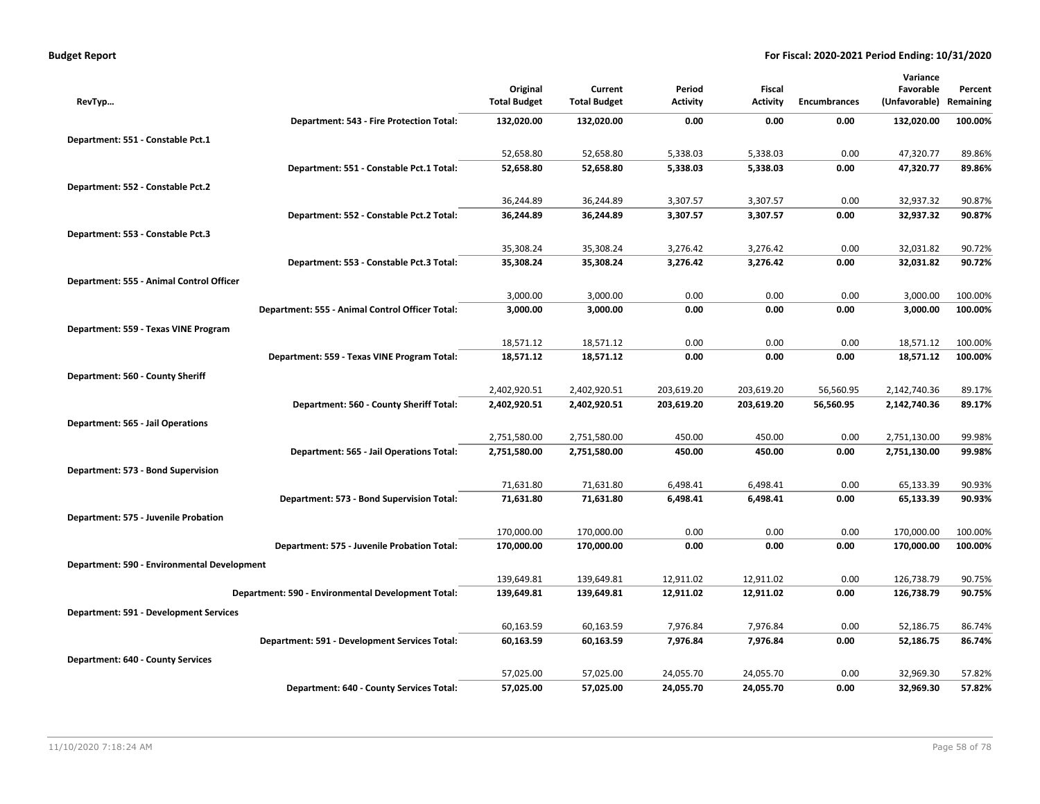**Budget Report** **For Fiscal: 2020-2021 Period Ending: 10/31/2020**

| RevTyp… | Original Total Budget | Current Total Budget | Period Activity | Fiscal Activity | Encumbrances | Variance Favorable (Unfavorable) | Percent Remaining |
|---|---|---|---|---|---|---|---|
| **Department: 543 - Fire Protection Total:** | **132,020.00** | **132,020.00** | **0.00** | **0.00** | **0.00** | **132,020.00** | **100.00%** |
| **Department: 551 - Constable Pct.1** | | | | | | | |
| | 52,658.80 | 52,658.80 | 5,338.03 | 5,338.03 | 0.00 | 47,320.77 | 89.86% |
| **Department: 551 - Constable Pct.1 Total:** | **52,658.80** | **52,658.80** | **5,338.03** | **5,338.03** | **0.00** | **47,320.77** | **89.86%** |
| **Department: 552 - Constable Pct.2** | | | | | | | |
| | 36,244.89 | 36,244.89 | 3,307.57 | 3,307.57 | 0.00 | 32,937.32 | 90.87% |
| **Department: 552 - Constable Pct.2 Total:** | **36,244.89** | **36,244.89** | **3,307.57** | **3,307.57** | **0.00** | **32,937.32** | **90.87%** |
| **Department: 553 - Constable Pct.3** | | | | | | | |
| | 35,308.24 | 35,308.24 | 3,276.42 | 3,276.42 | 0.00 | 32,031.82 | 90.72% |
| **Department: 553 - Constable Pct.3 Total:** | **35,308.24** | **35,308.24** | **3,276.42** | **3,276.42** | **0.00** | **32,031.82** | **90.72%** |
| **Department: 555 - Animal Control Officer** | | | | | | | |
| | 3,000.00 | 3,000.00 | 0.00 | 0.00 | 0.00 | 3,000.00 | 100.00% |
| **Department: 555 - Animal Control Officer Total:** | **3,000.00** | **3,000.00** | **0.00** | **0.00** | **0.00** | **3,000.00** | **100.00%** |
| **Department: 559 - Texas VINE Program** | | | | | | | |
| | 18,571.12 | 18,571.12 | 0.00 | 0.00 | 0.00 | 18,571.12 | 100.00% |
| **Department: 559 - Texas VINE Program Total:** | **18,571.12** | **18,571.12** | **0.00** | **0.00** | **0.00** | **18,571.12** | **100.00%** |
| **Department: 560 - County Sheriff** | | | | | | | |
| | 2,402,920.51 | 2,402,920.51 | 203,619.20 | 203,619.20 | 56,560.95 | 2,142,740.36 | 89.17% |
| **Department: 560 - County Sheriff Total:** | **2,402,920.51** | **2,402,920.51** | **203,619.20** | **203,619.20** | **56,560.95** | **2,142,740.36** | **89.17%** |
| **Department: 565 - Jail Operations** | | | | | | | |
| | 2,751,580.00 | 2,751,580.00 | 450.00 | 450.00 | 0.00 | 2,751,130.00 | 99.98% |
| **Department: 565 - Jail Operations Total:** | **2,751,580.00** | **2,751,580.00** | **450.00** | **450.00** | **0.00** | **2,751,130.00** | **99.98%** |
| **Department: 573 - Bond Supervision** | | | | | | | |
| | 71,631.80 | 71,631.80 | 6,498.41 | 6,498.41 | 0.00 | 65,133.39 | 90.93% |
| **Department: 573 - Bond Supervision Total:** | **71,631.80** | **71,631.80** | **6,498.41** | **6,498.41** | **0.00** | **65,133.39** | **90.93%** |
| **Department: 575 - Juvenile Probation** | | | | | | | |
| | 170,000.00 | 170,000.00 | 0.00 | 0.00 | 0.00 | 170,000.00 | 100.00% |
| **Department: 575 - Juvenile Probation Total:** | **170,000.00** | **170,000.00** | **0.00** | **0.00** | **0.00** | **170,000.00** | **100.00%** |
| **Department: 590 - Environmental Development** | | | | | | | |
| | 139,649.81 | 139,649.81 | 12,911.02 | 12,911.02 | 0.00 | 126,738.79 | 90.75% |
| **Department: 590 - Environmental Development Total:** | **139,649.81** | **139,649.81** | **12,911.02** | **12,911.02** | **0.00** | **126,738.79** | **90.75%** |
| **Department: 591 - Development Services** | | | | | | | |
| | 60,163.59 | 60,163.59 | 7,976.84 | 7,976.84 | 0.00 | 52,186.75 | 86.74% |
| **Department: 591 - Development Services Total:** | **60,163.59** | **60,163.59** | **7,976.84** | **7,976.84** | **0.00** | **52,186.75** | **86.74%** |
| **Department: 640 - County Services** | | | | | | | |
| | 57,025.00 | 57,025.00 | 24,055.70 | 24,055.70 | 0.00 | 32,969.30 | 57.82% |
| **Department: 640 - County Services Total:** | **57,025.00** | **57,025.00** | **24,055.70** | **24,055.70** | **0.00** | **32,969.30** | **57.82%** |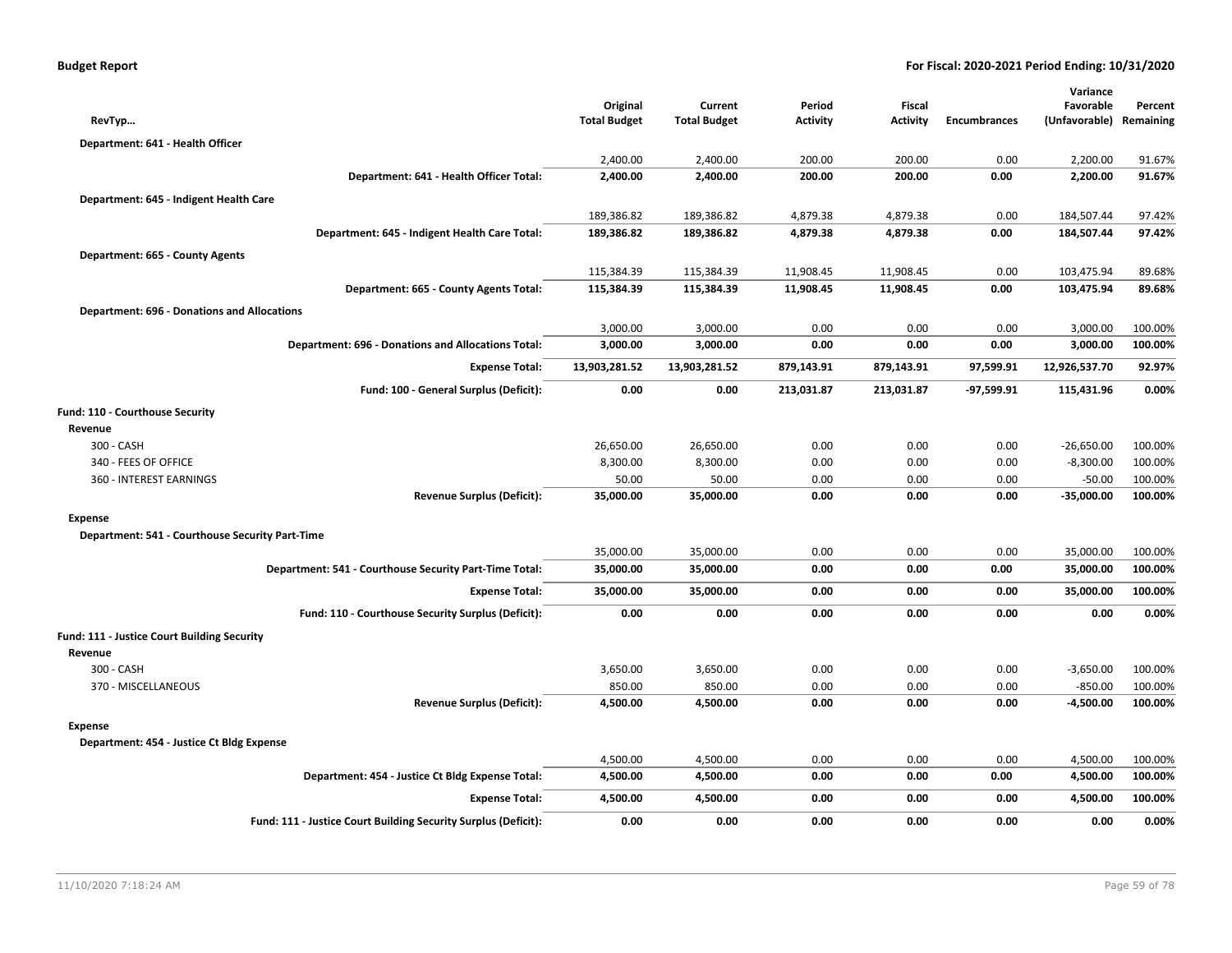| RevTyp… | Original Total Budget | Current Total Budget | Period Activity | Fiscal Activity | Encumbrances | Variance Favorable (Unfavorable) | Percent Remaining |
|---|---|---|---|---|---|---|---|
| **Department: 641 - Health Officer** | | | | | | | |
| | 2,400.00 | 2,400.00 | 200.00 | 200.00 | 0.00 | 2,200.00 | 91.67% |
| **Department: 641 - Health Officer Total:** | **2,400.00** | **2,400.00** | **200.00** | **200.00** | **0.00** | **2,200.00** | **91.67%** |
| **Department: 645 - Indigent Health Care** | | | | | | | |
| | 189,386.82 | 189,386.82 | 4,879.38 | 4,879.38 | 0.00 | 184,507.44 | 97.42% |
| **Department: 645 - Indigent Health Care Total:** | **189,386.82** | **189,386.82** | **4,879.38** | **4,879.38** | **0.00** | **184,507.44** | **97.42%** |
| **Department: 665 - County Agents** | | | | | | | |
| | 115,384.39 | 115,384.39 | 11,908.45 | 11,908.45 | 0.00 | 103,475.94 | 89.68% |
| **Department: 665 - County Agents Total:** | **115,384.39** | **115,384.39** | **11,908.45** | **11,908.45** | **0.00** | **103,475.94** | **89.68%** |
| **Department: 696 - Donations and Allocations** | | | | | | | |
| | 3,000.00 | 3,000.00 | 0.00 | 0.00 | 0.00 | 3,000.00 | 100.00% |
| **Department: 696 - Donations and Allocations Total:** | **3,000.00** | **3,000.00** | **0.00** | **0.00** | **0.00** | **3,000.00** | **100.00%** |
| **Expense Total:** | **13,903,281.52** | **13,903,281.52** | **879,143.91** | **879,143.91** | **97,599.91** | **12,926,537.70** | **92.97%** |
| **Fund: 100 - General Surplus (Deficit):** | **0.00** | **0.00** | **213,031.87** | **213,031.87** | **-97,599.91** | **115,431.96** | **0.00%** |
| **Fund: 110 - Courthouse Security** | | | | | | | |
| **Revenue** | | | | | | | |
| 300 - CASH | 26,650.00 | 26,650.00 | 0.00 | 0.00 | 0.00 | -26,650.00 | 100.00% |
| 340 - FEES OF OFFICE | 8,300.00 | 8,300.00 | 0.00 | 0.00 | 0.00 | -8,300.00 | 100.00% |
| 360 - INTEREST EARNINGS | 50.00 | 50.00 | 0.00 | 0.00 | 0.00 | -50.00 | 100.00% |
| **Revenue Surplus (Deficit):** | **35,000.00** | **35,000.00** | **0.00** | **0.00** | **0.00** | **-35,000.00** | **100.00%** |
| **Expense** | | | | | | | |
| **Department: 541 - Courthouse Security Part-Time** | | | | | | | |
| | 35,000.00 | 35,000.00 | 0.00 | 0.00 | 0.00 | 35,000.00 | 100.00% |
| **Department: 541 - Courthouse Security Part-Time Total:** | **35,000.00** | **35,000.00** | **0.00** | **0.00** | **0.00** | **35,000.00** | **100.00%** |
| **Expense Total:** | **35,000.00** | **35,000.00** | **0.00** | **0.00** | **0.00** | **35,000.00** | **100.00%** |
| **Fund: 110 - Courthouse Security Surplus (Deficit):** | **0.00** | **0.00** | **0.00** | **0.00** | **0.00** | **0.00** | **0.00%** |
| **Fund: 111 - Justice Court Building Security** | | | | | | | |
| **Revenue** | | | | | | | |
| 300 - CASH | 3,650.00 | 3,650.00 | 0.00 | 0.00 | 0.00 | -3,650.00 | 100.00% |
| 370 - MISCELLANEOUS | 850.00 | 850.00 | 0.00 | 0.00 | 0.00 | -850.00 | 100.00% |
| **Revenue Surplus (Deficit):** | **4,500.00** | **4,500.00** | **0.00** | **0.00** | **0.00** | **-4,500.00** | **100.00%** |
| **Expense** | | | | | | | |
| **Department: 454 - Justice Ct Bldg Expense** | | | | | | | |
| | 4,500.00 | 4,500.00 | 0.00 | 0.00 | 0.00 | 4,500.00 | 100.00% |
| **Department: 454 - Justice Ct Bldg Expense Total:** | **4,500.00** | **4,500.00** | **0.00** | **0.00** | **0.00** | **4,500.00** | **100.00%** |
| **Expense Total:** | **4,500.00** | **4,500.00** | **0.00** | **0.00** | **0.00** | **4,500.00** | **100.00%** |
| **Fund: 111 - Justice Court Building Security Surplus (Deficit):** | **0.00** | **0.00** | **0.00** | **0.00** | **0.00** | **0.00** | **0.00%** |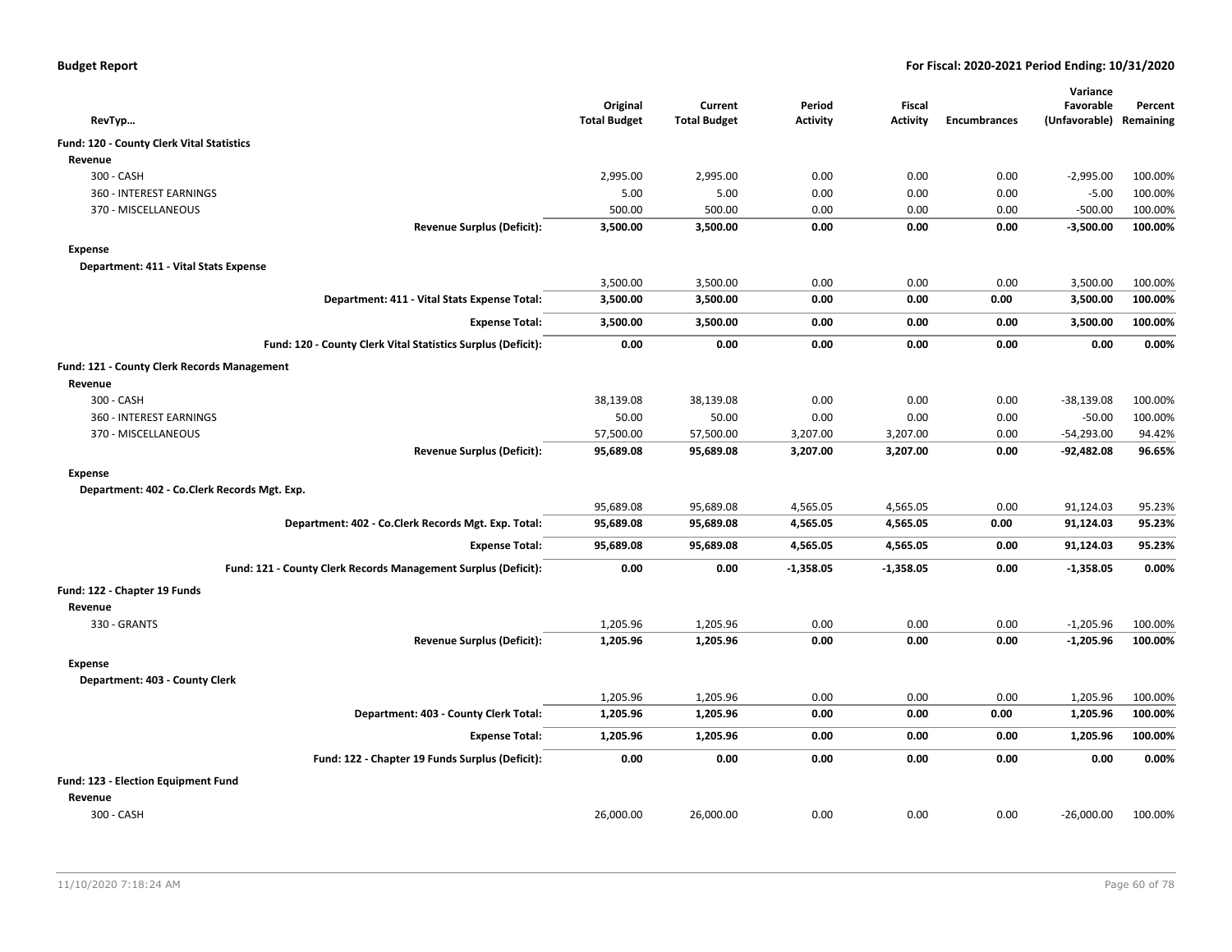**Budget Report** | **For Fiscal: 2020-2021 Period Ending: 10/31/2020**

| RevTyp… | Original Total Budget | Current Total Budget | Period Activity | Fiscal Activity | Encumbrances | Variance Favorable (Unfavorable) | Percent Remaining |
|---|---|---|---|---|---|---|---|
| **Fund: 120 - County Clerk Vital Statistics** | | | | | | | |
| **Revenue** | | | | | | | |
| 300 - CASH | 2,995.00 | 2,995.00 | 0.00 | 0.00 | 0.00 | -2,995.00 | 100.00% |
| 360 - INTEREST EARNINGS | 5.00 | 5.00 | 0.00 | 0.00 | 0.00 | -5.00 | 100.00% |
| 370 - MISCELLANEOUS | 500.00 | 500.00 | 0.00 | 0.00 | 0.00 | -500.00 | 100.00% |
| **Revenue Surplus (Deficit):** | **3,500.00** | **3,500.00** | **0.00** | **0.00** | **0.00** | **-3,500.00** | **100.00%** |
| **Expense** | | | | | | | |
| **Department: 411 - Vital Stats Expense** | | | | | | | |
| | 3,500.00 | 3,500.00 | 0.00 | 0.00 | 0.00 | 3,500.00 | 100.00% |
| **Department: 411 - Vital Stats Expense Total:** | **3,500.00** | **3,500.00** | **0.00** | **0.00** | **0.00** | **3,500.00** | **100.00%** |
| **Expense Total:** | **3,500.00** | **3,500.00** | **0.00** | **0.00** | **0.00** | **3,500.00** | **100.00%** |
| **Fund: 120 - County Clerk Vital Statistics Surplus (Deficit):** | **0.00** | **0.00** | **0.00** | **0.00** | **0.00** | **0.00** | **0.00%** |
| **Fund: 121 - County Clerk Records Management** | | | | | | | |
| **Revenue** | | | | | | | |
| 300 - CASH | 38,139.08 | 38,139.08 | 0.00 | 0.00 | 0.00 | -38,139.08 | 100.00% |
| 360 - INTEREST EARNINGS | 50.00 | 50.00 | 0.00 | 0.00 | 0.00 | -50.00 | 100.00% |
| 370 - MISCELLANEOUS | 57,500.00 | 57,500.00 | 3,207.00 | 3,207.00 | 0.00 | -54,293.00 | 94.42% |
| **Revenue Surplus (Deficit):** | **95,689.08** | **95,689.08** | **3,207.00** | **3,207.00** | **0.00** | **-92,482.08** | **96.65%** |
| **Expense** | | | | | | | |
| **Department: 402 - Co.Clerk Records Mgt. Exp.** | | | | | | | |
| | 95,689.08 | 95,689.08 | 4,565.05 | 4,565.05 | 0.00 | 91,124.03 | 95.23% |
| **Department: 402 - Co.Clerk Records Mgt. Exp. Total:** | **95,689.08** | **95,689.08** | **4,565.05** | **4,565.05** | **0.00** | **91,124.03** | **95.23%** |
| **Expense Total:** | **95,689.08** | **95,689.08** | **4,565.05** | **4,565.05** | **0.00** | **91,124.03** | **95.23%** |
| **Fund: 121 - County Clerk Records Management Surplus (Deficit):** | **0.00** | **0.00** | **-1,358.05** | **-1,358.05** | **0.00** | **-1,358.05** | **0.00%** |
| **Fund: 122 - Chapter 19 Funds** | | | | | | | |
| **Revenue** | | | | | | | |
| 330 - GRANTS | 1,205.96 | 1,205.96 | 0.00 | 0.00 | 0.00 | -1,205.96 | 100.00% |
| **Revenue Surplus (Deficit):** | **1,205.96** | **1,205.96** | **0.00** | **0.00** | **0.00** | **-1,205.96** | **100.00%** |
| **Expense** | | | | | | | |
| **Department: 403 - County Clerk** | | | | | | | |
| | 1,205.96 | 1,205.96 | 0.00 | 0.00 | 0.00 | 1,205.96 | 100.00% |
| **Department: 403 - County Clerk Total:** | **1,205.96** | **1,205.96** | **0.00** | **0.00** | **0.00** | **1,205.96** | **100.00%** |
| **Expense Total:** | **1,205.96** | **1,205.96** | **0.00** | **0.00** | **0.00** | **1,205.96** | **100.00%** |
| **Fund: 122 - Chapter 19 Funds Surplus (Deficit):** | **0.00** | **0.00** | **0.00** | **0.00** | **0.00** | **0.00** | **0.00%** |
| **Fund: 123 - Election Equipment Fund** | | | | | | | |
| **Revenue** | | | | | | | |
| 300 - CASH | 26,000.00 | 26,000.00 | 0.00 | 0.00 | 0.00 | -26,000.00 | 100.00% |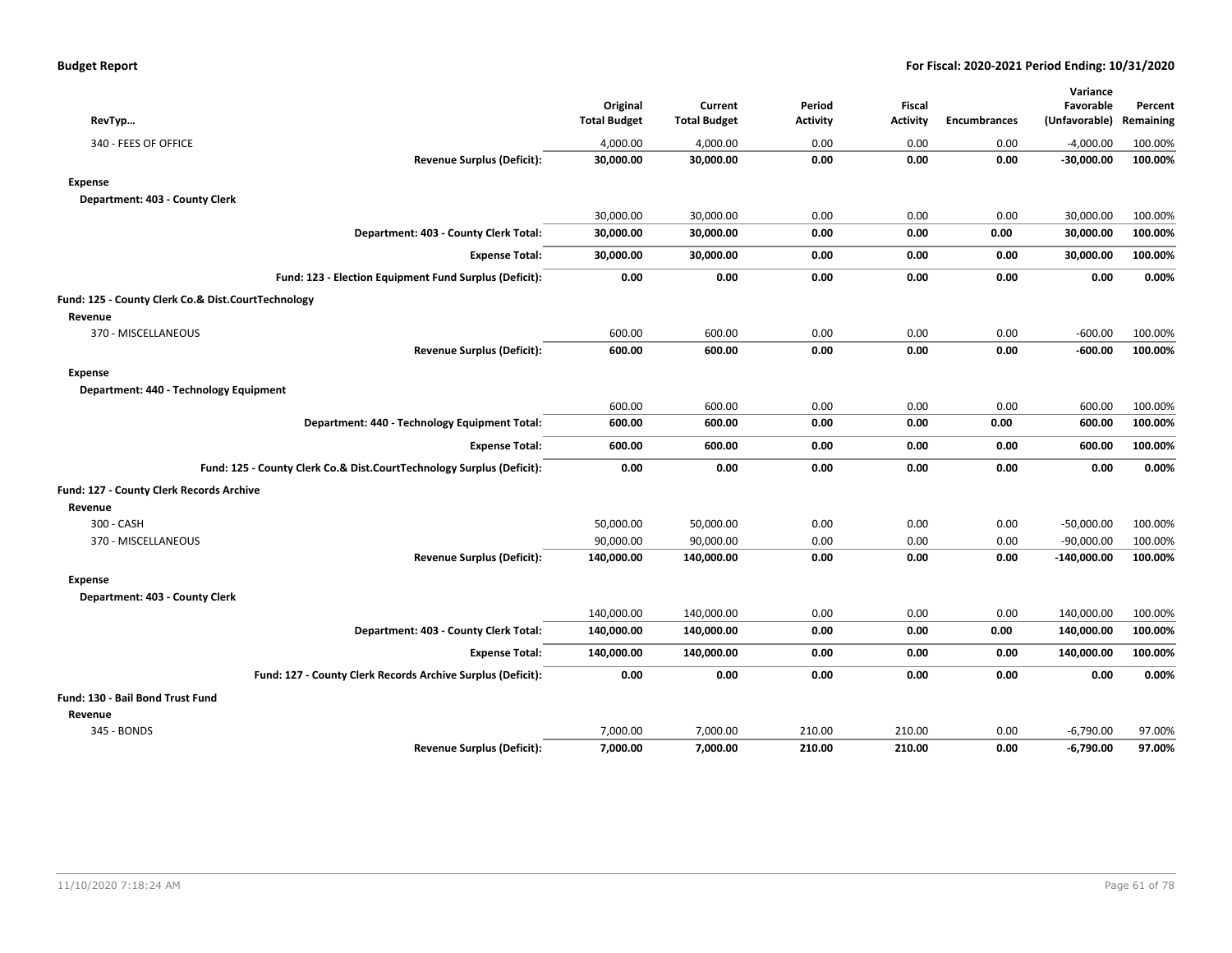| RevTyp… | Original Total Budget | Current Total Budget | Period Activity | Fiscal Activity | Encumbrances | Variance Favorable (Unfavorable) | Percent Remaining |
|---|---|---|---|---|---|---|---|
| 340 - FEES OF OFFICE | 4,000.00 | 4,000.00 | 0.00 | 0.00 | 0.00 | -4,000.00 | 100.00% |
| **Revenue Surplus (Deficit):** | **30,000.00** | **30,000.00** | **0.00** | **0.00** | **0.00** | **-30,000.00** | **100.00%** |
| **Expense** | | | | | | | |
| **Department: 403 - County Clerk** | | | | | | | |
| | 30,000.00 | 30,000.00 | 0.00 | 0.00 | 0.00 | 30,000.00 | 100.00% |
| **Department: 403 - County Clerk Total:** | **30,000.00** | **30,000.00** | **0.00** | **0.00** | **0.00** | **30,000.00** | **100.00%** |
| **Expense Total:** | **30,000.00** | **30,000.00** | **0.00** | **0.00** | **0.00** | **30,000.00** | **100.00%** |
| **Fund: 123 - Election Equipment Fund Surplus (Deficit):** | **0.00** | **0.00** | **0.00** | **0.00** | **0.00** | **0.00** | **0.00%** |
| **Fund: 125 - County Clerk Co.& Dist.CourtTechnology** | | | | | | | |
| **Revenue** | | | | | | | |
| 370 - MISCELLANEOUS | 600.00 | 600.00 | 0.00 | 0.00 | 0.00 | -600.00 | 100.00% |
| **Revenue Surplus (Deficit):** | **600.00** | **600.00** | **0.00** | **0.00** | **0.00** | **-600.00** | **100.00%** |
| **Expense** | | | | | | | |
| **Department: 440 - Technology Equipment** | | | | | | | |
| | 600.00 | 600.00 | 0.00 | 0.00 | 0.00 | 600.00 | 100.00% |
| **Department: 440 - Technology Equipment Total:** | **600.00** | **600.00** | **0.00** | **0.00** | **0.00** | **600.00** | **100.00%** |
| **Expense Total:** | **600.00** | **600.00** | **0.00** | **0.00** | **0.00** | **600.00** | **100.00%** |
| **Fund: 125 - County Clerk Co.& Dist.CourtTechnology Surplus (Deficit):** | **0.00** | **0.00** | **0.00** | **0.00** | **0.00** | **0.00** | **0.00%** |
| **Fund: 127 - County Clerk Records Archive** | | | | | | | |
| **Revenue** | | | | | | | |
| 300 - CASH | 50,000.00 | 50,000.00 | 0.00 | 0.00 | 0.00 | -50,000.00 | 100.00% |
| 370 - MISCELLANEOUS | 90,000.00 | 90,000.00 | 0.00 | 0.00 | 0.00 | -90,000.00 | 100.00% |
| **Revenue Surplus (Deficit):** | **140,000.00** | **140,000.00** | **0.00** | **0.00** | **0.00** | **-140,000.00** | **100.00%** |
| **Expense** | | | | | | | |
| **Department: 403 - County Clerk** | | | | | | | |
| | 140,000.00 | 140,000.00 | 0.00 | 0.00 | 0.00 | 140,000.00 | 100.00% |
| **Department: 403 - County Clerk Total:** | **140,000.00** | **140,000.00** | **0.00** | **0.00** | **0.00** | **140,000.00** | **100.00%** |
| **Expense Total:** | **140,000.00** | **140,000.00** | **0.00** | **0.00** | **0.00** | **140,000.00** | **100.00%** |
| **Fund: 127 - County Clerk Records Archive Surplus (Deficit):** | **0.00** | **0.00** | **0.00** | **0.00** | **0.00** | **0.00** | **0.00%** |
| **Fund: 130 - Bail Bond Trust Fund** | | | | | | | |
| **Revenue** | | | | | | | |
| 345 - BONDS | 7,000.00 | 7,000.00 | 210.00 | 210.00 | 0.00 | -6,790.00 | 97.00% |
| **Revenue Surplus (Deficit):** | **7,000.00** | **7,000.00** | **210.00** | **210.00** | **0.00** | **-6,790.00** | **97.00%** |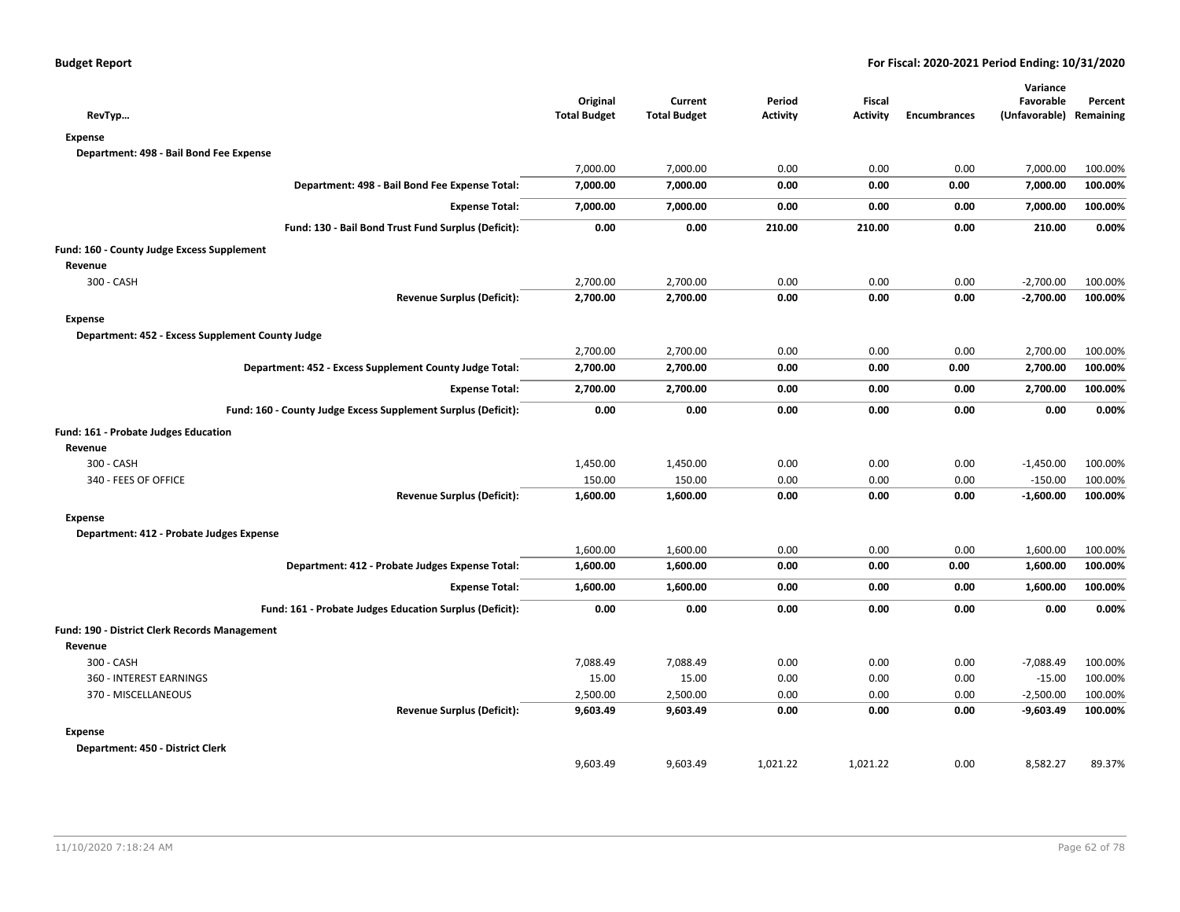| RevTyp... | Original Total Budget | Current Total Budget | Period Activity | Fiscal Activity | Encumbrances | Variance Favorable (Unfavorable) | Percent Remaining |
|---|---|---|---|---|---|---|---|
| **Expense** | | | | | | | |
| **Department: 498 - Bail Bond Fee Expense** | | | | | | | |
| | 7,000.00 | 7,000.00 | 0.00 | 0.00 | 0.00 | 7,000.00 | 100.00% |
| **Department: 498 - Bail Bond Fee Expense Total:** | **7,000.00** | **7,000.00** | **0.00** | **0.00** | **0.00** | **7,000.00** | **100.00%** |
| **Expense Total:** | **7,000.00** | **7,000.00** | **0.00** | **0.00** | **0.00** | **7,000.00** | **100.00%** |
| **Fund: 130 - Bail Bond Trust Fund Surplus (Deficit):** | **0.00** | **0.00** | **210.00** | **210.00** | **0.00** | **210.00** | **0.00%** |
| **Fund: 160 - County Judge Excess Supplement** | | | | | | | |
| **Revenue** | | | | | | | |
| 300 - CASH | 2,700.00 | 2,700.00 | 0.00 | 0.00 | 0.00 | -2,700.00 | 100.00% |
| **Revenue Surplus (Deficit):** | **2,700.00** | **2,700.00** | **0.00** | **0.00** | **0.00** | **-2,700.00** | **100.00%** |
| **Expense** | | | | | | | |
| **Department: 452 - Excess Supplement County Judge** | | | | | | | |
| | 2,700.00 | 2,700.00 | 0.00 | 0.00 | 0.00 | 2,700.00 | 100.00% |
| **Department: 452 - Excess Supplement County Judge Total:** | **2,700.00** | **2,700.00** | **0.00** | **0.00** | **0.00** | **2,700.00** | **100.00%** |
| **Expense Total:** | **2,700.00** | **2,700.00** | **0.00** | **0.00** | **0.00** | **2,700.00** | **100.00%** |
| **Fund: 160 - County Judge Excess Supplement Surplus (Deficit):** | **0.00** | **0.00** | **0.00** | **0.00** | **0.00** | **0.00** | **0.00%** |
| **Fund: 161 - Probate Judges Education** | | | | | | | |
| **Revenue** | | | | | | | |
| 300 - CASH | 1,450.00 | 1,450.00 | 0.00 | 0.00 | 0.00 | -1,450.00 | 100.00% |
| 340 - FEES OF OFFICE | 150.00 | 150.00 | 0.00 | 0.00 | 0.00 | -150.00 | 100.00% |
| **Revenue Surplus (Deficit):** | **1,600.00** | **1,600.00** | **0.00** | **0.00** | **0.00** | **-1,600.00** | **100.00%** |
| **Expense** | | | | | | | |
| **Department: 412 - Probate Judges Expense** | | | | | | | |
| | 1,600.00 | 1,600.00 | 0.00 | 0.00 | 0.00 | 1,600.00 | 100.00% |
| **Department: 412 - Probate Judges Expense Total:** | **1,600.00** | **1,600.00** | **0.00** | **0.00** | **0.00** | **1,600.00** | **100.00%** |
| **Expense Total:** | **1,600.00** | **1,600.00** | **0.00** | **0.00** | **0.00** | **1,600.00** | **100.00%** |
| **Fund: 161 - Probate Judges Education Surplus (Deficit):** | **0.00** | **0.00** | **0.00** | **0.00** | **0.00** | **0.00** | **0.00%** |
| **Fund: 190 - District Clerk Records Management** | | | | | | | |
| **Revenue** | | | | | | | |
| 300 - CASH | 7,088.49 | 7,088.49 | 0.00 | 0.00 | 0.00 | -7,088.49 | 100.00% |
| 360 - INTEREST EARNINGS | 15.00 | 15.00 | 0.00 | 0.00 | 0.00 | -15.00 | 100.00% |
| 370 - MISCELLANEOUS | 2,500.00 | 2,500.00 | 0.00 | 0.00 | 0.00 | -2,500.00 | 100.00% |
| **Revenue Surplus (Deficit):** | **9,603.49** | **9,603.49** | **0.00** | **0.00** | **0.00** | **-9,603.49** | **100.00%** |
| **Expense** | | | | | | | |
| **Department: 450 - District Clerk** | | | | | | | |
| | 9,603.49 | 9,603.49 | 1,021.22 | 1,021.22 | 0.00 | 8,582.27 | 89.37% |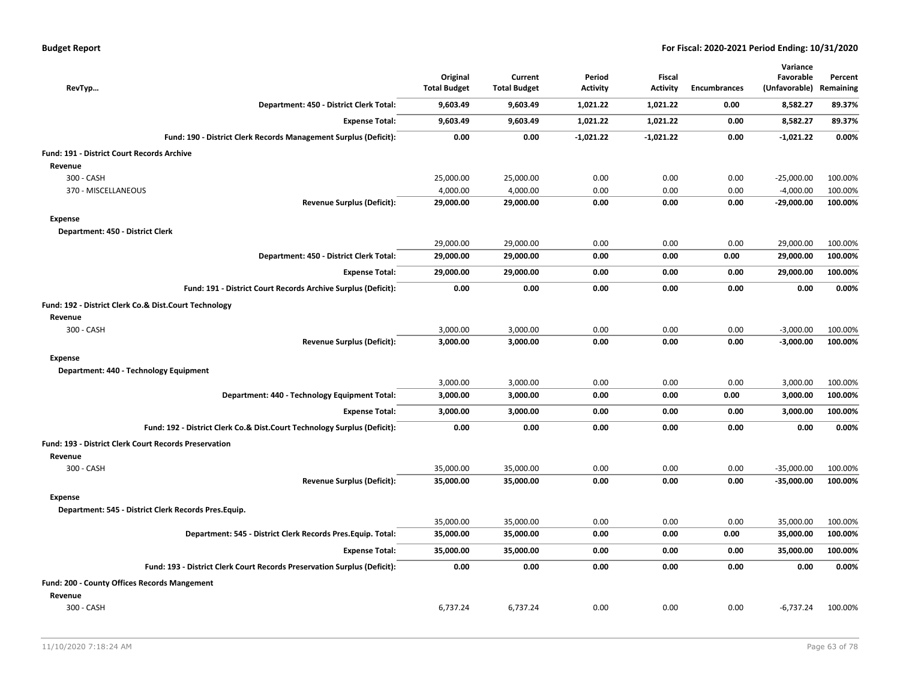| RevTyp… | Original Total Budget | Current Total Budget | Period Activity | Fiscal Activity | Encumbrances | Variance Favorable (Unfavorable) | Percent Remaining |
|---|---|---|---|---|---|---|---|
| **Department: 450 - District Clerk Total:** | **9,603.49** | **9,603.49** | **1,021.22** | **1,021.22** | **0.00** | **8,582.27** | **89.37%** |
| **Expense Total:** | **9,603.49** | **9,603.49** | **1,021.22** | **1,021.22** | **0.00** | **8,582.27** | **89.37%** |
| **Fund: 190 - District Clerk Records Management Surplus (Deficit):** | **0.00** | **0.00** | **-1,021.22** | **-1,021.22** | **0.00** | **-1,021.22** | **0.00%** |
| **Fund: 191 - District Court Records Archive** | | | | | | | |
| **Revenue** | | | | | | | |
| 300 - CASH | 25,000.00 | 25,000.00 | 0.00 | 0.00 | 0.00 | -25,000.00 | 100.00% |
| 370 - MISCELLANEOUS | 4,000.00 | 4,000.00 | 0.00 | 0.00 | 0.00 | -4,000.00 | 100.00% |
| **Revenue Surplus (Deficit):** | **29,000.00** | **29,000.00** | **0.00** | **0.00** | **0.00** | **-29,000.00** | **100.00%** |
| **Expense** | | | | | | | |
| **Department: 450 - District Clerk** | | | | | | | |
| | 29,000.00 | 29,000.00 | 0.00 | 0.00 | 0.00 | 29,000.00 | 100.00% |
| **Department: 450 - District Clerk Total:** | **29,000.00** | **29,000.00** | **0.00** | **0.00** | **0.00** | **29,000.00** | **100.00%** |
| **Expense Total:** | **29,000.00** | **29,000.00** | **0.00** | **0.00** | **0.00** | **29,000.00** | **100.00%** |
| **Fund: 191 - District Court Records Archive Surplus (Deficit):** | **0.00** | **0.00** | **0.00** | **0.00** | **0.00** | **0.00** | **0.00%** |
| **Fund: 192 - District Clerk Co.& Dist.Court Technology** | | | | | | | |
| **Revenue** | | | | | | | |
| 300 - CASH | 3,000.00 | 3,000.00 | 0.00 | 0.00 | 0.00 | -3,000.00 | 100.00% |
| **Revenue Surplus (Deficit):** | **3,000.00** | **3,000.00** | **0.00** | **0.00** | **0.00** | **-3,000.00** | **100.00%** |
| **Expense** | | | | | | | |
| **Department: 440 - Technology Equipment** | | | | | | | |
| | 3,000.00 | 3,000.00 | 0.00 | 0.00 | 0.00 | 3,000.00 | 100.00% |
| **Department: 440 - Technology Equipment Total:** | **3,000.00** | **3,000.00** | **0.00** | **0.00** | **0.00** | **3,000.00** | **100.00%** |
| **Expense Total:** | **3,000.00** | **3,000.00** | **0.00** | **0.00** | **0.00** | **3,000.00** | **100.00%** |
| **Fund: 192 - District Clerk Co.& Dist.Court Technology Surplus (Deficit):** | **0.00** | **0.00** | **0.00** | **0.00** | **0.00** | **0.00** | **0.00%** |
| **Fund: 193 - District Clerk Court Records Preservation** | | | | | | | |
| **Revenue** | | | | | | | |
| 300 - CASH | 35,000.00 | 35,000.00 | 0.00 | 0.00 | 0.00 | -35,000.00 | 100.00% |
| **Revenue Surplus (Deficit):** | **35,000.00** | **35,000.00** | **0.00** | **0.00** | **0.00** | **-35,000.00** | **100.00%** |
| **Expense** | | | | | | | |
| **Department: 545 - District Clerk Records Pres.Equip.** | | | | | | | |
| | 35,000.00 | 35,000.00 | 0.00 | 0.00 | 0.00 | 35,000.00 | 100.00% |
| **Department: 545 - District Clerk Records Pres.Equip. Total:** | **35,000.00** | **35,000.00** | **0.00** | **0.00** | **0.00** | **35,000.00** | **100.00%** |
| **Expense Total:** | **35,000.00** | **35,000.00** | **0.00** | **0.00** | **0.00** | **35,000.00** | **100.00%** |
| **Fund: 193 - District Clerk Court Records Preservation Surplus (Deficit):** | **0.00** | **0.00** | **0.00** | **0.00** | **0.00** | **0.00** | **0.00%** |
| **Fund: 200 - County Offices Records Mangement** | | | | | | | |
| **Revenue** | | | | | | | |
| 300 - CASH | 6,737.24 | 6,737.24 | 0.00 | 0.00 | 0.00 | -6,737.24 | 100.00% |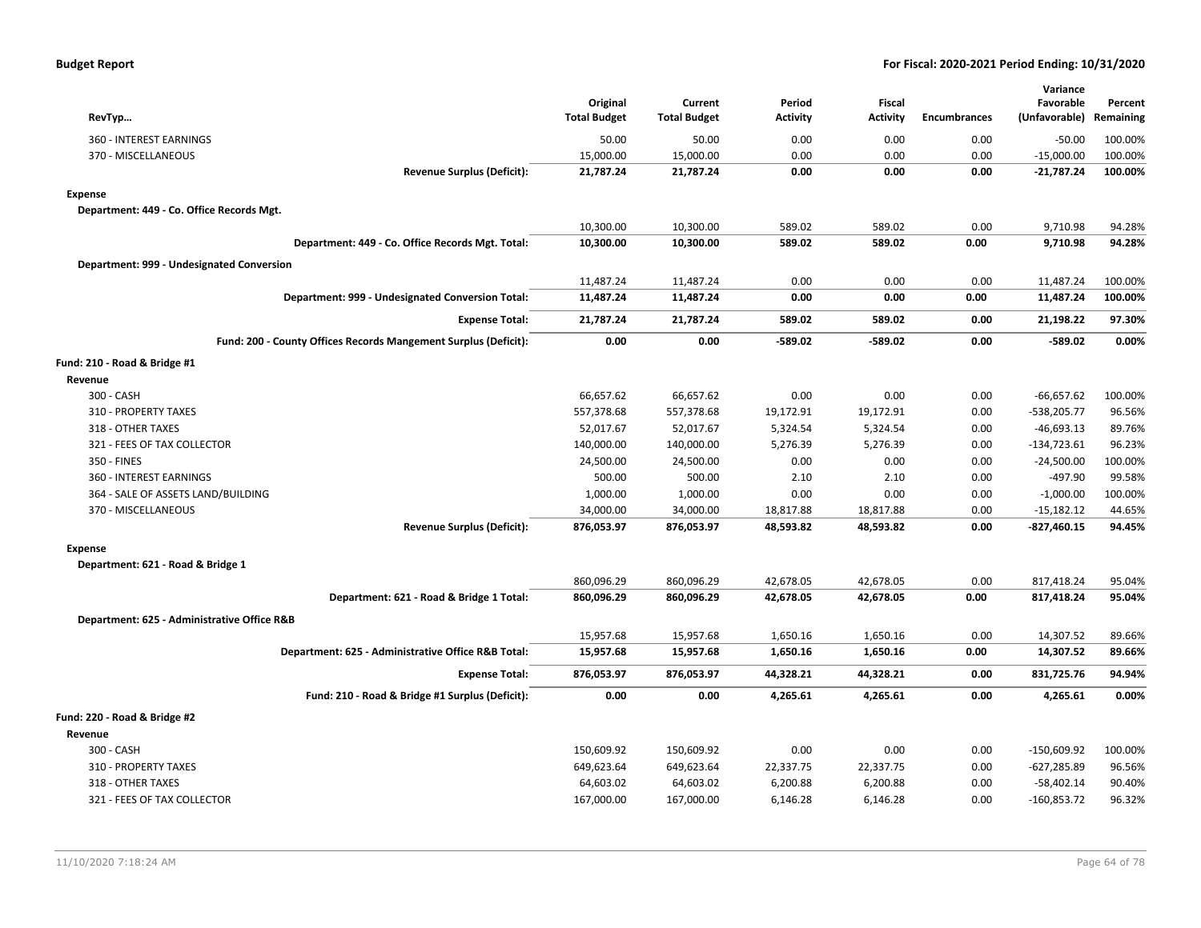| RevTyp… | Original Total Budget | Current Total Budget | Period Activity | Fiscal Activity | Encumbrances | Variance Favorable (Unfavorable) | Percent Remaining |
|---|---|---|---|---|---|---|---|
| 360 - INTEREST EARNINGS | 50.00 | 50.00 | 0.00 | 0.00 | 0.00 | -50.00 | 100.00% |
| 370 - MISCELLANEOUS | 15,000.00 | 15,000.00 | 0.00 | 0.00 | 0.00 | -15,000.00 | 100.00% |
| **Revenue Surplus (Deficit):** | **21,787.24** | **21,787.24** | **0.00** | **0.00** | **0.00** | **-21,787.24** | **100.00%** |
| **Expense** | | | | | | | |
| **Department: 449 - Co. Office Records Mgt.** | | | | | | | |
| | 10,300.00 | 10,300.00 | 589.02 | 589.02 | 0.00 | 9,710.98 | 94.28% |
| **Department: 449 - Co. Office Records Mgt. Total:** | **10,300.00** | **10,300.00** | **589.02** | **589.02** | **0.00** | **9,710.98** | **94.28%** |
| **Department: 999 - Undesignated Conversion** | | | | | | | |
| | 11,487.24 | 11,487.24 | 0.00 | 0.00 | 0.00 | 11,487.24 | 100.00% |
| **Department: 999 - Undesignated Conversion Total:** | **11,487.24** | **11,487.24** | **0.00** | **0.00** | **0.00** | **11,487.24** | **100.00%** |
| **Expense Total:** | **21,787.24** | **21,787.24** | **589.02** | **589.02** | **0.00** | **21,198.22** | **97.30%** |
| **Fund: 200 - County Offices Records Mangement Surplus (Deficit):** | **0.00** | **0.00** | **-589.02** | **-589.02** | **0.00** | **-589.02** | **0.00%** |
| **Fund: 210 - Road & Bridge #1** | | | | | | | |
| **Revenue** | | | | | | | |
| 300 - CASH | 66,657.62 | 66,657.62 | 0.00 | 0.00 | 0.00 | -66,657.62 | 100.00% |
| 310 - PROPERTY TAXES | 557,378.68 | 557,378.68 | 19,172.91 | 19,172.91 | 0.00 | -538,205.77 | 96.56% |
| 318 - OTHER TAXES | 52,017.67 | 52,017.67 | 5,324.54 | 5,324.54 | 0.00 | -46,693.13 | 89.76% |
| 321 - FEES OF TAX COLLECTOR | 140,000.00 | 140,000.00 | 5,276.39 | 5,276.39 | 0.00 | -134,723.61 | 96.23% |
| 350 - FINES | 24,500.00 | 24,500.00 | 0.00 | 0.00 | 0.00 | -24,500.00 | 100.00% |
| 360 - INTEREST EARNINGS | 500.00 | 500.00 | 2.10 | 2.10 | 0.00 | -497.90 | 99.58% |
| 364 - SALE OF ASSETS LAND/BUILDING | 1,000.00 | 1,000.00 | 0.00 | 0.00 | 0.00 | -1,000.00 | 100.00% |
| 370 - MISCELLANEOUS | 34,000.00 | 34,000.00 | 18,817.88 | 18,817.88 | 0.00 | -15,182.12 | 44.65% |
| **Revenue Surplus (Deficit):** | **876,053.97** | **876,053.97** | **48,593.82** | **48,593.82** | **0.00** | **-827,460.15** | **94.45%** |
| **Expense** | | | | | | | |
| **Department: 621 - Road & Bridge 1** | | | | | | | |
| | 860,096.29 | 860,096.29 | 42,678.05 | 42,678.05 | 0.00 | 817,418.24 | 95.04% |
| **Department: 621 - Road & Bridge 1 Total:** | **860,096.29** | **860,096.29** | **42,678.05** | **42,678.05** | **0.00** | **817,418.24** | **95.04%** |
| **Department: 625 - Administrative Office R&B** | | | | | | | |
| | 15,957.68 | 15,957.68 | 1,650.16 | 1,650.16 | 0.00 | 14,307.52 | 89.66% |
| **Department: 625 - Administrative Office R&B Total:** | **15,957.68** | **15,957.68** | **1,650.16** | **1,650.16** | **0.00** | **14,307.52** | **89.66%** |
| **Expense Total:** | **876,053.97** | **876,053.97** | **44,328.21** | **44,328.21** | **0.00** | **831,725.76** | **94.94%** |
| **Fund: 210 - Road & Bridge #1 Surplus (Deficit):** | **0.00** | **0.00** | **4,265.61** | **4,265.61** | **0.00** | **4,265.61** | **0.00%** |
| **Fund: 220 - Road & Bridge #2** | | | | | | | |
| **Revenue** | | | | | | | |
| 300 - CASH | 150,609.92 | 150,609.92 | 0.00 | 0.00 | 0.00 | -150,609.92 | 100.00% |
| 310 - PROPERTY TAXES | 649,623.64 | 649,623.64 | 22,337.75 | 22,337.75 | 0.00 | -627,285.89 | 96.56% |
| 318 - OTHER TAXES | 64,603.02 | 64,603.02 | 6,200.88 | 6,200.88 | 0.00 | -58,402.14 | 90.40% |
| 321 - FEES OF TAX COLLECTOR | 167,000.00 | 167,000.00 | 6,146.28 | 6,146.28 | 0.00 | -160,853.72 | 96.32% |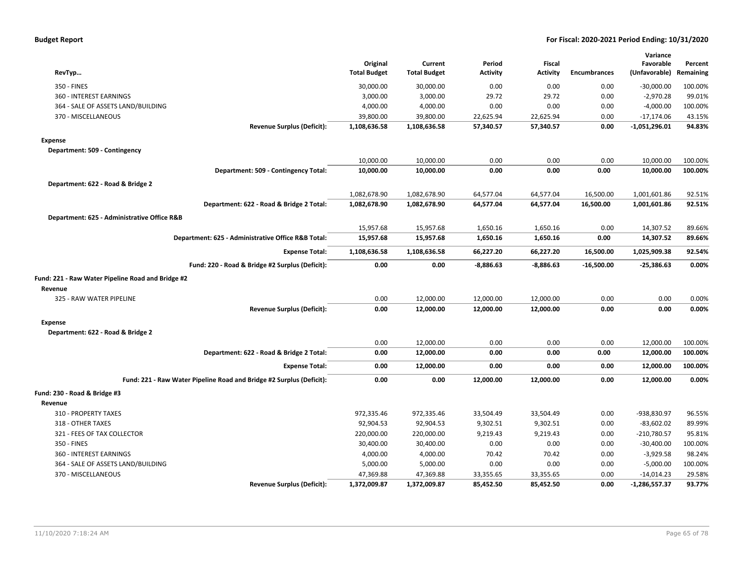| RevTyp… | Original Total Budget | Current Total Budget | Period Activity | Fiscal Activity | Encumbrances | Variance Favorable (Unfavorable) | Percent Remaining |
|---|---|---|---|---|---|---|---|
| 350 - FINES | 30,000.00 | 30,000.00 | 0.00 | 0.00 | 0.00 | -30,000.00 | 100.00% |
| 360 - INTEREST EARNINGS | 3,000.00 | 3,000.00 | 29.72 | 29.72 | 0.00 | -2,970.28 | 99.01% |
| 364 - SALE OF ASSETS LAND/BUILDING | 4,000.00 | 4,000.00 | 0.00 | 0.00 | 0.00 | -4,000.00 | 100.00% |
| 370 - MISCELLANEOUS | 39,800.00 | 39,800.00 | 22,625.94 | 22,625.94 | 0.00 | -17,174.06 | 43.15% |
| **Revenue Surplus (Deficit):** | **1,108,636.58** | **1,108,636.58** | **57,340.57** | **57,340.57** | **0.00** | **-1,051,296.01** | **94.83%** |
| **Expense** | | | | | | | |
| **Department: 509 - Contingency** | | | | | | | |
| | 10,000.00 | 10,000.00 | 0.00 | 0.00 | 0.00 | 10,000.00 | 100.00% |
| **Department: 509 - Contingency Total:** | **10,000.00** | **10,000.00** | **0.00** | **0.00** | **0.00** | **10,000.00** | **100.00%** |
| **Department: 622 - Road & Bridge 2** | | | | | | | |
| | 1,082,678.90 | 1,082,678.90 | 64,577.04 | 64,577.04 | 16,500.00 | 1,001,601.86 | 92.51% |
| **Department: 622 - Road & Bridge 2 Total:** | **1,082,678.90** | **1,082,678.90** | **64,577.04** | **64,577.04** | **16,500.00** | **1,001,601.86** | **92.51%** |
| **Department: 625 - Administrative Office R&B** | | | | | | | |
| | 15,957.68 | 15,957.68 | 1,650.16 | 1,650.16 | 0.00 | 14,307.52 | 89.66% |
| **Department: 625 - Administrative Office R&B Total:** | **15,957.68** | **15,957.68** | **1,650.16** | **1,650.16** | **0.00** | **14,307.52** | **89.66%** |
| **Expense Total:** | **1,108,636.58** | **1,108,636.58** | **66,227.20** | **66,227.20** | **16,500.00** | **1,025,909.38** | **92.54%** |
| **Fund: 220 - Road & Bridge #2 Surplus (Deficit):** | **0.00** | **0.00** | **-8,886.63** | **-8,886.63** | **-16,500.00** | **-25,386.63** | **0.00%** |
| **Fund: 221 - Raw Water Pipeline Road and Bridge #2** | | | | | | | |
| **Revenue** | | | | | | | |
| 325 - RAW WATER PIPELINE | 0.00 | 12,000.00 | 12,000.00 | 12,000.00 | 0.00 | 0.00 | 0.00% |
| **Revenue Surplus (Deficit):** | **0.00** | **12,000.00** | **12,000.00** | **12,000.00** | **0.00** | **0.00** | **0.00%** |
| **Expense** | | | | | | | |
| **Department: 622 - Road & Bridge 2** | | | | | | | |
| | 0.00 | 12,000.00 | 0.00 | 0.00 | 0.00 | 12,000.00 | 100.00% |
| **Department: 622 - Road & Bridge 2 Total:** | **0.00** | **12,000.00** | **0.00** | **0.00** | **0.00** | **12,000.00** | **100.00%** |
| **Expense Total:** | **0.00** | **12,000.00** | **0.00** | **0.00** | **0.00** | **12,000.00** | **100.00%** |
| **Fund: 221 - Raw Water Pipeline Road and Bridge #2 Surplus (Deficit):** | **0.00** | **0.00** | **12,000.00** | **12,000.00** | **0.00** | **12,000.00** | **0.00%** |
| **Fund: 230 - Road & Bridge #3** | | | | | | | |
| **Revenue** | | | | | | | |
| 310 - PROPERTY TAXES | 972,335.46 | 972,335.46 | 33,504.49 | 33,504.49 | 0.00 | -938,830.97 | 96.55% |
| 318 - OTHER TAXES | 92,904.53 | 92,904.53 | 9,302.51 | 9,302.51 | 0.00 | -83,602.02 | 89.99% |
| 321 - FEES OF TAX COLLECTOR | 220,000.00 | 220,000.00 | 9,219.43 | 9,219.43 | 0.00 | -210,780.57 | 95.81% |
| 350 - FINES | 30,400.00 | 30,400.00 | 0.00 | 0.00 | 0.00 | -30,400.00 | 100.00% |
| 360 - INTEREST EARNINGS | 4,000.00 | 4,000.00 | 70.42 | 70.42 | 0.00 | -3,929.58 | 98.24% |
| 364 - SALE OF ASSETS LAND/BUILDING | 5,000.00 | 5,000.00 | 0.00 | 0.00 | 0.00 | -5,000.00 | 100.00% |
| 370 - MISCELLANEOUS | 47,369.88 | 47,369.88 | 33,355.65 | 33,355.65 | 0.00 | -14,014.23 | 29.58% |
| **Revenue Surplus (Deficit):** | **1,372,009.87** | **1,372,009.87** | **85,452.50** | **85,452.50** | **0.00** | **-1,286,557.37** | **93.77%** |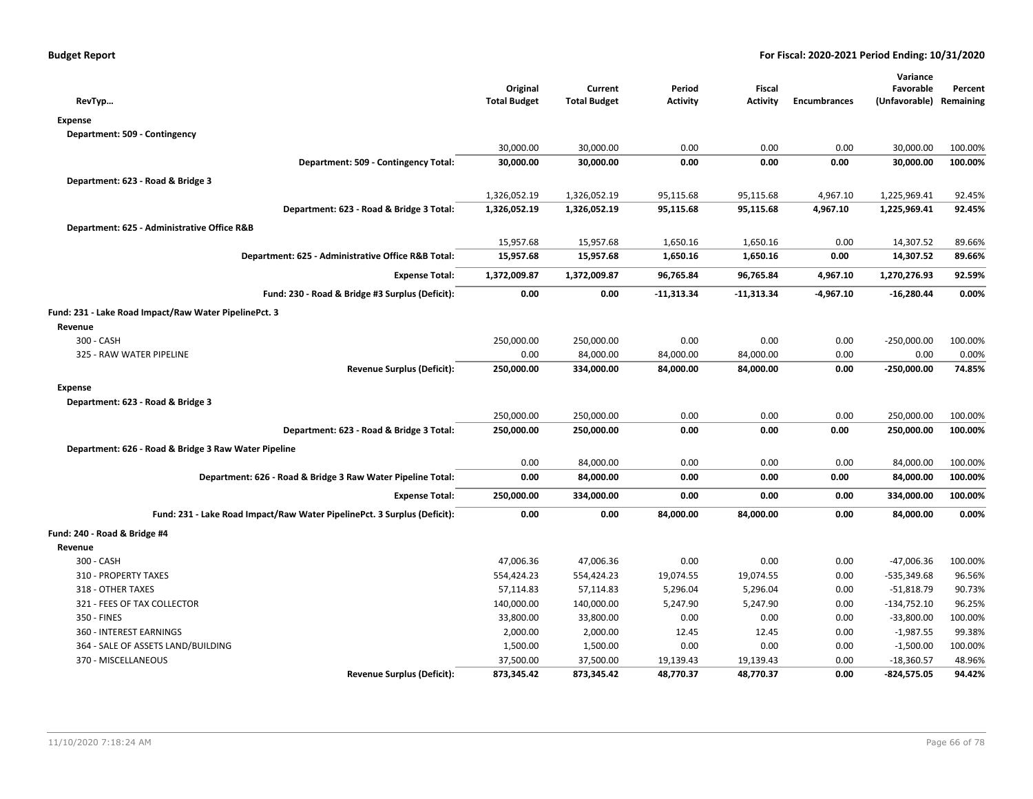**Budget Report** **For Fiscal: 2020-2021 Period Ending: 10/31/2020**

| RevTyp... | Original Total Budget | Current Total Budget | Period Activity | Fiscal Activity | Encumbrances | Variance Favorable (Unfavorable) | Percent Remaining |
|---|---|---|---|---|---|---|---|
| **Expense** | | | | | | | |
| **Department: 509 - Contingency** | | | | | | | |
| | 30,000.00 | 30,000.00 | 0.00 | 0.00 | 0.00 | 30,000.00 | 100.00% |
| **Department: 509 - Contingency Total:** | **30,000.00** | **30,000.00** | **0.00** | **0.00** | **0.00** | **30,000.00** | **100.00%** |
| **Department: 623 - Road & Bridge 3** | | | | | | | |
| | 1,326,052.19 | 1,326,052.19 | 95,115.68 | 95,115.68 | 4,967.10 | 1,225,969.41 | 92.45% |
| **Department: 623 - Road & Bridge 3 Total:** | **1,326,052.19** | **1,326,052.19** | **95,115.68** | **95,115.68** | **4,967.10** | **1,225,969.41** | **92.45%** |
| **Department: 625 - Administrative Office R&B** | | | | | | | |
| | 15,957.68 | 15,957.68 | 1,650.16 | 1,650.16 | 0.00 | 14,307.52 | 89.66% |
| **Department: 625 - Administrative Office R&B Total:** | **15,957.68** | **15,957.68** | **1,650.16** | **1,650.16** | **0.00** | **14,307.52** | **89.66%** |
| **Expense Total:** | **1,372,009.87** | **1,372,009.87** | **96,765.84** | **96,765.84** | **4,967.10** | **1,270,276.93** | **92.59%** |
| **Fund: 230 - Road & Bridge #3 Surplus (Deficit):** | **0.00** | **0.00** | **-11,313.34** | **-11,313.34** | **-4,967.10** | **-16,280.44** | **0.00%** |
| **Fund: 231 - Lake Road Impact/Raw Water PipelinePct. 3** | | | | | | | |
| **Revenue** | | | | | | | |
| 300 - CASH | 250,000.00 | 250,000.00 | 0.00 | 0.00 | 0.00 | -250,000.00 | 100.00% |
| 325 - RAW WATER PIPELINE | 0.00 | 84,000.00 | 84,000.00 | 84,000.00 | 0.00 | 0.00 | 0.00% |
| **Revenue Surplus (Deficit):** | **250,000.00** | **334,000.00** | **84,000.00** | **84,000.00** | **0.00** | **-250,000.00** | **74.85%** |
| **Expense** | | | | | | | |
| **Department: 623 - Road & Bridge 3** | | | | | | | |
| | 250,000.00 | 250,000.00 | 0.00 | 0.00 | 0.00 | 250,000.00 | 100.00% |
| **Department: 623 - Road & Bridge 3 Total:** | **250,000.00** | **250,000.00** | **0.00** | **0.00** | **0.00** | **250,000.00** | **100.00%** |
| **Department: 626 - Road & Bridge 3 Raw Water Pipeline** | | | | | | | |
| | 0.00 | 84,000.00 | 0.00 | 0.00 | 0.00 | 84,000.00 | 100.00% |
| **Department: 626 - Road & Bridge 3 Raw Water Pipeline Total:** | **0.00** | **84,000.00** | **0.00** | **0.00** | **0.00** | **84,000.00** | **100.00%** |
| **Expense Total:** | **250,000.00** | **334,000.00** | **0.00** | **0.00** | **0.00** | **334,000.00** | **100.00%** |
| **Fund: 231 - Lake Road Impact/Raw Water PipelinePct. 3 Surplus (Deficit):** | **0.00** | **0.00** | **84,000.00** | **84,000.00** | **0.00** | **84,000.00** | **0.00%** |
| **Fund: 240 - Road & Bridge #4** | | | | | | | |
| **Revenue** | | | | | | | |
| 300 - CASH | 47,006.36 | 47,006.36 | 0.00 | 0.00 | 0.00 | -47,006.36 | 100.00% |
| 310 - PROPERTY TAXES | 554,424.23 | 554,424.23 | 19,074.55 | 19,074.55 | 0.00 | -535,349.68 | 96.56% |
| 318 - OTHER TAXES | 57,114.83 | 57,114.83 | 5,296.04 | 5,296.04 | 0.00 | -51,818.79 | 90.73% |
| 321 - FEES OF TAX COLLECTOR | 140,000.00 | 140,000.00 | 5,247.90 | 5,247.90 | 0.00 | -134,752.10 | 96.25% |
| 350 - FINES | 33,800.00 | 33,800.00 | 0.00 | 0.00 | 0.00 | -33,800.00 | 100.00% |
| 360 - INTEREST EARNINGS | 2,000.00 | 2,000.00 | 12.45 | 12.45 | 0.00 | -1,987.55 | 99.38% |
| 364 - SALE OF ASSETS LAND/BUILDING | 1,500.00 | 1,500.00 | 0.00 | 0.00 | 0.00 | -1,500.00 | 100.00% |
| 370 - MISCELLANEOUS | 37,500.00 | 37,500.00 | 19,139.43 | 19,139.43 | 0.00 | -18,360.57 | 48.96% |
| **Revenue Surplus (Deficit):** | **873,345.42** | **873,345.42** | **48,770.37** | **48,770.37** | **0.00** | **-824,575.05** | **94.42%** |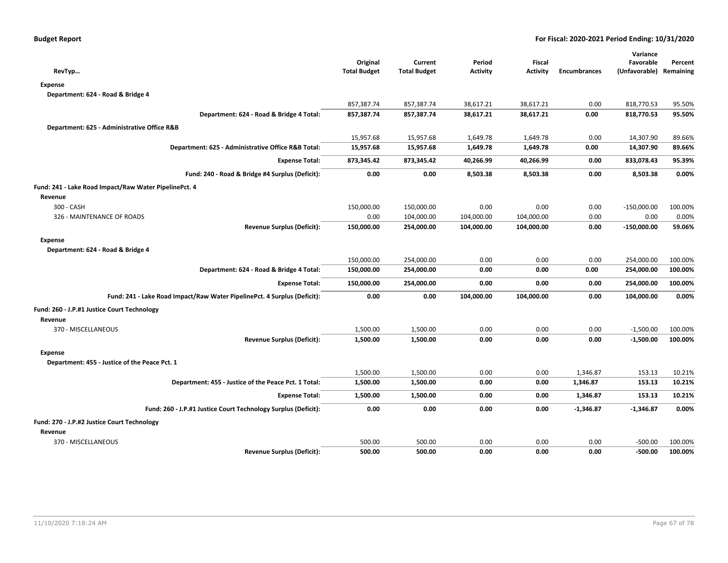**Budget Report** — For Fiscal: 2020-2021 Period Ending: 10/31/2020

| RevTyp… | Original Total Budget | Current Total Budget | Period Activity | Fiscal Activity | Encumbrances | Variance Favorable (Unfavorable) | Percent Remaining |
|---|---|---|---|---|---|---|---|
| **Expense** | | | | | | | |
| **Department: 624 - Road & Bridge 4** | | | | | | | |
| | 857,387.74 | 857,387.74 | 38,617.21 | 38,617.21 | 0.00 | 818,770.53 | 95.50% |
| **Department: 624 - Road & Bridge 4 Total:** | **857,387.74** | **857,387.74** | **38,617.21** | **38,617.21** | **0.00** | **818,770.53** | **95.50%** |
| **Department: 625 - Administrative Office R&B** | | | | | | | |
| | 15,957.68 | 15,957.68 | 1,649.78 | 1,649.78 | 0.00 | 14,307.90 | 89.66% |
| **Department: 625 - Administrative Office R&B Total:** | **15,957.68** | **15,957.68** | **1,649.78** | **1,649.78** | **0.00** | **14,307.90** | **89.66%** |
| **Expense Total:** | **873,345.42** | **873,345.42** | **40,266.99** | **40,266.99** | **0.00** | **833,078.43** | **95.39%** |
| **Fund: 240 - Road & Bridge #4 Surplus (Deficit):** | **0.00** | **0.00** | **8,503.38** | **8,503.38** | **0.00** | **8,503.38** | **0.00%** |
| **Fund: 241 - Lake Road Impact/Raw Water PipelinePct. 4** | | | | | | | |
| **Revenue** | | | | | | | |
| 300 - CASH | 150,000.00 | 150,000.00 | 0.00 | 0.00 | 0.00 | -150,000.00 | 100.00% |
| 326 - MAINTENANCE OF ROADS | 0.00 | 104,000.00 | 104,000.00 | 104,000.00 | 0.00 | 0.00 | 0.00% |
| **Revenue Surplus (Deficit):** | **150,000.00** | **254,000.00** | **104,000.00** | **104,000.00** | **0.00** | **-150,000.00** | **59.06%** |
| **Expense** | | | | | | | |
| **Department: 624 - Road & Bridge 4** | | | | | | | |
| | 150,000.00 | 254,000.00 | 0.00 | 0.00 | 0.00 | 254,000.00 | 100.00% |
| **Department: 624 - Road & Bridge 4 Total:** | **150,000.00** | **254,000.00** | **0.00** | **0.00** | **0.00** | **254,000.00** | **100.00%** |
| **Expense Total:** | **150,000.00** | **254,000.00** | **0.00** | **0.00** | **0.00** | **254,000.00** | **100.00%** |
| **Fund: 241 - Lake Road Impact/Raw Water PipelinePct. 4 Surplus (Deficit):** | **0.00** | **0.00** | **104,000.00** | **104,000.00** | **0.00** | **104,000.00** | **0.00%** |
| **Fund: 260 - J.P.#1 Justice Court Technology** | | | | | | | |
| **Revenue** | | | | | | | |
| 370 - MISCELLANEOUS | 1,500.00 | 1,500.00 | 0.00 | 0.00 | 0.00 | -1,500.00 | 100.00% |
| **Revenue Surplus (Deficit):** | **1,500.00** | **1,500.00** | **0.00** | **0.00** | **0.00** | **-1,500.00** | **100.00%** |
| **Expense** | | | | | | | |
| **Department: 455 - Justice of the Peace Pct. 1** | | | | | | | |
| | 1,500.00 | 1,500.00 | 0.00 | 0.00 | 1,346.87 | 153.13 | 10.21% |
| **Department: 455 - Justice of the Peace Pct. 1 Total:** | **1,500.00** | **1,500.00** | **0.00** | **0.00** | **1,346.87** | **153.13** | **10.21%** |
| **Expense Total:** | **1,500.00** | **1,500.00** | **0.00** | **0.00** | **1,346.87** | **153.13** | **10.21%** |
| **Fund: 260 - J.P.#1 Justice Court Technology Surplus (Deficit):** | **0.00** | **0.00** | **0.00** | **0.00** | **-1,346.87** | **-1,346.87** | **0.00%** |
| **Fund: 270 - J.P.#2 Justice Court Technology** | | | | | | | |
| **Revenue** | | | | | | | |
| 370 - MISCELLANEOUS | 500.00 | 500.00 | 0.00 | 0.00 | 0.00 | -500.00 | 100.00% |
| **Revenue Surplus (Deficit):** | **500.00** | **500.00** | **0.00** | **0.00** | **0.00** | **-500.00** | **100.00%** |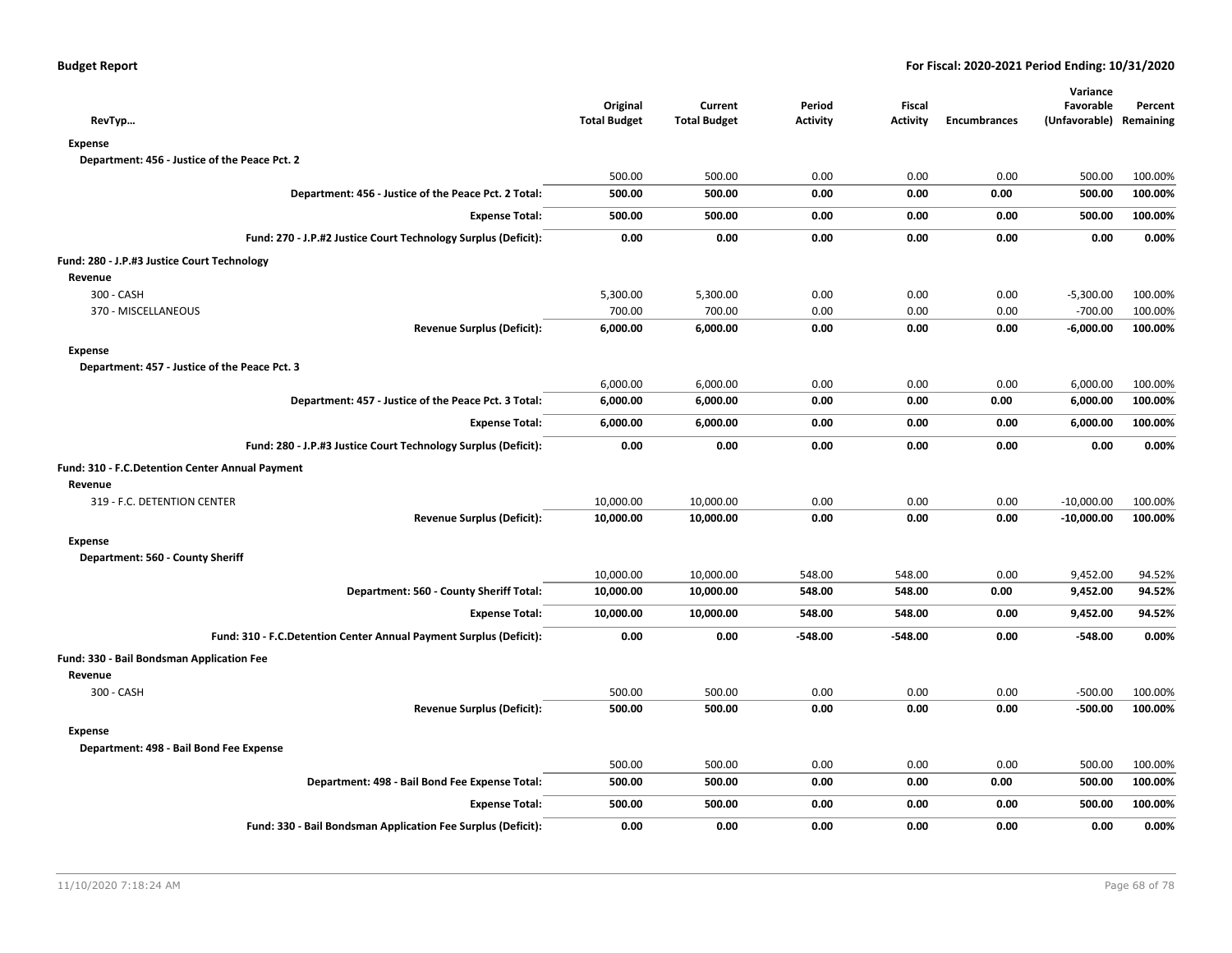| RevTyp… | Original Total Budget | Current Total Budget | Period Activity | Fiscal Activity | Encumbrances | Variance Favorable (Unfavorable) | Percent Remaining |
|---|---|---|---|---|---|---|---|
| **Expense** | | | | | | | |
| **Department: 456 - Justice of the Peace Pct. 2** | | | | | | | |
| | 500.00 | 500.00 | 0.00 | 0.00 | 0.00 | 500.00 | 100.00% |
| **Department: 456 - Justice of the Peace Pct. 2 Total:** | **500.00** | **500.00** | **0.00** | **0.00** | **0.00** | **500.00** | **100.00%** |
| **Expense Total:** | **500.00** | **500.00** | **0.00** | **0.00** | **0.00** | **500.00** | **100.00%** |
| **Fund: 270 - J.P.#2 Justice Court Technology Surplus (Deficit):** | **0.00** | **0.00** | **0.00** | **0.00** | **0.00** | **0.00** | **0.00%** |
| **Fund: 280 - J.P.#3 Justice Court Technology** | | | | | | | |
| **Revenue** | | | | | | | |
| 300 - CASH | 5,300.00 | 5,300.00 | 0.00 | 0.00 | 0.00 | -5,300.00 | 100.00% |
| 370 - MISCELLANEOUS | 700.00 | 700.00 | 0.00 | 0.00 | 0.00 | -700.00 | 100.00% |
| **Revenue Surplus (Deficit):** | **6,000.00** | **6,000.00** | **0.00** | **0.00** | **0.00** | **-6,000.00** | **100.00%** |
| **Expense** | | | | | | | |
| **Department: 457 - Justice of the Peace Pct. 3** | | | | | | | |
| | 6,000.00 | 6,000.00 | 0.00 | 0.00 | 0.00 | 6,000.00 | 100.00% |
| **Department: 457 - Justice of the Peace Pct. 3 Total:** | **6,000.00** | **6,000.00** | **0.00** | **0.00** | **0.00** | **6,000.00** | **100.00%** |
| **Expense Total:** | **6,000.00** | **6,000.00** | **0.00** | **0.00** | **0.00** | **6,000.00** | **100.00%** |
| **Fund: 280 - J.P.#3 Justice Court Technology Surplus (Deficit):** | **0.00** | **0.00** | **0.00** | **0.00** | **0.00** | **0.00** | **0.00%** |
| **Fund: 310 - F.C.Detention Center Annual Payment** | | | | | | | |
| **Revenue** | | | | | | | |
| 319 - F.C. DETENTION CENTER | 10,000.00 | 10,000.00 | 0.00 | 0.00 | 0.00 | -10,000.00 | 100.00% |
| **Revenue Surplus (Deficit):** | **10,000.00** | **10,000.00** | **0.00** | **0.00** | **0.00** | **-10,000.00** | **100.00%** |
| **Expense** | | | | | | | |
| **Department: 560 - County Sheriff** | | | | | | | |
| | 10,000.00 | 10,000.00 | 548.00 | 548.00 | 0.00 | 9,452.00 | 94.52% |
| **Department: 560 - County Sheriff Total:** | **10,000.00** | **10,000.00** | **548.00** | **548.00** | **0.00** | **9,452.00** | **94.52%** |
| **Expense Total:** | **10,000.00** | **10,000.00** | **548.00** | **548.00** | **0.00** | **9,452.00** | **94.52%** |
| **Fund: 310 - F.C.Detention Center Annual Payment Surplus (Deficit):** | **0.00** | **0.00** | **-548.00** | **-548.00** | **0.00** | **-548.00** | **0.00%** |
| **Fund: 330 - Bail Bondsman Application Fee** | | | | | | | |
| **Revenue** | | | | | | | |
| 300 - CASH | 500.00 | 500.00 | 0.00 | 0.00 | 0.00 | -500.00 | 100.00% |
| **Revenue Surplus (Deficit):** | **500.00** | **500.00** | **0.00** | **0.00** | **0.00** | **-500.00** | **100.00%** |
| **Expense** | | | | | | | |
| **Department: 498 - Bail Bond Fee Expense** | | | | | | | |
| | 500.00 | 500.00 | 0.00 | 0.00 | 0.00 | 500.00 | 100.00% |
| **Department: 498 - Bail Bond Fee Expense Total:** | **500.00** | **500.00** | **0.00** | **0.00** | **0.00** | **500.00** | **100.00%** |
| **Expense Total:** | **500.00** | **500.00** | **0.00** | **0.00** | **0.00** | **500.00** | **100.00%** |
| **Fund: 330 - Bail Bondsman Application Fee Surplus (Deficit):** | **0.00** | **0.00** | **0.00** | **0.00** | **0.00** | **0.00** | **0.00%** |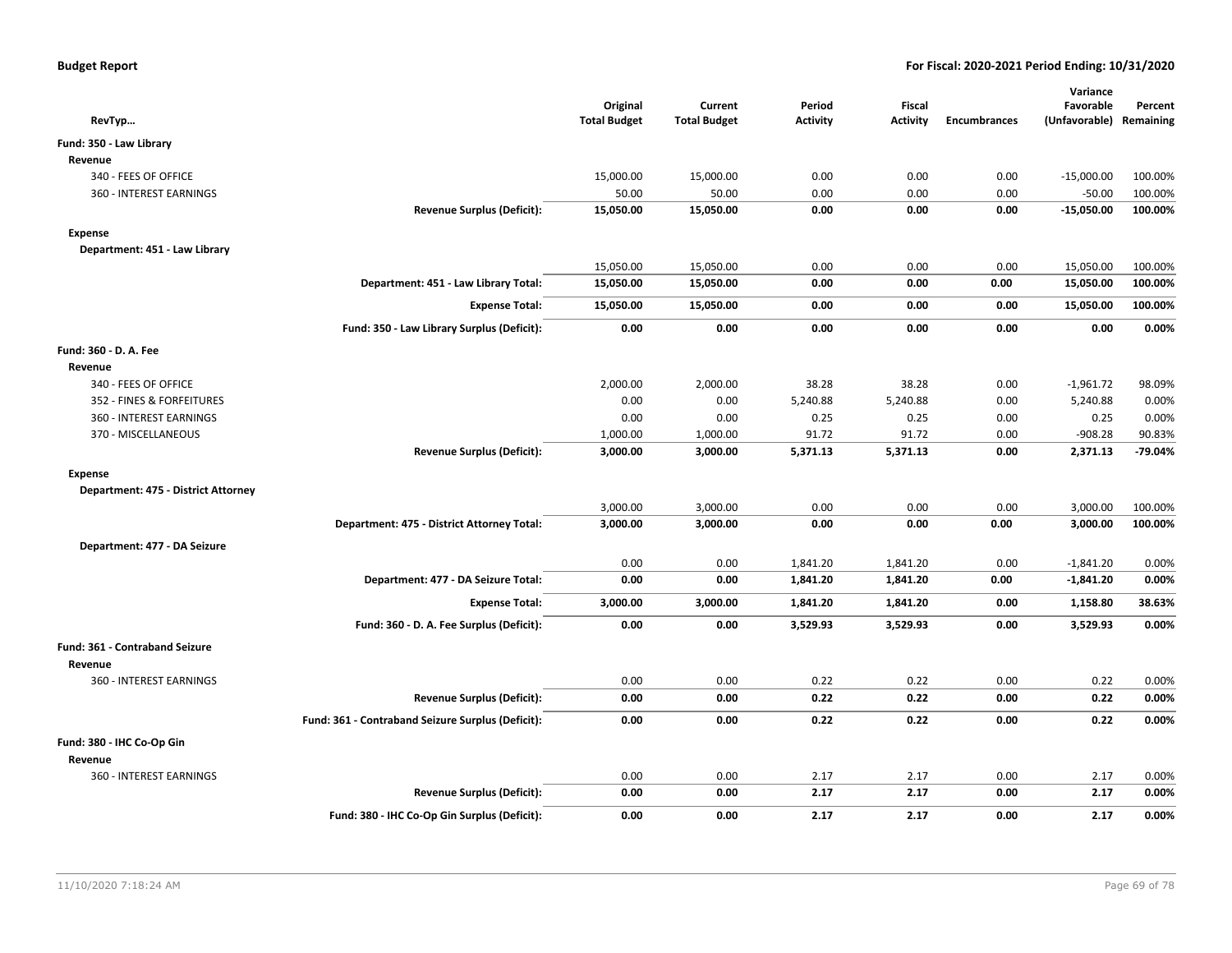**Budget Report** **For Fiscal: 2020-2021 Period Ending: 10/31/2020**

| RevTyp… | | Original Total Budget | Current Total Budget | Period Activity | Fiscal Activity | Encumbrances | Variance Favorable (Unfavorable) | Percent Remaining |
|---|---|---|---|---|---|---|---|---|
| **Fund: 350 - Law Library** | | | | | | | | |
| **Revenue** | | | | | | | | |
| 340 - FEES OF OFFICE | | 15,000.00 | 15,000.00 | 0.00 | 0.00 | 0.00 | -15,000.00 | 100.00% |
| 360 - INTEREST EARNINGS | | 50.00 | 50.00 | 0.00 | 0.00 | 0.00 | -50.00 | 100.00% |
| | **Revenue Surplus (Deficit):** | **15,050.00** | **15,050.00** | **0.00** | **0.00** | **0.00** | **-15,050.00** | **100.00%** |
| **Expense** | | | | | | | | |
| **Department: 451 - Law Library** | | | | | | | | |
| | | 15,050.00 | 15,050.00 | 0.00 | 0.00 | 0.00 | 15,050.00 | 100.00% |
| | **Department: 451 - Law Library Total:** | **15,050.00** | **15,050.00** | **0.00** | **0.00** | **0.00** | **15,050.00** | **100.00%** |
| | **Expense Total:** | **15,050.00** | **15,050.00** | **0.00** | **0.00** | **0.00** | **15,050.00** | **100.00%** |
| | **Fund: 350 - Law Library Surplus (Deficit):** | **0.00** | **0.00** | **0.00** | **0.00** | **0.00** | **0.00** | **0.00%** |
| **Fund: 360 - D. A. Fee** | | | | | | | | |
| **Revenue** | | | | | | | | |
| 340 - FEES OF OFFICE | | 2,000.00 | 2,000.00 | 38.28 | 38.28 | 0.00 | -1,961.72 | 98.09% |
| 352 - FINES & FORFEITURES | | 0.00 | 0.00 | 5,240.88 | 5,240.88 | 0.00 | 5,240.88 | 0.00% |
| 360 - INTEREST EARNINGS | | 0.00 | 0.00 | 0.25 | 0.25 | 0.00 | 0.25 | 0.00% |
| 370 - MISCELLANEOUS | | 1,000.00 | 1,000.00 | 91.72 | 91.72 | 0.00 | -908.28 | 90.83% |
| | **Revenue Surplus (Deficit):** | **3,000.00** | **3,000.00** | **5,371.13** | **5,371.13** | **0.00** | **2,371.13** | **-79.04%** |
| **Expense** | | | | | | | | |
| **Department: 475 - District Attorney** | | | | | | | | |
| | | 3,000.00 | 3,000.00 | 0.00 | 0.00 | 0.00 | 3,000.00 | 100.00% |
| | **Department: 475 - District Attorney Total:** | **3,000.00** | **3,000.00** | **0.00** | **0.00** | **0.00** | **3,000.00** | **100.00%** |
| **Department: 477 - DA Seizure** | | | | | | | | |
| | | 0.00 | 0.00 | 1,841.20 | 1,841.20 | 0.00 | -1,841.20 | 0.00% |
| | **Department: 477 - DA Seizure Total:** | **0.00** | **0.00** | **1,841.20** | **1,841.20** | **0.00** | **-1,841.20** | **0.00%** |
| | **Expense Total:** | **3,000.00** | **3,000.00** | **1,841.20** | **1,841.20** | **0.00** | **1,158.80** | **38.63%** |
| | **Fund: 360 - D. A. Fee Surplus (Deficit):** | **0.00** | **0.00** | **3,529.93** | **3,529.93** | **0.00** | **3,529.93** | **0.00%** |
| **Fund: 361 - Contraband Seizure** | | | | | | | | |
| **Revenue** | | | | | | | | |
| 360 - INTEREST EARNINGS | | 0.00 | 0.00 | 0.22 | 0.22 | 0.00 | 0.22 | 0.00% |
| | **Revenue Surplus (Deficit):** | **0.00** | **0.00** | **0.22** | **0.22** | **0.00** | **0.22** | **0.00%** |
| | **Fund: 361 - Contraband Seizure Surplus (Deficit):** | **0.00** | **0.00** | **0.22** | **0.22** | **0.00** | **0.22** | **0.00%** |
| **Fund: 380 - IHC Co-Op Gin** | | | | | | | | |
| **Revenue** | | | | | | | | |
| 360 - INTEREST EARNINGS | | 0.00 | 0.00 | 2.17 | 2.17 | 0.00 | 2.17 | 0.00% |
| | **Revenue Surplus (Deficit):** | **0.00** | **0.00** | **2.17** | **2.17** | **0.00** | **2.17** | **0.00%** |
| | **Fund: 380 - IHC Co-Op Gin Surplus (Deficit):** | **0.00** | **0.00** | **2.17** | **2.17** | **0.00** | **2.17** | **0.00%** |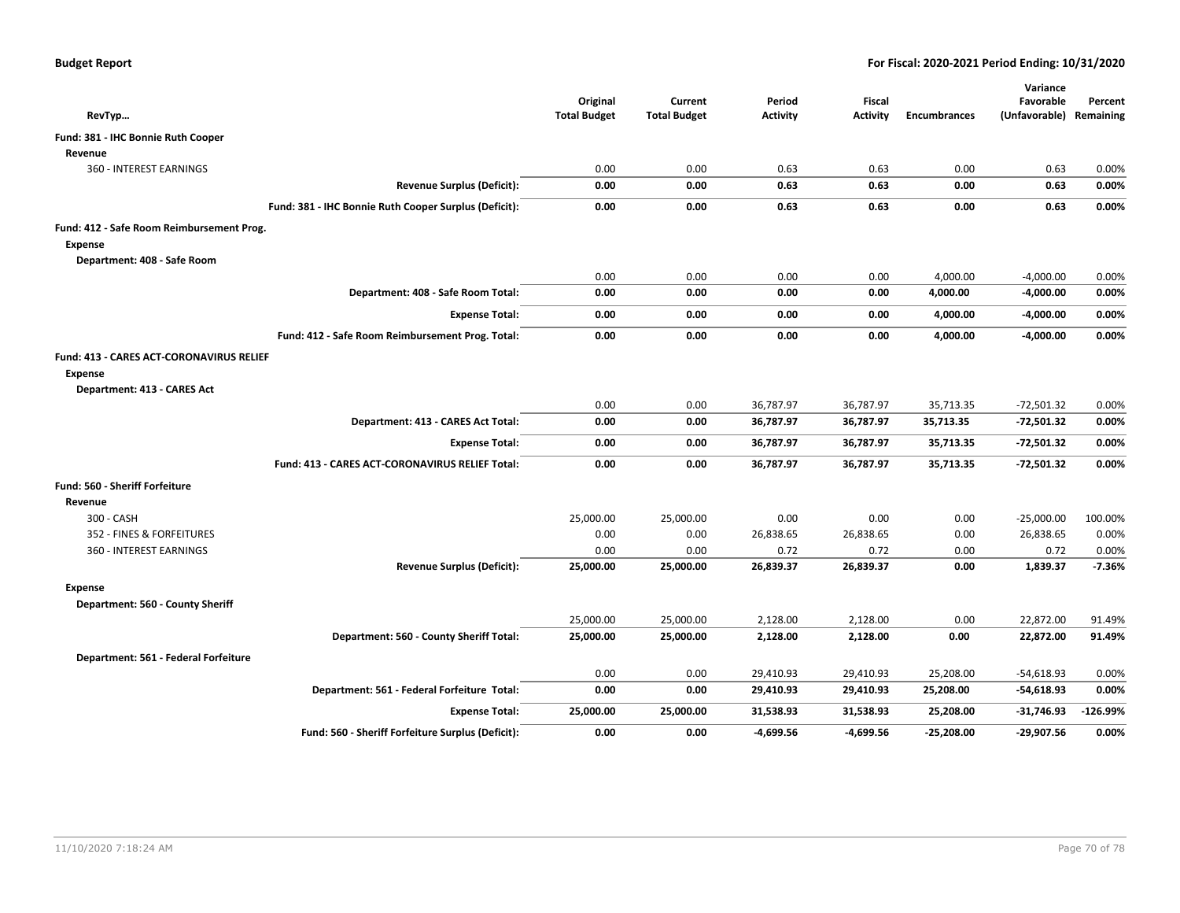**Budget Report** — **For Fiscal: 2020-2021 Period Ending: 10/31/2020**

| RevTyp… | | Original Total Budget | Current Total Budget | Period Activity | Fiscal Activity | Encumbrances | Variance Favorable (Unfavorable) | Percent Remaining |
|---|---|---|---|---|---|---|---|---|
| **Fund: 381 - IHC Bonnie Ruth Cooper** | | | | | | | | |
| **Revenue** | | | | | | | | |
| 360 - INTEREST EARNINGS | | 0.00 | 0.00 | 0.63 | 0.63 | 0.00 | 0.63 | 0.00% |
| | **Revenue Surplus (Deficit):** | **0.00** | **0.00** | **0.63** | **0.63** | **0.00** | **0.63** | **0.00%** |
| | **Fund: 381 - IHC Bonnie Ruth Cooper Surplus (Deficit):** | **0.00** | **0.00** | **0.63** | **0.63** | **0.00** | **0.63** | **0.00%** |
| **Fund: 412 - Safe Room Reimbursement Prog.** | | | | | | | | |
| **Expense** | | | | | | | | |
| **Department: 408 - Safe Room** | | | | | | | | |
| | | 0.00 | 0.00 | 0.00 | 0.00 | 4,000.00 | -4,000.00 | 0.00% |
| | **Department: 408 - Safe Room Total:** | **0.00** | **0.00** | **0.00** | **0.00** | **4,000.00** | **-4,000.00** | **0.00%** |
| | **Expense Total:** | **0.00** | **0.00** | **0.00** | **0.00** | **4,000.00** | **-4,000.00** | **0.00%** |
| | **Fund: 412 - Safe Room Reimbursement Prog. Total:** | **0.00** | **0.00** | **0.00** | **0.00** | **4,000.00** | **-4,000.00** | **0.00%** |
| **Fund: 413 - CARES ACT-CORONAVIRUS RELIEF** | | | | | | | | |
| **Expense** | | | | | | | | |
| **Department: 413 - CARES Act** | | | | | | | | |
| | | 0.00 | 0.00 | 36,787.97 | 36,787.97 | 35,713.35 | -72,501.32 | 0.00% |
| | **Department: 413 - CARES Act Total:** | **0.00** | **0.00** | **36,787.97** | **36,787.97** | **35,713.35** | **-72,501.32** | **0.00%** |
| | **Expense Total:** | **0.00** | **0.00** | **36,787.97** | **36,787.97** | **35,713.35** | **-72,501.32** | **0.00%** |
| | **Fund: 413 - CARES ACT-CORONAVIRUS RELIEF Total:** | **0.00** | **0.00** | **36,787.97** | **36,787.97** | **35,713.35** | **-72,501.32** | **0.00%** |
| **Fund: 560 - Sheriff Forfeiture** | | | | | | | | |
| **Revenue** | | | | | | | | |
| 300 - CASH | | 25,000.00 | 25,000.00 | 0.00 | 0.00 | 0.00 | -25,000.00 | 100.00% |
| 352 - FINES & FORFEITURES | | 0.00 | 0.00 | 26,838.65 | 26,838.65 | 0.00 | 26,838.65 | 0.00% |
| 360 - INTEREST EARNINGS | | 0.00 | 0.00 | 0.72 | 0.72 | 0.00 | 0.72 | 0.00% |
| | **Revenue Surplus (Deficit):** | **25,000.00** | **25,000.00** | **26,839.37** | **26,839.37** | **0.00** | **1,839.37** | **-7.36%** |
| **Expense** | | | | | | | | |
| **Department: 560 - County Sheriff** | | | | | | | | |
| | | 25,000.00 | 25,000.00 | 2,128.00 | 2,128.00 | 0.00 | 22,872.00 | 91.49% |
| | **Department: 560 - County Sheriff Total:** | **25,000.00** | **25,000.00** | **2,128.00** | **2,128.00** | **0.00** | **22,872.00** | **91.49%** |
| **Department: 561 - Federal Forfeiture** | | | | | | | | |
| | | 0.00 | 0.00 | 29,410.93 | 29,410.93 | 25,208.00 | -54,618.93 | 0.00% |
| | **Department: 561 - Federal Forfeiture Total:** | **0.00** | **0.00** | **29,410.93** | **29,410.93** | **25,208.00** | **-54,618.93** | **0.00%** |
| | **Expense Total:** | **25,000.00** | **25,000.00** | **31,538.93** | **31,538.93** | **25,208.00** | **-31,746.93** | **-126.99%** |
| | **Fund: 560 - Sheriff Forfeiture Surplus (Deficit):** | **0.00** | **0.00** | **-4,699.56** | **-4,699.56** | **-25,208.00** | **-29,907.56** | **0.00%** |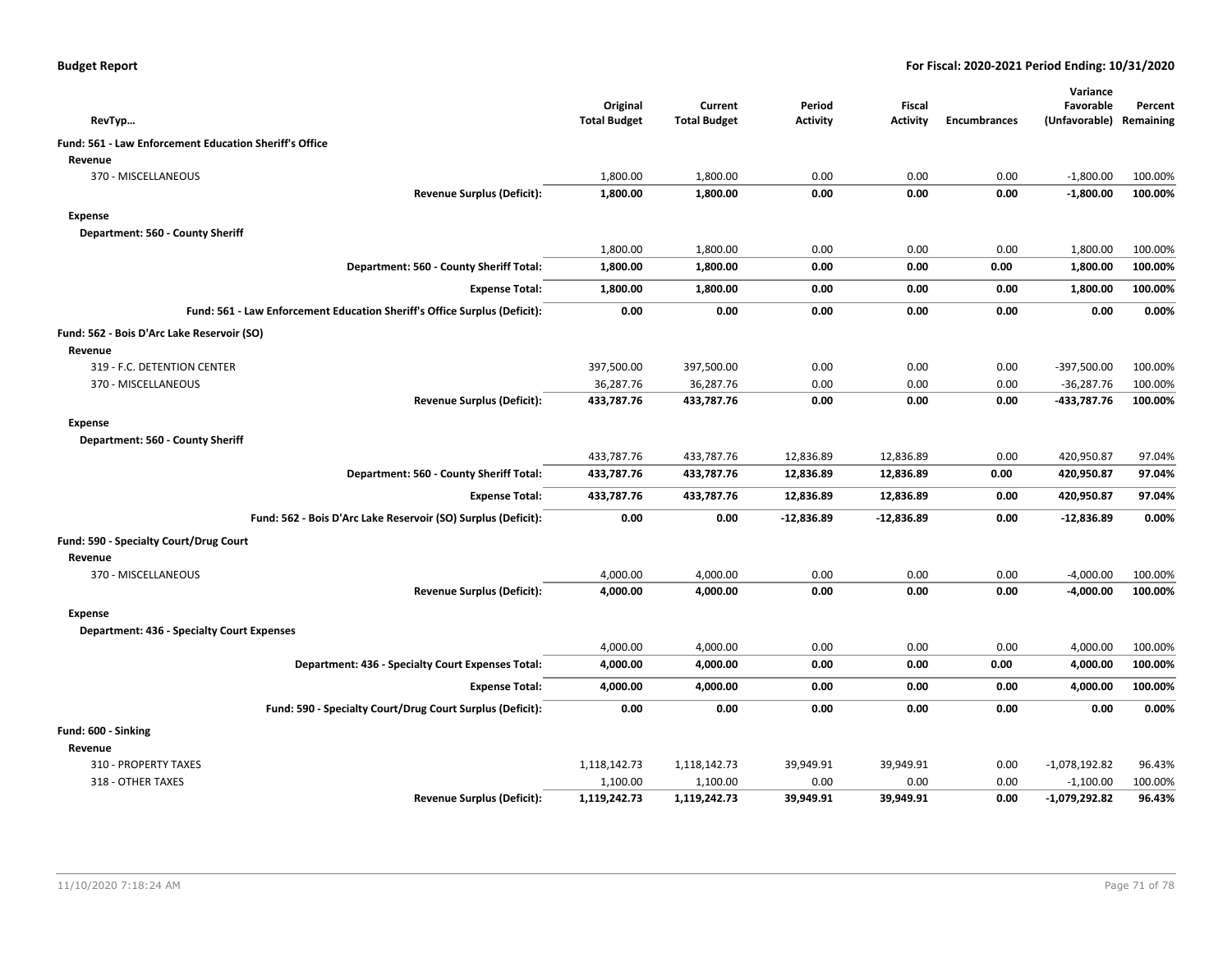**Budget Report** — **For Fiscal: 2020-2021 Period Ending: 10/31/2020**

| RevTyp… | Original Total Budget | Current Total Budget | Period Activity | Fiscal Activity | Encumbrances | Variance Favorable (Unfavorable) | Percent Remaining |
|---|---|---|---|---|---|---|---|
| **Fund: 561 - Law Enforcement Education Sheriff's Office** | | | | | | | |
| **Revenue** | | | | | | | |
| 370 - MISCELLANEOUS | 1,800.00 | 1,800.00 | 0.00 | 0.00 | 0.00 | -1,800.00 | 100.00% |
| **Revenue Surplus (Deficit):** | **1,800.00** | **1,800.00** | **0.00** | **0.00** | **0.00** | **-1,800.00** | **100.00%** |
| **Expense** | | | | | | | |
| **Department: 560 - County Sheriff** | | | | | | | |
| | 1,800.00 | 1,800.00 | 0.00 | 0.00 | 0.00 | 1,800.00 | 100.00% |
| **Department: 560 - County Sheriff Total:** | **1,800.00** | **1,800.00** | **0.00** | **0.00** | **0.00** | **1,800.00** | **100.00%** |
| **Expense Total:** | **1,800.00** | **1,800.00** | **0.00** | **0.00** | **0.00** | **1,800.00** | **100.00%** |
| **Fund: 561 - Law Enforcement Education Sheriff's Office Surplus (Deficit):** | **0.00** | **0.00** | **0.00** | **0.00** | **0.00** | **0.00** | **0.00%** |
| **Fund: 562 - Bois D'Arc Lake Reservoir (SO)** | | | | | | | |
| **Revenue** | | | | | | | |
| 319 - F.C. DETENTION CENTER | 397,500.00 | 397,500.00 | 0.00 | 0.00 | 0.00 | -397,500.00 | 100.00% |
| 370 - MISCELLANEOUS | 36,287.76 | 36,287.76 | 0.00 | 0.00 | 0.00 | -36,287.76 | 100.00% |
| **Revenue Surplus (Deficit):** | **433,787.76** | **433,787.76** | **0.00** | **0.00** | **0.00** | **-433,787.76** | **100.00%** |
| **Expense** | | | | | | | |
| **Department: 560 - County Sheriff** | | | | | | | |
| | 433,787.76 | 433,787.76 | 12,836.89 | 12,836.89 | 0.00 | 420,950.87 | 97.04% |
| **Department: 560 - County Sheriff Total:** | **433,787.76** | **433,787.76** | **12,836.89** | **12,836.89** | **0.00** | **420,950.87** | **97.04%** |
| **Expense Total:** | **433,787.76** | **433,787.76** | **12,836.89** | **12,836.89** | **0.00** | **420,950.87** | **97.04%** |
| **Fund: 562 - Bois D'Arc Lake Reservoir (SO) Surplus (Deficit):** | **0.00** | **0.00** | **-12,836.89** | **-12,836.89** | **0.00** | **-12,836.89** | **0.00%** |
| **Fund: 590 - Specialty Court/Drug Court** | | | | | | | |
| **Revenue** | | | | | | | |
| 370 - MISCELLANEOUS | 4,000.00 | 4,000.00 | 0.00 | 0.00 | 0.00 | -4,000.00 | 100.00% |
| **Revenue Surplus (Deficit):** | **4,000.00** | **4,000.00** | **0.00** | **0.00** | **0.00** | **-4,000.00** | **100.00%** |
| **Expense** | | | | | | | |
| **Department: 436 - Specialty Court Expenses** | | | | | | | |
| | 4,000.00 | 4,000.00 | 0.00 | 0.00 | 0.00 | 4,000.00 | 100.00% |
| **Department: 436 - Specialty Court Expenses Total:** | **4,000.00** | **4,000.00** | **0.00** | **0.00** | **0.00** | **4,000.00** | **100.00%** |
| **Expense Total:** | **4,000.00** | **4,000.00** | **0.00** | **0.00** | **0.00** | **4,000.00** | **100.00%** |
| **Fund: 590 - Specialty Court/Drug Court Surplus (Deficit):** | **0.00** | **0.00** | **0.00** | **0.00** | **0.00** | **0.00** | **0.00%** |
| **Fund: 600 - Sinking** | | | | | | | |
| **Revenue** | | | | | | | |
| 310 - PROPERTY TAXES | 1,118,142.73 | 1,118,142.73 | 39,949.91 | 39,949.91 | 0.00 | -1,078,192.82 | 96.43% |
| 318 - OTHER TAXES | 1,100.00 | 1,100.00 | 0.00 | 0.00 | 0.00 | -1,100.00 | 100.00% |
| **Revenue Surplus (Deficit):** | **1,119,242.73** | **1,119,242.73** | **39,949.91** | **39,949.91** | **0.00** | **-1,079,292.82** | **96.43%** |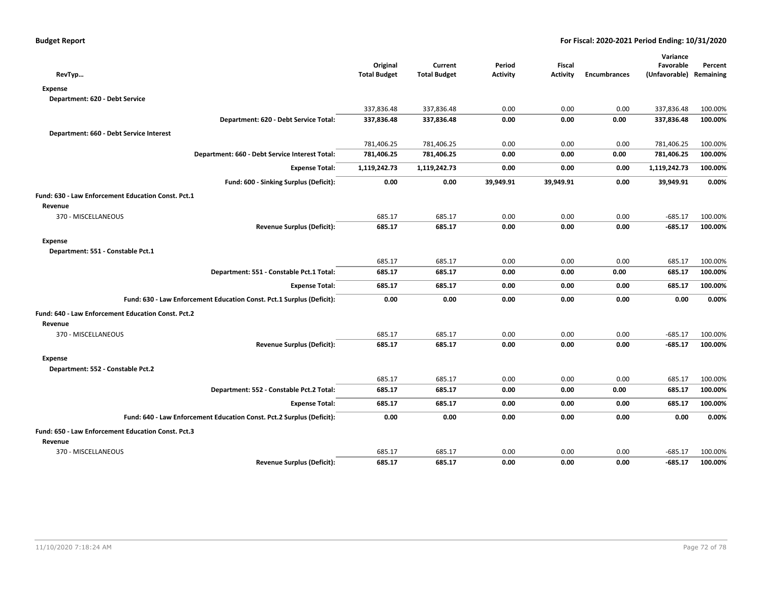**Budget Report** — **For Fiscal: 2020-2021 Period Ending: 10/31/2020**

| RevTyp… | Original Total Budget | Current Total Budget | Period Activity | Fiscal Activity | Encumbrances | Variance Favorable (Unfavorable) | Percent Remaining |
|---|---|---|---|---|---|---|---|
| **Expense** | | | | | | | |
| **Department: 620 - Debt Service** | | | | | | | |
| | 337,836.48 | 337,836.48 | 0.00 | 0.00 | 0.00 | 337,836.48 | 100.00% |
| **Department: 620 - Debt Service Total:** | **337,836.48** | **337,836.48** | **0.00** | **0.00** | **0.00** | **337,836.48** | **100.00%** |
| **Department: 660 - Debt Service Interest** | | | | | | | |
| | 781,406.25 | 781,406.25 | 0.00 | 0.00 | 0.00 | 781,406.25 | 100.00% |
| **Department: 660 - Debt Service Interest Total:** | **781,406.25** | **781,406.25** | **0.00** | **0.00** | **0.00** | **781,406.25** | **100.00%** |
| **Expense Total:** | **1,119,242.73** | **1,119,242.73** | **0.00** | **0.00** | **0.00** | **1,119,242.73** | **100.00%** |
| **Fund: 600 - Sinking Surplus (Deficit):** | **0.00** | **0.00** | **39,949.91** | **39,949.91** | **0.00** | **39,949.91** | **0.00%** |
| **Fund: 630 - Law Enforcement Education Const. Pct.1** | | | | | | | |
| **Revenue** | | | | | | | |
| 370 - MISCELLANEOUS | 685.17 | 685.17 | 0.00 | 0.00 | 0.00 | -685.17 | 100.00% |
| **Revenue Surplus (Deficit):** | **685.17** | **685.17** | **0.00** | **0.00** | **0.00** | **-685.17** | **100.00%** |
| **Expense** | | | | | | | |
| **Department: 551 - Constable Pct.1** | | | | | | | |
| | 685.17 | 685.17 | 0.00 | 0.00 | 0.00 | 685.17 | 100.00% |
| **Department: 551 - Constable Pct.1 Total:** | **685.17** | **685.17** | **0.00** | **0.00** | **0.00** | **685.17** | **100.00%** |
| **Expense Total:** | **685.17** | **685.17** | **0.00** | **0.00** | **0.00** | **685.17** | **100.00%** |
| **Fund: 630 - Law Enforcement Education Const. Pct.1 Surplus (Deficit):** | **0.00** | **0.00** | **0.00** | **0.00** | **0.00** | **0.00** | **0.00%** |
| **Fund: 640 - Law Enforcement Education Const. Pct.2** | | | | | | | |
| **Revenue** | | | | | | | |
| 370 - MISCELLANEOUS | 685.17 | 685.17 | 0.00 | 0.00 | 0.00 | -685.17 | 100.00% |
| **Revenue Surplus (Deficit):** | **685.17** | **685.17** | **0.00** | **0.00** | **0.00** | **-685.17** | **100.00%** |
| **Expense** | | | | | | | |
| **Department: 552 - Constable Pct.2** | | | | | | | |
| | 685.17 | 685.17 | 0.00 | 0.00 | 0.00 | 685.17 | 100.00% |
| **Department: 552 - Constable Pct.2 Total:** | **685.17** | **685.17** | **0.00** | **0.00** | **0.00** | **685.17** | **100.00%** |
| **Expense Total:** | **685.17** | **685.17** | **0.00** | **0.00** | **0.00** | **685.17** | **100.00%** |
| **Fund: 640 - Law Enforcement Education Const. Pct.2 Surplus (Deficit):** | **0.00** | **0.00** | **0.00** | **0.00** | **0.00** | **0.00** | **0.00%** |
| **Fund: 650 - Law Enforcement Education Const. Pct.3** | | | | | | | |
| **Revenue** | | | | | | | |
| 370 - MISCELLANEOUS | 685.17 | 685.17 | 0.00 | 0.00 | 0.00 | -685.17 | 100.00% |
| **Revenue Surplus (Deficit):** | **685.17** | **685.17** | **0.00** | **0.00** | **0.00** | **-685.17** | **100.00%** |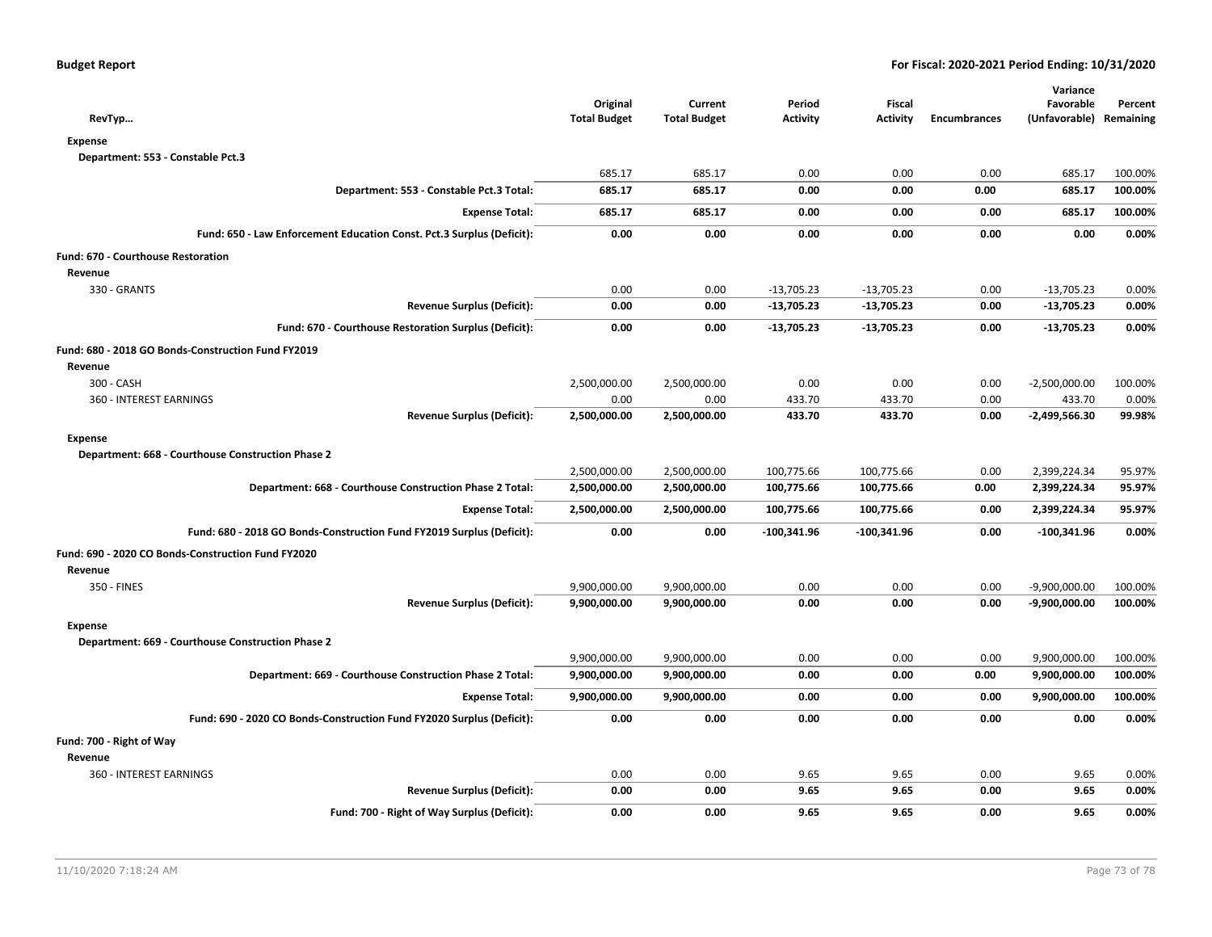| RevTyp… | Original Total Budget | Current Total Budget | Period Activity | Fiscal Activity | Encumbrances | Variance Favorable (Unfavorable) | Percent Remaining |
|---|---|---|---|---|---|---|---|
| **Expense** | | | | | | | |
| **Department: 553 - Constable Pct.3** | | | | | | | |
| | 685.17 | 685.17 | 0.00 | 0.00 | 0.00 | 685.17 | 100.00% |
| **Department: 553 - Constable Pct.3 Total:** | **685.17** | **685.17** | **0.00** | **0.00** | **0.00** | **685.17** | **100.00%** |
| **Expense Total:** | **685.17** | **685.17** | **0.00** | **0.00** | **0.00** | **685.17** | **100.00%** |
| **Fund: 650 - Law Enforcement Education Const. Pct.3 Surplus (Deficit):** | **0.00** | **0.00** | **0.00** | **0.00** | **0.00** | **0.00** | **0.00%** |
| **Fund: 670 - Courthouse Restoration** | | | | | | | |
| **Revenue** | | | | | | | |
| 330 - GRANTS | 0.00 | 0.00 | -13,705.23 | -13,705.23 | 0.00 | -13,705.23 | 0.00% |
| **Revenue Surplus (Deficit):** | **0.00** | **0.00** | **-13,705.23** | **-13,705.23** | **0.00** | **-13,705.23** | **0.00%** |
| **Fund: 670 - Courthouse Restoration Surplus (Deficit):** | **0.00** | **0.00** | **-13,705.23** | **-13,705.23** | **0.00** | **-13,705.23** | **0.00%** |
| **Fund: 680 - 2018 GO Bonds-Construction Fund FY2019** | | | | | | | |
| **Revenue** | | | | | | | |
| 300 - CASH | 2,500,000.00 | 2,500,000.00 | 0.00 | 0.00 | 0.00 | -2,500,000.00 | 100.00% |
| 360 - INTEREST EARNINGS | 0.00 | 0.00 | 433.70 | 433.70 | 0.00 | 433.70 | 0.00% |
| **Revenue Surplus (Deficit):** | **2,500,000.00** | **2,500,000.00** | **433.70** | **433.70** | **0.00** | **-2,499,566.30** | **99.98%** |
| **Expense** | | | | | | | |
| **Department: 668 - Courthouse Construction Phase 2** | | | | | | | |
| | 2,500,000.00 | 2,500,000.00 | 100,775.66 | 100,775.66 | 0.00 | 2,399,224.34 | 95.97% |
| **Department: 668 - Courthouse Construction Phase 2 Total:** | **2,500,000.00** | **2,500,000.00** | **100,775.66** | **100,775.66** | **0.00** | **2,399,224.34** | **95.97%** |
| **Expense Total:** | **2,500,000.00** | **2,500,000.00** | **100,775.66** | **100,775.66** | **0.00** | **2,399,224.34** | **95.97%** |
| **Fund: 680 - 2018 GO Bonds-Construction Fund FY2019 Surplus (Deficit):** | **0.00** | **0.00** | **-100,341.96** | **-100,341.96** | **0.00** | **-100,341.96** | **0.00%** |
| **Fund: 690 - 2020 CO Bonds-Construction Fund FY2020** | | | | | | | |
| **Revenue** | | | | | | | |
| 350 - FINES | 9,900,000.00 | 9,900,000.00 | 0.00 | 0.00 | 0.00 | -9,900,000.00 | 100.00% |
| **Revenue Surplus (Deficit):** | **9,900,000.00** | **9,900,000.00** | **0.00** | **0.00** | **0.00** | **-9,900,000.00** | **100.00%** |
| **Expense** | | | | | | | |
| **Department: 669 - Courthouse Construction Phase 2** | | | | | | | |
| | 9,900,000.00 | 9,900,000.00 | 0.00 | 0.00 | 0.00 | 9,900,000.00 | 100.00% |
| **Department: 669 - Courthouse Construction Phase 2 Total:** | **9,900,000.00** | **9,900,000.00** | **0.00** | **0.00** | **0.00** | **9,900,000.00** | **100.00%** |
| **Expense Total:** | **9,900,000.00** | **9,900,000.00** | **0.00** | **0.00** | **0.00** | **9,900,000.00** | **100.00%** |
| **Fund: 690 - 2020 CO Bonds-Construction Fund FY2020 Surplus (Deficit):** | **0.00** | **0.00** | **0.00** | **0.00** | **0.00** | **0.00** | **0.00%** |
| **Fund: 700 - Right of Way** | | | | | | | |
| **Revenue** | | | | | | | |
| 360 - INTEREST EARNINGS | 0.00 | 0.00 | 9.65 | 9.65 | 0.00 | 9.65 | 0.00% |
| **Revenue Surplus (Deficit):** | **0.00** | **0.00** | **9.65** | **9.65** | **0.00** | **9.65** | **0.00%** |
| **Fund: 700 - Right of Way Surplus (Deficit):** | **0.00** | **0.00** | **9.65** | **9.65** | **0.00** | **9.65** | **0.00%** |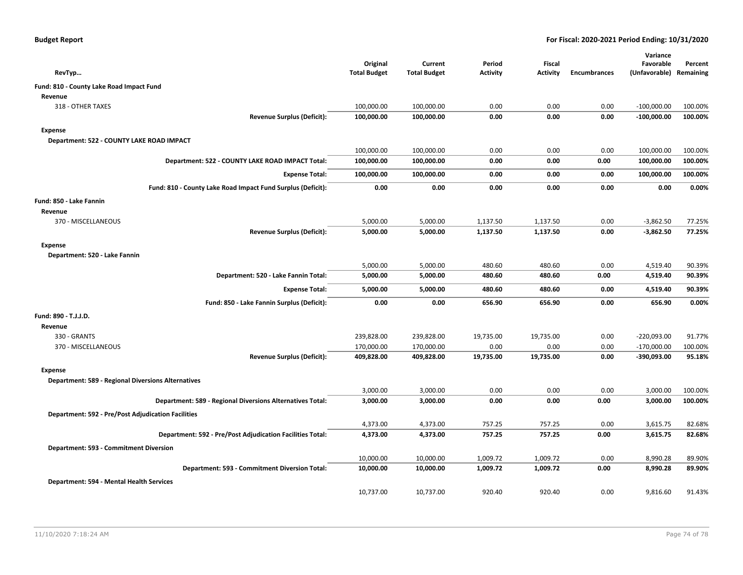**Budget Report** **For Fiscal: 2020-2021 Period Ending: 10/31/2020**

| RevTyp… | Original Total Budget | Current Total Budget | Period Activity | Fiscal Activity | Encumbrances | Variance Favorable (Unfavorable) | Percent Remaining |
|---|---|---|---|---|---|---|---|
| **Fund: 810 - County Lake Road Impact Fund** | | | | | | | |
| **Revenue** | | | | | | | |
| 318 - OTHER TAXES | 100,000.00 | 100,000.00 | 0.00 | 0.00 | 0.00 | -100,000.00 | 100.00% |
| **Revenue Surplus (Deficit):** | **100,000.00** | **100,000.00** | **0.00** | **0.00** | **0.00** | **-100,000.00** | **100.00%** |
| **Expense** | | | | | | | |
| **Department: 522 - COUNTY LAKE ROAD IMPACT** | | | | | | | |
| | 100,000.00 | 100,000.00 | 0.00 | 0.00 | 0.00 | 100,000.00 | 100.00% |
| **Department: 522 - COUNTY LAKE ROAD IMPACT Total:** | **100,000.00** | **100,000.00** | **0.00** | **0.00** | **0.00** | **100,000.00** | **100.00%** |
| **Expense Total:** | **100,000.00** | **100,000.00** | **0.00** | **0.00** | **0.00** | **100,000.00** | **100.00%** |
| **Fund: 810 - County Lake Road Impact Fund Surplus (Deficit):** | **0.00** | **0.00** | **0.00** | **0.00** | **0.00** | **0.00** | **0.00%** |
| **Fund: 850 - Lake Fannin** | | | | | | | |
| **Revenue** | | | | | | | |
| 370 - MISCELLANEOUS | 5,000.00 | 5,000.00 | 1,137.50 | 1,137.50 | 0.00 | -3,862.50 | 77.25% |
| **Revenue Surplus (Deficit):** | **5,000.00** | **5,000.00** | **1,137.50** | **1,137.50** | **0.00** | **-3,862.50** | **77.25%** |
| **Expense** | | | | | | | |
| **Department: 520 - Lake Fannin** | | | | | | | |
| | 5,000.00 | 5,000.00 | 480.60 | 480.60 | 0.00 | 4,519.40 | 90.39% |
| **Department: 520 - Lake Fannin Total:** | **5,000.00** | **5,000.00** | **480.60** | **480.60** | **0.00** | **4,519.40** | **90.39%** |
| **Expense Total:** | **5,000.00** | **5,000.00** | **480.60** | **480.60** | **0.00** | **4,519.40** | **90.39%** |
| **Fund: 850 - Lake Fannin Surplus (Deficit):** | **0.00** | **0.00** | **656.90** | **656.90** | **0.00** | **656.90** | **0.00%** |
| **Fund: 890 - T.J.J.D.** | | | | | | | |
| **Revenue** | | | | | | | |
| 330 - GRANTS | 239,828.00 | 239,828.00 | 19,735.00 | 19,735.00 | 0.00 | -220,093.00 | 91.77% |
| 370 - MISCELLANEOUS | 170,000.00 | 170,000.00 | 0.00 | 0.00 | 0.00 | -170,000.00 | 100.00% |
| **Revenue Surplus (Deficit):** | **409,828.00** | **409,828.00** | **19,735.00** | **19,735.00** | **0.00** | **-390,093.00** | **95.18%** |
| **Expense** | | | | | | | |
| **Department: 589 - Regional Diversions Alternatives** | | | | | | | |
| | 3,000.00 | 3,000.00 | 0.00 | 0.00 | 0.00 | 3,000.00 | 100.00% |
| **Department: 589 - Regional Diversions Alternatives Total:** | **3,000.00** | **3,000.00** | **0.00** | **0.00** | **0.00** | **3,000.00** | **100.00%** |
| **Department: 592 - Pre/Post Adjudication Facilities** | | | | | | | |
| | 4,373.00 | 4,373.00 | 757.25 | 757.25 | 0.00 | 3,615.75 | 82.68% |
| **Department: 592 - Pre/Post Adjudication Facilities Total:** | **4,373.00** | **4,373.00** | **757.25** | **757.25** | **0.00** | **3,615.75** | **82.68%** |
| **Department: 593 - Commitment Diversion** | | | | | | | |
| | 10,000.00 | 10,000.00 | 1,009.72 | 1,009.72 | 0.00 | 8,990.28 | 89.90% |
| **Department: 593 - Commitment Diversion Total:** | **10,000.00** | **10,000.00** | **1,009.72** | **1,009.72** | **0.00** | **8,990.28** | **89.90%** |
| **Department: 594 - Mental Health Services** | | | | | | | |
| | 10,737.00 | 10,737.00 | 920.40 | 920.40 | 0.00 | 9,816.60 | 91.43% |

11/10/2020 7:18:24 AM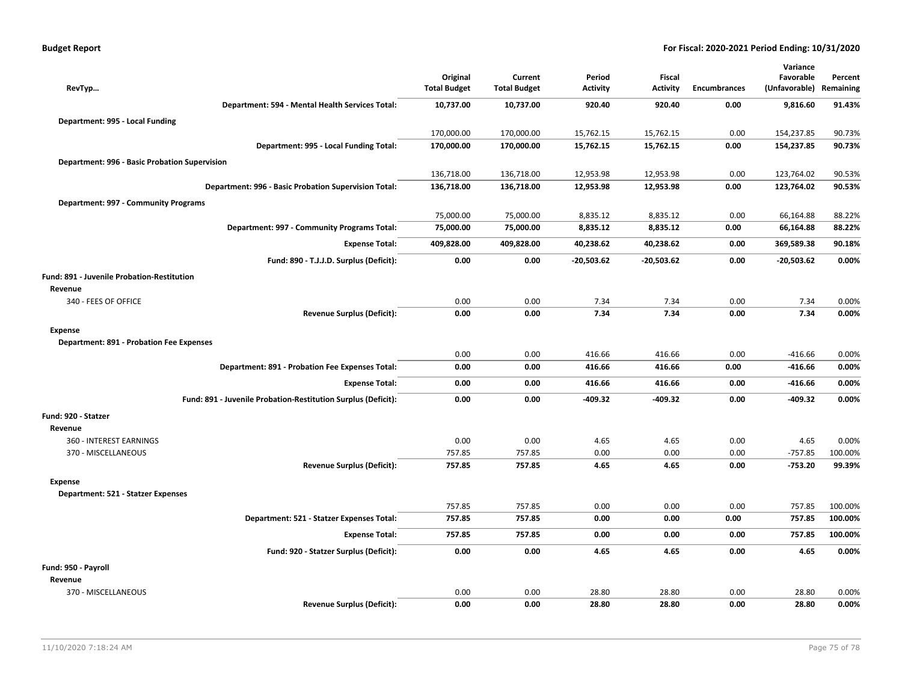**Budget Report** — For Fiscal: 2020-2021 Period Ending: 10/31/2020

| RevTyp… | Original Total Budget | Current Total Budget | Period Activity | Fiscal Activity | Encumbrances | Variance Favorable (Unfavorable) | Percent Remaining |
|---|---|---|---|---|---|---|---|
| **Department: 594 - Mental Health Services Total:** | **10,737.00** | **10,737.00** | **920.40** | **920.40** | **0.00** | **9,816.60** | **91.43%** |
| **Department: 995 - Local Funding** | | | | | | | |
| | 170,000.00 | 170,000.00 | 15,762.15 | 15,762.15 | 0.00 | 154,237.85 | 90.73% |
| **Department: 995 - Local Funding Total:** | **170,000.00** | **170,000.00** | **15,762.15** | **15,762.15** | **0.00** | **154,237.85** | **90.73%** |
| **Department: 996 - Basic Probation Supervision** | | | | | | | |
| | 136,718.00 | 136,718.00 | 12,953.98 | 12,953.98 | 0.00 | 123,764.02 | 90.53% |
| **Department: 996 - Basic Probation Supervision Total:** | **136,718.00** | **136,718.00** | **12,953.98** | **12,953.98** | **0.00** | **123,764.02** | **90.53%** |
| **Department: 997 - Community Programs** | | | | | | | |
| | 75,000.00 | 75,000.00 | 8,835.12 | 8,835.12 | 0.00 | 66,164.88 | 88.22% |
| **Department: 997 - Community Programs Total:** | **75,000.00** | **75,000.00** | **8,835.12** | **8,835.12** | **0.00** | **66,164.88** | **88.22%** |
| **Expense Total:** | **409,828.00** | **409,828.00** | **40,238.62** | **40,238.62** | **0.00** | **369,589.38** | **90.18%** |
| **Fund: 890 - T.J.J.D. Surplus (Deficit):** | **0.00** | **0.00** | **-20,503.62** | **-20,503.62** | **0.00** | **-20,503.62** | **0.00%** |
| **Fund: 891 - Juvenile Probation-Restitution** | | | | | | | |
| **Revenue** | | | | | | | |
| 340 - FEES OF OFFICE | 0.00 | 0.00 | 7.34 | 7.34 | 0.00 | 7.34 | 0.00% |
| **Revenue Surplus (Deficit):** | **0.00** | **0.00** | **7.34** | **7.34** | **0.00** | **7.34** | **0.00%** |
| **Expense** | | | | | | | |
| **Department: 891 - Probation Fee Expenses** | | | | | | | |
| | 0.00 | 0.00 | 416.66 | 416.66 | 0.00 | -416.66 | 0.00% |
| **Department: 891 - Probation Fee Expenses Total:** | **0.00** | **0.00** | **416.66** | **416.66** | **0.00** | **-416.66** | **0.00%** |
| **Expense Total:** | **0.00** | **0.00** | **416.66** | **416.66** | **0.00** | **-416.66** | **0.00%** |
| **Fund: 891 - Juvenile Probation-Restitution Surplus (Deficit):** | **0.00** | **0.00** | **-409.32** | **-409.32** | **0.00** | **-409.32** | **0.00%** |
| **Fund: 920 - Statzer** | | | | | | | |
| **Revenue** | | | | | | | |
| 360 - INTEREST EARNINGS | 0.00 | 0.00 | 4.65 | 4.65 | 0.00 | 4.65 | 0.00% |
| 370 - MISCELLANEOUS | 757.85 | 757.85 | 0.00 | 0.00 | 0.00 | -757.85 | 100.00% |
| **Revenue Surplus (Deficit):** | **757.85** | **757.85** | **4.65** | **4.65** | **0.00** | **-753.20** | **99.39%** |
| **Expense** | | | | | | | |
| **Department: 521 - Statzer Expenses** | | | | | | | |
| | 757.85 | 757.85 | 0.00 | 0.00 | 0.00 | 757.85 | 100.00% |
| **Department: 521 - Statzer Expenses Total:** | **757.85** | **757.85** | **0.00** | **0.00** | **0.00** | **757.85** | **100.00%** |
| **Expense Total:** | **757.85** | **757.85** | **0.00** | **0.00** | **0.00** | **757.85** | **100.00%** |
| **Fund: 920 - Statzer Surplus (Deficit):** | **0.00** | **0.00** | **4.65** | **4.65** | **0.00** | **4.65** | **0.00%** |
| **Fund: 950 - Payroll** | | | | | | | |
| **Revenue** | | | | | | | |
| 370 - MISCELLANEOUS | 0.00 | 0.00 | 28.80 | 28.80 | 0.00 | 28.80 | 0.00% |
| **Revenue Surplus (Deficit):** | **0.00** | **0.00** | **28.80** | **28.80** | **0.00** | **28.80** | **0.00%** |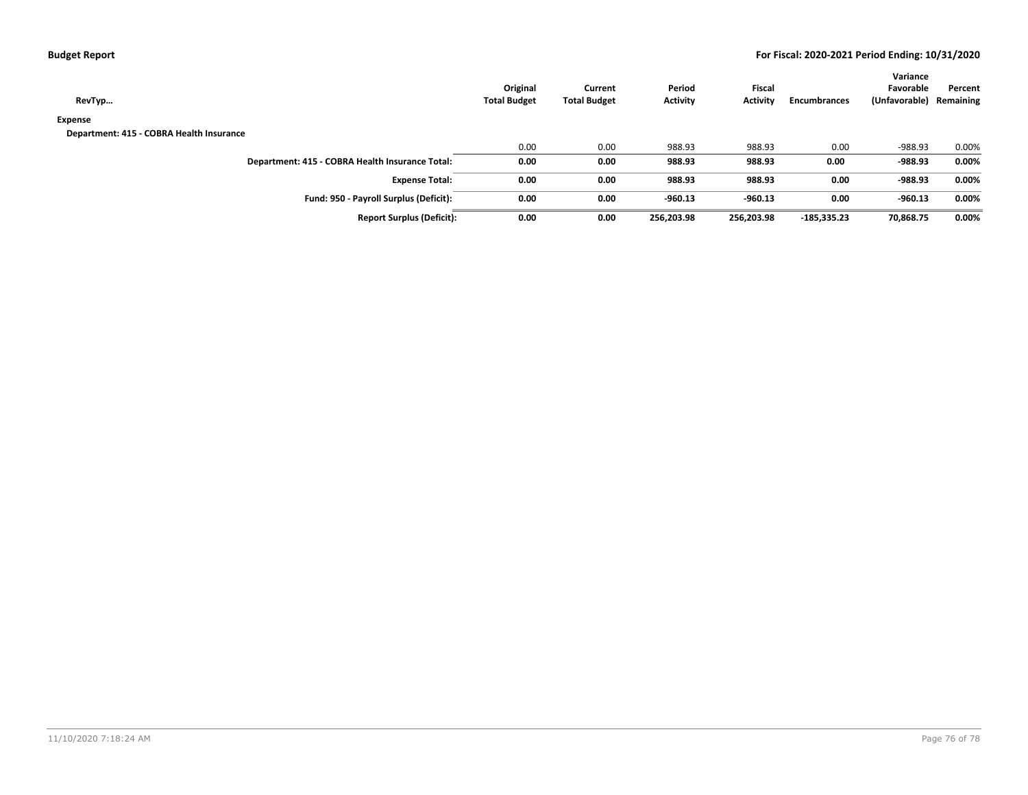| RevTyp… | Original Total Budget | Current Total Budget | Period Activity | Fiscal Activity | Encumbrances | Variance Favorable (Unfavorable) | Percent Remaining |
|---|---|---|---|---|---|---|---|
| **Expense** | | | | | | | |
| **Department: 415 - COBRA Health Insurance** | | | | | | | |
| | 0.00 | 0.00 | 988.93 | 988.93 | 0.00 | -988.93 | 0.00% |
| **Department: 415 - COBRA Health Insurance Total:** | **0.00** | **0.00** | **988.93** | **988.93** | **0.00** | **-988.93** | **0.00%** |
| **Expense Total:** | **0.00** | **0.00** | **988.93** | **988.93** | **0.00** | **-988.93** | **0.00%** |
| **Fund: 950 - Payroll Surplus (Deficit):** | **0.00** | **0.00** | **-960.13** | **-960.13** | **0.00** | **-960.13** | **0.00%** |
| **Report Surplus (Deficit):** | **0.00** | **0.00** | **256,203.98** | **256,203.98** | **-185,335.23** | **70,868.75** | **0.00%** |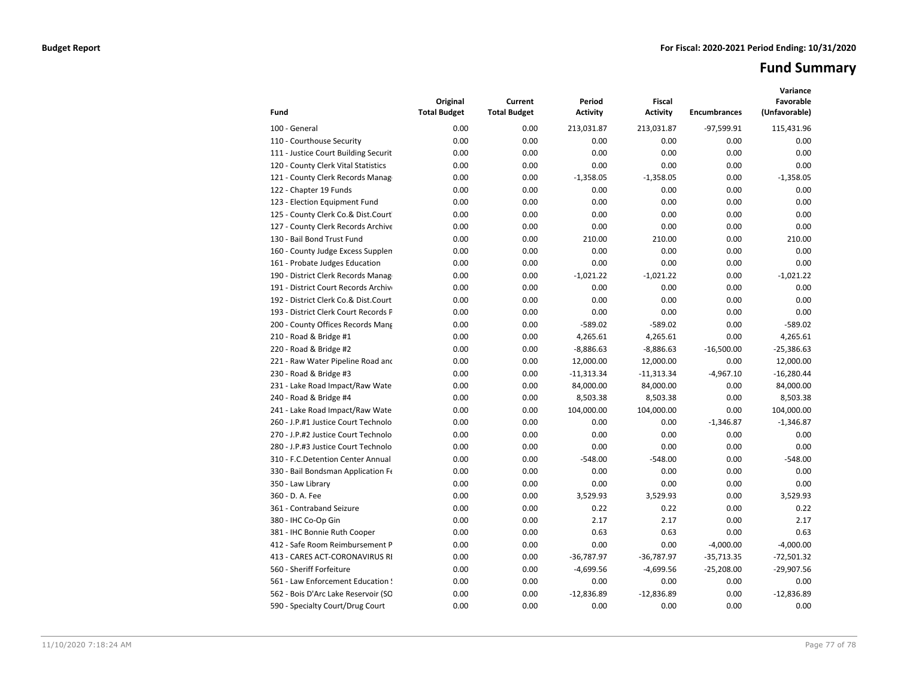**Budget Report** **For Fiscal: 2020-2021 Period Ending: 10/31/2020**

# Fund Summary

| Fund | Original Total Budget | Current Total Budget | Period Activity | Fiscal Activity | Encumbrances | Variance Favorable (Unfavorable) |
|---|---|---|---|---|---|---|
| 100 - General | 0.00 | 0.00 | 213,031.87 | 213,031.87 | -97,599.91 | 115,431.96 |
| 110 - Courthouse Security | 0.00 | 0.00 | 0.00 | 0.00 | 0.00 | 0.00 |
| 111 - Justice Court Building Securit | 0.00 | 0.00 | 0.00 | 0.00 | 0.00 | 0.00 |
| 120 - County Clerk Vital Statistics | 0.00 | 0.00 | 0.00 | 0.00 | 0.00 | 0.00 |
| 121 - County Clerk Records Manag | 0.00 | 0.00 | -1,358.05 | -1,358.05 | 0.00 | -1,358.05 |
| 122 - Chapter 19 Funds | 0.00 | 0.00 | 0.00 | 0.00 | 0.00 | 0.00 |
| 123 - Election Equipment Fund | 0.00 | 0.00 | 0.00 | 0.00 | 0.00 | 0.00 |
| 125 - County Clerk Co.& Dist.Court | 0.00 | 0.00 | 0.00 | 0.00 | 0.00 | 0.00 |
| 127 - County Clerk Records Archive | 0.00 | 0.00 | 0.00 | 0.00 | 0.00 | 0.00 |
| 130 - Bail Bond Trust Fund | 0.00 | 0.00 | 210.00 | 210.00 | 0.00 | 210.00 |
| 160 - County Judge Excess Supplen | 0.00 | 0.00 | 0.00 | 0.00 | 0.00 | 0.00 |
| 161 - Probate Judges Education | 0.00 | 0.00 | 0.00 | 0.00 | 0.00 | 0.00 |
| 190 - District Clerk Records Manag | 0.00 | 0.00 | -1,021.22 | -1,021.22 | 0.00 | -1,021.22 |
| 191 - District Court Records Archiv | 0.00 | 0.00 | 0.00 | 0.00 | 0.00 | 0.00 |
| 192 - District Clerk Co.& Dist.Court | 0.00 | 0.00 | 0.00 | 0.00 | 0.00 | 0.00 |
| 193 - District Clerk Court Records P | 0.00 | 0.00 | 0.00 | 0.00 | 0.00 | 0.00 |
| 200 - County Offices Records Mang | 0.00 | 0.00 | -589.02 | -589.02 | 0.00 | -589.02 |
| 210 - Road & Bridge #1 | 0.00 | 0.00 | 4,265.61 | 4,265.61 | 0.00 | 4,265.61 |
| 220 - Road & Bridge #2 | 0.00 | 0.00 | -8,886.63 | -8,886.63 | -16,500.00 | -25,386.63 |
| 221 - Raw Water Pipeline Road and | 0.00 | 0.00 | 12,000.00 | 12,000.00 | 0.00 | 12,000.00 |
| 230 - Road & Bridge #3 | 0.00 | 0.00 | -11,313.34 | -11,313.34 | -4,967.10 | -16,280.44 |
| 231 - Lake Road Impact/Raw Wate | 0.00 | 0.00 | 84,000.00 | 84,000.00 | 0.00 | 84,000.00 |
| 240 - Road & Bridge #4 | 0.00 | 0.00 | 8,503.38 | 8,503.38 | 0.00 | 8,503.38 |
| 241 - Lake Road Impact/Raw Wate | 0.00 | 0.00 | 104,000.00 | 104,000.00 | 0.00 | 104,000.00 |
| 260 - J.P.#1 Justice Court Technolo | 0.00 | 0.00 | 0.00 | 0.00 | -1,346.87 | -1,346.87 |
| 270 - J.P.#2 Justice Court Technolo | 0.00 | 0.00 | 0.00 | 0.00 | 0.00 | 0.00 |
| 280 - J.P.#3 Justice Court Technolo | 0.00 | 0.00 | 0.00 | 0.00 | 0.00 | 0.00 |
| 310 - F.C.Detention Center Annual | 0.00 | 0.00 | -548.00 | -548.00 | 0.00 | -548.00 |
| 330 - Bail Bondsman Application Fe | 0.00 | 0.00 | 0.00 | 0.00 | 0.00 | 0.00 |
| 350 - Law Library | 0.00 | 0.00 | 0.00 | 0.00 | 0.00 | 0.00 |
| 360 - D. A. Fee | 0.00 | 0.00 | 3,529.93 | 3,529.93 | 0.00 | 3,529.93 |
| 361 - Contraband Seizure | 0.00 | 0.00 | 0.22 | 0.22 | 0.00 | 0.22 |
| 380 - IHC Co-Op Gin | 0.00 | 0.00 | 2.17 | 2.17 | 0.00 | 2.17 |
| 381 - IHC Bonnie Ruth Cooper | 0.00 | 0.00 | 0.63 | 0.63 | 0.00 | 0.63 |
| 412 - Safe Room Reimbursement P | 0.00 | 0.00 | 0.00 | 0.00 | -4,000.00 | -4,000.00 |
| 413 - CARES ACT-CORONAVIRUS RI | 0.00 | 0.00 | -36,787.97 | -36,787.97 | -35,713.35 | -72,501.32 |
| 560 - Sheriff Forfeiture | 0.00 | 0.00 | -4,699.56 | -4,699.56 | -25,208.00 | -29,907.56 |
| 561 - Law Enforcement Education ! | 0.00 | 0.00 | 0.00 | 0.00 | 0.00 | 0.00 |
| 562 - Bois D'Arc Lake Reservoir (SO | 0.00 | 0.00 | -12,836.89 | -12,836.89 | 0.00 | -12,836.89 |
| 590 - Specialty Court/Drug Court | 0.00 | 0.00 | 0.00 | 0.00 | 0.00 | 0.00 |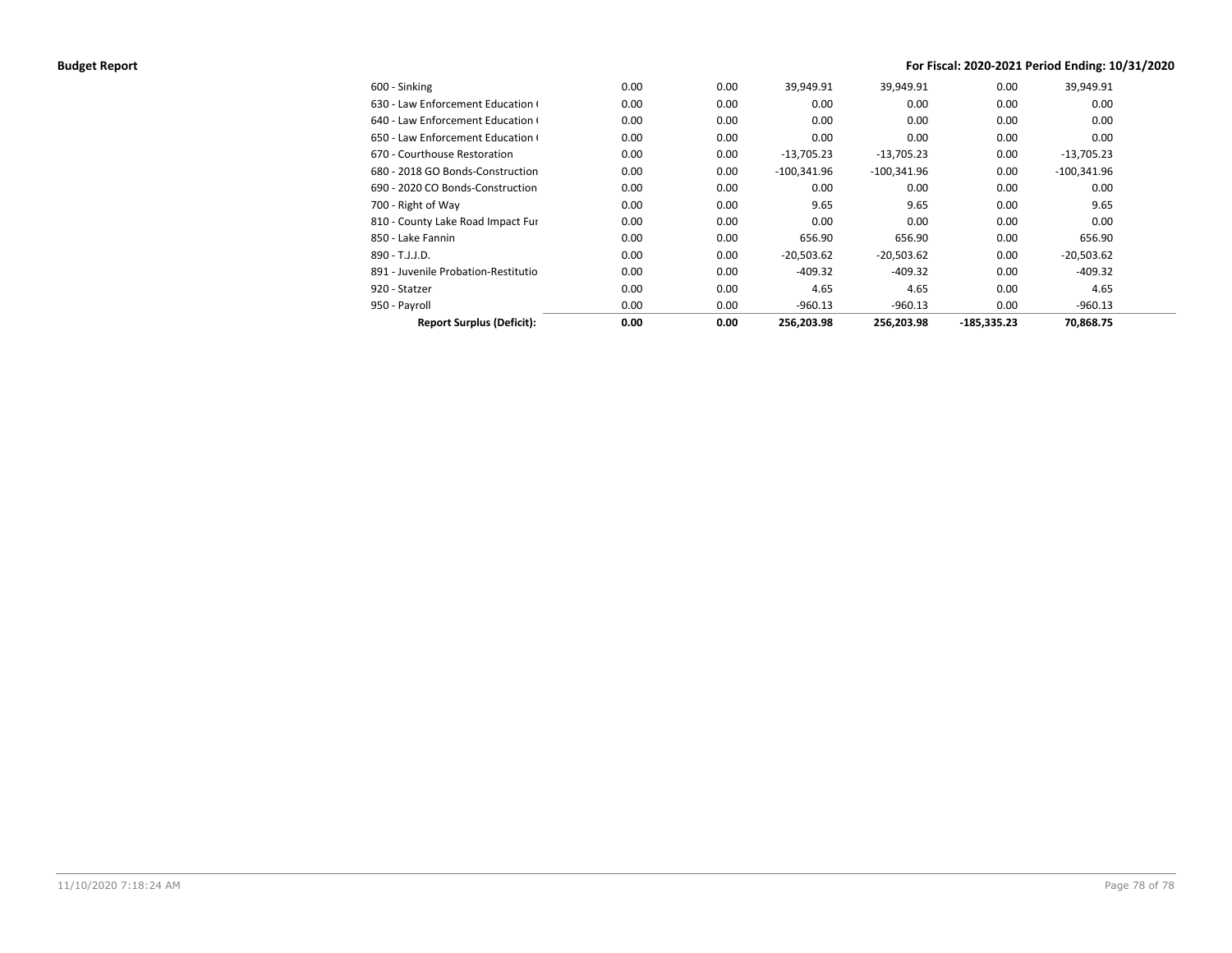| | | | | | | |
|---|---|---|---|---|---|---|
| 600 - Sinking | 0.00 | 0.00 | 39,949.91 | 39,949.91 | 0.00 | 39,949.91 |
| 630 - Law Enforcement Education ( | 0.00 | 0.00 | 0.00 | 0.00 | 0.00 | 0.00 |
| 640 - Law Enforcement Education ( | 0.00 | 0.00 | 0.00 | 0.00 | 0.00 | 0.00 |
| 650 - Law Enforcement Education ( | 0.00 | 0.00 | 0.00 | 0.00 | 0.00 | 0.00 |
| 670 - Courthouse Restoration | 0.00 | 0.00 | -13,705.23 | -13,705.23 | 0.00 | -13,705.23 |
| 680 - 2018 GO Bonds-Construction | 0.00 | 0.00 | -100,341.96 | -100,341.96 | 0.00 | -100,341.96 |
| 690 - 2020 CO Bonds-Construction | 0.00 | 0.00 | 0.00 | 0.00 | 0.00 | 0.00 |
| 700 - Right of Way | 0.00 | 0.00 | 9.65 | 9.65 | 0.00 | 9.65 |
| 810 - County Lake Road Impact Fur | 0.00 | 0.00 | 0.00 | 0.00 | 0.00 | 0.00 |
| 850 - Lake Fannin | 0.00 | 0.00 | 656.90 | 656.90 | 0.00 | 656.90 |
| 890 - T.J.J.D. | 0.00 | 0.00 | -20,503.62 | -20,503.62 | 0.00 | -20,503.62 |
| 891 - Juvenile Probation-Restitutio | 0.00 | 0.00 | -409.32 | -409.32 | 0.00 | -409.32 |
| 920 - Statzer | 0.00 | 0.00 | 4.65 | 4.65 | 0.00 | 4.65 |
| 950 - Payroll | 0.00 | 0.00 | -960.13 | -960.13 | 0.00 | -960.13 |
| **Report Surplus (Deficit):** | **0.00** | **0.00** | **256,203.98** | **256,203.98** | **-185,335.23** | **70,868.75** |